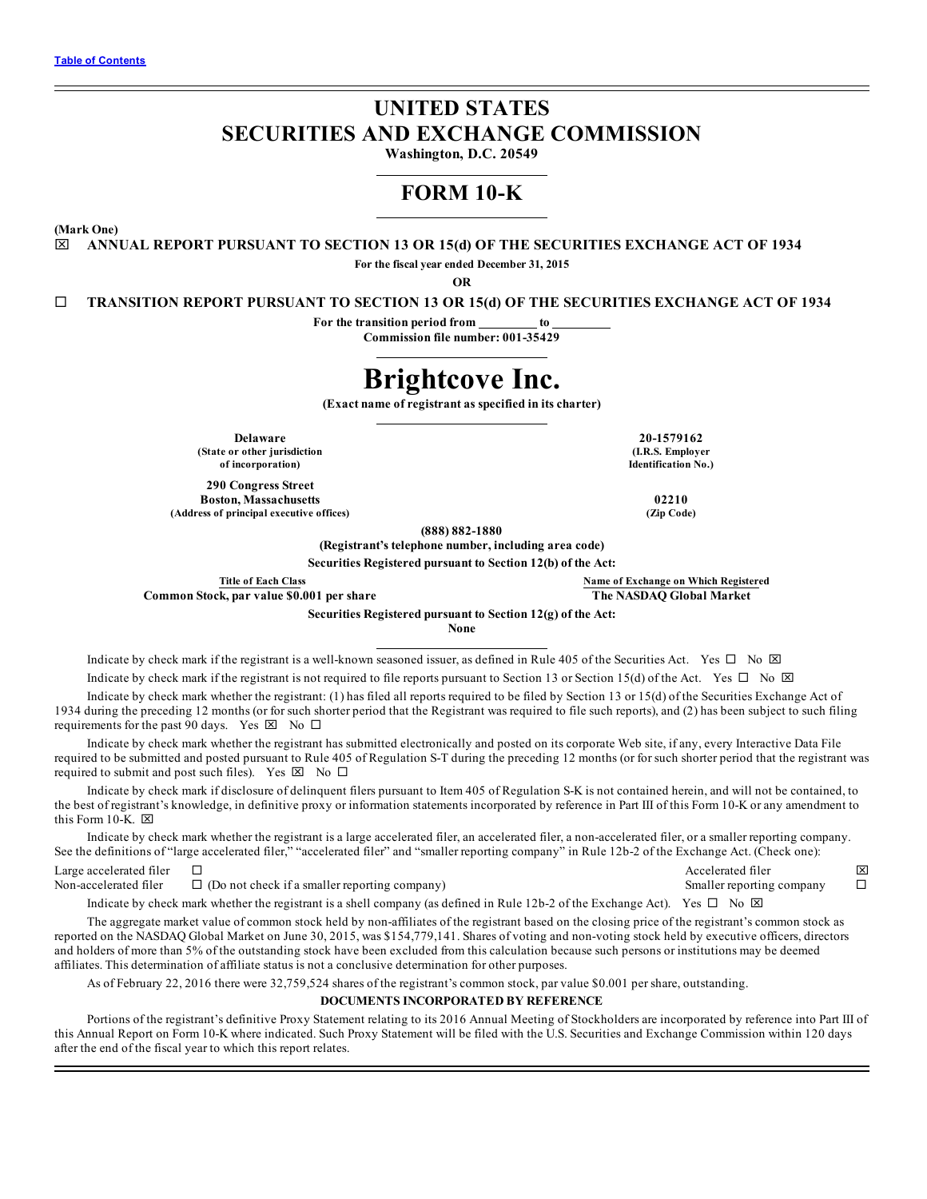# UNITED STATES SECURITIES AND EXCHANGE COMMISSION

**Washington, D.C. 20549**

## FORM 10-K

**(Mark One)**

☒ **ANNUAL REPORT PURSUANT TO SECTION 13 OR 15(d) OF THE SECURITIES EXCHANGE ACT OF 1934**

**For the fiscal year ended December 31, 2015**

**OR**

☐ **TRANSITION REPORT PURSUANT TO SECTION 13 OR 15(d) OF THE SECURITIES EXCHANGE ACT OF 1934**

**For the transition period from \_\_\_\_\_\_\_\_\_ to \_\_\_\_\_\_\_\_\_**

**Commission file number: 001-35429**

# Brightcove Inc.

**(Exact name of registrant as specified in its charter)**

| | |
|---|---|
| **Delaware**<br>**(State or other jurisdiction of incorporation)** | **20-1579162**<br>**(I.R.S. Employer Identification No.)** |
| **290 Congress Street**<br>**Boston, Massachusetts**<br>**(Address of principal executive offices)** | **02210**<br>**(Zip Code)** |

**(888) 882-1880**

**(Registrant's telephone number, including area code)**

**Securities Registered pursuant to Section 12(b) of the Act:**

| Title of Each Class | Name of Exchange on Which Registered |
|---|---|
| **Common Stock, par value $0.001 per share** | **The NASDAQ Global Market** |

**Securities Registered pursuant to Section 12(g) of the Act:**

**None**

Indicate by check mark if the registrant is a well-known seasoned issuer, as defined in Rule 405 of the Securities Act. Yes ☐ No ☒

Indicate by check mark if the registrant is not required to file reports pursuant to Section 13 or Section 15(d) of the Act. Yes ☐ No ☒

Indicate by check mark whether the registrant: (1) has filed all reports required to be filed by Section 13 or 15(d) of the Securities Exchange Act of 1934 during the preceding 12 months (or for such shorter period that the Registrant was required to file such reports), and (2) has been subject to such filing requirements for the past 90 days. Yes ☒ No ☐

Indicate by check mark whether the registrant has submitted electronically and posted on its corporate Web site, if any, every Interactive Data File required to be submitted and posted pursuant to Rule 405 of Regulation S-T during the preceding 12 months (or for such shorter period that the registrant was required to submit and post such files). Yes ☒ No ☐

Indicate by check mark if disclosure of delinquent filers pursuant to Item 405 of Regulation S-K is not contained herein, and will not be contained, to the best of registrant's knowledge, in definitive proxy or information statements incorporated by reference in Part III of this Form 10-K or any amendment to this Form 10-K. ☒

Indicate by check mark whether the registrant is a large accelerated filer, an accelerated filer, a non-accelerated filer, or a smaller reporting company. See the definitions of "large accelerated filer," "accelerated filer" and "smaller reporting company" in Rule 12b-2 of the Exchange Act. (Check one):

| | | | |
|---|---|---|---|
| Large accelerated filer | ☐ | Accelerated filer | ☒ |
| Non-accelerated filer | ☐ (Do not check if a smaller reporting company) | Smaller reporting company | ☐ |

Indicate by check mark whether the registrant is a shell company (as defined in Rule 12b-2 of the Exchange Act). Yes ☐ No ☒

The aggregate market value of common stock held by non-affiliates of the registrant based on the closing price of the registrant's common stock as reported on the NASDAQ Global Market on June 30, 2015, was $154,779,141. Shares of voting and non-voting stock held by executive officers, directors and holders of more than 5% of the outstanding stock have been excluded from this calculation because such persons or institutions may be deemed affiliates. This determination of affiliate status is not a conclusive determination for other purposes.

As of February 22, 2016 there were 32,759,524 shares of the registrant's common stock, par value $0.001 per share, outstanding.

**DOCUMENTS INCORPORATED BY REFERENCE**

Portions of the registrant's definitive Proxy Statement relating to its 2016 Annual Meeting of Stockholders are incorporated by reference into Part III of this Annual Report on Form 10-K where indicated. Such Proxy Statement will be filed with the U.S. Securities and Exchange Commission within 120 days after the end of the fiscal year to which this report relates.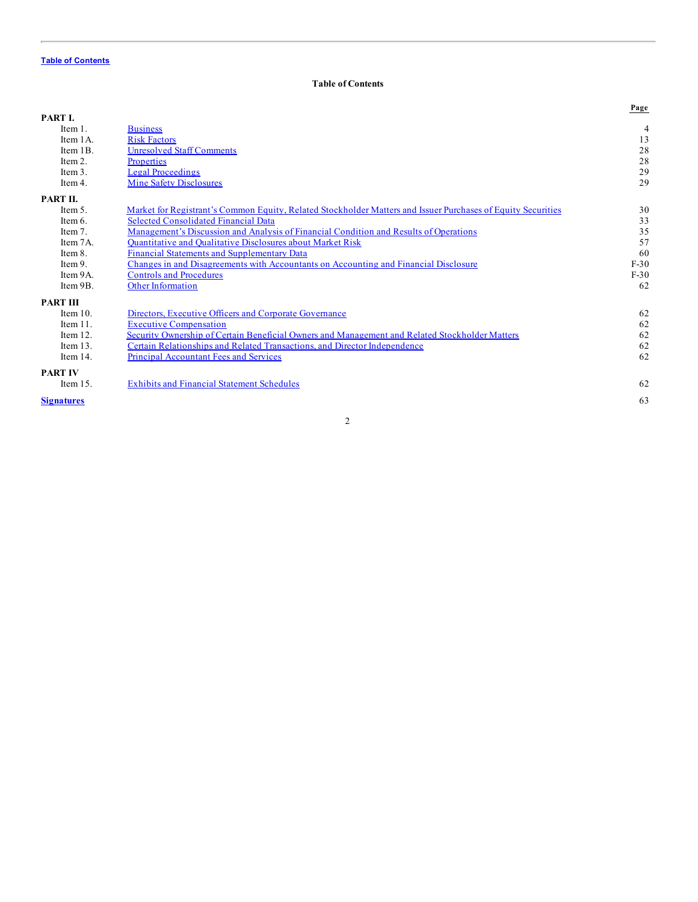Table of Contents

# Table of Contents

| | | | Page |
|---|---|---|---|
| **PART I.** | | | |
| | Item 1. | Business | 4 |
| | Item 1A. | Risk Factors | 13 |
| | Item 1B. | Unresolved Staff Comments | 28 |
| | Item 2. | Properties | 28 |
| | Item 3. | Legal Proceedings | 29 |
| | Item 4. | Mine Safety Disclosures | 29 |
| **PART II.** | | | |
| | Item 5. | Market for Registrant's Common Equity, Related Stockholder Matters and Issuer Purchases of Equity Securities | 30 |
| | Item 6. | Selected Consolidated Financial Data | 33 |
| | Item 7. | Management's Discussion and Analysis of Financial Condition and Results of Operations | 35 |
| | Item 7A. | Quantitative and Qualitative Disclosures about Market Risk | 57 |
| | Item 8. | Financial Statements and Supplementary Data | 60 |
| | Item 9. | Changes in and Disagreements with Accountants on Accounting and Financial Disclosure | F-30 |
| | Item 9A. | Controls and Procedures | F-30 |
| | Item 9B. | Other Information | 62 |
| **PART III** | | | |
| | Item 10. | Directors, Executive Officers and Corporate Governance | 62 |
| | Item 11. | Executive Compensation | 62 |
| | Item 12. | Security Ownership of Certain Beneficial Owners and Management and Related Stockholder Matters | 62 |
| | Item 13. | Certain Relationships and Related Transactions, and Director Independence | 62 |
| | Item 14. | Principal Accountant Fees and Services | 62 |
| **PART IV** | | | |
| | Item 15. | Exhibits and Financial Statement Schedules | 62 |
| **Signatures** | | | 63 |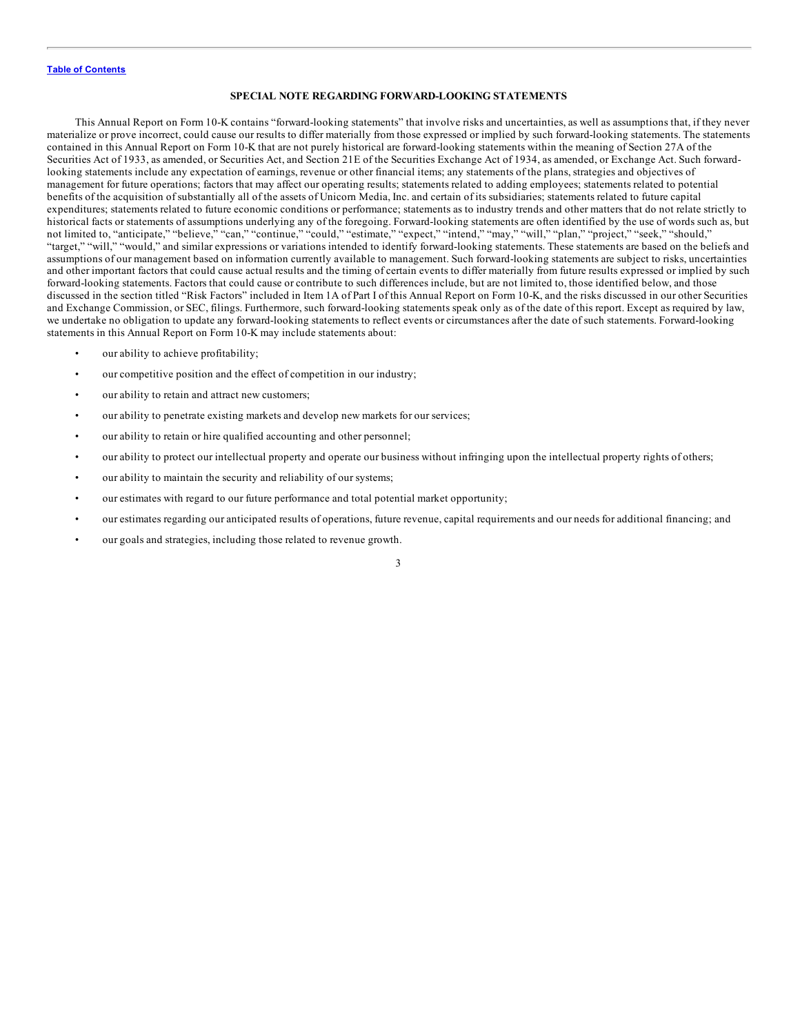## SPECIAL NOTE REGARDING FORWARD-LOOKING STATEMENTS

This Annual Report on Form 10-K contains "forward-looking statements" that involve risks and uncertainties, as well as assumptions that, if they never materialize or prove incorrect, could cause our results to differ materially from those expressed or implied by such forward-looking statements. The statements contained in this Annual Report on Form 10-K that are not purely historical are forward-looking statements within the meaning of Section 27A of the Securities Act of 1933, as amended, or Securities Act, and Section 21E of the Securities Exchange Act of 1934, as amended, or Exchange Act. Such forward-looking statements include any expectation of earnings, revenue or other financial items; any statements of the plans, strategies and objectives of management for future operations; factors that may affect our operating results; statements related to adding employees; statements related to potential benefits of the acquisition of substantially all of the assets of Unicorn Media, Inc. and certain of its subsidiaries; statements related to future capital expenditures; statements related to future economic conditions or performance; statements as to industry trends and other matters that do not relate strictly to historical facts or statements of assumptions underlying any of the foregoing. Forward-looking statements are often identified by the use of words such as, but not limited to, "anticipate," "believe," "can," "continue," "could," "estimate," "expect," "intend," "may," "will," "plan," "project," "seek," "should," "target," "will," "would," and similar expressions or variations intended to identify forward-looking statements. These statements are based on the beliefs and assumptions of our management based on information currently available to management. Such forward-looking statements are subject to risks, uncertainties and other important factors that could cause actual results and the timing of certain events to differ materially from future results expressed or implied by such forward-looking statements. Factors that could cause or contribute to such differences include, but are not limited to, those identified below, and those discussed in the section titled "Risk Factors" included in Item 1A of Part I of this Annual Report on Form 10-K, and the risks discussed in our other Securities and Exchange Commission, or SEC, filings. Furthermore, such forward-looking statements speak only as of the date of this report. Except as required by law, we undertake no obligation to update any forward-looking statements to reflect events or circumstances after the date of such statements. Forward-looking statements in this Annual Report on Form 10-K may include statements about:

- our ability to achieve profitability;
- our competitive position and the effect of competition in our industry;
- our ability to retain and attract new customers;
- our ability to penetrate existing markets and develop new markets for our services;
- our ability to retain or hire qualified accounting and other personnel;
- our ability to protect our intellectual property and operate our business without infringing upon the intellectual property rights of others;
- our ability to maintain the security and reliability of our systems;
- our estimates with regard to our future performance and total potential market opportunity;
- our estimates regarding our anticipated results of operations, future revenue, capital requirements and our needs for additional financing; and
- our goals and strategies, including those related to revenue growth.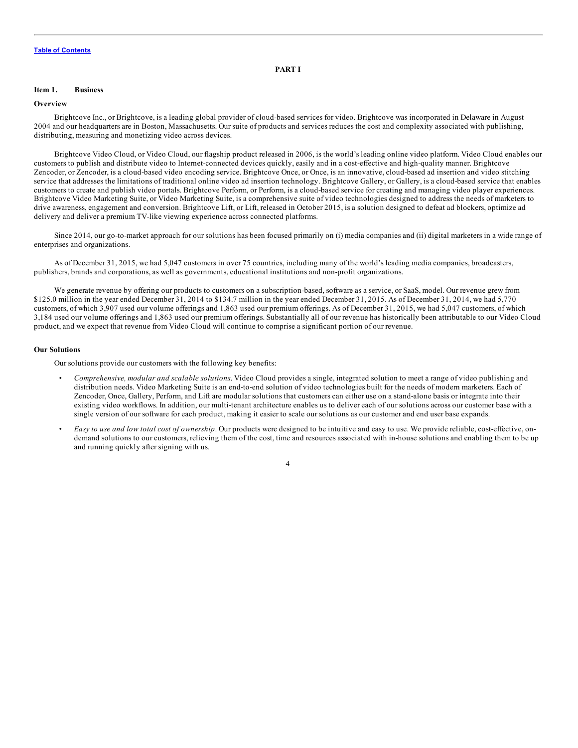# PART I

## Item 1. Business

### Overview

Brightcove Inc., or Brightcove, is a leading global provider of cloud-based services for video. Brightcove was incorporated in Delaware in August 2004 and our headquarters are in Boston, Massachusetts. Our suite of products and services reduces the cost and complexity associated with publishing, distributing, measuring and monetizing video across devices.

Brightcove Video Cloud, or Video Cloud, our flagship product released in 2006, is the world's leading online video platform. Video Cloud enables our customers to publish and distribute video to Internet-connected devices quickly, easily and in a cost-effective and high-quality manner. Brightcove Zencoder, or Zencoder, is a cloud-based video encoding service. Brightcove Once, or Once, is an innovative, cloud-based ad insertion and video stitching service that addresses the limitations of traditional online video ad insertion technology. Brightcove Gallery, or Gallery, is a cloud-based service that enables customers to create and publish video portals. Brightcove Perform, or Perform, is a cloud-based service for creating and managing video player experiences. Brightcove Video Marketing Suite, or Video Marketing Suite, is a comprehensive suite of video technologies designed to address the needs of marketers to drive awareness, engagement and conversion. Brightcove Lift, or Lift, released in October 2015, is a solution designed to defeat ad blockers, optimize ad delivery and deliver a premium TV-like viewing experience across connected platforms.

Since 2014, our go-to-market approach for our solutions has been focused primarily on (i) media companies and (ii) digital marketers in a wide range of enterprises and organizations.

As of December 31, 2015, we had 5,047 customers in over 75 countries, including many of the world's leading media companies, broadcasters, publishers, brands and corporations, as well as governments, educational institutions and non-profit organizations.

We generate revenue by offering our products to customers on a subscription-based, software as a service, or SaaS, model. Our revenue grew from $125.0 million in the year ended December 31, 2014 to $134.7 million in the year ended December 31, 2015. As of December 31, 2014, we had 5,770 customers, of which 3,907 used our volume offerings and 1,863 used our premium offerings. As of December 31, 2015, we had 5,047 customers, of which 3,184 used our volume offerings and 1,863 used our premium offerings. Substantially all of our revenue has historically been attributable to our Video Cloud product, and we expect that revenue from Video Cloud will continue to comprise a significant portion of our revenue.

### Our Solutions

Our solutions provide our customers with the following key benefits:

- *Comprehensive, modular and scalable solutions*. Video Cloud provides a single, integrated solution to meet a range of video publishing and distribution needs. Video Marketing Suite is an end-to-end solution of video technologies built for the needs of modern marketers. Each of Zencoder, Once, Gallery, Perform, and Lift are modular solutions that customers can either use on a stand-alone basis or integrate into their existing video workflows. In addition, our multi-tenant architecture enables us to deliver each of our solutions across our customer base with a single version of our software for each product, making it easier to scale our solutions as our customer and end user base expands.
- *Easy to use and low total cost of ownership*. Our products were designed to be intuitive and easy to use. We provide reliable, cost-effective, on-demand solutions to our customers, relieving them of the cost, time and resources associated with in-house solutions and enabling them to be up and running quickly after signing with us.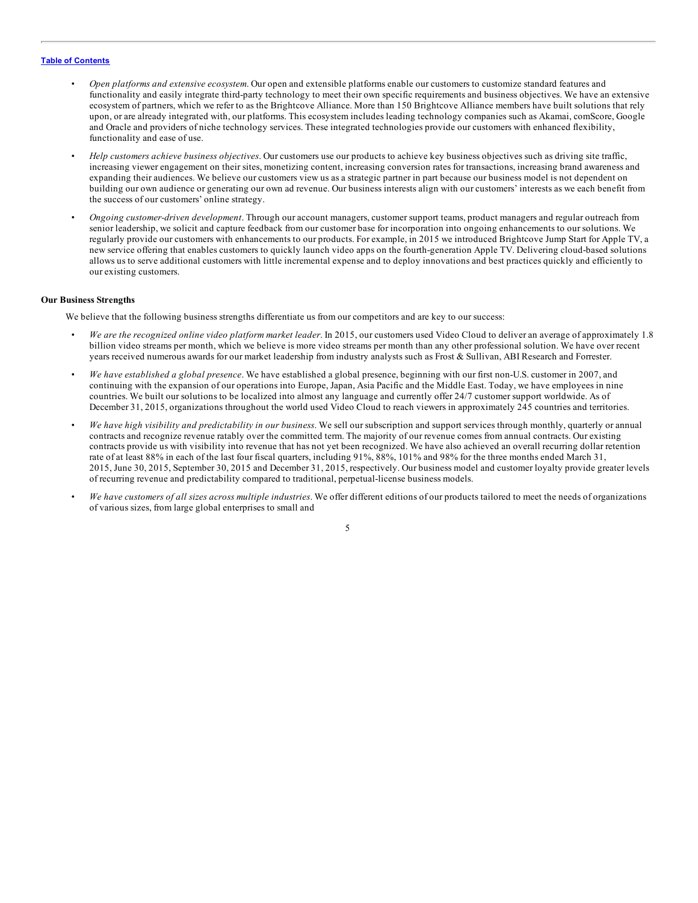- *Open platforms and extensive ecosystem.* Our open and extensible platforms enable our customers to customize standard features and functionality and easily integrate third-party technology to meet their own specific requirements and business objectives. We have an extensive ecosystem of partners, which we refer to as the Brightcove Alliance. More than 150 Brightcove Alliance members have built solutions that rely upon, or are already integrated with, our platforms. This ecosystem includes leading technology companies such as Akamai, comScore, Google and Oracle and providers of niche technology services. These integrated technologies provide our customers with enhanced flexibility, functionality and ease of use.

- *Help customers achieve business objectives*. Our customers use our products to achieve key business objectives such as driving site traffic, increasing viewer engagement on their sites, monetizing content, increasing conversion rates for transactions, increasing brand awareness and expanding their audiences. We believe our customers view us as a strategic partner in part because our business model is not dependent on building our own audience or generating our own ad revenue. Our business interests align with our customers' interests as we each benefit from the success of our customers' online strategy.

- *Ongoing customer-driven development*. Through our account managers, customer support teams, product managers and regular outreach from senior leadership, we solicit and capture feedback from our customer base for incorporation into ongoing enhancements to our solutions. We regularly provide our customers with enhancements to our products. For example, in 2015 we introduced Brightcove Jump Start for Apple TV, a new service offering that enables customers to quickly launch video apps on the fourth-generation Apple TV. Delivering cloud-based solutions allows us to serve additional customers with little incremental expense and to deploy innovations and best practices quickly and efficiently to our existing customers.

**Our Business Strengths**

We believe that the following business strengths differentiate us from our competitors and are key to our success:

- *We are the recognized online video platform market leader*. In 2015, our customers used Video Cloud to deliver an average of approximately 1.8 billion video streams per month, which we believe is more video streams per month than any other professional solution. We have over recent years received numerous awards for our market leadership from industry analysts such as Frost & Sullivan, ABI Research and Forrester.

- *We have established a global presence*. We have established a global presence, beginning with our first non-U.S. customer in 2007, and continuing with the expansion of our operations into Europe, Japan, Asia Pacific and the Middle East. Today, we have employees in nine countries. We built our solutions to be localized into almost any language and currently offer 24/7 customer support worldwide. As of December 31, 2015, organizations throughout the world used Video Cloud to reach viewers in approximately 245 countries and territories.

- *We have high visibility and predictability in our business*. We sell our subscription and support services through monthly, quarterly or annual contracts and recognize revenue ratably over the committed term. The majority of our revenue comes from annual contracts. Our existing contracts provide us with visibility into revenue that has not yet been recognized. We have also achieved an overall recurring dollar retention rate of at least 88% in each of the last four fiscal quarters, including 91%, 88%, 101% and 98% for the three months ended March 31, 2015, June 30, 2015, September 30, 2015 and December 31, 2015, respectively. Our business model and customer loyalty provide greater levels of recurring revenue and predictability compared to traditional, perpetual-license business models.

- *We have customers of all sizes across multiple industries*. We offer different editions of our products tailored to meet the needs of organizations of various sizes, from large global enterprises to small and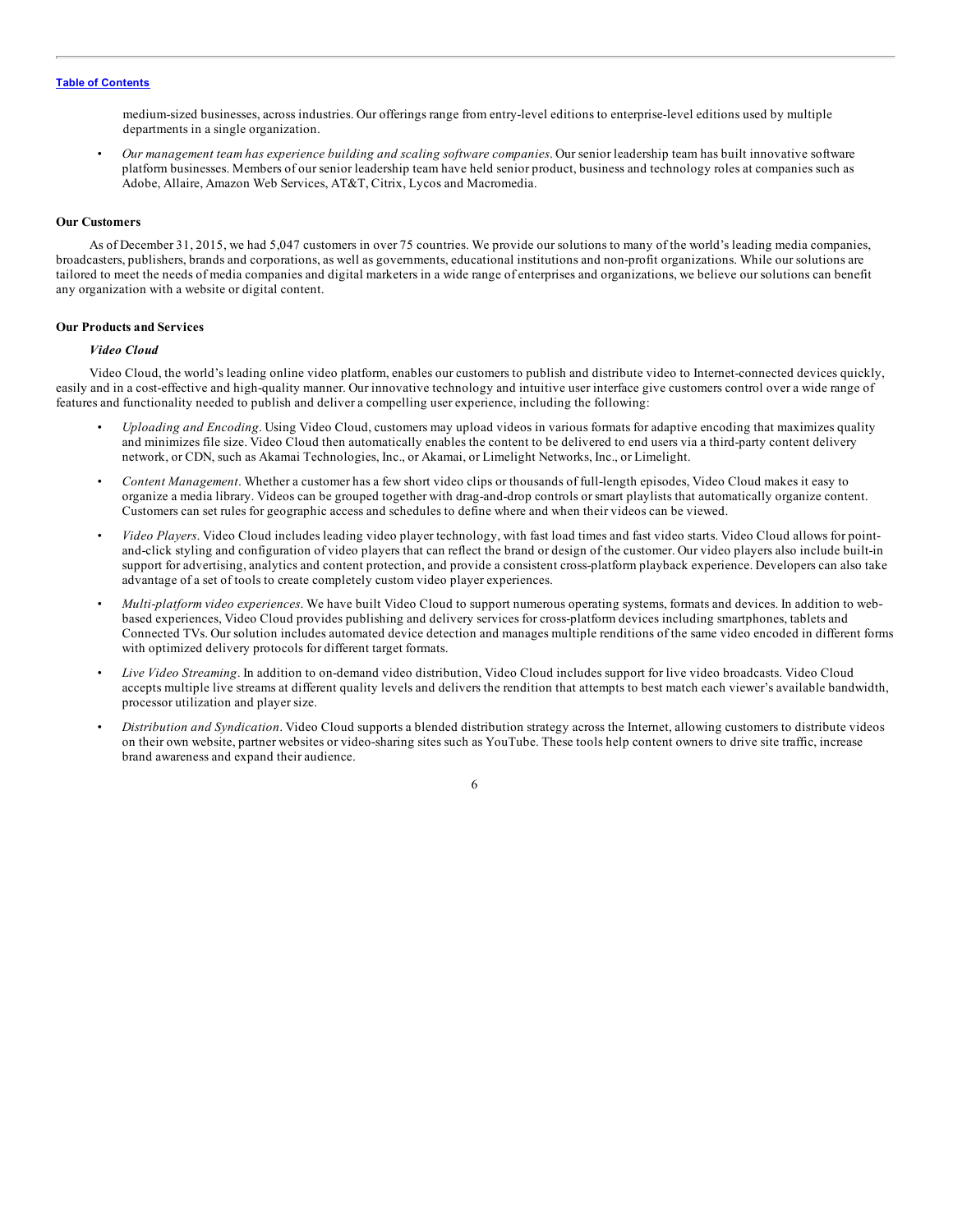medium-sized businesses, across industries. Our offerings range from entry-level editions to enterprise-level editions used by multiple departments in a single organization.

- *Our management team has experience building and scaling software companies*. Our senior leadership team has built innovative software platform businesses. Members of our senior leadership team have held senior product, business and technology roles at companies such as Adobe, Allaire, Amazon Web Services, AT&T, Citrix, Lycos and Macromedia.

**Our Customers**

As of December 31, 2015, we had 5,047 customers in over 75 countries. We provide our solutions to many of the world's leading media companies, broadcasters, publishers, brands and corporations, as well as governments, educational institutions and non-profit organizations. While our solutions are tailored to meet the needs of media companies and digital marketers in a wide range of enterprises and organizations, we believe our solutions can benefit any organization with a website or digital content.

**Our Products and Services**

***Video Cloud***

Video Cloud, the world's leading online video platform, enables our customers to publish and distribute video to Internet-connected devices quickly, easily and in a cost-effective and high-quality manner. Our innovative technology and intuitive user interface give customers control over a wide range of features and functionality needed to publish and deliver a compelling user experience, including the following:

- *Uploading and Encoding*. Using Video Cloud, customers may upload videos in various formats for adaptive encoding that maximizes quality and minimizes file size. Video Cloud then automatically enables the content to be delivered to end users via a third-party content delivery network, or CDN, such as Akamai Technologies, Inc., or Akamai, or Limelight Networks, Inc., or Limelight.
- *Content Management*. Whether a customer has a few short video clips or thousands of full-length episodes, Video Cloud makes it easy to organize a media library. Videos can be grouped together with drag-and-drop controls or smart playlists that automatically organize content. Customers can set rules for geographic access and schedules to define where and when their videos can be viewed.
- *Video Players*. Video Cloud includes leading video player technology, with fast load times and fast video starts. Video Cloud allows for point-and-click styling and configuration of video players that can reflect the brand or design of the customer. Our video players also include built-in support for advertising, analytics and content protection, and provide a consistent cross-platform playback experience. Developers can also take advantage of a set of tools to create completely custom video player experiences.
- *Multi-platform video experiences*. We have built Video Cloud to support numerous operating systems, formats and devices. In addition to web-based experiences, Video Cloud provides publishing and delivery services for cross-platform devices including smartphones, tablets and Connected TVs. Our solution includes automated device detection and manages multiple renditions of the same video encoded in different forms with optimized delivery protocols for different target formats.
- *Live Video Streaming*. In addition to on-demand video distribution, Video Cloud includes support for live video broadcasts. Video Cloud accepts multiple live streams at different quality levels and delivers the rendition that attempts to best match each viewer's available bandwidth, processor utilization and player size.
- *Distribution and Syndication*. Video Cloud supports a blended distribution strategy across the Internet, allowing customers to distribute videos on their own website, partner websites or video-sharing sites such as YouTube. These tools help content owners to drive site traffic, increase brand awareness and expand their audience.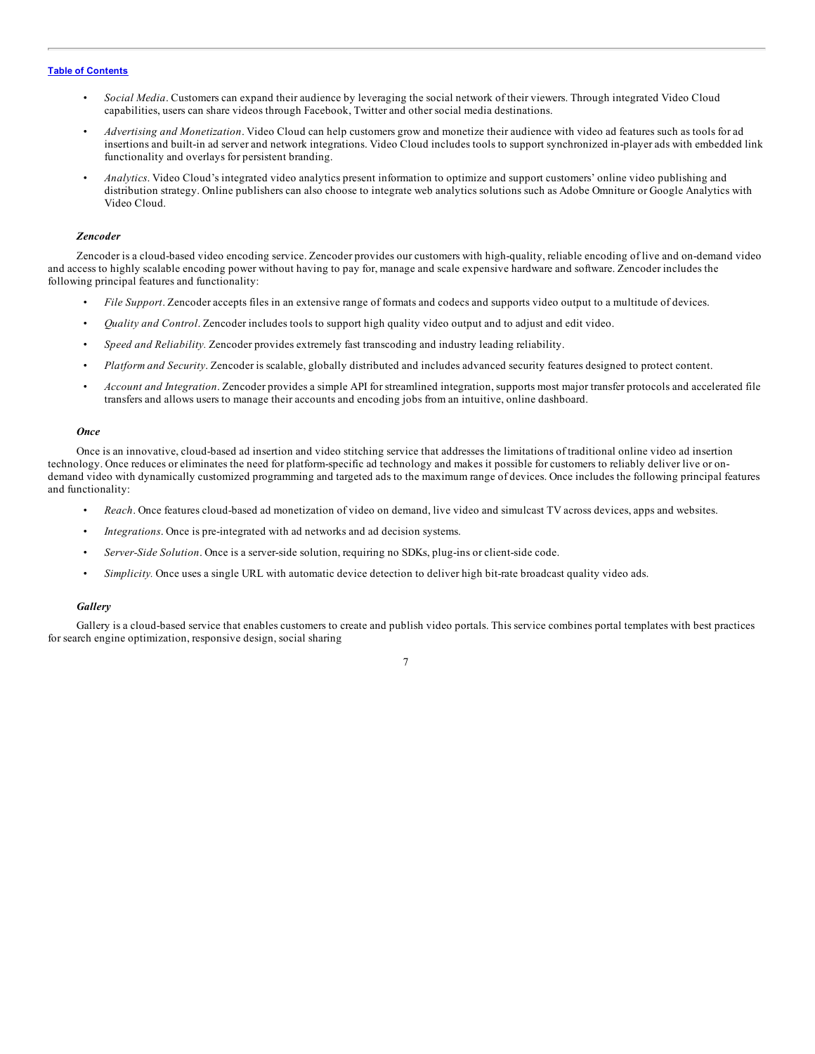- *Social Media*. Customers can expand their audience by leveraging the social network of their viewers. Through integrated Video Cloud capabilities, users can share videos through Facebook, Twitter and other social media destinations.
- *Advertising and Monetization*. Video Cloud can help customers grow and monetize their audience with video ad features such as tools for ad insertions and built-in ad server and network integrations. Video Cloud includes tools to support synchronized in-player ads with embedded link functionality and overlays for persistent branding.
- *Analytics*. Video Cloud's integrated video analytics present information to optimize and support customers' online video publishing and distribution strategy. Online publishers can also choose to integrate web analytics solutions such as Adobe Omniture or Google Analytics with Video Cloud.

***Zencoder***

Zencoder is a cloud-based video encoding service. Zencoder provides our customers with high-quality, reliable encoding of live and on-demand video and access to highly scalable encoding power without having to pay for, manage and scale expensive hardware and software. Zencoder includes the following principal features and functionality:

- *File Support*. Zencoder accepts files in an extensive range of formats and codecs and supports video output to a multitude of devices.
- *Quality and Control*. Zencoder includes tools to support high quality video output and to adjust and edit video.
- *Speed and Reliability.* Zencoder provides extremely fast transcoding and industry leading reliability.
- *Platform and Security*. Zencoder is scalable, globally distributed and includes advanced security features designed to protect content.
- *Account and Integration*. Zencoder provides a simple API for streamlined integration, supports most major transfer protocols and accelerated file transfers and allows users to manage their accounts and encoding jobs from an intuitive, online dashboard.

***Once***

Once is an innovative, cloud-based ad insertion and video stitching service that addresses the limitations of traditional online video ad insertion technology. Once reduces or eliminates the need for platform-specific ad technology and makes it possible for customers to reliably deliver live or on-demand video with dynamically customized programming and targeted ads to the maximum range of devices. Once includes the following principal features and functionality:

- *Reach*. Once features cloud-based ad monetization of video on demand, live video and simulcast TV across devices, apps and websites.
- *Integrations*. Once is pre-integrated with ad networks and ad decision systems.
- *Server-Side Solution*. Once is a server-side solution, requiring no SDKs, plug-ins or client-side code.
- *Simplicity.* Once uses a single URL with automatic device detection to deliver high bit-rate broadcast quality video ads.

***Gallery***

Gallery is a cloud-based service that enables customers to create and publish video portals. This service combines portal templates with best practices for search engine optimization, responsive design, social sharing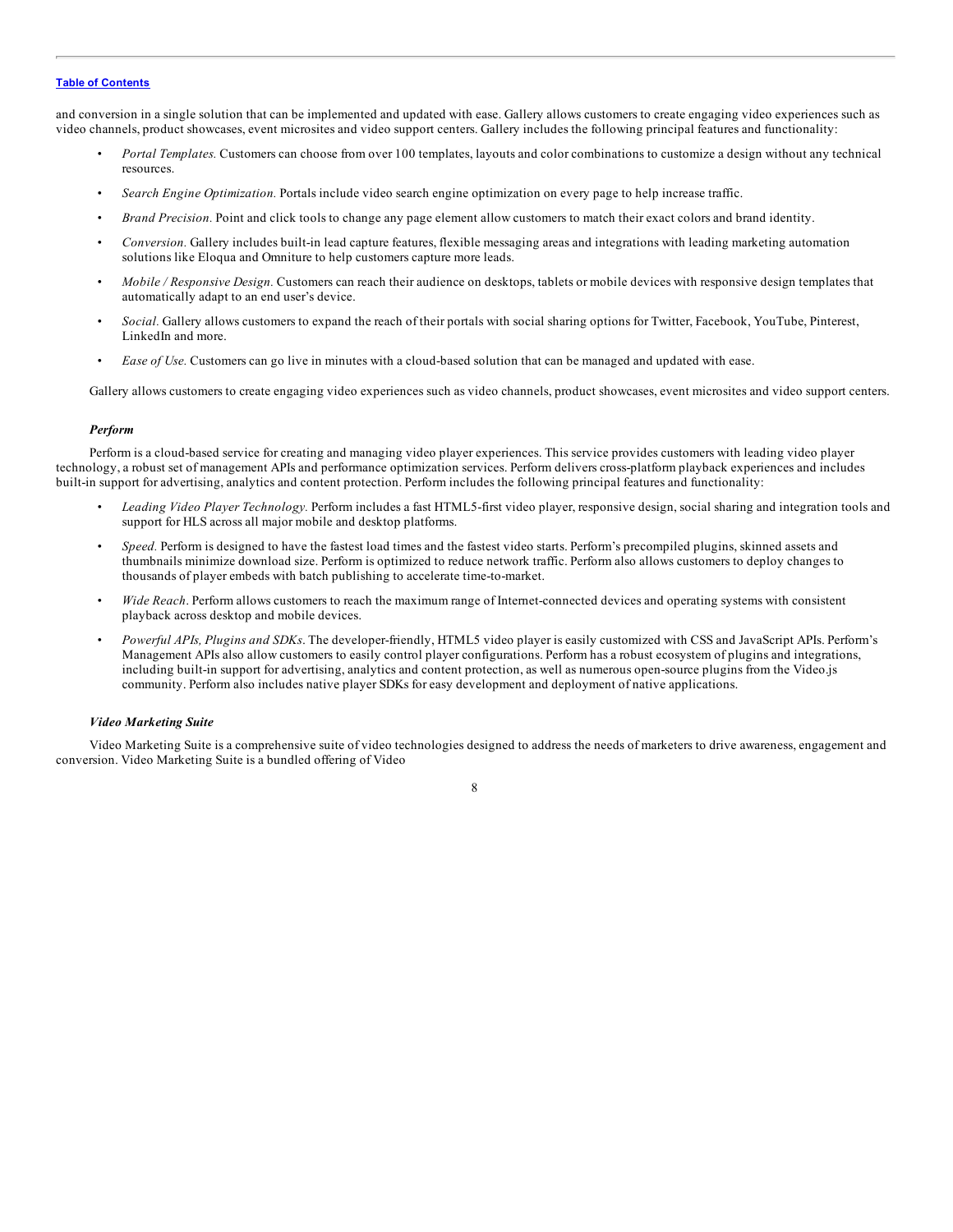and conversion in a single solution that can be implemented and updated with ease. Gallery allows customers to create engaging video experiences such as video channels, product showcases, event microsites and video support centers. Gallery includes the following principal features and functionality:

- *Portal Templates.* Customers can choose from over 100 templates, layouts and color combinations to customize a design without any technical resources.
- *Search Engine Optimization.* Portals include video search engine optimization on every page to help increase traffic.
- *Brand Precision.* Point and click tools to change any page element allow customers to match their exact colors and brand identity.
- *Conversion.* Gallery includes built-in lead capture features, flexible messaging areas and integrations with leading marketing automation solutions like Eloqua and Omniture to help customers capture more leads.
- *Mobile / Responsive Design.* Customers can reach their audience on desktops, tablets or mobile devices with responsive design templates that automatically adapt to an end user's device.
- *Social.* Gallery allows customers to expand the reach of their portals with social sharing options for Twitter, Facebook, YouTube, Pinterest, LinkedIn and more.
- *Ease of Use.* Customers can go live in minutes with a cloud-based solution that can be managed and updated with ease.

Gallery allows customers to create engaging video experiences such as video channels, product showcases, event microsites and video support centers.

***Perform***

Perform is a cloud-based service for creating and managing video player experiences. This service provides customers with leading video player technology, a robust set of management APIs and performance optimization services. Perform delivers cross-platform playback experiences and includes built-in support for advertising, analytics and content protection. Perform includes the following principal features and functionality:

- *Leading Video Player Technology.* Perform includes a fast HTML5-first video player, responsive design, social sharing and integration tools and support for HLS across all major mobile and desktop platforms.
- *Speed.* Perform is designed to have the fastest load times and the fastest video starts. Perform's precompiled plugins, skinned assets and thumbnails minimize download size. Perform is optimized to reduce network traffic. Perform also allows customers to deploy changes to thousands of player embeds with batch publishing to accelerate time-to-market.
- *Wide Reach*. Perform allows customers to reach the maximum range of Internet-connected devices and operating systems with consistent playback across desktop and mobile devices.
- *Powerful APIs, Plugins and SDKs*. The developer-friendly, HTML5 video player is easily customized with CSS and JavaScript APIs. Perform's Management APIs also allow customers to easily control player configurations. Perform has a robust ecosystem of plugins and integrations, including built-in support for advertising, analytics and content protection, as well as numerous open-source plugins from the Video.js community. Perform also includes native player SDKs for easy development and deployment of native applications.

***Video Marketing Suite***

Video Marketing Suite is a comprehensive suite of video technologies designed to address the needs of marketers to drive awareness, engagement and conversion. Video Marketing Suite is a bundled offering of Video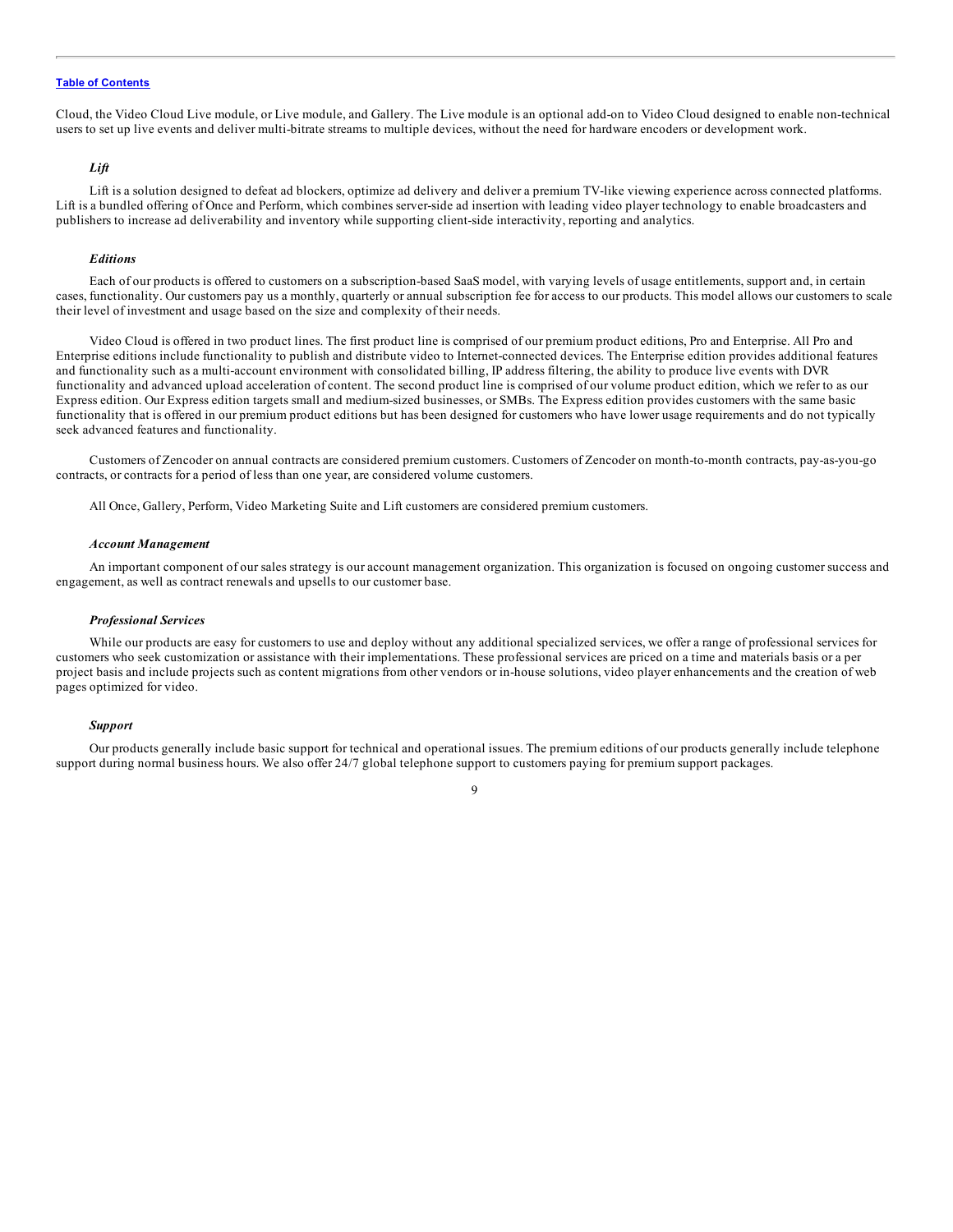Cloud, the Video Cloud Live module, or Live module, and Gallery. The Live module is an optional add-on to Video Cloud designed to enable non-technical users to set up live events and deliver multi-bitrate streams to multiple devices, without the need for hardware encoders or development work.

### *Lift*

Lift is a solution designed to defeat ad blockers, optimize ad delivery and deliver a premium TV-like viewing experience across connected platforms. Lift is a bundled offering of Once and Perform, which combines server-side ad insertion with leading video player technology to enable broadcasters and publishers to increase ad deliverability and inventory while supporting client-side interactivity, reporting and analytics.

### *Editions*

Each of our products is offered to customers on a subscription-based SaaS model, with varying levels of usage entitlements, support and, in certain cases, functionality. Our customers pay us a monthly, quarterly or annual subscription fee for access to our products. This model allows our customers to scale their level of investment and usage based on the size and complexity of their needs.

Video Cloud is offered in two product lines. The first product line is comprised of our premium product editions, Pro and Enterprise. All Pro and Enterprise editions include functionality to publish and distribute video to Internet-connected devices. The Enterprise edition provides additional features and functionality such as a multi-account environment with consolidated billing, IP address filtering, the ability to produce live events with DVR functionality and advanced upload acceleration of content. The second product line is comprised of our volume product edition, which we refer to as our Express edition. Our Express edition targets small and medium-sized businesses, or SMBs. The Express edition provides customers with the same basic functionality that is offered in our premium product editions but has been designed for customers who have lower usage requirements and do not typically seek advanced features and functionality.

Customers of Zencoder on annual contracts are considered premium customers. Customers of Zencoder on month-to-month contracts, pay-as-you-go contracts, or contracts for a period of less than one year, are considered volume customers.

All Once, Gallery, Perform, Video Marketing Suite and Lift customers are considered premium customers.

### *Account Management*

An important component of our sales strategy is our account management organization. This organization is focused on ongoing customer success and engagement, as well as contract renewals and upsells to our customer base.

### *Professional Services*

While our products are easy for customers to use and deploy without any additional specialized services, we offer a range of professional services for customers who seek customization or assistance with their implementations. These professional services are priced on a time and materials basis or a per project basis and include projects such as content migrations from other vendors or in-house solutions, video player enhancements and the creation of web pages optimized for video.

### *Support*

Our products generally include basic support for technical and operational issues. The premium editions of our products generally include telephone support during normal business hours. We also offer 24/7 global telephone support to customers paying for premium support packages.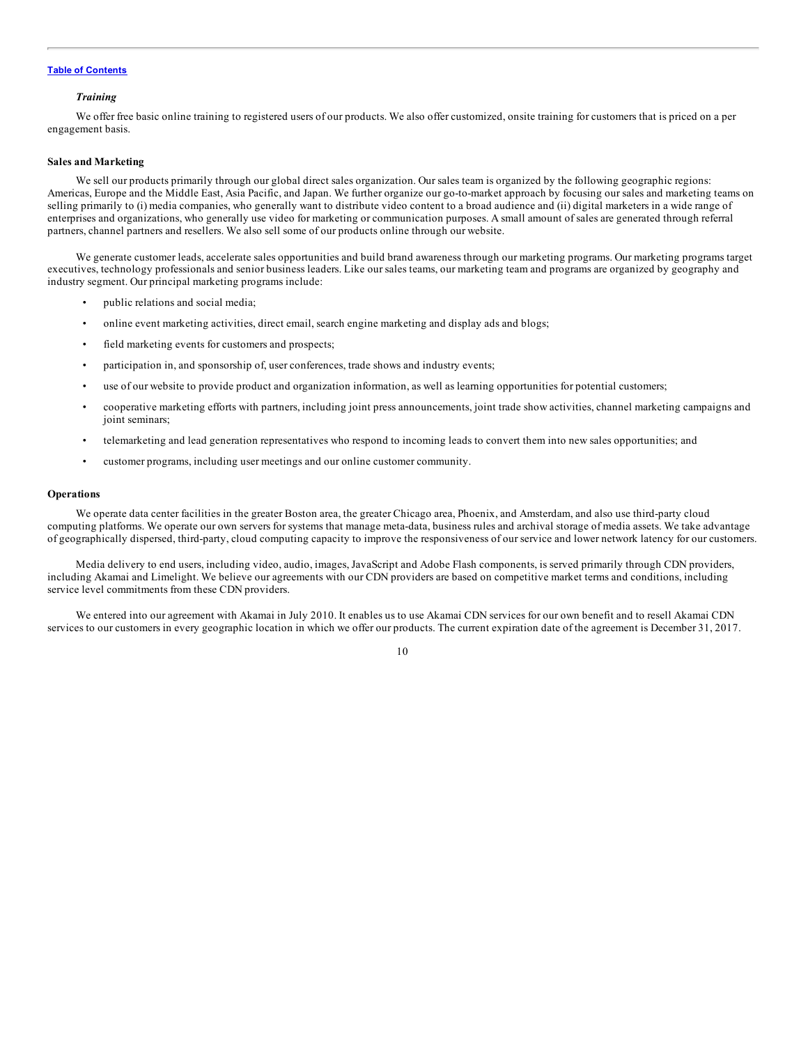### *Training*

We offer free basic online training to registered users of our products. We also offer customized, onsite training for customers that is priced on a per engagement basis.

### Sales and Marketing

We sell our products primarily through our global direct sales organization. Our sales team is organized by the following geographic regions: Americas, Europe and the Middle East, Asia Pacific, and Japan. We further organize our go-to-market approach by focusing our sales and marketing teams on selling primarily to (i) media companies, who generally want to distribute video content to a broad audience and (ii) digital marketers in a wide range of enterprises and organizations, who generally use video for marketing or communication purposes. A small amount of sales are generated through referral partners, channel partners and resellers. We also sell some of our products online through our website.

We generate customer leads, accelerate sales opportunities and build brand awareness through our marketing programs. Our marketing programs target executives, technology professionals and senior business leaders. Like our sales teams, our marketing team and programs are organized by geography and industry segment. Our principal marketing programs include:

- public relations and social media;
- online event marketing activities, direct email, search engine marketing and display ads and blogs;
- field marketing events for customers and prospects;
- participation in, and sponsorship of, user conferences, trade shows and industry events;
- use of our website to provide product and organization information, as well as learning opportunities for potential customers;
- cooperative marketing efforts with partners, including joint press announcements, joint trade show activities, channel marketing campaigns and joint seminars;
- telemarketing and lead generation representatives who respond to incoming leads to convert them into new sales opportunities; and
- customer programs, including user meetings and our online customer community.

### Operations

We operate data center facilities in the greater Boston area, the greater Chicago area, Phoenix, and Amsterdam, and also use third-party cloud computing platforms. We operate our own servers for systems that manage meta-data, business rules and archival storage of media assets. We take advantage of geographically dispersed, third-party, cloud computing capacity to improve the responsiveness of our service and lower network latency for our customers.

Media delivery to end users, including video, audio, images, JavaScript and Adobe Flash components, is served primarily through CDN providers, including Akamai and Limelight. We believe our agreements with our CDN providers are based on competitive market terms and conditions, including service level commitments from these CDN providers.

We entered into our agreement with Akamai in July 2010. It enables us to use Akamai CDN services for our own benefit and to resell Akamai CDN services to our customers in every geographic location in which we offer our products. The current expiration date of the agreement is December 31, 2017.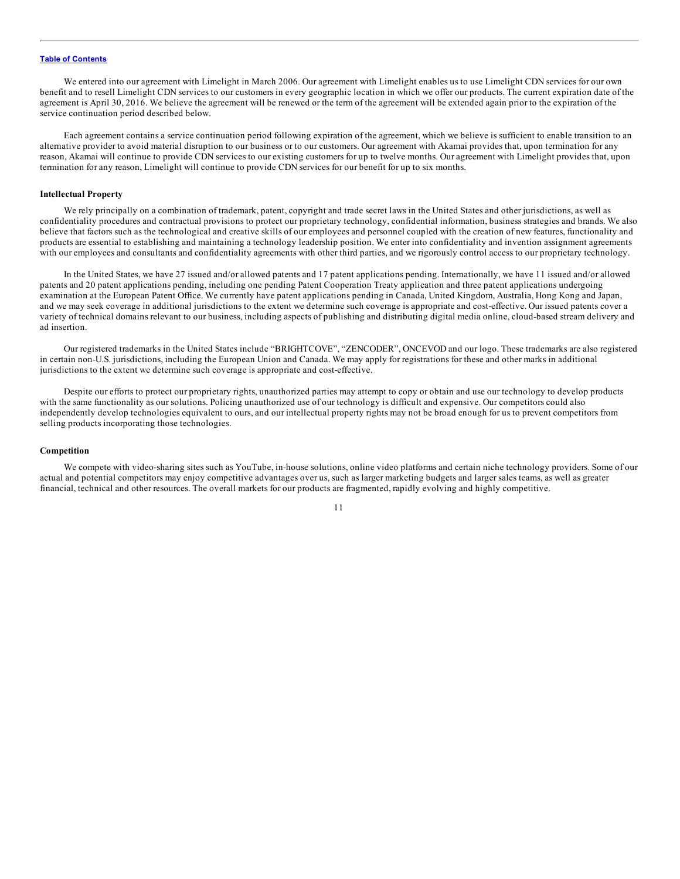We entered into our agreement with Limelight in March 2006. Our agreement with Limelight enables us to use Limelight CDN services for our own benefit and to resell Limelight CDN services to our customers in every geographic location in which we offer our products. The current expiration date of the agreement is April 30, 2016. We believe the agreement will be renewed or the term of the agreement will be extended again prior to the expiration of the service continuation period described below.

Each agreement contains a service continuation period following expiration of the agreement, which we believe is sufficient to enable transition to an alternative provider to avoid material disruption to our business or to our customers. Our agreement with Akamai provides that, upon termination for any reason, Akamai will continue to provide CDN services to our existing customers for up to twelve months. Our agreement with Limelight provides that, upon termination for any reason, Limelight will continue to provide CDN services for our benefit for up to six months.

**Intellectual Property**

We rely principally on a combination of trademark, patent, copyright and trade secret laws in the United States and other jurisdictions, as well as confidentiality procedures and contractual provisions to protect our proprietary technology, confidential information, business strategies and brands. We also believe that factors such as the technological and creative skills of our employees and personnel coupled with the creation of new features, functionality and products are essential to establishing and maintaining a technology leadership position. We enter into confidentiality and invention assignment agreements with our employees and consultants and confidentiality agreements with other third parties, and we rigorously control access to our proprietary technology.

In the United States, we have 27 issued and/or allowed patents and 17 patent applications pending. Internationally, we have 11 issued and/or allowed patents and 20 patent applications pending, including one pending Patent Cooperation Treaty application and three patent applications undergoing examination at the European Patent Office. We currently have patent applications pending in Canada, United Kingdom, Australia, Hong Kong and Japan, and we may seek coverage in additional jurisdictions to the extent we determine such coverage is appropriate and cost-effective. Our issued patents cover a variety of technical domains relevant to our business, including aspects of publishing and distributing digital media online, cloud-based stream delivery and ad insertion.

Our registered trademarks in the United States include "BRIGHTCOVE", "ZENCODER", ONCEVOD and our logo. These trademarks are also registered in certain non-U.S. jurisdictions, including the European Union and Canada. We may apply for registrations for these and other marks in additional jurisdictions to the extent we determine such coverage is appropriate and cost-effective.

Despite our efforts to protect our proprietary rights, unauthorized parties may attempt to copy or obtain and use our technology to develop products with the same functionality as our solutions. Policing unauthorized use of our technology is difficult and expensive. Our competitors could also independently develop technologies equivalent to ours, and our intellectual property rights may not be broad enough for us to prevent competitors from selling products incorporating those technologies.

**Competition**

We compete with video-sharing sites such as YouTube, in-house solutions, online video platforms and certain niche technology providers. Some of our actual and potential competitors may enjoy competitive advantages over us, such as larger marketing budgets and larger sales teams, as well as greater financial, technical and other resources. The overall markets for our products are fragmented, rapidly evolving and highly competitive.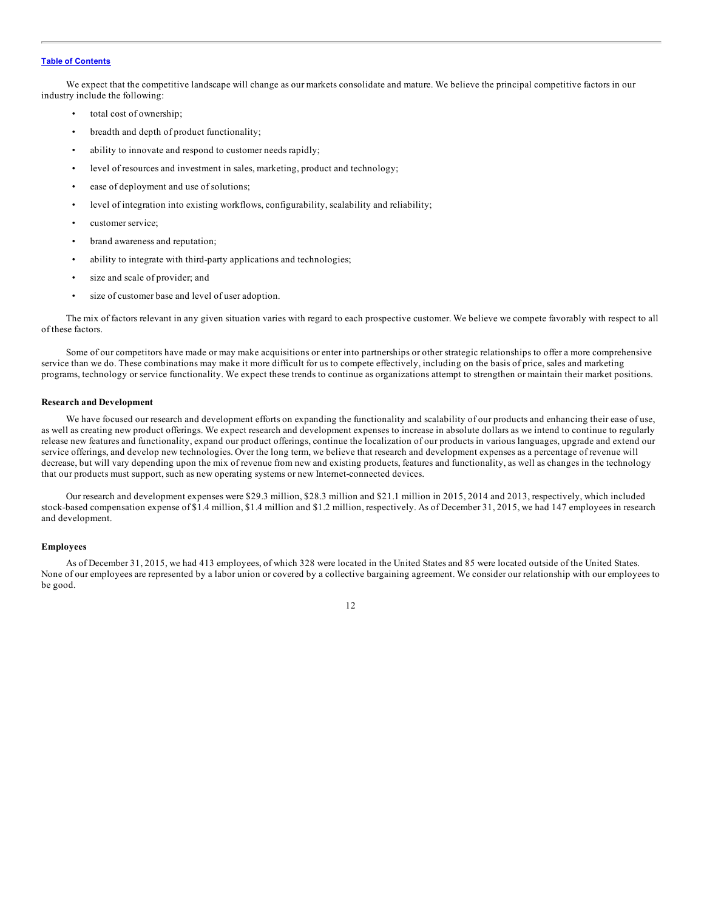We expect that the competitive landscape will change as our markets consolidate and mature. We believe the principal competitive factors in our industry include the following:

- total cost of ownership;
- breadth and depth of product functionality;
- ability to innovate and respond to customer needs rapidly;
- level of resources and investment in sales, marketing, product and technology;
- ease of deployment and use of solutions;
- level of integration into existing workflows, configurability, scalability and reliability;
- customer service;
- brand awareness and reputation;
- ability to integrate with third-party applications and technologies;
- size and scale of provider; and
- size of customer base and level of user adoption.

The mix of factors relevant in any given situation varies with regard to each prospective customer. We believe we compete favorably with respect to all of these factors.

Some of our competitors have made or may make acquisitions or enter into partnerships or other strategic relationships to offer a more comprehensive service than we do. These combinations may make it more difficult for us to compete effectively, including on the basis of price, sales and marketing programs, technology or service functionality. We expect these trends to continue as organizations attempt to strengthen or maintain their market positions.

**Research and Development**

We have focused our research and development efforts on expanding the functionality and scalability of our products and enhancing their ease of use, as well as creating new product offerings. We expect research and development expenses to increase in absolute dollars as we intend to continue to regularly release new features and functionality, expand our product offerings, continue the localization of our products in various languages, upgrade and extend our service offerings, and develop new technologies. Over the long term, we believe that research and development expenses as a percentage of revenue will decrease, but will vary depending upon the mix of revenue from new and existing products, features and functionality, as well as changes in the technology that our products must support, such as new operating systems or new Internet-connected devices.

Our research and development expenses were $29.3 million, $28.3 million and $21.1 million in 2015, 2014 and 2013, respectively, which included stock-based compensation expense of $1.4 million, $1.4 million and $1.2 million, respectively. As of December 31, 2015, we had 147 employees in research and development.

**Employees**

As of December 31, 2015, we had 413 employees, of which 328 were located in the United States and 85 were located outside of the United States. None of our employees are represented by a labor union or covered by a collective bargaining agreement. We consider our relationship with our employees to be good.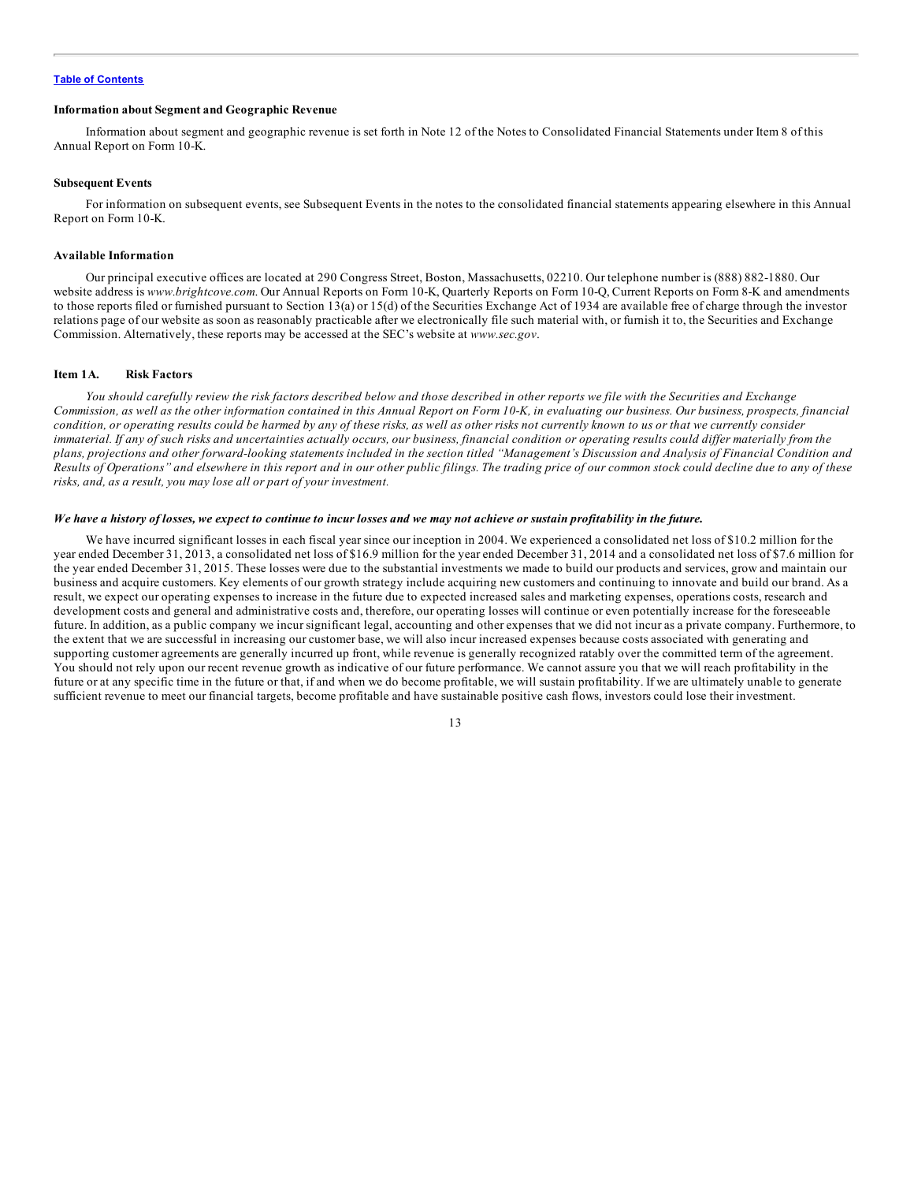**Information about Segment and Geographic Revenue**

Information about segment and geographic revenue is set forth in Note 12 of the Notes to Consolidated Financial Statements under Item 8 of this Annual Report on Form 10-K.

**Subsequent Events**

For information on subsequent events, see Subsequent Events in the notes to the consolidated financial statements appearing elsewhere in this Annual Report on Form 10-K.

**Available Information**

Our principal executive offices are located at 290 Congress Street, Boston, Massachusetts, 02210. Our telephone number is (888) 882-1880. Our website address is *www.brightcove.com*. Our Annual Reports on Form 10-K, Quarterly Reports on Form 10-Q, Current Reports on Form 8-K and amendments to those reports filed or furnished pursuant to Section 13(a) or 15(d) of the Securities Exchange Act of 1934 are available free of charge through the investor relations page of our website as soon as reasonably practicable after we electronically file such material with, or furnish it to, the Securities and Exchange Commission. Alternatively, these reports may be accessed at the SEC's website at *www.sec.gov*.

## Item 1A. Risk Factors

*You should carefully review the risk factors described below and those described in other reports we file with the Securities and Exchange Commission, as well as the other information contained in this Annual Report on Form 10-K, in evaluating our business. Our business, prospects, financial condition, or operating results could be harmed by any of these risks, as well as other risks not currently known to us or that we currently consider immaterial. If any of such risks and uncertainties actually occurs, our business, financial condition or operating results could differ materially from the plans, projections and other forward-looking statements included in the section titled "Management's Discussion and Analysis of Financial Condition and Results of Operations" and elsewhere in this report and in our other public filings. The trading price of our common stock could decline due to any of these risks, and, as a result, you may lose all or part of your investment.*

***We have a history of losses, we expect to continue to incur losses and we may not achieve or sustain profitability in the future.***

We have incurred significant losses in each fiscal year since our inception in 2004. We experienced a consolidated net loss of $10.2 million for the year ended December 31, 2013, a consolidated net loss of $16.9 million for the year ended December 31, 2014 and a consolidated net loss of $7.6 million for the year ended December 31, 2015. These losses were due to the substantial investments we made to build our products and services, grow and maintain our business and acquire customers. Key elements of our growth strategy include acquiring new customers and continuing to innovate and build our brand. As a result, we expect our operating expenses to increase in the future due to expected increased sales and marketing expenses, operations costs, research and development costs and general and administrative costs and, therefore, our operating losses will continue or even potentially increase for the foreseeable future. In addition, as a public company we incur significant legal, accounting and other expenses that we did not incur as a private company. Furthermore, to the extent that we are successful in increasing our customer base, we will also incur increased expenses because costs associated with generating and supporting customer agreements are generally incurred up front, while revenue is generally recognized ratably over the committed term of the agreement. You should not rely upon our recent revenue growth as indicative of our future performance. We cannot assure you that we will reach profitability in the future or at any specific time in the future or that, if and when we do become profitable, we will sustain profitability. If we are ultimately unable to generate sufficient revenue to meet our financial targets, become profitable and have sustainable positive cash flows, investors could lose their investment.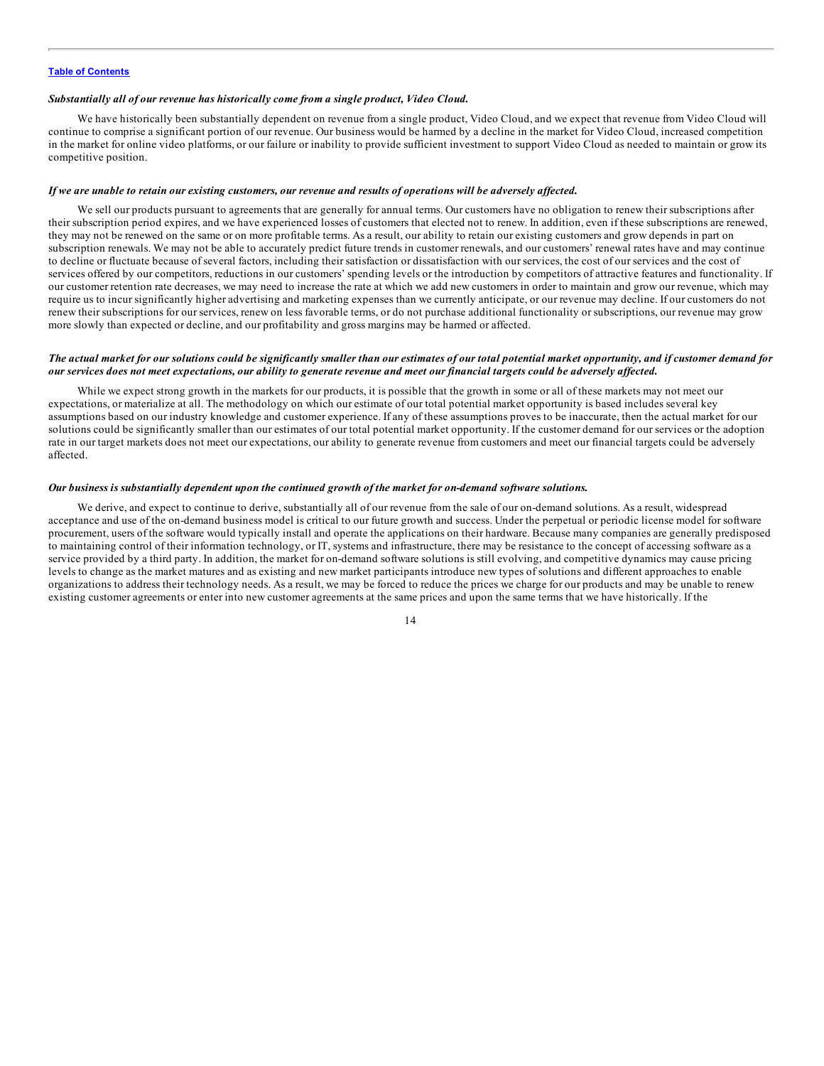***Substantially all of our revenue has historically come from a single product, Video Cloud.***

We have historically been substantially dependent on revenue from a single product, Video Cloud, and we expect that revenue from Video Cloud will continue to comprise a significant portion of our revenue. Our business would be harmed by a decline in the market for Video Cloud, increased competition in the market for online video platforms, or our failure or inability to provide sufficient investment to support Video Cloud as needed to maintain or grow its competitive position.

***If we are unable to retain our existing customers, our revenue and results of operations will be adversely affected.***

We sell our products pursuant to agreements that are generally for annual terms. Our customers have no obligation to renew their subscriptions after their subscription period expires, and we have experienced losses of customers that elected not to renew. In addition, even if these subscriptions are renewed, they may not be renewed on the same or on more profitable terms. As a result, our ability to retain our existing customers and grow depends in part on subscription renewals. We may not be able to accurately predict future trends in customer renewals, and our customers' renewal rates have and may continue to decline or fluctuate because of several factors, including their satisfaction or dissatisfaction with our services, the cost of our services and the cost of services offered by our competitors, reductions in our customers' spending levels or the introduction by competitors of attractive features and functionality. If our customer retention rate decreases, we may need to increase the rate at which we add new customers in order to maintain and grow our revenue, which may require us to incur significantly higher advertising and marketing expenses than we currently anticipate, or our revenue may decline. If our customers do not renew their subscriptions for our services, renew on less favorable terms, or do not purchase additional functionality or subscriptions, our revenue may grow more slowly than expected or decline, and our profitability and gross margins may be harmed or affected.

***The actual market for our solutions could be significantly smaller than our estimates of our total potential market opportunity, and if customer demand for our services does not meet expectations, our ability to generate revenue and meet our financial targets could be adversely affected.***

While we expect strong growth in the markets for our products, it is possible that the growth in some or all of these markets may not meet our expectations, or materialize at all. The methodology on which our estimate of our total potential market opportunity is based includes several key assumptions based on our industry knowledge and customer experience. If any of these assumptions proves to be inaccurate, then the actual market for our solutions could be significantly smaller than our estimates of our total potential market opportunity. If the customer demand for our services or the adoption rate in our target markets does not meet our expectations, our ability to generate revenue from customers and meet our financial targets could be adversely affected.

***Our business is substantially dependent upon the continued growth of the market for on-demand software solutions.***

We derive, and expect to continue to derive, substantially all of our revenue from the sale of our on-demand solutions. As a result, widespread acceptance and use of the on-demand business model is critical to our future growth and success. Under the perpetual or periodic license model for software procurement, users of the software would typically install and operate the applications on their hardware. Because many companies are generally predisposed to maintaining control of their information technology, or IT, systems and infrastructure, there may be resistance to the concept of accessing software as a service provided by a third party. In addition, the market for on-demand software solutions is still evolving, and competitive dynamics may cause pricing levels to change as the market matures and as existing and new market participants introduce new types of solutions and different approaches to enable organizations to address their technology needs. As a result, we may be forced to reduce the prices we charge for our products and may be unable to renew existing customer agreements or enter into new customer agreements at the same prices and upon the same terms that we have historically. If the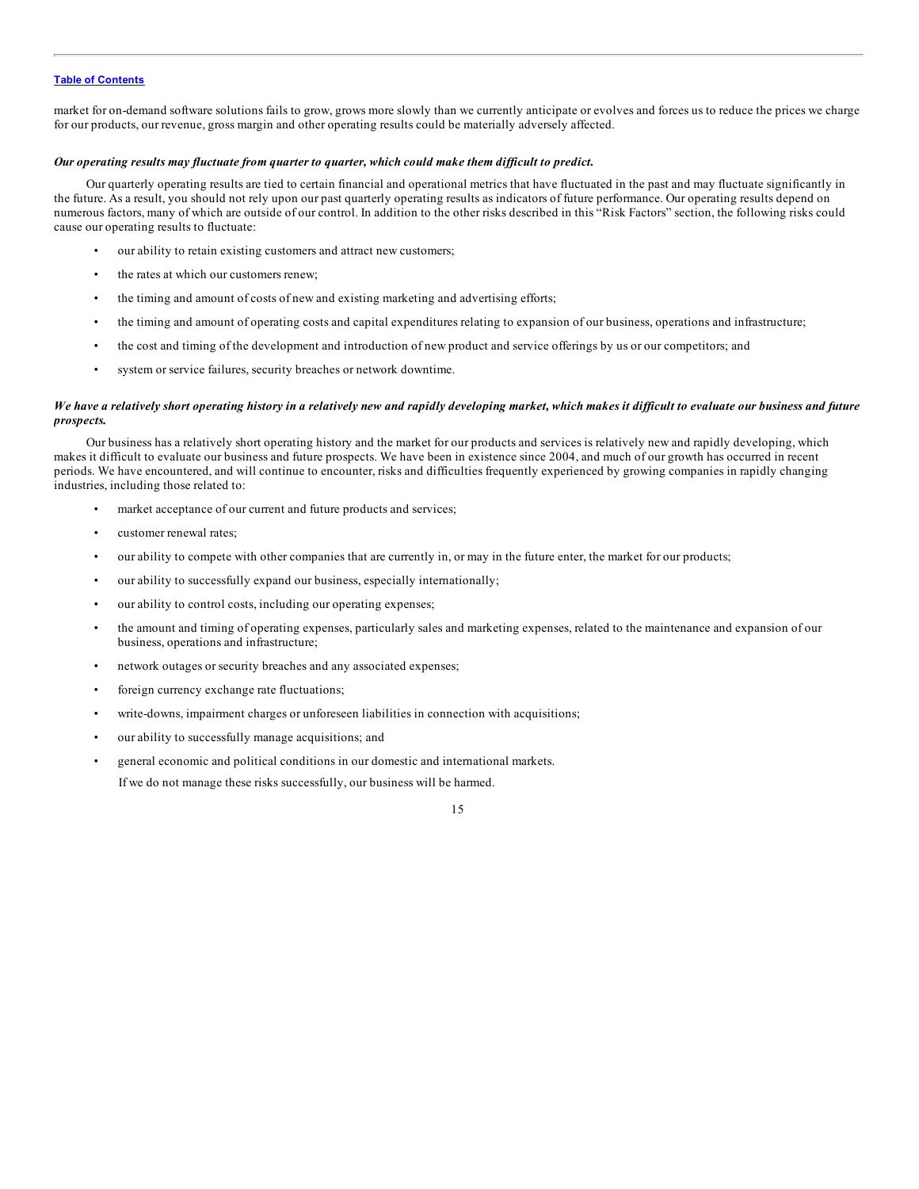market for on-demand software solutions fails to grow, grows more slowly than we currently anticipate or evolves and forces us to reduce the prices we charge for our products, our revenue, gross margin and other operating results could be materially adversely affected.

***Our operating results may fluctuate from quarter to quarter, which could make them difficult to predict.***

Our quarterly operating results are tied to certain financial and operational metrics that have fluctuated in the past and may fluctuate significantly in the future. As a result, you should not rely upon our past quarterly operating results as indicators of future performance. Our operating results depend on numerous factors, many of which are outside of our control. In addition to the other risks described in this "Risk Factors" section, the following risks could cause our operating results to fluctuate:

- our ability to retain existing customers and attract new customers;
- the rates at which our customers renew;
- the timing and amount of costs of new and existing marketing and advertising efforts;
- the timing and amount of operating costs and capital expenditures relating to expansion of our business, operations and infrastructure;
- the cost and timing of the development and introduction of new product and service offerings by us or our competitors; and
- system or service failures, security breaches or network downtime.

***We have a relatively short operating history in a relatively new and rapidly developing market, which makes it difficult to evaluate our business and future prospects.***

Our business has a relatively short operating history and the market for our products and services is relatively new and rapidly developing, which makes it difficult to evaluate our business and future prospects. We have been in existence since 2004, and much of our growth has occurred in recent periods. We have encountered, and will continue to encounter, risks and difficulties frequently experienced by growing companies in rapidly changing industries, including those related to:

- market acceptance of our current and future products and services;
- customer renewal rates;
- our ability to compete with other companies that are currently in, or may in the future enter, the market for our products;
- our ability to successfully expand our business, especially internationally;
- our ability to control costs, including our operating expenses;
- the amount and timing of operating expenses, particularly sales and marketing expenses, related to the maintenance and expansion of our business, operations and infrastructure;
- network outages or security breaches and any associated expenses;
- foreign currency exchange rate fluctuations;
- write-downs, impairment charges or unforeseen liabilities in connection with acquisitions;
- our ability to successfully manage acquisitions; and
- general economic and political conditions in our domestic and international markets.

If we do not manage these risks successfully, our business will be harmed.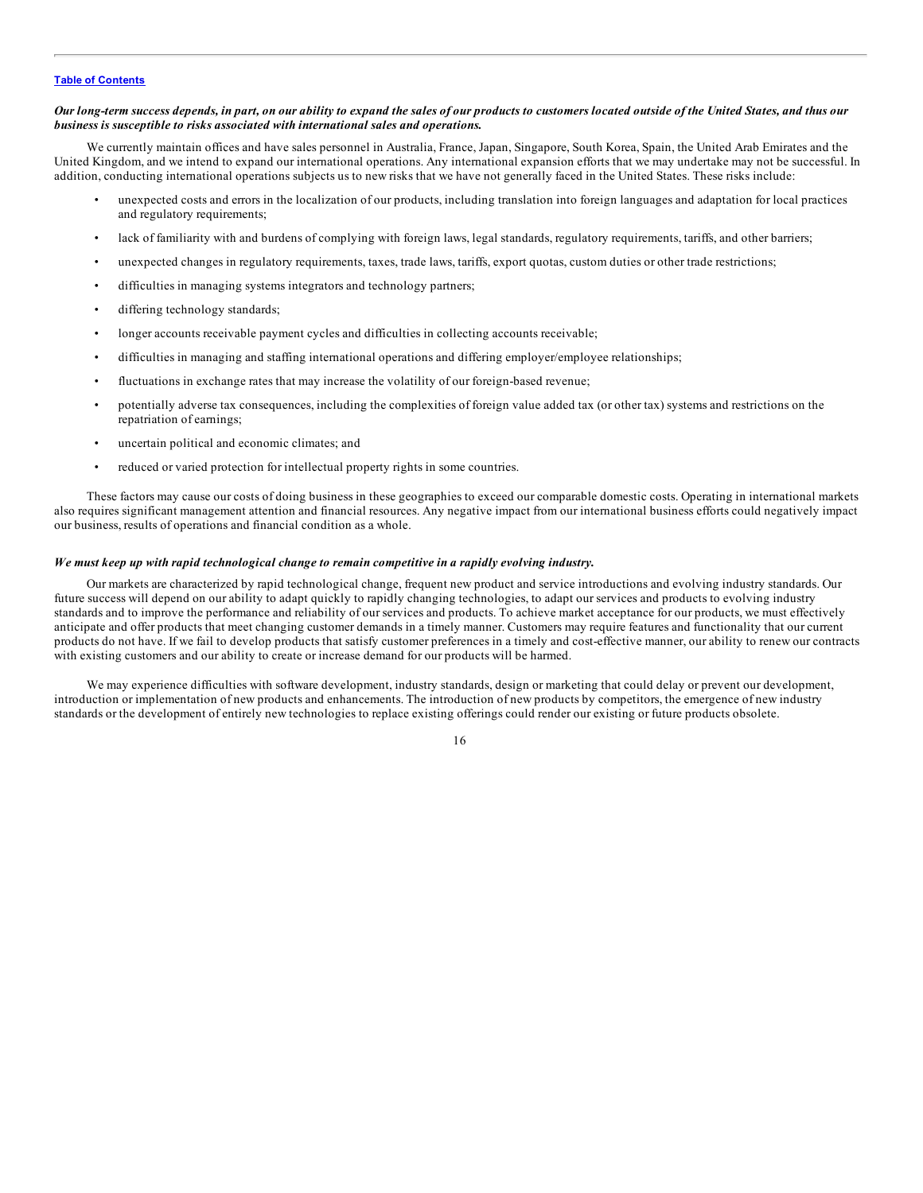***Our long-term success depends, in part, on our ability to expand the sales of our products to customers located outside of the United States, and thus our business is susceptible to risks associated with international sales and operations.***

We currently maintain offices and have sales personnel in Australia, France, Japan, Singapore, South Korea, Spain, the United Arab Emirates and the United Kingdom, and we intend to expand our international operations. Any international expansion efforts that we may undertake may not be successful. In addition, conducting international operations subjects us to new risks that we have not generally faced in the United States. These risks include:

- unexpected costs and errors in the localization of our products, including translation into foreign languages and adaptation for local practices and regulatory requirements;
- lack of familiarity with and burdens of complying with foreign laws, legal standards, regulatory requirements, tariffs, and other barriers;
- unexpected changes in regulatory requirements, taxes, trade laws, tariffs, export quotas, custom duties or other trade restrictions;
- difficulties in managing systems integrators and technology partners;
- differing technology standards;
- longer accounts receivable payment cycles and difficulties in collecting accounts receivable;
- difficulties in managing and staffing international operations and differing employer/employee relationships;
- fluctuations in exchange rates that may increase the volatility of our foreign-based revenue;
- potentially adverse tax consequences, including the complexities of foreign value added tax (or other tax) systems and restrictions on the repatriation of earnings;
- uncertain political and economic climates; and
- reduced or varied protection for intellectual property rights in some countries.

These factors may cause our costs of doing business in these geographies to exceed our comparable domestic costs. Operating in international markets also requires significant management attention and financial resources. Any negative impact from our international business efforts could negatively impact our business, results of operations and financial condition as a whole.

***We must keep up with rapid technological change to remain competitive in a rapidly evolving industry.***

Our markets are characterized by rapid technological change, frequent new product and service introductions and evolving industry standards. Our future success will depend on our ability to adapt quickly to rapidly changing technologies, to adapt our services and products to evolving industry standards and to improve the performance and reliability of our services and products. To achieve market acceptance for our products, we must effectively anticipate and offer products that meet changing customer demands in a timely manner. Customers may require features and functionality that our current products do not have. If we fail to develop products that satisfy customer preferences in a timely and cost-effective manner, our ability to renew our contracts with existing customers and our ability to create or increase demand for our products will be harmed.

We may experience difficulties with software development, industry standards, design or marketing that could delay or prevent our development, introduction or implementation of new products and enhancements. The introduction of new products by competitors, the emergence of new industry standards or the development of entirely new technologies to replace existing offerings could render our existing or future products obsolete.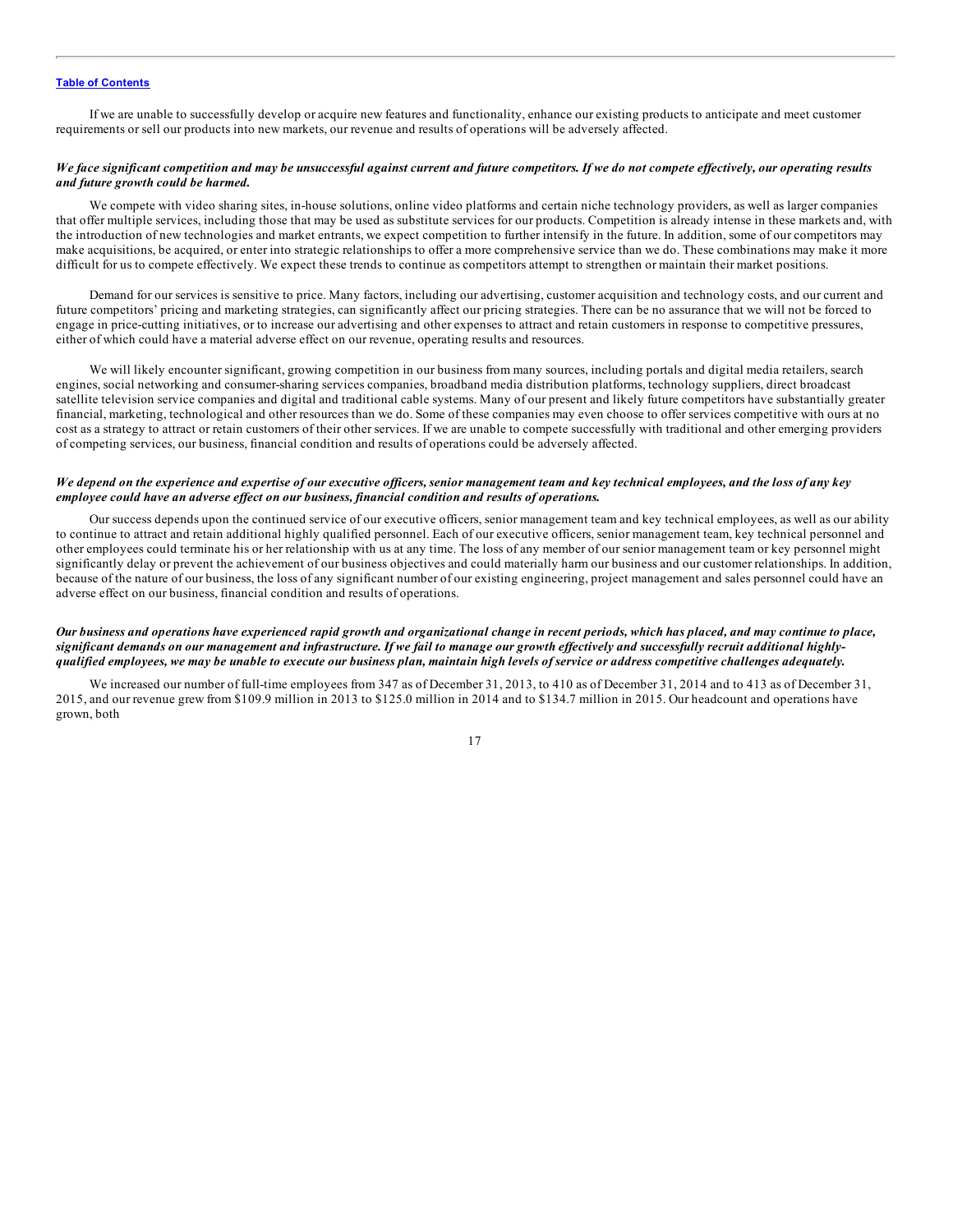If we are unable to successfully develop or acquire new features and functionality, enhance our existing products to anticipate and meet customer requirements or sell our products into new markets, our revenue and results of operations will be adversely affected.

***We face significant competition and may be unsuccessful against current and future competitors. If we do not compete effectively, our operating results and future growth could be harmed.***

We compete with video sharing sites, in-house solutions, online video platforms and certain niche technology providers, as well as larger companies that offer multiple services, including those that may be used as substitute services for our products. Competition is already intense in these markets and, with the introduction of new technologies and market entrants, we expect competition to further intensify in the future. In addition, some of our competitors may make acquisitions, be acquired, or enter into strategic relationships to offer a more comprehensive service than we do. These combinations may make it more difficult for us to compete effectively. We expect these trends to continue as competitors attempt to strengthen or maintain their market positions.

Demand for our services is sensitive to price. Many factors, including our advertising, customer acquisition and technology costs, and our current and future competitors' pricing and marketing strategies, can significantly affect our pricing strategies. There can be no assurance that we will not be forced to engage in price-cutting initiatives, or to increase our advertising and other expenses to attract and retain customers in response to competitive pressures, either of which could have a material adverse effect on our revenue, operating results and resources.

We will likely encounter significant, growing competition in our business from many sources, including portals and digital media retailers, search engines, social networking and consumer-sharing services companies, broadband media distribution platforms, technology suppliers, direct broadcast satellite television service companies and digital and traditional cable systems. Many of our present and likely future competitors have substantially greater financial, marketing, technological and other resources than we do. Some of these companies may even choose to offer services competitive with ours at no cost as a strategy to attract or retain customers of their other services. If we are unable to compete successfully with traditional and other emerging providers of competing services, our business, financial condition and results of operations could be adversely affected.

***We depend on the experience and expertise of our executive officers, senior management team and key technical employees, and the loss of any key employee could have an adverse effect on our business, financial condition and results of operations.***

Our success depends upon the continued service of our executive officers, senior management team and key technical employees, as well as our ability to continue to attract and retain additional highly qualified personnel. Each of our executive officers, senior management team, key technical personnel and other employees could terminate his or her relationship with us at any time. The loss of any member of our senior management team or key personnel might significantly delay or prevent the achievement of our business objectives and could materially harm our business and our customer relationships. In addition, because of the nature of our business, the loss of any significant number of our existing engineering, project management and sales personnel could have an adverse effect on our business, financial condition and results of operations.

***Our business and operations have experienced rapid growth and organizational change in recent periods, which has placed, and may continue to place, significant demands on our management and infrastructure. If we fail to manage our growth effectively and successfully recruit additional highly-qualified employees, we may be unable to execute our business plan, maintain high levels of service or address competitive challenges adequately.***

We increased our number of full-time employees from 347 as of December 31, 2013, to 410 as of December 31, 2014 and to 413 as of December 31, 2015, and our revenue grew from $109.9 million in 2013 to $125.0 million in 2014 and to $134.7 million in 2015. Our headcount and operations have grown, both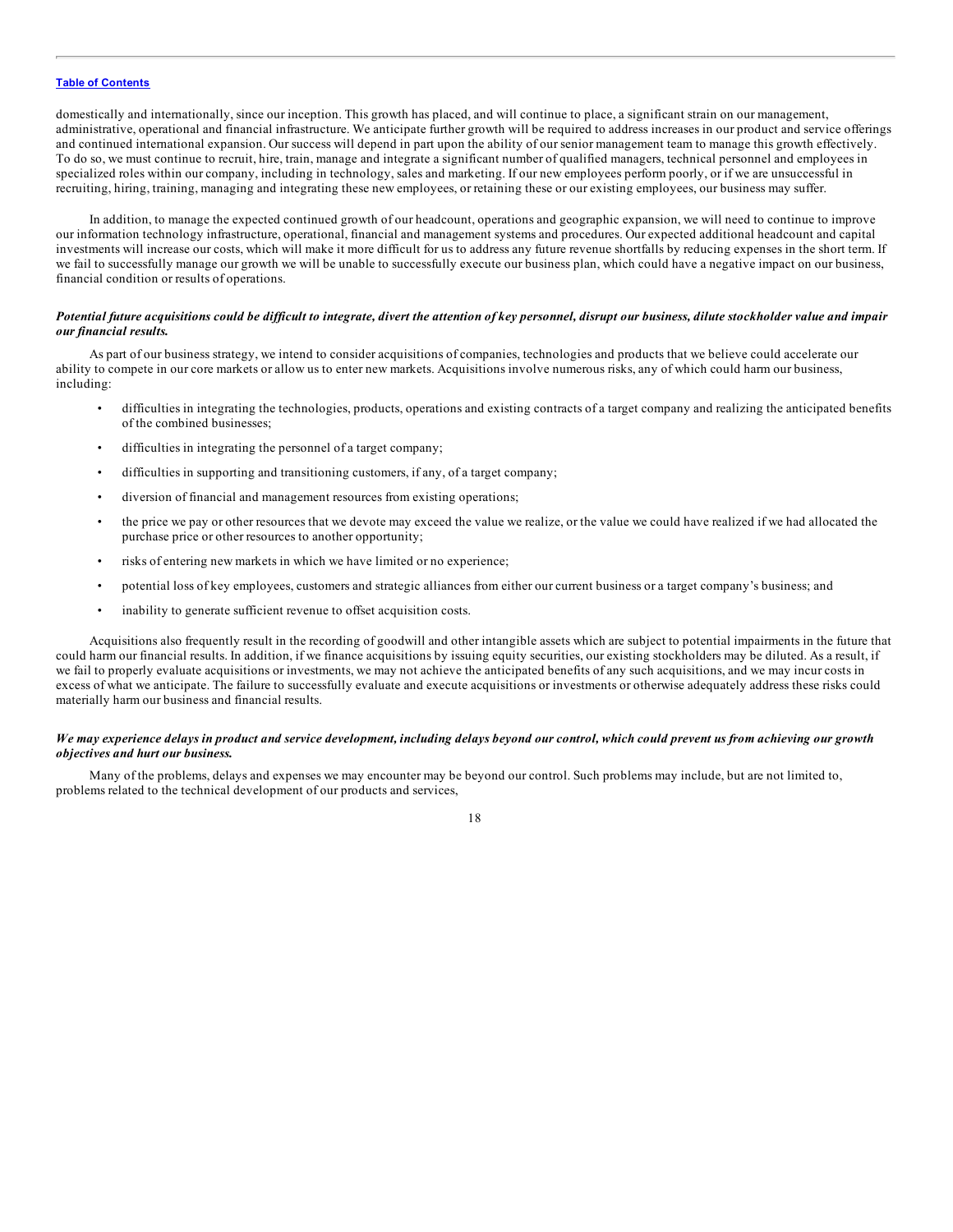domestically and internationally, since our inception. This growth has placed, and will continue to place, a significant strain on our management, administrative, operational and financial infrastructure. We anticipate further growth will be required to address increases in our product and service offerings and continued international expansion. Our success will depend in part upon the ability of our senior management team to manage this growth effectively. To do so, we must continue to recruit, hire, train, manage and integrate a significant number of qualified managers, technical personnel and employees in specialized roles within our company, including in technology, sales and marketing. If our new employees perform poorly, or if we are unsuccessful in recruiting, hiring, training, managing and integrating these new employees, or retaining these or our existing employees, our business may suffer.

In addition, to manage the expected continued growth of our headcount, operations and geographic expansion, we will need to continue to improve our information technology infrastructure, operational, financial and management systems and procedures. Our expected additional headcount and capital investments will increase our costs, which will make it more difficult for us to address any future revenue shortfalls by reducing expenses in the short term. If we fail to successfully manage our growth we will be unable to successfully execute our business plan, which could have a negative impact on our business, financial condition or results of operations.

***Potential future acquisitions could be difficult to integrate, divert the attention of key personnel, disrupt our business, dilute stockholder value and impair our financial results.***

As part of our business strategy, we intend to consider acquisitions of companies, technologies and products that we believe could accelerate our ability to compete in our core markets or allow us to enter new markets. Acquisitions involve numerous risks, any of which could harm our business, including:

- difficulties in integrating the technologies, products, operations and existing contracts of a target company and realizing the anticipated benefits of the combined businesses;
- difficulties in integrating the personnel of a target company;
- difficulties in supporting and transitioning customers, if any, of a target company;
- diversion of financial and management resources from existing operations;
- the price we pay or other resources that we devote may exceed the value we realize, or the value we could have realized if we had allocated the purchase price or other resources to another opportunity;
- risks of entering new markets in which we have limited or no experience;
- potential loss of key employees, customers and strategic alliances from either our current business or a target company's business; and
- inability to generate sufficient revenue to offset acquisition costs.

Acquisitions also frequently result in the recording of goodwill and other intangible assets which are subject to potential impairments in the future that could harm our financial results. In addition, if we finance acquisitions by issuing equity securities, our existing stockholders may be diluted. As a result, if we fail to properly evaluate acquisitions or investments, we may not achieve the anticipated benefits of any such acquisitions, and we may incur costs in excess of what we anticipate. The failure to successfully evaluate and execute acquisitions or investments or otherwise adequately address these risks could materially harm our business and financial results.

***We may experience delays in product and service development, including delays beyond our control, which could prevent us from achieving our growth objectives and hurt our business.***

Many of the problems, delays and expenses we may encounter may be beyond our control. Such problems may include, but are not limited to, problems related to the technical development of our products and services,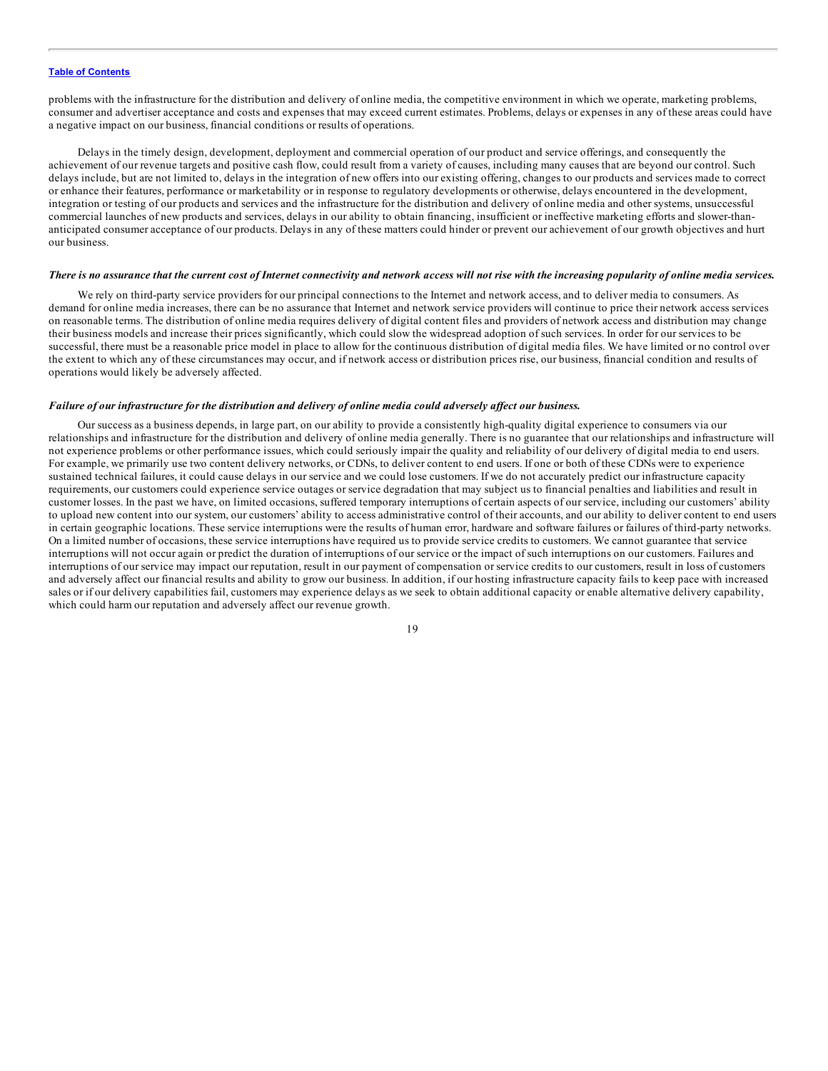problems with the infrastructure for the distribution and delivery of online media, the competitive environment in which we operate, marketing problems, consumer and advertiser acceptance and costs and expenses that may exceed current estimates. Problems, delays or expenses in any of these areas could have a negative impact on our business, financial conditions or results of operations.

Delays in the timely design, development, deployment and commercial operation of our product and service offerings, and consequently the achievement of our revenue targets and positive cash flow, could result from a variety of causes, including many causes that are beyond our control. Such delays include, but are not limited to, delays in the integration of new offers into our existing offering, changes to our products and services made to correct or enhance their features, performance or marketability or in response to regulatory developments or otherwise, delays encountered in the development, integration or testing of our products and services and the infrastructure for the distribution and delivery of online media and other systems, unsuccessful commercial launches of new products and services, delays in our ability to obtain financing, insufficient or ineffective marketing efforts and slower-than-anticipated consumer acceptance of our products. Delays in any of these matters could hinder or prevent our achievement of our growth objectives and hurt our business.

***There is no assurance that the current cost of Internet connectivity and network access will not rise with the increasing popularity of online media services.***

We rely on third-party service providers for our principal connections to the Internet and network access, and to deliver media to consumers. As demand for online media increases, there can be no assurance that Internet and network service providers will continue to price their network access services on reasonable terms. The distribution of online media requires delivery of digital content files and providers of network access and distribution may change their business models and increase their prices significantly, which could slow the widespread adoption of such services. In order for our services to be successful, there must be a reasonable price model in place to allow for the continuous distribution of digital media files. We have limited or no control over the extent to which any of these circumstances may occur, and if network access or distribution prices rise, our business, financial condition and results of operations would likely be adversely affected.

***Failure of our infrastructure for the distribution and delivery of online media could adversely affect our business.***

Our success as a business depends, in large part, on our ability to provide a consistently high-quality digital experience to consumers via our relationships and infrastructure for the distribution and delivery of online media generally. There is no guarantee that our relationships and infrastructure will not experience problems or other performance issues, which could seriously impair the quality and reliability of our delivery of digital media to end users. For example, we primarily use two content delivery networks, or CDNs, to deliver content to end users. If one or both of these CDNs were to experience sustained technical failures, it could cause delays in our service and we could lose customers. If we do not accurately predict our infrastructure capacity requirements, our customers could experience service outages or service degradation that may subject us to financial penalties and liabilities and result in customer losses. In the past we have, on limited occasions, suffered temporary interruptions of certain aspects of our service, including our customers' ability to upload new content into our system, our customers' ability to access administrative control of their accounts, and our ability to deliver content to end users in certain geographic locations. These service interruptions were the results of human error, hardware and software failures or failures of third-party networks. On a limited number of occasions, these service interruptions have required us to provide service credits to customers. We cannot guarantee that service interruptions will not occur again or predict the duration of interruptions of our service or the impact of such interruptions on our customers. Failures and interruptions of our service may impact our reputation, result in our payment of compensation or service credits to our customers, result in loss of customers and adversely affect our financial results and ability to grow our business. In addition, if our hosting infrastructure capacity fails to keep pace with increased sales or if our delivery capabilities fail, customers may experience delays as we seek to obtain additional capacity or enable alternative delivery capability, which could harm our reputation and adversely affect our revenue growth.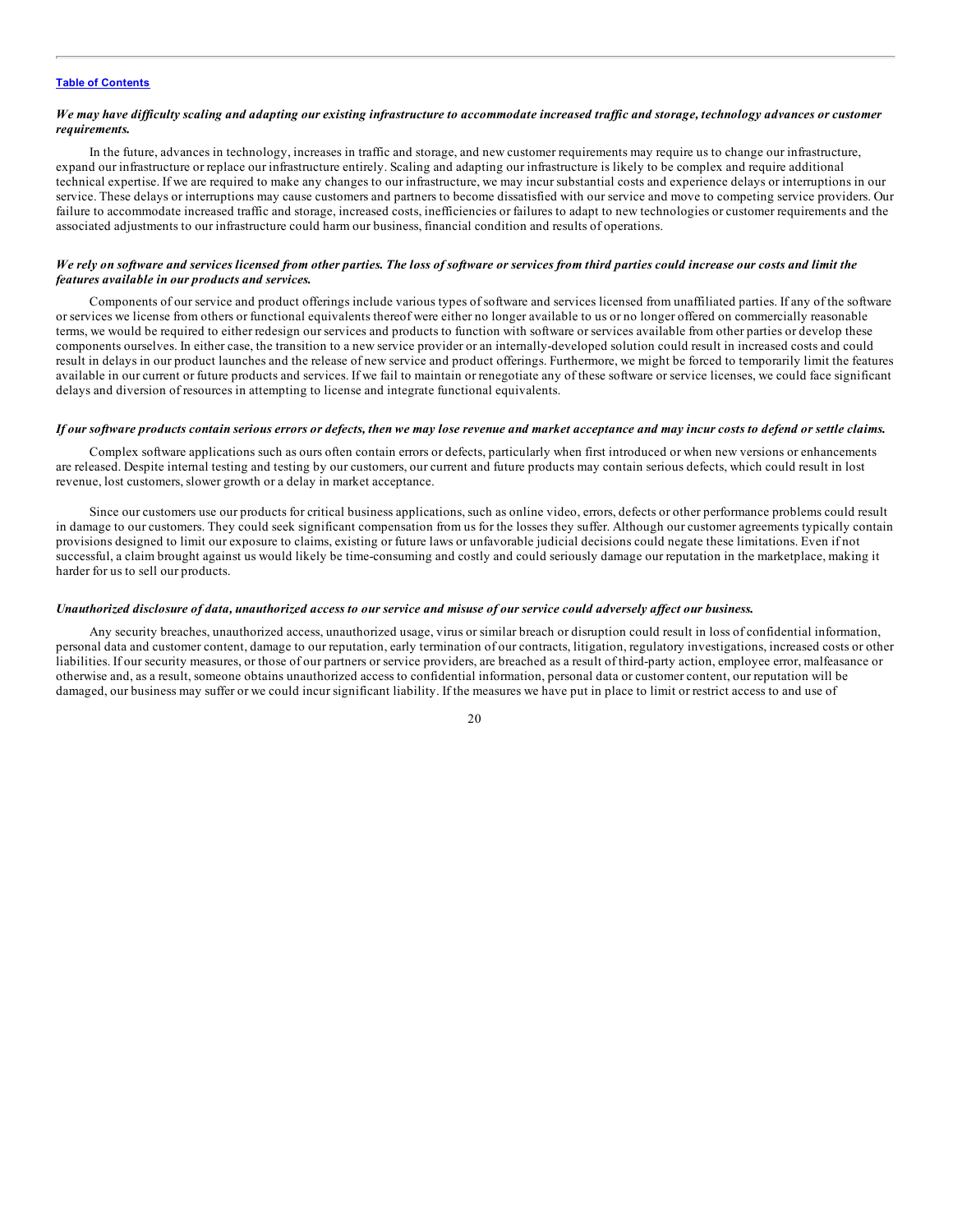*We may have difficulty scaling and adapting our existing infrastructure to accommodate increased traffic and storage, technology advances or customer requirements.*

In the future, advances in technology, increases in traffic and storage, and new customer requirements may require us to change our infrastructure, expand our infrastructure or replace our infrastructure entirely. Scaling and adapting our infrastructure is likely to be complex and require additional technical expertise. If we are required to make any changes to our infrastructure, we may incur substantial costs and experience delays or interruptions in our service. These delays or interruptions may cause customers and partners to become dissatisfied with our service and move to competing service providers. Our failure to accommodate increased traffic and storage, increased costs, inefficiencies or failures to adapt to new technologies or customer requirements and the associated adjustments to our infrastructure could harm our business, financial condition and results of operations.

*We rely on software and services licensed from other parties. The loss of software or services from third parties could increase our costs and limit the features available in our products and services.*

Components of our service and product offerings include various types of software and services licensed from unaffiliated parties. If any of the software or services we license from others or functional equivalents thereof were either no longer available to us or no longer offered on commercially reasonable terms, we would be required to either redesign our services and products to function with software or services available from other parties or develop these components ourselves. In either case, the transition to a new service provider or an internally-developed solution could result in increased costs and could result in delays in our product launches and the release of new service and product offerings. Furthermore, we might be forced to temporarily limit the features available in our current or future products and services. If we fail to maintain or renegotiate any of these software or service licenses, we could face significant delays and diversion of resources in attempting to license and integrate functional equivalents.

*If our software products contain serious errors or defects, then we may lose revenue and market acceptance and may incur costs to defend or settle claims.*

Complex software applications such as ours often contain errors or defects, particularly when first introduced or when new versions or enhancements are released. Despite internal testing and testing by our customers, our current and future products may contain serious defects, which could result in lost revenue, lost customers, slower growth or a delay in market acceptance.

Since our customers use our products for critical business applications, such as online video, errors, defects or other performance problems could result in damage to our customers. They could seek significant compensation from us for the losses they suffer. Although our customer agreements typically contain provisions designed to limit our exposure to claims, existing or future laws or unfavorable judicial decisions could negate these limitations. Even if not successful, a claim brought against us would likely be time-consuming and costly and could seriously damage our reputation in the marketplace, making it harder for us to sell our products.

*Unauthorized disclosure of data, unauthorized access to our service and misuse of our service could adversely affect our business.*

Any security breaches, unauthorized access, unauthorized usage, virus or similar breach or disruption could result in loss of confidential information, personal data and customer content, damage to our reputation, early termination of our contracts, litigation, regulatory investigations, increased costs or other liabilities. If our security measures, or those of our partners or service providers, are breached as a result of third-party action, employee error, malfeasance or otherwise and, as a result, someone obtains unauthorized access to confidential information, personal data or customer content, our reputation will be damaged, our business may suffer or we could incur significant liability. If the measures we have put in place to limit or restrict access to and use of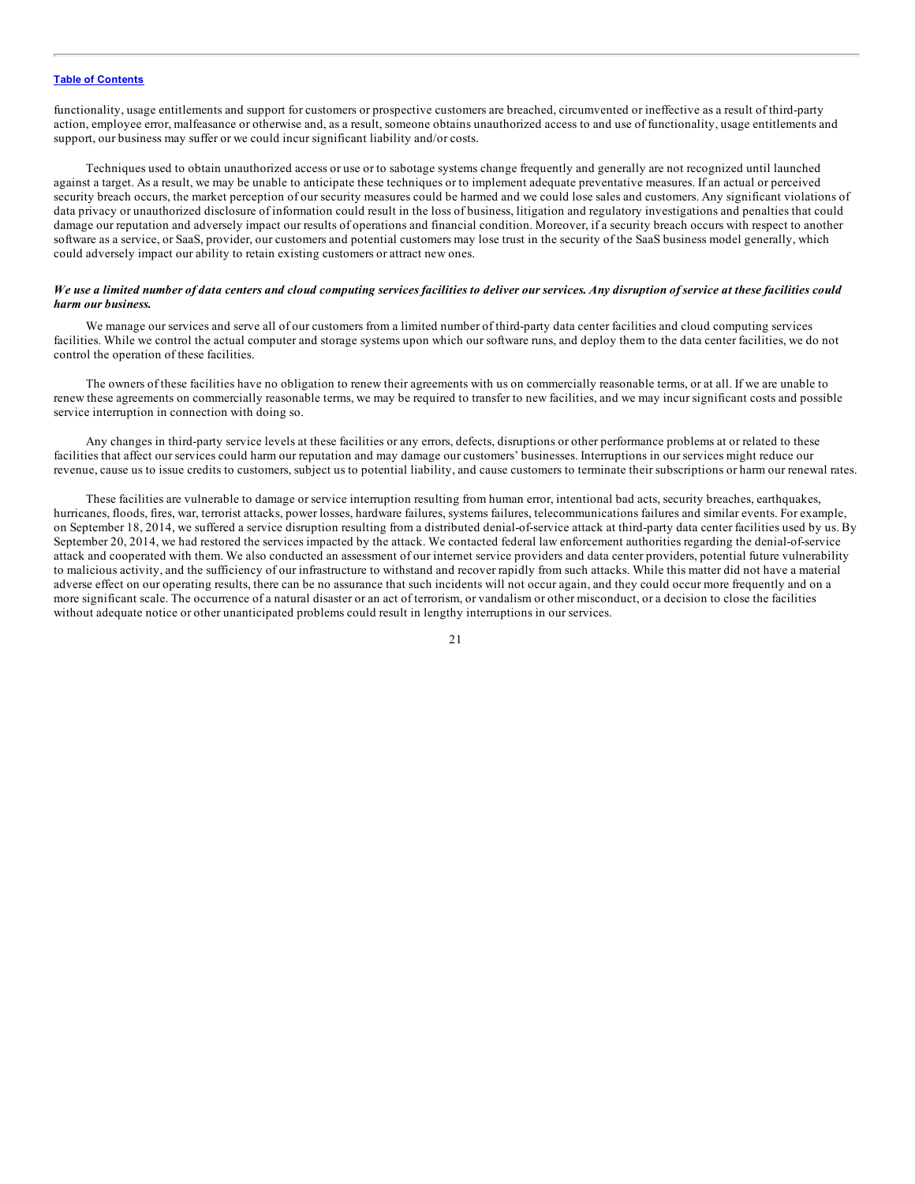functionality, usage entitlements and support for customers or prospective customers are breached, circumvented or ineffective as a result of third-party action, employee error, malfeasance or otherwise and, as a result, someone obtains unauthorized access to and use of functionality, usage entitlements and support, our business may suffer or we could incur significant liability and/or costs.

Techniques used to obtain unauthorized access or use or to sabotage systems change frequently and generally are not recognized until launched against a target. As a result, we may be unable to anticipate these techniques or to implement adequate preventative measures. If an actual or perceived security breach occurs, the market perception of our security measures could be harmed and we could lose sales and customers. Any significant violations of data privacy or unauthorized disclosure of information could result in the loss of business, litigation and regulatory investigations and penalties that could damage our reputation and adversely impact our results of operations and financial condition. Moreover, if a security breach occurs with respect to another software as a service, or SaaS, provider, our customers and potential customers may lose trust in the security of the SaaS business model generally, which could adversely impact our ability to retain existing customers or attract new ones.

***We use a limited number of data centers and cloud computing services facilities to deliver our services. Any disruption of service at these facilities could harm our business.***

We manage our services and serve all of our customers from a limited number of third-party data center facilities and cloud computing services facilities. While we control the actual computer and storage systems upon which our software runs, and deploy them to the data center facilities, we do not control the operation of these facilities.

The owners of these facilities have no obligation to renew their agreements with us on commercially reasonable terms, or at all. If we are unable to renew these agreements on commercially reasonable terms, we may be required to transfer to new facilities, and we may incur significant costs and possible service interruption in connection with doing so.

Any changes in third-party service levels at these facilities or any errors, defects, disruptions or other performance problems at or related to these facilities that affect our services could harm our reputation and may damage our customers' businesses. Interruptions in our services might reduce our revenue, cause us to issue credits to customers, subject us to potential liability, and cause customers to terminate their subscriptions or harm our renewal rates.

These facilities are vulnerable to damage or service interruption resulting from human error, intentional bad acts, security breaches, earthquakes, hurricanes, floods, fires, war, terrorist attacks, power losses, hardware failures, systems failures, telecommunications failures and similar events. For example, on September 18, 2014, we suffered a service disruption resulting from a distributed denial-of-service attack at third-party data center facilities used by us. By September 20, 2014, we had restored the services impacted by the attack. We contacted federal law enforcement authorities regarding the denial-of-service attack and cooperated with them. We also conducted an assessment of our internet service providers and data center providers, potential future vulnerability to malicious activity, and the sufficiency of our infrastructure to withstand and recover rapidly from such attacks. While this matter did not have a material adverse effect on our operating results, there can be no assurance that such incidents will not occur again, and they could occur more frequently and on a more significant scale. The occurrence of a natural disaster or an act of terrorism, or vandalism or other misconduct, or a decision to close the facilities without adequate notice or other unanticipated problems could result in lengthy interruptions in our services.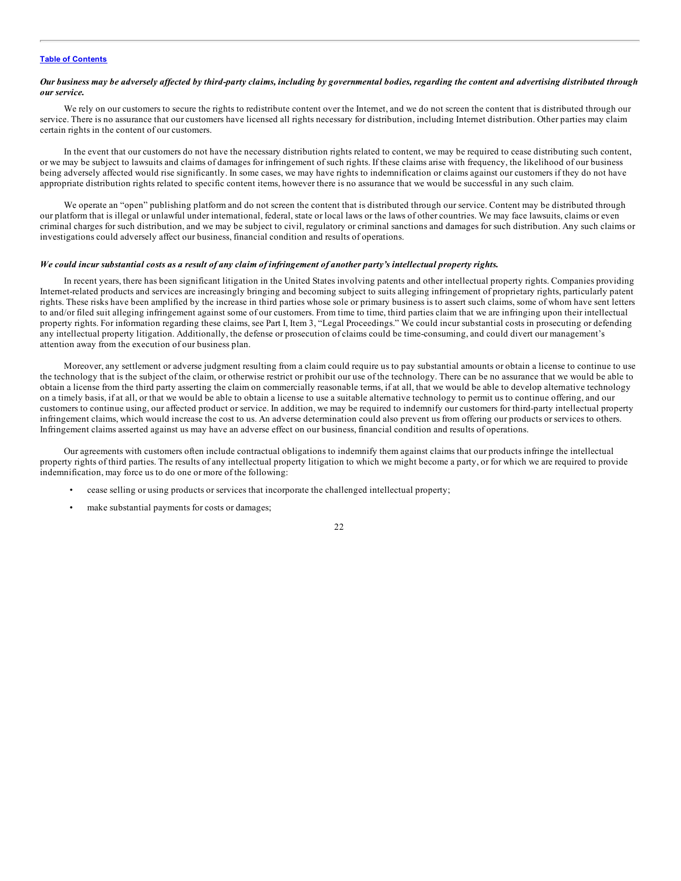*Our business may be adversely affected by third-party claims, including by governmental bodies, regarding the content and advertising distributed through our service.*

We rely on our customers to secure the rights to redistribute content over the Internet, and we do not screen the content that is distributed through our service. There is no assurance that our customers have licensed all rights necessary for distribution, including Internet distribution. Other parties may claim certain rights in the content of our customers.

In the event that our customers do not have the necessary distribution rights related to content, we may be required to cease distributing such content, or we may be subject to lawsuits and claims of damages for infringement of such rights. If these claims arise with frequency, the likelihood of our business being adversely affected would rise significantly. In some cases, we may have rights to indemnification or claims against our customers if they do not have appropriate distribution rights related to specific content items, however there is no assurance that we would be successful in any such claim.

We operate an "open" publishing platform and do not screen the content that is distributed through our service. Content may be distributed through our platform that is illegal or unlawful under international, federal, state or local laws or the laws of other countries. We may face lawsuits, claims or even criminal charges for such distribution, and we may be subject to civil, regulatory or criminal sanctions and damages for such distribution. Any such claims or investigations could adversely affect our business, financial condition and results of operations.

*We could incur substantial costs as a result of any claim of infringement of another party's intellectual property rights.*

In recent years, there has been significant litigation in the United States involving patents and other intellectual property rights. Companies providing Internet-related products and services are increasingly bringing and becoming subject to suits alleging infringement of proprietary rights, particularly patent rights. These risks have been amplified by the increase in third parties whose sole or primary business is to assert such claims, some of whom have sent letters to and/or filed suit alleging infringement against some of our customers. From time to time, third parties claim that we are infringing upon their intellectual property rights. For information regarding these claims, see Part I, Item 3, "Legal Proceedings." We could incur substantial costs in prosecuting or defending any intellectual property litigation. Additionally, the defense or prosecution of claims could be time-consuming, and could divert our management's attention away from the execution of our business plan.

Moreover, any settlement or adverse judgment resulting from a claim could require us to pay substantial amounts or obtain a license to continue to use the technology that is the subject of the claim, or otherwise restrict or prohibit our use of the technology. There can be no assurance that we would be able to obtain a license from the third party asserting the claim on commercially reasonable terms, if at all, that we would be able to develop alternative technology on a timely basis, if at all, or that we would be able to obtain a license to use a suitable alternative technology to permit us to continue offering, and our customers to continue using, our affected product or service. In addition, we may be required to indemnify our customers for third-party intellectual property infringement claims, which would increase the cost to us. An adverse determination could also prevent us from offering our products or services to others. Infringement claims asserted against us may have an adverse effect on our business, financial condition and results of operations.

Our agreements with customers often include contractual obligations to indemnify them against claims that our products infringe the intellectual property rights of third parties. The results of any intellectual property litigation to which we might become a party, or for which we are required to provide indemnification, may force us to do one or more of the following:

- cease selling or using products or services that incorporate the challenged intellectual property;
- make substantial payments for costs or damages;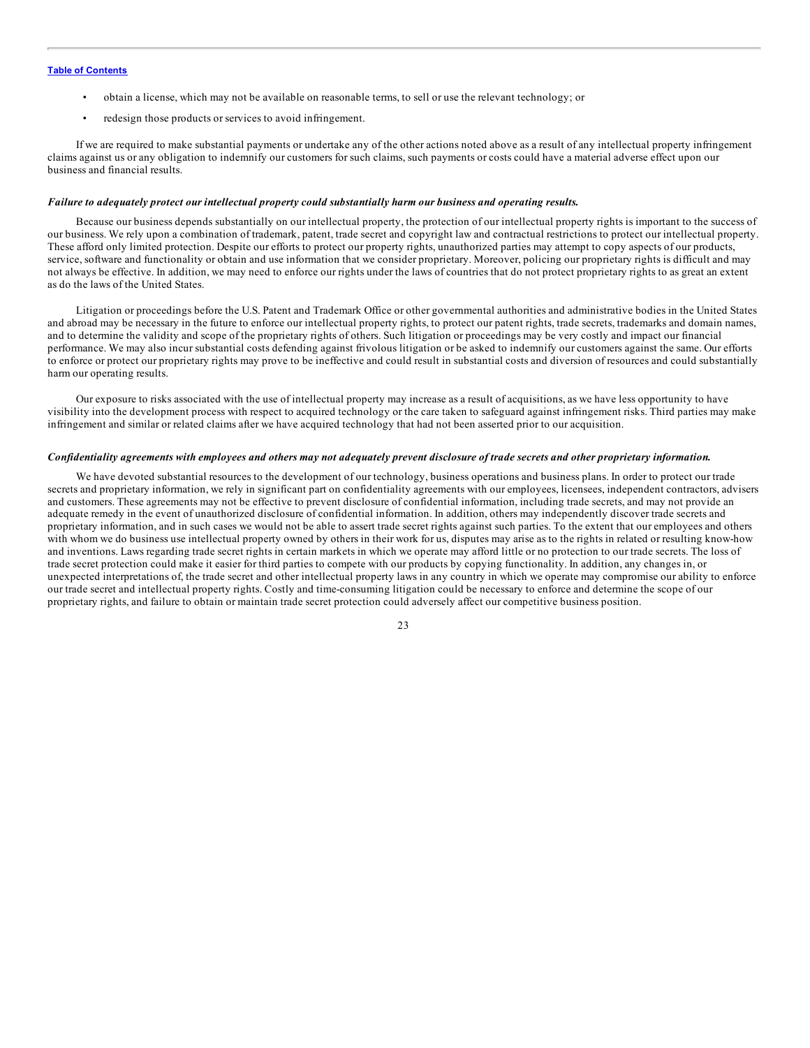- obtain a license, which may not be available on reasonable terms, to sell or use the relevant technology; or
- redesign those products or services to avoid infringement.

If we are required to make substantial payments or undertake any of the other actions noted above as a result of any intellectual property infringement claims against us or any obligation to indemnify our customers for such claims, such payments or costs could have a material adverse effect upon our business and financial results.

***Failure to adequately protect our intellectual property could substantially harm our business and operating results.***

Because our business depends substantially on our intellectual property, the protection of our intellectual property rights is important to the success of our business. We rely upon a combination of trademark, patent, trade secret and copyright law and contractual restrictions to protect our intellectual property. These afford only limited protection. Despite our efforts to protect our property rights, unauthorized parties may attempt to copy aspects of our products, service, software and functionality or obtain and use information that we consider proprietary. Moreover, policing our proprietary rights is difficult and may not always be effective. In addition, we may need to enforce our rights under the laws of countries that do not protect proprietary rights to as great an extent as do the laws of the United States.

Litigation or proceedings before the U.S. Patent and Trademark Office or other governmental authorities and administrative bodies in the United States and abroad may be necessary in the future to enforce our intellectual property rights, to protect our patent rights, trade secrets, trademarks and domain names, and to determine the validity and scope of the proprietary rights of others. Such litigation or proceedings may be very costly and impact our financial performance. We may also incur substantial costs defending against frivolous litigation or be asked to indemnify our customers against the same. Our efforts to enforce or protect our proprietary rights may prove to be ineffective and could result in substantial costs and diversion of resources and could substantially harm our operating results.

Our exposure to risks associated with the use of intellectual property may increase as a result of acquisitions, as we have less opportunity to have visibility into the development process with respect to acquired technology or the care taken to safeguard against infringement risks. Third parties may make infringement and similar or related claims after we have acquired technology that had not been asserted prior to our acquisition.

***Confidentiality agreements with employees and others may not adequately prevent disclosure of trade secrets and other proprietary information.***

We have devoted substantial resources to the development of our technology, business operations and business plans. In order to protect our trade secrets and proprietary information, we rely in significant part on confidentiality agreements with our employees, licensees, independent contractors, advisers and customers. These agreements may not be effective to prevent disclosure of confidential information, including trade secrets, and may not provide an adequate remedy in the event of unauthorized disclosure of confidential information. In addition, others may independently discover trade secrets and proprietary information, and in such cases we would not be able to assert trade secret rights against such parties. To the extent that our employees and others with whom we do business use intellectual property owned by others in their work for us, disputes may arise as to the rights in related or resulting know-how and inventions. Laws regarding trade secret rights in certain markets in which we operate may afford little or no protection to our trade secrets. The loss of trade secret protection could make it easier for third parties to compete with our products by copying functionality. In addition, any changes in, or unexpected interpretations of, the trade secret and other intellectual property laws in any country in which we operate may compromise our ability to enforce our trade secret and intellectual property rights. Costly and time-consuming litigation could be necessary to enforce and determine the scope of our proprietary rights, and failure to obtain or maintain trade secret protection could adversely affect our competitive business position.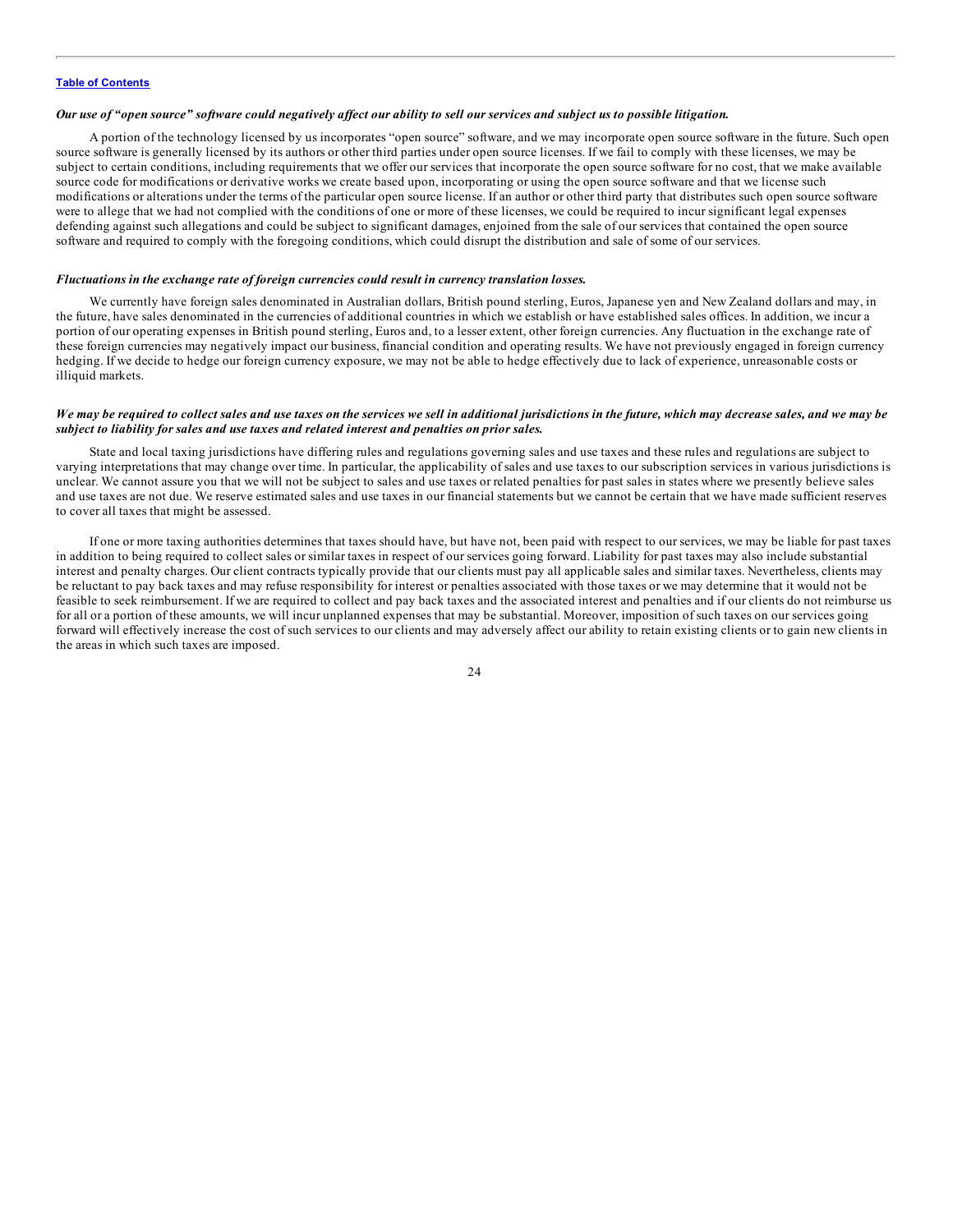*Our use of "open source" software could negatively affect our ability to sell our services and subject us to possible litigation.*

A portion of the technology licensed by us incorporates "open source" software, and we may incorporate open source software in the future. Such open source software is generally licensed by its authors or other third parties under open source licenses. If we fail to comply with these licenses, we may be subject to certain conditions, including requirements that we offer our services that incorporate the open source software for no cost, that we make available source code for modifications or derivative works we create based upon, incorporating or using the open source software and that we license such modifications or alterations under the terms of the particular open source license. If an author or other third party that distributes such open source software were to allege that we had not complied with the conditions of one or more of these licenses, we could be required to incur significant legal expenses defending against such allegations and could be subject to significant damages, enjoined from the sale of our services that contained the open source software and required to comply with the foregoing conditions, which could disrupt the distribution and sale of some of our services.

*Fluctuations in the exchange rate of foreign currencies could result in currency translation losses.*

We currently have foreign sales denominated in Australian dollars, British pound sterling, Euros, Japanese yen and New Zealand dollars and may, in the future, have sales denominated in the currencies of additional countries in which we establish or have established sales offices. In addition, we incur a portion of our operating expenses in British pound sterling, Euros and, to a lesser extent, other foreign currencies. Any fluctuation in the exchange rate of these foreign currencies may negatively impact our business, financial condition and operating results. We have not previously engaged in foreign currency hedging. If we decide to hedge our foreign currency exposure, we may not be able to hedge effectively due to lack of experience, unreasonable costs or illiquid markets.

*We may be required to collect sales and use taxes on the services we sell in additional jurisdictions in the future, which may decrease sales, and we may be subject to liability for sales and use taxes and related interest and penalties on prior sales.*

State and local taxing jurisdictions have differing rules and regulations governing sales and use taxes and these rules and regulations are subject to varying interpretations that may change over time. In particular, the applicability of sales and use taxes to our subscription services in various jurisdictions is unclear. We cannot assure you that we will not be subject to sales and use taxes or related penalties for past sales in states where we presently believe sales and use taxes are not due. We reserve estimated sales and use taxes in our financial statements but we cannot be certain that we have made sufficient reserves to cover all taxes that might be assessed.

If one or more taxing authorities determines that taxes should have, but have not, been paid with respect to our services, we may be liable for past taxes in addition to being required to collect sales or similar taxes in respect of our services going forward. Liability for past taxes may also include substantial interest and penalty charges. Our client contracts typically provide that our clients must pay all applicable sales and similar taxes. Nevertheless, clients may be reluctant to pay back taxes and may refuse responsibility for interest or penalties associated with those taxes or we may determine that it would not be feasible to seek reimbursement. If we are required to collect and pay back taxes and the associated interest and penalties and if our clients do not reimburse us for all or a portion of these amounts, we will incur unplanned expenses that may be substantial. Moreover, imposition of such taxes on our services going forward will effectively increase the cost of such services to our clients and may adversely affect our ability to retain existing clients or to gain new clients in the areas in which such taxes are imposed.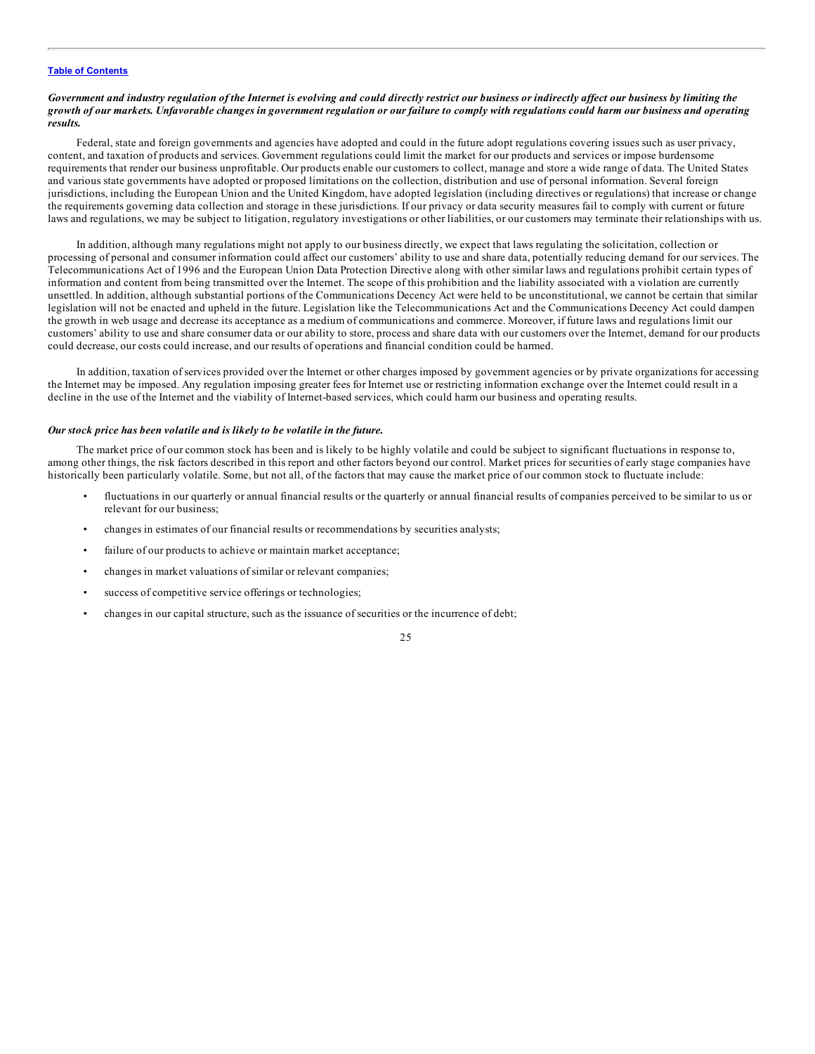***Government and industry regulation of the Internet is evolving and could directly restrict our business or indirectly affect our business by limiting the growth of our markets. Unfavorable changes in government regulation or our failure to comply with regulations could harm our business and operating results.***

Federal, state and foreign governments and agencies have adopted and could in the future adopt regulations covering issues such as user privacy, content, and taxation of products and services. Government regulations could limit the market for our products and services or impose burdensome requirements that render our business unprofitable. Our products enable our customers to collect, manage and store a wide range of data. The United States and various state governments have adopted or proposed limitations on the collection, distribution and use of personal information. Several foreign jurisdictions, including the European Union and the United Kingdom, have adopted legislation (including directives or regulations) that increase or change the requirements governing data collection and storage in these jurisdictions. If our privacy or data security measures fail to comply with current or future laws and regulations, we may be subject to litigation, regulatory investigations or other liabilities, or our customers may terminate their relationships with us.

In addition, although many regulations might not apply to our business directly, we expect that laws regulating the solicitation, collection or processing of personal and consumer information could affect our customers' ability to use and share data, potentially reducing demand for our services. The Telecommunications Act of 1996 and the European Union Data Protection Directive along with other similar laws and regulations prohibit certain types of information and content from being transmitted over the Internet. The scope of this prohibition and the liability associated with a violation are currently unsettled. In addition, although substantial portions of the Communications Decency Act were held to be unconstitutional, we cannot be certain that similar legislation will not be enacted and upheld in the future. Legislation like the Telecommunications Act and the Communications Decency Act could dampen the growth in web usage and decrease its acceptance as a medium of communications and commerce. Moreover, if future laws and regulations limit our customers' ability to use and share consumer data or our ability to store, process and share data with our customers over the Internet, demand for our products could decrease, our costs could increase, and our results of operations and financial condition could be harmed.

In addition, taxation of services provided over the Internet or other charges imposed by government agencies or by private organizations for accessing the Internet may be imposed. Any regulation imposing greater fees for Internet use or restricting information exchange over the Internet could result in a decline in the use of the Internet and the viability of Internet-based services, which could harm our business and operating results.

***Our stock price has been volatile and is likely to be volatile in the future.***

The market price of our common stock has been and is likely to be highly volatile and could be subject to significant fluctuations in response to, among other things, the risk factors described in this report and other factors beyond our control. Market prices for securities of early stage companies have historically been particularly volatile. Some, but not all, of the factors that may cause the market price of our common stock to fluctuate include:

- fluctuations in our quarterly or annual financial results or the quarterly or annual financial results of companies perceived to be similar to us or relevant for our business;
- changes in estimates of our financial results or recommendations by securities analysts;
- failure of our products to achieve or maintain market acceptance;
- changes in market valuations of similar or relevant companies;
- success of competitive service offerings or technologies;
- changes in our capital structure, such as the issuance of securities or the incurrence of debt;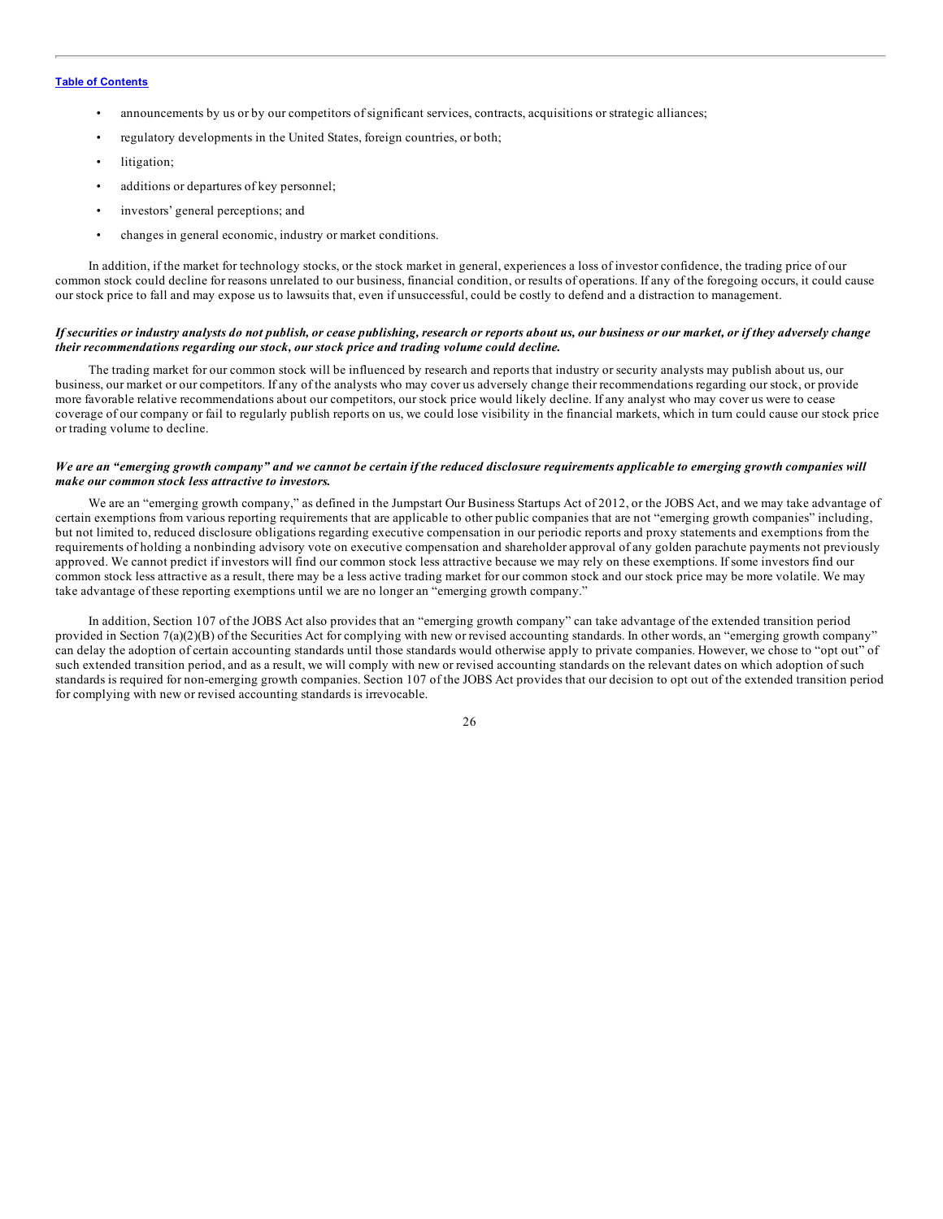- announcements by us or by our competitors of significant services, contracts, acquisitions or strategic alliances;
- regulatory developments in the United States, foreign countries, or both;
- litigation;
- additions or departures of key personnel;
- investors' general perceptions; and
- changes in general economic, industry or market conditions.

In addition, if the market for technology stocks, or the stock market in general, experiences a loss of investor confidence, the trading price of our common stock could decline for reasons unrelated to our business, financial condition, or results of operations. If any of the foregoing occurs, it could cause our stock price to fall and may expose us to lawsuits that, even if unsuccessful, could be costly to defend and a distraction to management.

***If securities or industry analysts do not publish, or cease publishing, research or reports about us, our business or our market, or if they adversely change their recommendations regarding our stock, our stock price and trading volume could decline.***

The trading market for our common stock will be influenced by research and reports that industry or security analysts may publish about us, our business, our market or our competitors. If any of the analysts who may cover us adversely change their recommendations regarding our stock, or provide more favorable relative recommendations about our competitors, our stock price would likely decline. If any analyst who may cover us were to cease coverage of our company or fail to regularly publish reports on us, we could lose visibility in the financial markets, which in turn could cause our stock price or trading volume to decline.

***We are an "emerging growth company" and we cannot be certain if the reduced disclosure requirements applicable to emerging growth companies will make our common stock less attractive to investors.***

We are an "emerging growth company," as defined in the Jumpstart Our Business Startups Act of 2012, or the JOBS Act, and we may take advantage of certain exemptions from various reporting requirements that are applicable to other public companies that are not "emerging growth companies" including, but not limited to, reduced disclosure obligations regarding executive compensation in our periodic reports and proxy statements and exemptions from the requirements of holding a nonbinding advisory vote on executive compensation and shareholder approval of any golden parachute payments not previously approved. We cannot predict if investors will find our common stock less attractive because we may rely on these exemptions. If some investors find our common stock less attractive as a result, there may be a less active trading market for our common stock and our stock price may be more volatile. We may take advantage of these reporting exemptions until we are no longer an "emerging growth company."

In addition, Section 107 of the JOBS Act also provides that an "emerging growth company" can take advantage of the extended transition period provided in Section 7(a)(2)(B) of the Securities Act for complying with new or revised accounting standards. In other words, an "emerging growth company" can delay the adoption of certain accounting standards until those standards would otherwise apply to private companies. However, we chose to "opt out" of such extended transition period, and as a result, we will comply with new or revised accounting standards on the relevant dates on which adoption of such standards is required for non-emerging growth companies. Section 107 of the JOBS Act provides that our decision to opt out of the extended transition period for complying with new or revised accounting standards is irrevocable.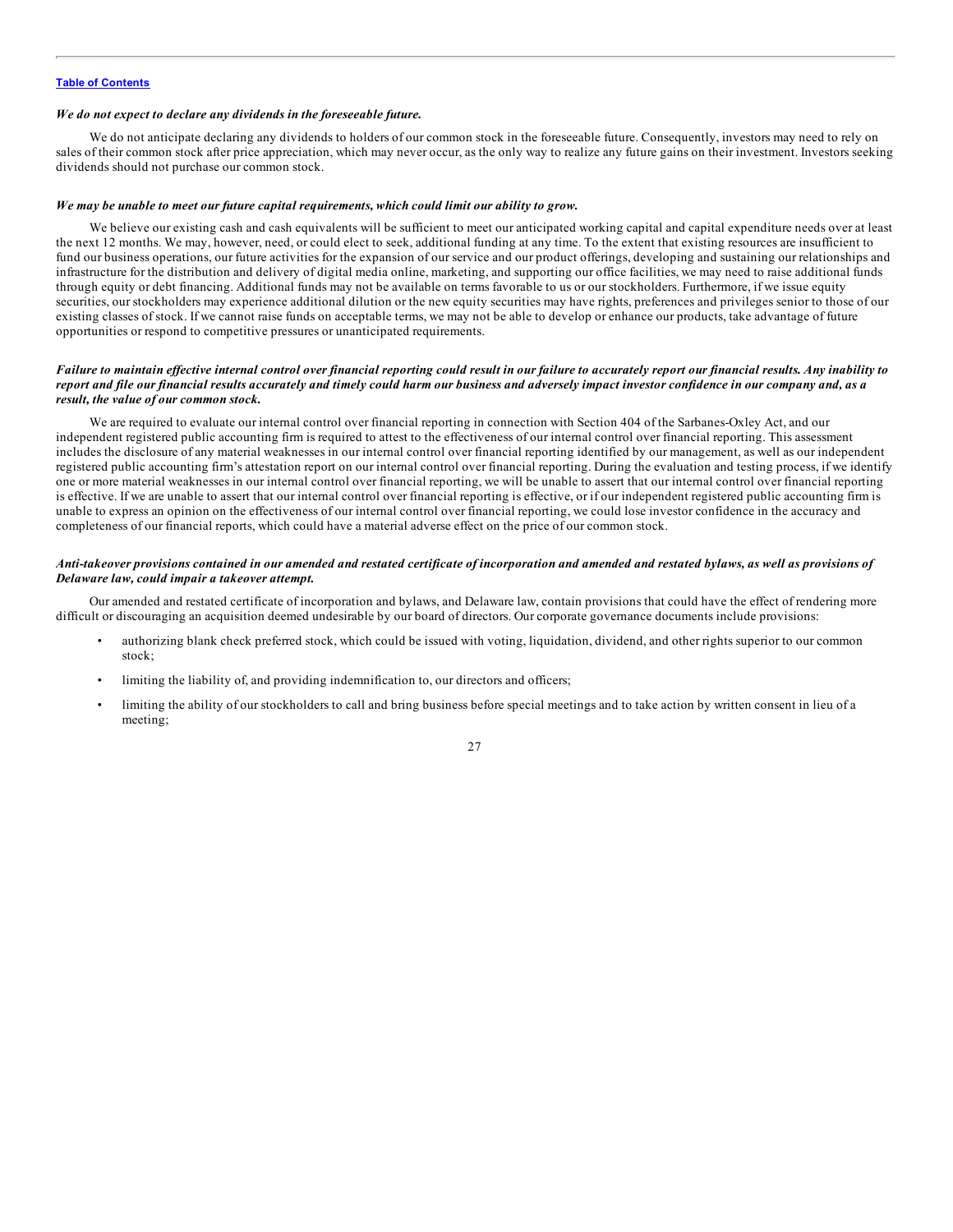*We do not expect to declare any dividends in the foreseeable future.*

We do not anticipate declaring any dividends to holders of our common stock in the foreseeable future. Consequently, investors may need to rely on sales of their common stock after price appreciation, which may never occur, as the only way to realize any future gains on their investment. Investors seeking dividends should not purchase our common stock.

***We may be unable to meet our future capital requirements, which could limit our ability to grow.***

We believe our existing cash and cash equivalents will be sufficient to meet our anticipated working capital and capital expenditure needs over at least the next 12 months. We may, however, need, or could elect to seek, additional funding at any time. To the extent that existing resources are insufficient to fund our business operations, our future activities for the expansion of our service and our product offerings, developing and sustaining our relationships and infrastructure for the distribution and delivery of digital media online, marketing, and supporting our office facilities, we may need to raise additional funds through equity or debt financing. Additional funds may not be available on terms favorable to us or our stockholders. Furthermore, if we issue equity securities, our stockholders may experience additional dilution or the new equity securities may have rights, preferences and privileges senior to those of our existing classes of stock. If we cannot raise funds on acceptable terms, we may not be able to develop or enhance our products, take advantage of future opportunities or respond to competitive pressures or unanticipated requirements.

***Failure to maintain effective internal control over financial reporting could result in our failure to accurately report our financial results. Any inability to report and file our financial results accurately and timely could harm our business and adversely impact investor confidence in our company and, as a result, the value of our common stock.***

We are required to evaluate our internal control over financial reporting in connection with Section 404 of the Sarbanes-Oxley Act, and our independent registered public accounting firm is required to attest to the effectiveness of our internal control over financial reporting. This assessment includes the disclosure of any material weaknesses in our internal control over financial reporting identified by our management, as well as our independent registered public accounting firm's attestation report on our internal control over financial reporting. During the evaluation and testing process, if we identify one or more material weaknesses in our internal control over financial reporting, we will be unable to assert that our internal control over financial reporting is effective. If we are unable to assert that our internal control over financial reporting is effective, or if our independent registered public accounting firm is unable to express an opinion on the effectiveness of our internal control over financial reporting, we could lose investor confidence in the accuracy and completeness of our financial reports, which could have a material adverse effect on the price of our common stock.

***Anti-takeover provisions contained in our amended and restated certificate of incorporation and amended and restated bylaws, as well as provisions of Delaware law, could impair a takeover attempt.***

Our amended and restated certificate of incorporation and bylaws, and Delaware law, contain provisions that could have the effect of rendering more difficult or discouraging an acquisition deemed undesirable by our board of directors. Our corporate governance documents include provisions:

- authorizing blank check preferred stock, which could be issued with voting, liquidation, dividend, and other rights superior to our common stock;
- limiting the liability of, and providing indemnification to, our directors and officers;
- limiting the ability of our stockholders to call and bring business before special meetings and to take action by written consent in lieu of a meeting;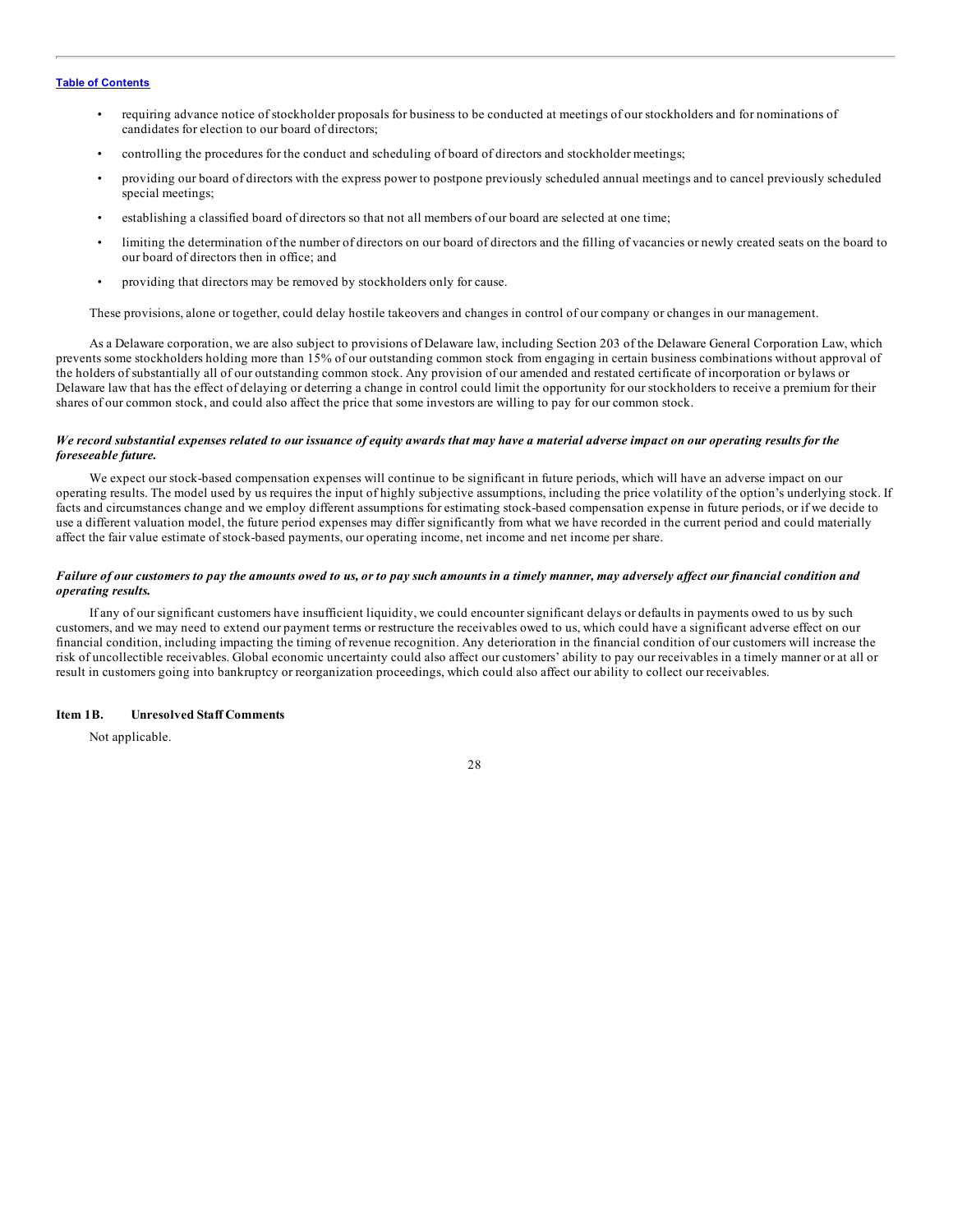- requiring advance notice of stockholder proposals for business to be conducted at meetings of our stockholders and for nominations of candidates for election to our board of directors;
- controlling the procedures for the conduct and scheduling of board of directors and stockholder meetings;
- providing our board of directors with the express power to postpone previously scheduled annual meetings and to cancel previously scheduled special meetings;
- establishing a classified board of directors so that not all members of our board are selected at one time;
- limiting the determination of the number of directors on our board of directors and the filling of vacancies or newly created seats on the board to our board of directors then in office; and
- providing that directors may be removed by stockholders only for cause.

These provisions, alone or together, could delay hostile takeovers and changes in control of our company or changes in our management.

As a Delaware corporation, we are also subject to provisions of Delaware law, including Section 203 of the Delaware General Corporation Law, which prevents some stockholders holding more than 15% of our outstanding common stock from engaging in certain business combinations without approval of the holders of substantially all of our outstanding common stock. Any provision of our amended and restated certificate of incorporation or bylaws or Delaware law that has the effect of delaying or deterring a change in control could limit the opportunity for our stockholders to receive a premium for their shares of our common stock, and could also affect the price that some investors are willing to pay for our common stock.

***We record substantial expenses related to our issuance of equity awards that may have a material adverse impact on our operating results for the foreseeable future.***

We expect our stock-based compensation expenses will continue to be significant in future periods, which will have an adverse impact on our operating results. The model used by us requires the input of highly subjective assumptions, including the price volatility of the option's underlying stock. If facts and circumstances change and we employ different assumptions for estimating stock-based compensation expense in future periods, or if we decide to use a different valuation model, the future period expenses may differ significantly from what we have recorded in the current period and could materially affect the fair value estimate of stock-based payments, our operating income, net income and net income per share.

***Failure of our customers to pay the amounts owed to us, or to pay such amounts in a timely manner, may adversely affect our financial condition and operating results.***

If any of our significant customers have insufficient liquidity, we could encounter significant delays or defaults in payments owed to us by such customers, and we may need to extend our payment terms or restructure the receivables owed to us, which could have a significant adverse effect on our financial condition, including impacting the timing of revenue recognition. Any deterioration in the financial condition of our customers will increase the risk of uncollectible receivables. Global economic uncertainty could also affect our customers' ability to pay our receivables in a timely manner or at all or result in customers going into bankruptcy or reorganization proceedings, which could also affect our ability to collect our receivables.

## Item 1B. Unresolved Staff Comments

Not applicable.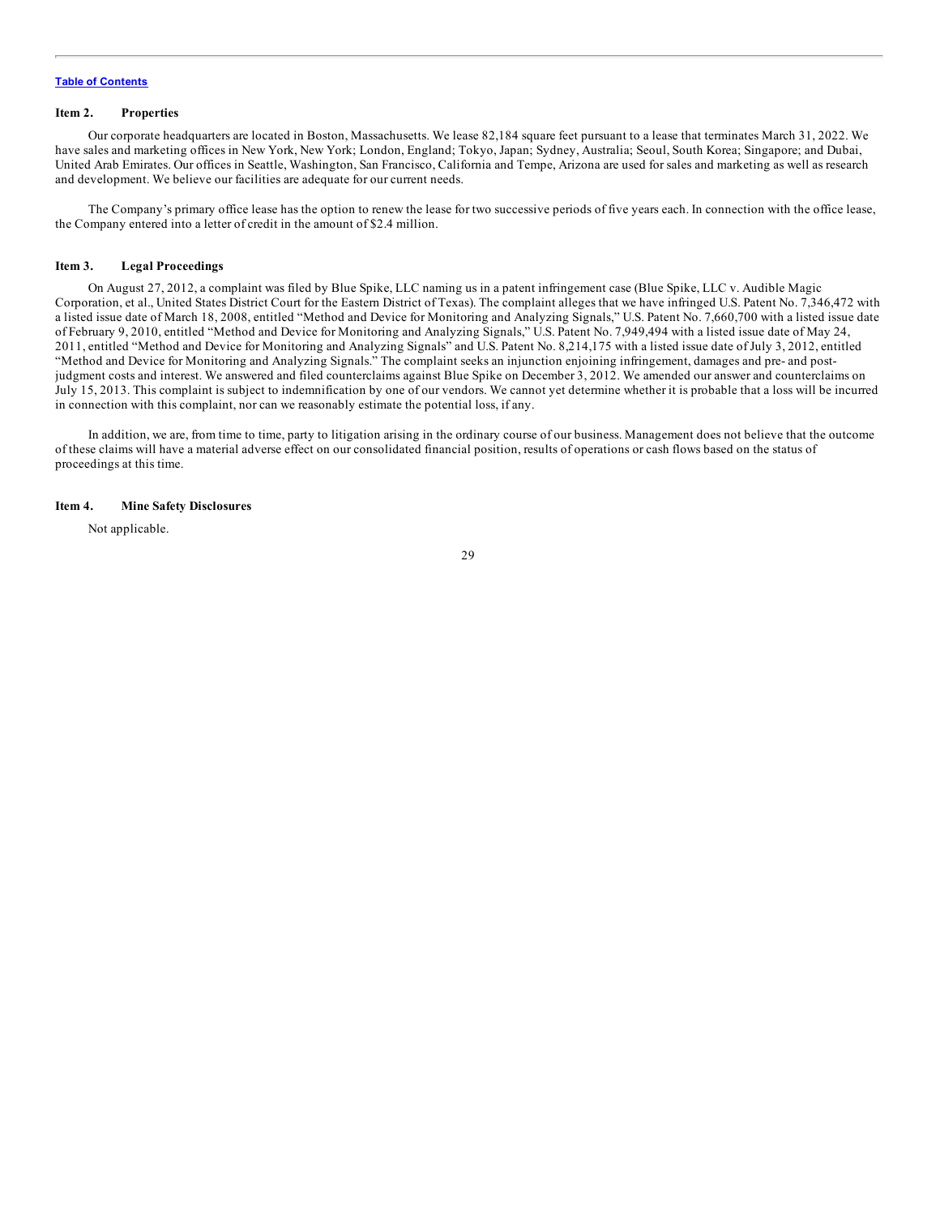## Item 2. Properties

Our corporate headquarters are located in Boston, Massachusetts. We lease 82,184 square feet pursuant to a lease that terminates March 31, 2022. We have sales and marketing offices in New York, New York; London, England; Tokyo, Japan; Sydney, Australia; Seoul, South Korea; Singapore; and Dubai, United Arab Emirates. Our offices in Seattle, Washington, San Francisco, California and Tempe, Arizona are used for sales and marketing as well as research and development. We believe our facilities are adequate for our current needs.

The Company's primary office lease has the option to renew the lease for two successive periods of five years each. In connection with the office lease, the Company entered into a letter of credit in the amount of $2.4 million.

## Item 3. Legal Proceedings

On August 27, 2012, a complaint was filed by Blue Spike, LLC naming us in a patent infringement case (Blue Spike, LLC v. Audible Magic Corporation, et al., United States District Court for the Eastern District of Texas). The complaint alleges that we have infringed U.S. Patent No. 7,346,472 with a listed issue date of March 18, 2008, entitled "Method and Device for Monitoring and Analyzing Signals," U.S. Patent No. 7,660,700 with a listed issue date of February 9, 2010, entitled "Method and Device for Monitoring and Analyzing Signals," U.S. Patent No. 7,949,494 with a listed issue date of May 24, 2011, entitled "Method and Device for Monitoring and Analyzing Signals" and U.S. Patent No. 8,214,175 with a listed issue date of July 3, 2012, entitled "Method and Device for Monitoring and Analyzing Signals." The complaint seeks an injunction enjoining infringement, damages and pre- and post-judgment costs and interest. We answered and filed counterclaims against Blue Spike on December 3, 2012. We amended our answer and counterclaims on July 15, 2013. This complaint is subject to indemnification by one of our vendors. We cannot yet determine whether it is probable that a loss will be incurred in connection with this complaint, nor can we reasonably estimate the potential loss, if any.

In addition, we are, from time to time, party to litigation arising in the ordinary course of our business. Management does not believe that the outcome of these claims will have a material adverse effect on our consolidated financial position, results of operations or cash flows based on the status of proceedings at this time.

## Item 4. Mine Safety Disclosures

Not applicable.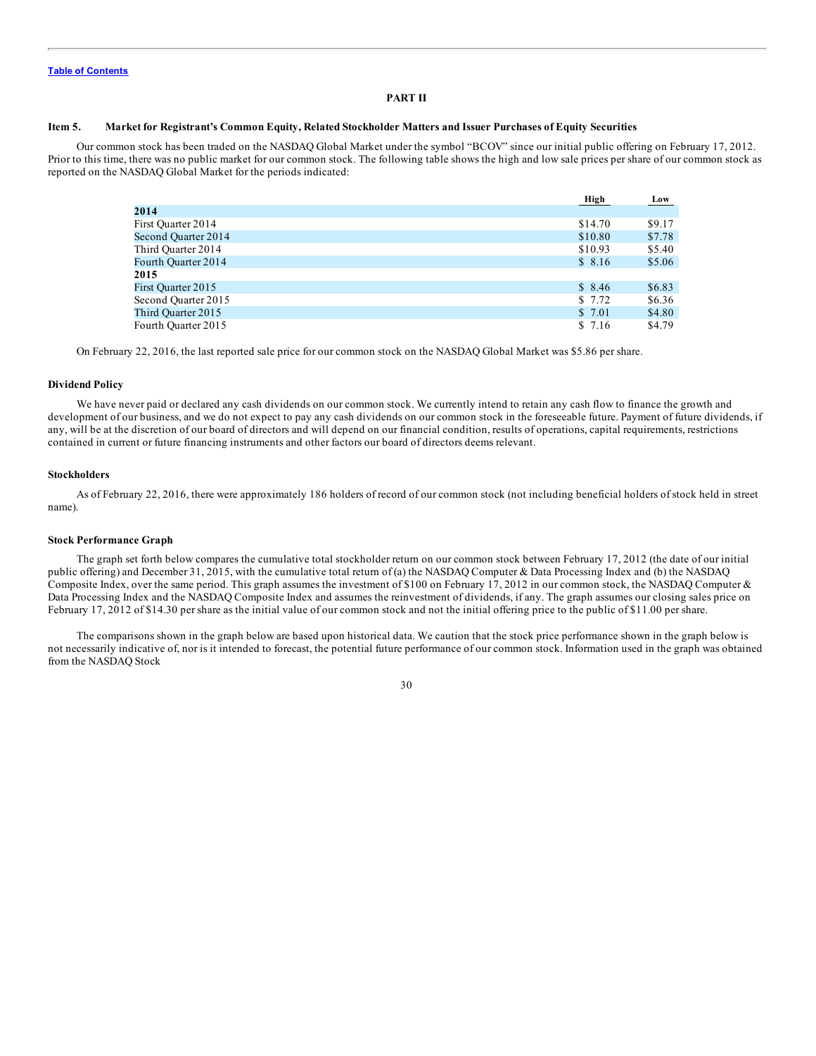[Table of Contents](#)

## PART II

### Item 5. Market for Registrant's Common Equity, Related Stockholder Matters and Issuer Purchases of Equity Securities

Our common stock has been traded on the NASDAQ Global Market under the symbol "BCOV" since our initial public offering on February 17, 2012. Prior to this time, there was no public market for our common stock. The following table shows the high and low sale prices per share of our common stock as reported on the NASDAQ Global Market for the periods indicated:

| | High | Low |
|---|---|---|
| **2014** | | |
| First Quarter 2014 | $14.70 | $9.17 |
| Second Quarter 2014 | $10.80 | $7.78 |
| Third Quarter 2014 | $10.93 | $5.40 |
| Fourth Quarter 2014 | $ 8.16 | $5.06 |
| **2015** | | |
| First Quarter 2015 | $ 8.46 | $6.83 |
| Second Quarter 2015 | $ 7.72 | $6.36 |
| Third Quarter 2015 | $ 7.01 | $4.80 |
| Fourth Quarter 2015 | $ 7.16 | $4.79 |

On February 22, 2016, the last reported sale price for our common stock on the NASDAQ Global Market was $5.86 per share.

#### Dividend Policy

We have never paid or declared any cash dividends on our common stock. We currently intend to retain any cash flow to finance the growth and development of our business, and we do not expect to pay any cash dividends on our common stock in the foreseeable future. Payment of future dividends, if any, will be at the discretion of our board of directors and will depend on our financial condition, results of operations, capital requirements, restrictions contained in current or future financing instruments and other factors our board of directors deems relevant.

#### Stockholders

As of February 22, 2016, there were approximately 186 holders of record of our common stock (not including beneficial holders of stock held in street name).

#### Stock Performance Graph

The graph set forth below compares the cumulative total stockholder return on our common stock between February 17, 2012 (the date of our initial public offering) and December 31, 2015, with the cumulative total return of (a) the NASDAQ Computer & Data Processing Index and (b) the NASDAQ Composite Index, over the same period. This graph assumes the investment of $100 on February 17, 2012 in our common stock, the NASDAQ Computer & Data Processing Index and the NASDAQ Composite Index and assumes the reinvestment of dividends, if any. The graph assumes our closing sales price on February 17, 2012 of $14.30 per share as the initial value of our common stock and not the initial offering price to the public of $11.00 per share.

The comparisons shown in the graph below are based upon historical data. We caution that the stock price performance shown in the graph below is not necessarily indicative of, nor is it intended to forecast, the potential future performance of our common stock. Information used in the graph was obtained from the NASDAQ Stock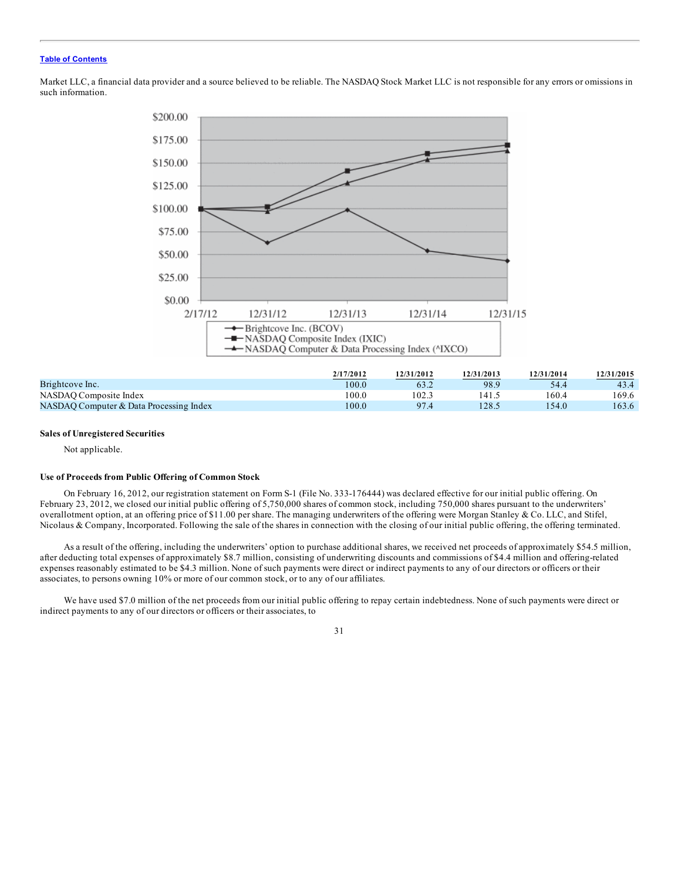Market LLC, a financial data provider and a source believed to be reliable. The NASDAQ Stock Market LLC is not responsible for any errors or omissions in such information.

|  | 2/17/2012 | 12/31/2012 | 12/31/2013 | 12/31/2014 | 12/31/2015 |
| --- | --- | --- | --- | --- | --- |
| Brightcove Inc. | 100.0 | 63.2 | 98.9 | 54.4 | 43.4 |
| NASDAQ Composite Index | 100.0 | 102.3 | 141.5 | 160.4 | 169.6 |
| NASDAQ Computer & Data Processing Index | 100.0 | 97.4 | 128.5 | 154.0 | 163.6 |

**Sales of Unregistered Securities**

Not applicable.

**Use of Proceeds from Public Offering of Common Stock**

On February 16, 2012, our registration statement on Form S-1 (File No. 333-176444) was declared effective for our initial public offering. On February 23, 2012, we closed our initial public offering of 5,750,000 shares of common stock, including 750,000 shares pursuant to the underwriters' overallotment option, at an offering price of $11.00 per share. The managing underwriters of the offering were Morgan Stanley & Co. LLC, and Stifel, Nicolaus & Company, Incorporated. Following the sale of the shares in connection with the closing of our initial public offering, the offering terminated.

As a result of the offering, including the underwriters' option to purchase additional shares, we received net proceeds of approximately $54.5 million, after deducting total expenses of approximately $8.7 million, consisting of underwriting discounts and commissions of $4.4 million and offering-related expenses reasonably estimated to be $4.3 million. None of such payments were direct or indirect payments to any of our directors or officers or their associates, to persons owning 10% or more of our common stock, or to any of our affiliates.

We have used $7.0 million of the net proceeds from our initial public offering to repay certain indebtedness. None of such payments were direct or indirect payments to any of our directors or officers or their associates, to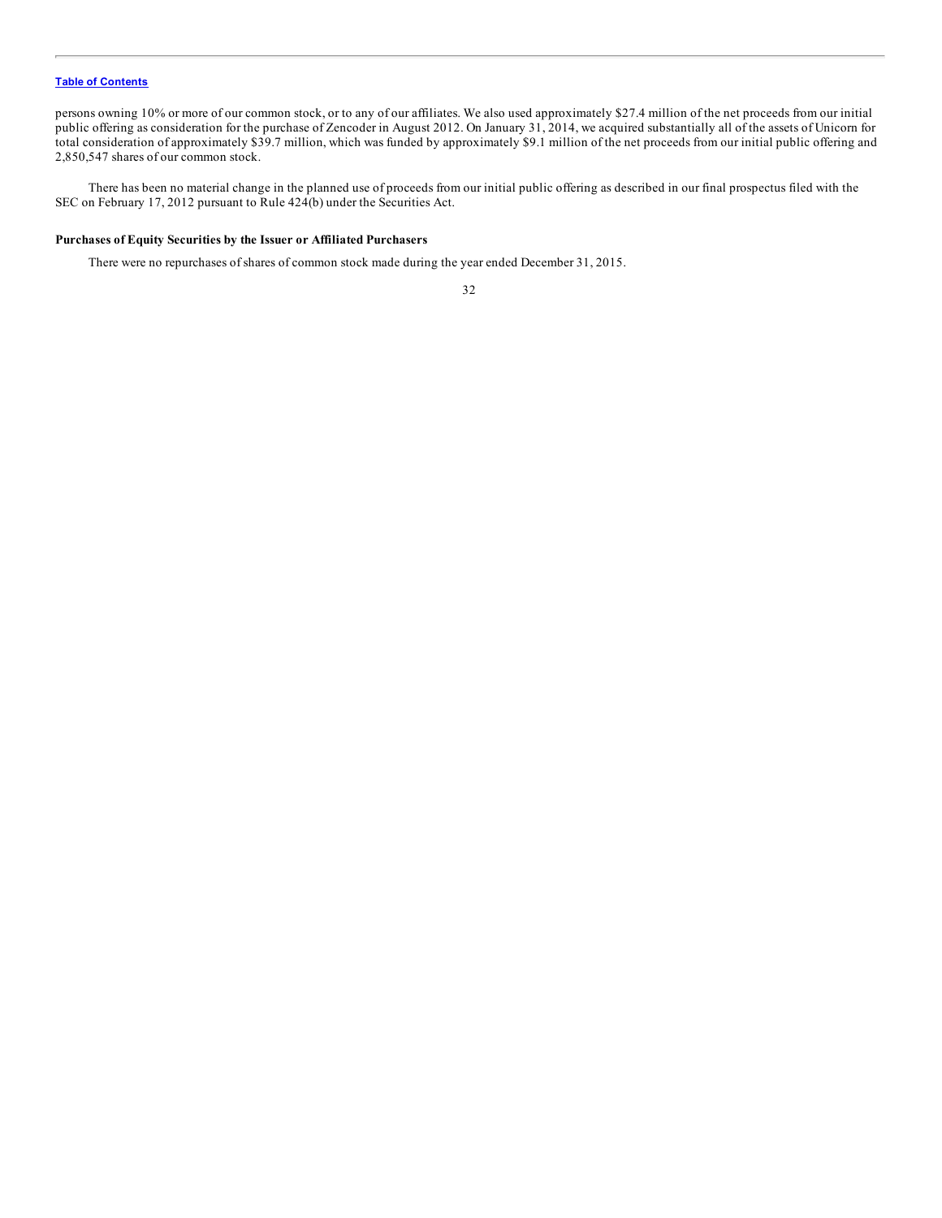persons owning 10% or more of our common stock, or to any of our affiliates. We also used approximately $27.4 million of the net proceeds from our initial public offering as consideration for the purchase of Zencoder in August 2012. On January 31, 2014, we acquired substantially all of the assets of Unicorn for total consideration of approximately $39.7 million, which was funded by approximately $9.1 million of the net proceeds from our initial public offering and 2,850,547 shares of our common stock.

There has been no material change in the planned use of proceeds from our initial public offering as described in our final prospectus filed with the SEC on February 17, 2012 pursuant to Rule 424(b) under the Securities Act.

### Purchases of Equity Securities by the Issuer or Affiliated Purchasers

There were no repurchases of shares of common stock made during the year ended December 31, 2015.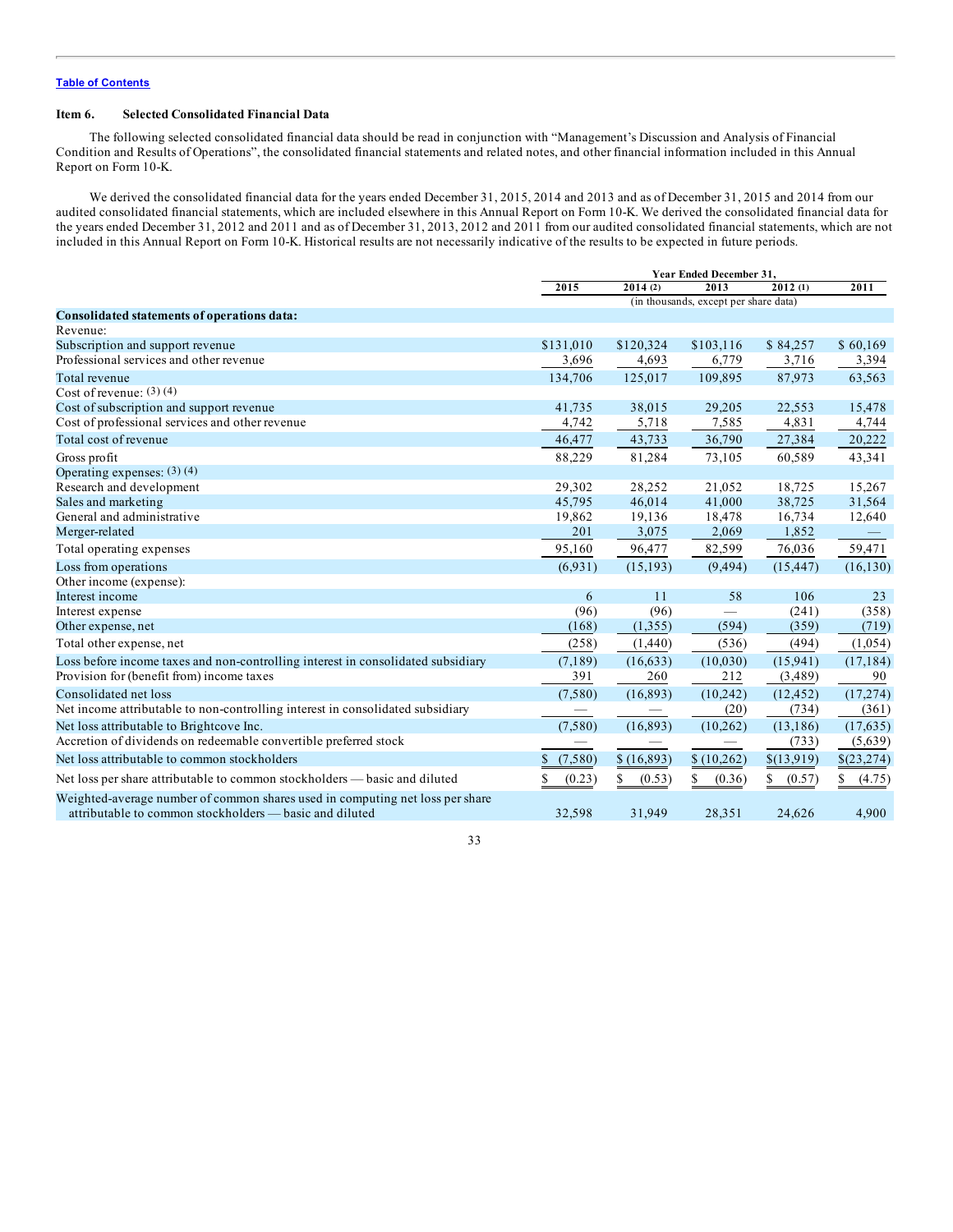[Table of Contents](#)

## Item 6. Selected Consolidated Financial Data

The following selected consolidated financial data should be read in conjunction with "Management's Discussion and Analysis of Financial Condition and Results of Operations", the consolidated financial statements and related notes, and other financial information included in this Annual Report on Form 10-K.

We derived the consolidated financial data for the years ended December 31, 2015, 2014 and 2013 and as of December 31, 2015 and 2014 from our audited consolidated financial statements, which are included elsewhere in this Annual Report on Form 10-K. We derived the consolidated financial data for the years ended December 31, 2012 and 2011 and as of December 31, 2013, 2012 and 2011 from our audited consolidated financial statements, which are not included in this Annual Report on Form 10-K. Historical results are not necessarily indicative of the results to be expected in future periods.

| | Year Ended December 31, | | | | |
|---|---|---|---|---|---|
| | 2015 | 2014 (2) | 2013 | 2012 (1) | 2011 |
| | (in thousands, except per share data) | | | | |
| **Consolidated statements of operations data:** | | | | | |
| Revenue: | | | | | |
| Subscription and support revenue | $131,010 | $120,324 | $103,116 | $ 84,257 | $ 60,169 |
| Professional services and other revenue | 3,696 | 4,693 | 6,779 | 3,716 | 3,394 |
| Total revenue | 134,706 | 125,017 | 109,895 | 87,973 | 63,563 |
| Cost of revenue: (3) (4) | | | | | |
| Cost of subscription and support revenue | 41,735 | 38,015 | 29,205 | 22,553 | 15,478 |
| Cost of professional services and other revenue | 4,742 | 5,718 | 7,585 | 4,831 | 4,744 |
| Total cost of revenue | 46,477 | 43,733 | 36,790 | 27,384 | 20,222 |
| Gross profit | 88,229 | 81,284 | 73,105 | 60,589 | 43,341 |
| Operating expenses: (3) (4) | | | | | |
| Research and development | 29,302 | 28,252 | 21,052 | 18,725 | 15,267 |
| Sales and marketing | 45,795 | 46,014 | 41,000 | 38,725 | 31,564 |
| General and administrative | 19,862 | 19,136 | 18,478 | 16,734 | 12,640 |
| Merger-related | 201 | 3,075 | 2,069 | 1,852 | — |
| Total operating expenses | 95,160 | 96,477 | 82,599 | 76,036 | 59,471 |
| Loss from operations | (6,931) | (15,193) | (9,494) | (15,447) | (16,130) |
| Other income (expense): | | | | | |
| Interest income | 6 | 11 | 58 | 106 | 23 |
| Interest expense | (96) | (96) | — | (241) | (358) |
| Other expense, net | (168) | (1,355) | (594) | (359) | (719) |
| Total other expense, net | (258) | (1,440) | (536) | (494) | (1,054) |
| Loss before income taxes and non-controlling interest in consolidated subsidiary | (7,189) | (16,633) | (10,030) | (15,941) | (17,184) |
| Provision for (benefit from) income taxes | 391 | 260 | 212 | (3,489) | 90 |
| Consolidated net loss | (7,580) | (16,893) | (10,242) | (12,452) | (17,274) |
| Net income attributable to non-controlling interest in consolidated subsidiary | — | — | (20) | (734) | (361) |
| Net loss attributable to Brightcove Inc. | (7,580) | (16,893) | (10,262) | (13,186) | (17,635) |
| Accretion of dividends on redeemable convertible preferred stock | — | — | — | (733) | (5,639) |
| Net loss attributable to common stockholders | $ (7,580) | $ (16,893) | $ (10,262) | $(13,919) | $(23,274) |
| Net loss per share attributable to common stockholders — basic and diluted | $ (0.23) | $ (0.53) | $ (0.36) | $ (0.57) | $ (4.75) |
| Weighted-average number of common shares used in computing net loss per share attributable to common stockholders — basic and diluted | 32,598 | 31,949 | 28,351 | 24,626 | 4,900 |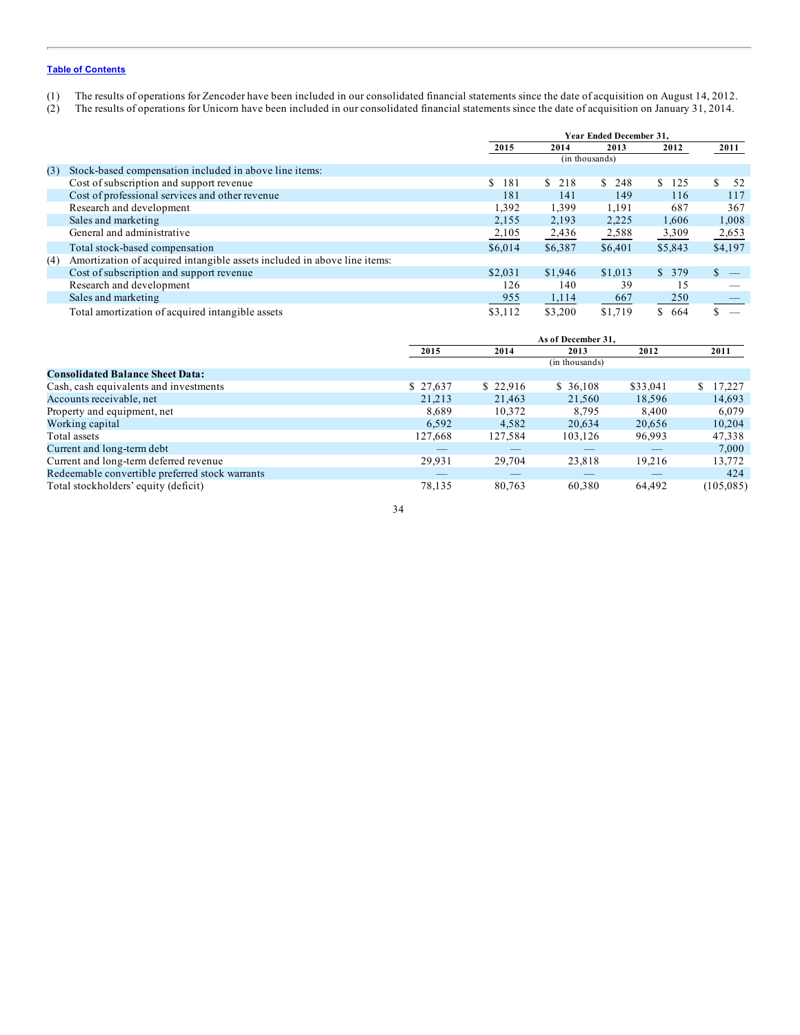Table of Contents

(1) The results of operations for Zencoder have been included in our consolidated financial statements since the date of acquisition on August 14, 2012.
(2) The results of operations for Unicorn have been included in our consolidated financial statements since the date of acquisition on January 31, 2014.

| | Year Ended December 31, | | | | |
|---|---|---|---|---|---|
| | 2015 | 2014 | 2013 | 2012 | 2011 |
| | (in thousands) | | | | |
| (3) Stock-based compensation included in above line items: | | | | | |
| Cost of subscription and support revenue | $ 181 | $ 218 | $ 248 | $ 125 | $ 52 |
| Cost of professional services and other revenue | 181 | 141 | 149 | 116 | 117 |
| Research and development | 1,392 | 1,399 | 1,191 | 687 | 367 |
| Sales and marketing | 2,155 | 2,193 | 2,225 | 1,606 | 1,008 |
| General and administrative | 2,105 | 2,436 | 2,588 | 3,309 | 2,653 |
| Total stock-based compensation | $6,014 | $6,387 | $6,401 | $5,843 | $4,197 |
| (4) Amortization of acquired intangible assets included in above line items: | | | | | |
| Cost of subscription and support revenue | $2,031 | $1,946 | $1,013 | $ 379 | $ — |
| Research and development | 126 | 140 | 39 | 15 | — |
| Sales and marketing | 955 | 1,114 | 667 | 250 | — |
| Total amortization of acquired intangible assets | $3,112 | $3,200 | $1,719 | $ 664 | $ — |

| | As of December 31, | | | | |
|---|---|---|---|---|---|
| | 2015 | 2014 | 2013 | 2012 | 2011 |
| | (in thousands) | | | | |
| **Consolidated Balance Sheet Data:** | | | | | |
| Cash, cash equivalents and investments | $ 27,637 | $ 22,916 | $ 36,108 | $33,041 | $ 17,227 |
| Accounts receivable, net | 21,213 | 21,463 | 21,560 | 18,596 | 14,693 |
| Property and equipment, net | 8,689 | 10,372 | 8,795 | 8,400 | 6,079 |
| Working capital | 6,592 | 4,582 | 20,634 | 20,656 | 10,204 |
| Total assets | 127,668 | 127,584 | 103,126 | 96,993 | 47,338 |
| Current and long-term debt | — | — | — | — | 7,000 |
| Current and long-term deferred revenue | 29,931 | 29,704 | 23,818 | 19,216 | 13,772 |
| Redeemable convertible preferred stock warrants | — | — | — | — | 424 |
| Total stockholders' equity (deficit) | 78,135 | 80,763 | 60,380 | 64,492 | (105,085) |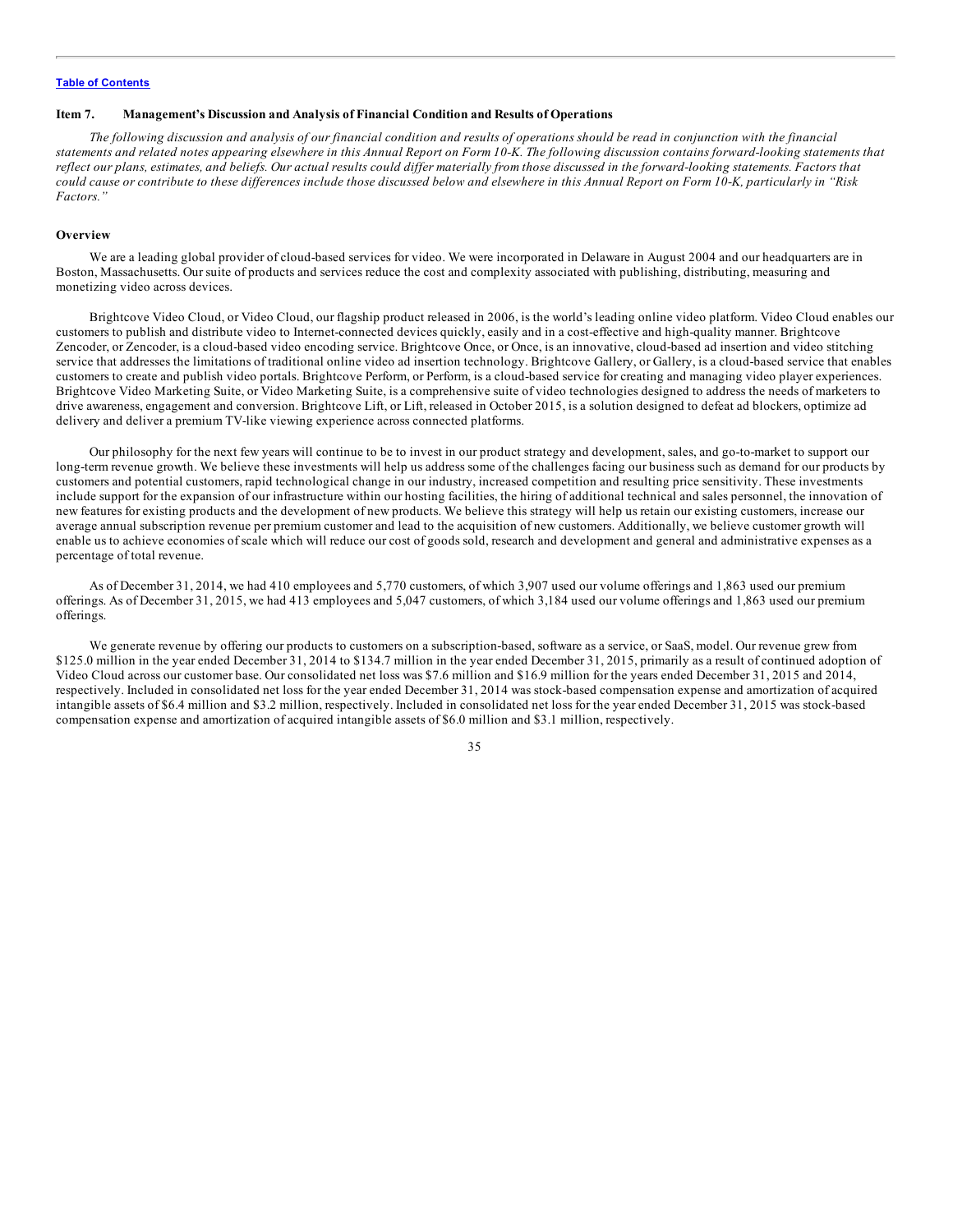## Item 7. Management's Discussion and Analysis of Financial Condition and Results of Operations

*The following discussion and analysis of our financial condition and results of operations should be read in conjunction with the financial statements and related notes appearing elsewhere in this Annual Report on Form 10-K. The following discussion contains forward-looking statements that reflect our plans, estimates, and beliefs. Our actual results could differ materially from those discussed in the forward-looking statements. Factors that could cause or contribute to these differences include those discussed below and elsewhere in this Annual Report on Form 10-K, particularly in "Risk Factors."*

### Overview

We are a leading global provider of cloud-based services for video. We were incorporated in Delaware in August 2004 and our headquarters are in Boston, Massachusetts. Our suite of products and services reduce the cost and complexity associated with publishing, distributing, measuring and monetizing video across devices.

Brightcove Video Cloud, or Video Cloud, our flagship product released in 2006, is the world's leading online video platform. Video Cloud enables our customers to publish and distribute video to Internet-connected devices quickly, easily and in a cost-effective and high-quality manner. Brightcove Zencoder, or Zencoder, is a cloud-based video encoding service. Brightcove Once, or Once, is an innovative, cloud-based ad insertion and video stitching service that addresses the limitations of traditional online video ad insertion technology. Brightcove Gallery, or Gallery, is a cloud-based service that enables customers to create and publish video portals. Brightcove Perform, or Perform, is a cloud-based service for creating and managing video player experiences. Brightcove Video Marketing Suite, or Video Marketing Suite, is a comprehensive suite of video technologies designed to address the needs of marketers to drive awareness, engagement and conversion. Brightcove Lift, or Lift, released in October 2015, is a solution designed to defeat ad blockers, optimize ad delivery and deliver a premium TV-like viewing experience across connected platforms.

Our philosophy for the next few years will continue to be to invest in our product strategy and development, sales, and go-to-market to support our long-term revenue growth. We believe these investments will help us address some of the challenges facing our business such as demand for our products by customers and potential customers, rapid technological change in our industry, increased competition and resulting price sensitivity. These investments include support for the expansion of our infrastructure within our hosting facilities, the hiring of additional technical and sales personnel, the innovation of new features for existing products and the development of new products. We believe this strategy will help us retain our existing customers, increase our average annual subscription revenue per premium customer and lead to the acquisition of new customers. Additionally, we believe customer growth will enable us to achieve economies of scale which will reduce our cost of goods sold, research and development and general and administrative expenses as a percentage of total revenue.

As of December 31, 2014, we had 410 employees and 5,770 customers, of which 3,907 used our volume offerings and 1,863 used our premium offerings. As of December 31, 2015, we had 413 employees and 5,047 customers, of which 3,184 used our volume offerings and 1,863 used our premium offerings.

We generate revenue by offering our products to customers on a subscription-based, software as a service, or SaaS, model. Our revenue grew from $125.0 million in the year ended December 31, 2014 to $134.7 million in the year ended December 31, 2015, primarily as a result of continued adoption of Video Cloud across our customer base. Our consolidated net loss was $7.6 million and $16.9 million for the years ended December 31, 2015 and 2014, respectively. Included in consolidated net loss for the year ended December 31, 2014 was stock-based compensation expense and amortization of acquired intangible assets of $6.4 million and $3.2 million, respectively. Included in consolidated net loss for the year ended December 31, 2015 was stock-based compensation expense and amortization of acquired intangible assets of $6.0 million and $3.1 million, respectively.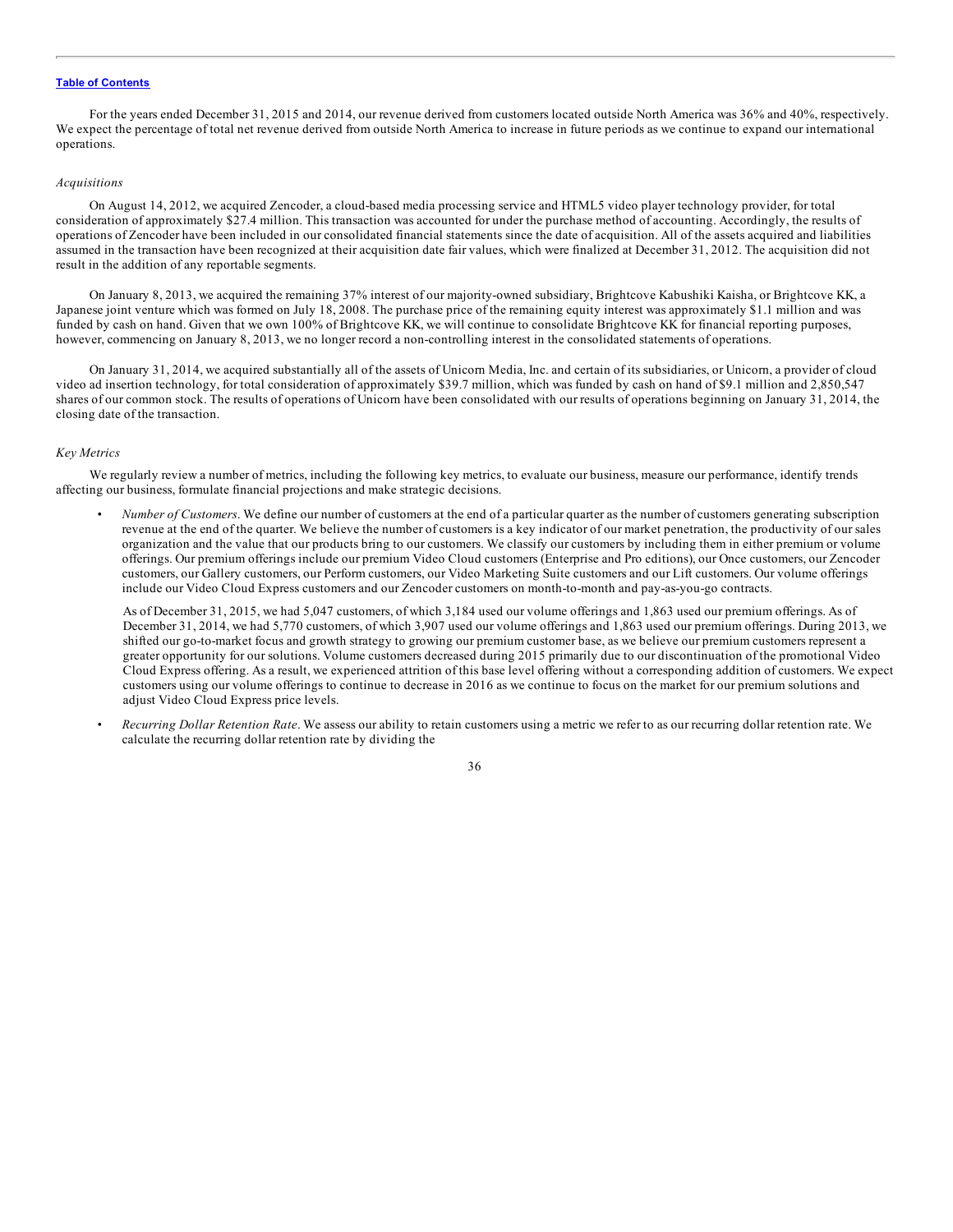For the years ended December 31, 2015 and 2014, our revenue derived from customers located outside North America was 36% and 40%, respectively. We expect the percentage of total net revenue derived from outside North America to increase in future periods as we continue to expand our international operations.

*Acquisitions*

On August 14, 2012, we acquired Zencoder, a cloud-based media processing service and HTML5 video player technology provider, for total consideration of approximately $27.4 million. This transaction was accounted for under the purchase method of accounting. Accordingly, the results of operations of Zencoder have been included in our consolidated financial statements since the date of acquisition. All of the assets acquired and liabilities assumed in the transaction have been recognized at their acquisition date fair values, which were finalized at December 31, 2012. The acquisition did not result in the addition of any reportable segments.

On January 8, 2013, we acquired the remaining 37% interest of our majority-owned subsidiary, Brightcove Kabushiki Kaisha, or Brightcove KK, a Japanese joint venture which was formed on July 18, 2008. The purchase price of the remaining equity interest was approximately $1.1 million and was funded by cash on hand. Given that we own 100% of Brightcove KK, we will continue to consolidate Brightcove KK for financial reporting purposes, however, commencing on January 8, 2013, we no longer record a non-controlling interest in the consolidated statements of operations.

On January 31, 2014, we acquired substantially all of the assets of Unicorn Media, Inc. and certain of its subsidiaries, or Unicorn, a provider of cloud video ad insertion technology, for total consideration of approximately $39.7 million, which was funded by cash on hand of $9.1 million and 2,850,547 shares of our common stock. The results of operations of Unicorn have been consolidated with our results of operations beginning on January 31, 2014, the closing date of the transaction.

*Key Metrics*

We regularly review a number of metrics, including the following key metrics, to evaluate our business, measure our performance, identify trends affecting our business, formulate financial projections and make strategic decisions.

- *Number of Customers*. We define our number of customers at the end of a particular quarter as the number of customers generating subscription revenue at the end of the quarter. We believe the number of customers is a key indicator of our market penetration, the productivity of our sales organization and the value that our products bring to our customers. We classify our customers by including them in either premium or volume offerings. Our premium offerings include our premium Video Cloud customers (Enterprise and Pro editions), our Once customers, our Zencoder customers, our Gallery customers, our Perform customers, our Video Marketing Suite customers and our Lift customers. Our volume offerings include our Video Cloud Express customers and our Zencoder customers on month-to-month and pay-as-you-go contracts.

  As of December 31, 2015, we had 5,047 customers, of which 3,184 used our volume offerings and 1,863 used our premium offerings. As of December 31, 2014, we had 5,770 customers, of which 3,907 used our volume offerings and 1,863 used our premium offerings. During 2013, we shifted our go-to-market focus and growth strategy to growing our premium customer base, as we believe our premium customers represent a greater opportunity for our solutions. Volume customers decreased during 2015 primarily due to our discontinuation of the promotional Video Cloud Express offering. As a result, we experienced attrition of this base level offering without a corresponding addition of customers. We expect customers using our volume offerings to continue to decrease in 2016 as we continue to focus on the market for our premium solutions and adjust Video Cloud Express price levels.

- *Recurring Dollar Retention Rate*. We assess our ability to retain customers using a metric we refer to as our recurring dollar retention rate. We calculate the recurring dollar retention rate by dividing the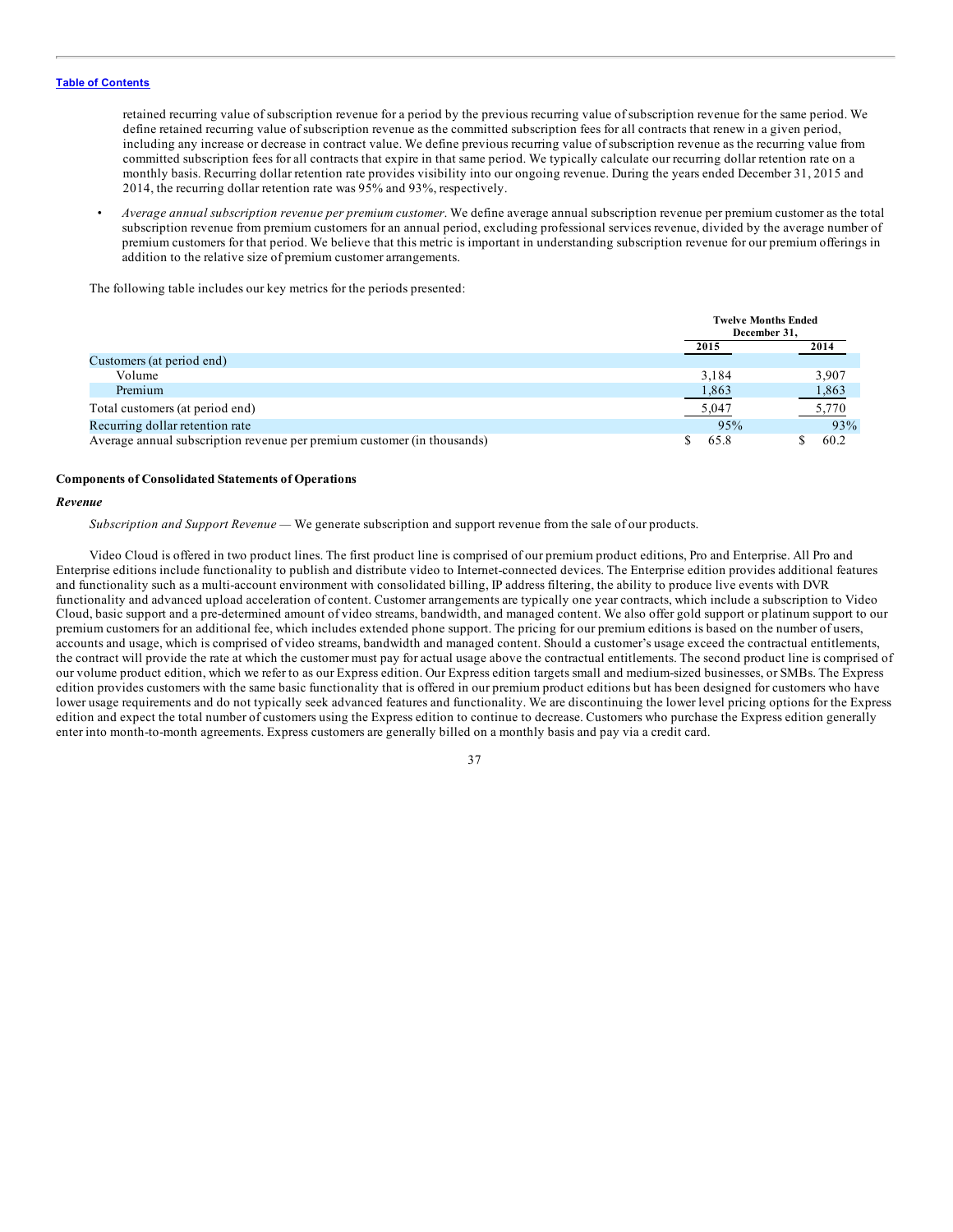retained recurring value of subscription revenue for a period by the previous recurring value of subscription revenue for the same period. We define retained recurring value of subscription revenue as the committed subscription fees for all contracts that renew in a given period, including any increase or decrease in contract value. We define previous recurring value of subscription revenue as the recurring value from committed subscription fees for all contracts that expire in that same period. We typically calculate our recurring dollar retention rate on a monthly basis. Recurring dollar retention rate provides visibility into our ongoing revenue. During the years ended December 31, 2015 and 2014, the recurring dollar retention rate was 95% and 93%, respectively.

- *Average annual subscription revenue per premium customer*. We define average annual subscription revenue per premium customer as the total subscription revenue from premium customers for an annual period, excluding professional services revenue, divided by the average number of premium customers for that period. We believe that this metric is important in understanding subscription revenue for our premium offerings in addition to the relative size of premium customer arrangements.

The following table includes our key metrics for the periods presented:

| | Twelve Months Ended December 31, | |
|---|---|---|
| | 2015 | 2014 |
| Customers (at period end) | | |
| Volume | 3,184 | 3,907 |
| Premium | 1,863 | 1,863 |
| Total customers (at period end) | 5,047 | 5,770 |
| Recurring dollar retention rate | 95% | 93% |
| Average annual subscription revenue per premium customer (in thousands) | $ 65.8 | $ 60.2 |

**Components of Consolidated Statements of Operations**

***Revenue***

*Subscription and Support Revenue* — We generate subscription and support revenue from the sale of our products.

Video Cloud is offered in two product lines. The first product line is comprised of our premium product editions, Pro and Enterprise. All Pro and Enterprise editions include functionality to publish and distribute video to Internet-connected devices. The Enterprise edition provides additional features and functionality such as a multi-account environment with consolidated billing, IP address filtering, the ability to produce live events with DVR functionality and advanced upload acceleration of content. Customer arrangements are typically one year contracts, which include a subscription to Video Cloud, basic support and a pre-determined amount of video streams, bandwidth, and managed content. We also offer gold support or platinum support to our premium customers for an additional fee, which includes extended phone support. The pricing for our premium editions is based on the number of users, accounts and usage, which is comprised of video streams, bandwidth and managed content. Should a customer's usage exceed the contractual entitlements, the contract will provide the rate at which the customer must pay for actual usage above the contractual entitlements. The second product line is comprised of our volume product edition, which we refer to as our Express edition. Our Express edition targets small and medium-sized businesses, or SMBs. The Express edition provides customers with the same basic functionality that is offered in our premium product editions but has been designed for customers who have lower usage requirements and do not typically seek advanced features and functionality. We are discontinuing the lower level pricing options for the Express edition and expect the total number of customers using the Express edition to continue to decrease. Customers who purchase the Express edition generally enter into month-to-month agreements. Express customers are generally billed on a monthly basis and pay via a credit card.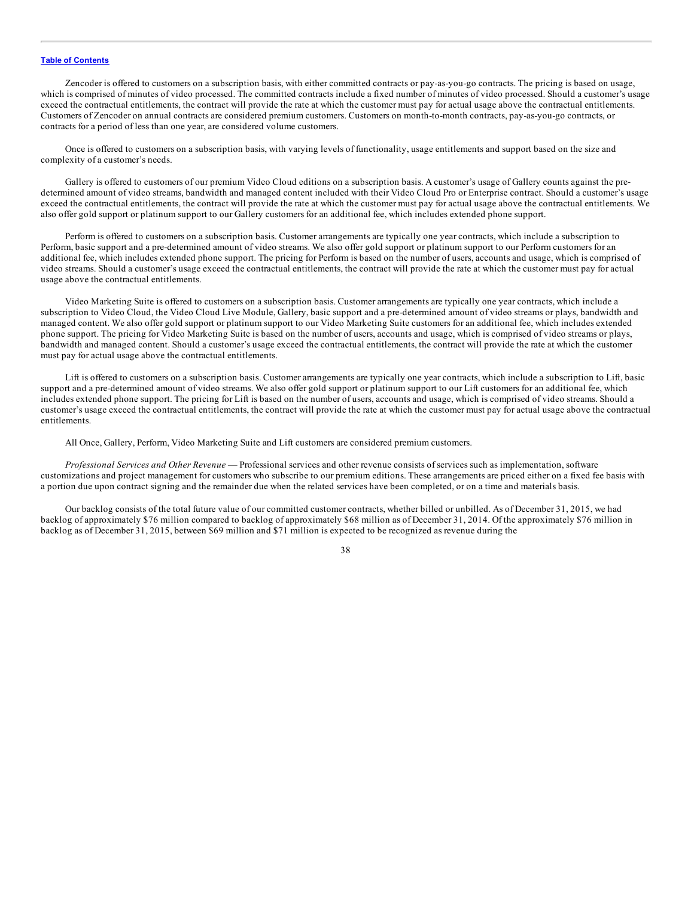Zencoder is offered to customers on a subscription basis, with either committed contracts or pay-as-you-go contracts. The pricing is based on usage, which is comprised of minutes of video processed. The committed contracts include a fixed number of minutes of video processed. Should a customer's usage exceed the contractual entitlements, the contract will provide the rate at which the customer must pay for actual usage above the contractual entitlements. Customers of Zencoder on annual contracts are considered premium customers. Customers on month-to-month contracts, pay-as-you-go contracts, or contracts for a period of less than one year, are considered volume customers.

Once is offered to customers on a subscription basis, with varying levels of functionality, usage entitlements and support based on the size and complexity of a customer's needs.

Gallery is offered to customers of our premium Video Cloud editions on a subscription basis. A customer's usage of Gallery counts against the pre-determined amount of video streams, bandwidth and managed content included with their Video Cloud Pro or Enterprise contract. Should a customer's usage exceed the contractual entitlements, the contract will provide the rate at which the customer must pay for actual usage above the contractual entitlements. We also offer gold support or platinum support to our Gallery customers for an additional fee, which includes extended phone support.

Perform is offered to customers on a subscription basis. Customer arrangements are typically one year contracts, which include a subscription to Perform, basic support and a pre-determined amount of video streams. We also offer gold support or platinum support to our Perform customers for an additional fee, which includes extended phone support. The pricing for Perform is based on the number of users, accounts and usage, which is comprised of video streams. Should a customer's usage exceed the contractual entitlements, the contract will provide the rate at which the customer must pay for actual usage above the contractual entitlements.

Video Marketing Suite is offered to customers on a subscription basis. Customer arrangements are typically one year contracts, which include a subscription to Video Cloud, the Video Cloud Live Module, Gallery, basic support and a pre-determined amount of video streams or plays, bandwidth and managed content. We also offer gold support or platinum support to our Video Marketing Suite customers for an additional fee, which includes extended phone support. The pricing for Video Marketing Suite is based on the number of users, accounts and usage, which is comprised of video streams or plays, bandwidth and managed content. Should a customer's usage exceed the contractual entitlements, the contract will provide the rate at which the customer must pay for actual usage above the contractual entitlements.

Lift is offered to customers on a subscription basis. Customer arrangements are typically one year contracts, which include a subscription to Lift, basic support and a pre-determined amount of video streams. We also offer gold support or platinum support to our Lift customers for an additional fee, which includes extended phone support. The pricing for Lift is based on the number of users, accounts and usage, which is comprised of video streams. Should a customer's usage exceed the contractual entitlements, the contract will provide the rate at which the customer must pay for actual usage above the contractual entitlements.

All Once, Gallery, Perform, Video Marketing Suite and Lift customers are considered premium customers.

*Professional Services and Other Revenue* — Professional services and other revenue consists of services such as implementation, software customizations and project management for customers who subscribe to our premium editions. These arrangements are priced either on a fixed fee basis with a portion due upon contract signing and the remainder due when the related services have been completed, or on a time and materials basis.

Our backlog consists of the total future value of our committed customer contracts, whether billed or unbilled. As of December 31, 2015, we had backlog of approximately $76 million compared to backlog of approximately $68 million as of December 31, 2014. Of the approximately $76 million in backlog as of December 31, 2015, between $69 million and $71 million is expected to be recognized as revenue during the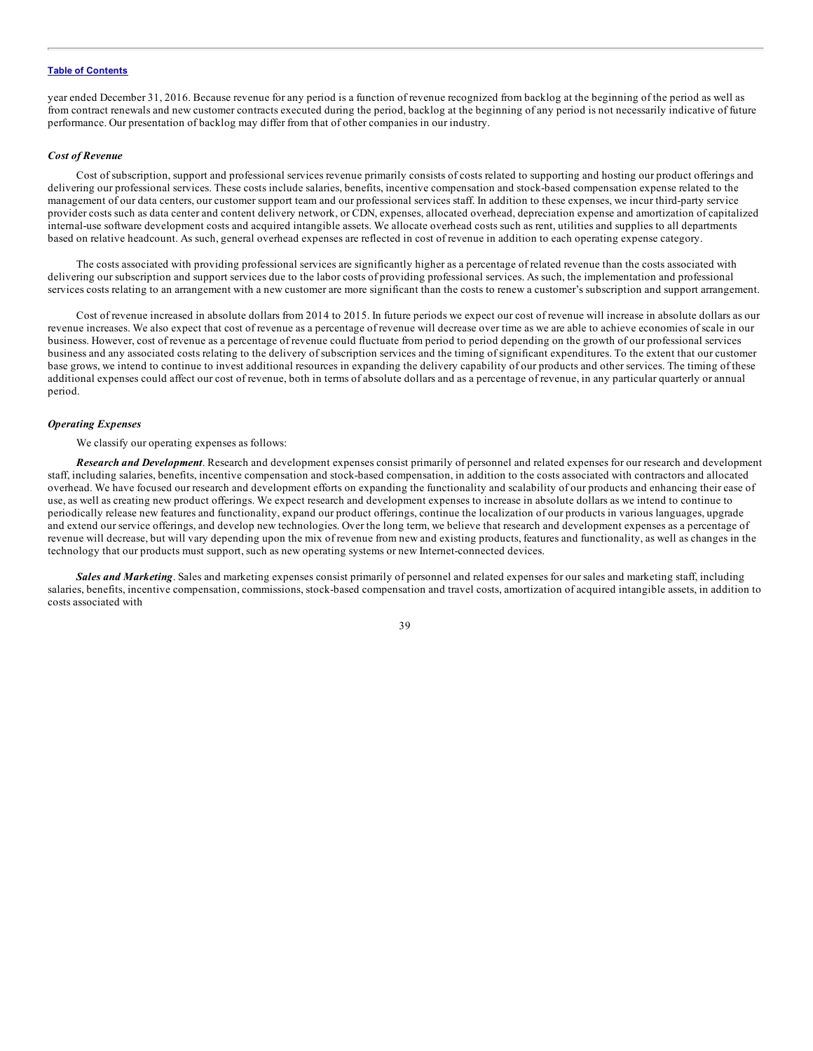year ended December 31, 2016. Because revenue for any period is a function of revenue recognized from backlog at the beginning of the period as well as from contract renewals and new customer contracts executed during the period, backlog at the beginning of any period is not necessarily indicative of future performance. Our presentation of backlog may differ from that of other companies in our industry.

### *Cost of Revenue*

Cost of subscription, support and professional services revenue primarily consists of costs related to supporting and hosting our product offerings and delivering our professional services. These costs include salaries, benefits, incentive compensation and stock-based compensation expense related to the management of our data centers, our customer support team and our professional services staff. In addition to these expenses, we incur third-party service provider costs such as data center and content delivery network, or CDN, expenses, allocated overhead, depreciation expense and amortization of capitalized internal-use software development costs and acquired intangible assets. We allocate overhead costs such as rent, utilities and supplies to all departments based on relative headcount. As such, general overhead expenses are reflected in cost of revenue in addition to each operating expense category.

The costs associated with providing professional services are significantly higher as a percentage of related revenue than the costs associated with delivering our subscription and support services due to the labor costs of providing professional services. As such, the implementation and professional services costs relating to an arrangement with a new customer are more significant than the costs to renew a customer's subscription and support arrangement.

Cost of revenue increased in absolute dollars from 2014 to 2015. In future periods we expect our cost of revenue will increase in absolute dollars as our revenue increases. We also expect that cost of revenue as a percentage of revenue will decrease over time as we are able to achieve economies of scale in our business. However, cost of revenue as a percentage of revenue could fluctuate from period to period depending on the growth of our professional services business and any associated costs relating to the delivery of subscription services and the timing of significant expenditures. To the extent that our customer base grows, we intend to continue to invest additional resources in expanding the delivery capability of our products and other services. The timing of these additional expenses could affect our cost of revenue, both in terms of absolute dollars and as a percentage of revenue, in any particular quarterly or annual period.

### *Operating Expenses*

We classify our operating expenses as follows:

***Research and Development***. Research and development expenses consist primarily of personnel and related expenses for our research and development staff, including salaries, benefits, incentive compensation and stock-based compensation, in addition to the costs associated with contractors and allocated overhead. We have focused our research and development efforts on expanding the functionality and scalability of our products and enhancing their ease of use, as well as creating new product offerings. We expect research and development expenses to increase in absolute dollars as we intend to continue to periodically release new features and functionality, expand our product offerings, continue the localization of our products in various languages, upgrade and extend our service offerings, and develop new technologies. Over the long term, we believe that research and development expenses as a percentage of revenue will decrease, but will vary depending upon the mix of revenue from new and existing products, features and functionality, as well as changes in the technology that our products must support, such as new operating systems or new Internet-connected devices.

***Sales and Marketing***. Sales and marketing expenses consist primarily of personnel and related expenses for our sales and marketing staff, including salaries, benefits, incentive compensation, commissions, stock-based compensation and travel costs, amortization of acquired intangible assets, in addition to costs associated with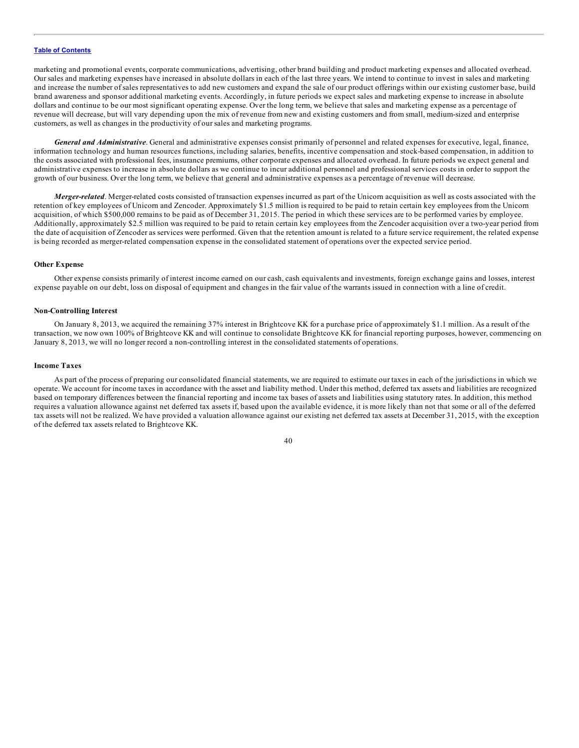marketing and promotional events, corporate communications, advertising, other brand building and product marketing expenses and allocated overhead. Our sales and marketing expenses have increased in absolute dollars in each of the last three years. We intend to continue to invest in sales and marketing and increase the number of sales representatives to add new customers and expand the sale of our product offerings within our existing customer base, build brand awareness and sponsor additional marketing events. Accordingly, in future periods we expect sales and marketing expense to increase in absolute dollars and continue to be our most significant operating expense. Over the long term, we believe that sales and marketing expense as a percentage of revenue will decrease, but will vary depending upon the mix of revenue from new and existing customers and from small, medium-sized and enterprise customers, as well as changes in the productivity of our sales and marketing programs.

***General and Administrative***. General and administrative expenses consist primarily of personnel and related expenses for executive, legal, finance, information technology and human resources functions, including salaries, benefits, incentive compensation and stock-based compensation, in addition to the costs associated with professional fees, insurance premiums, other corporate expenses and allocated overhead. In future periods we expect general and administrative expenses to increase in absolute dollars as we continue to incur additional personnel and professional services costs in order to support the growth of our business. Over the long term, we believe that general and administrative expenses as a percentage of revenue will decrease.

***Merger-related***. Merger-related costs consisted of transaction expenses incurred as part of the Unicorn acquisition as well as costs associated with the retention of key employees of Unicorn and Zencoder. Approximately $1.5 million is required to be paid to retain certain key employees from the Unicorn acquisition, of which $500,000 remains to be paid as of December 31, 2015. The period in which these services are to be performed varies by employee. Additionally, approximately $2.5 million was required to be paid to retain certain key employees from the Zencoder acquisition over a two-year period from the date of acquisition of Zencoder as services were performed. Given that the retention amount is related to a future service requirement, the related expense is being recorded as merger-related compensation expense in the consolidated statement of operations over the expected service period.

**Other Expense**

Other expense consists primarily of interest income earned on our cash, cash equivalents and investments, foreign exchange gains and losses, interest expense payable on our debt, loss on disposal of equipment and changes in the fair value of the warrants issued in connection with a line of credit.

**Non-Controlling Interest**

On January 8, 2013, we acquired the remaining 37% interest in Brightcove KK for a purchase price of approximately $1.1 million. As a result of the transaction, we now own 100% of Brightcove KK and will continue to consolidate Brightcove KK for financial reporting purposes, however, commencing on January 8, 2013, we will no longer record a non-controlling interest in the consolidated statements of operations.

**Income Taxes**

As part of the process of preparing our consolidated financial statements, we are required to estimate our taxes in each of the jurisdictions in which we operate. We account for income taxes in accordance with the asset and liability method. Under this method, deferred tax assets and liabilities are recognized based on temporary differences between the financial reporting and income tax bases of assets and liabilities using statutory rates. In addition, this method requires a valuation allowance against net deferred tax assets if, based upon the available evidence, it is more likely than not that some or all of the deferred tax assets will not be realized. We have provided a valuation allowance against our existing net deferred tax assets at December 31, 2015, with the exception of the deferred tax assets related to Brightcove KK.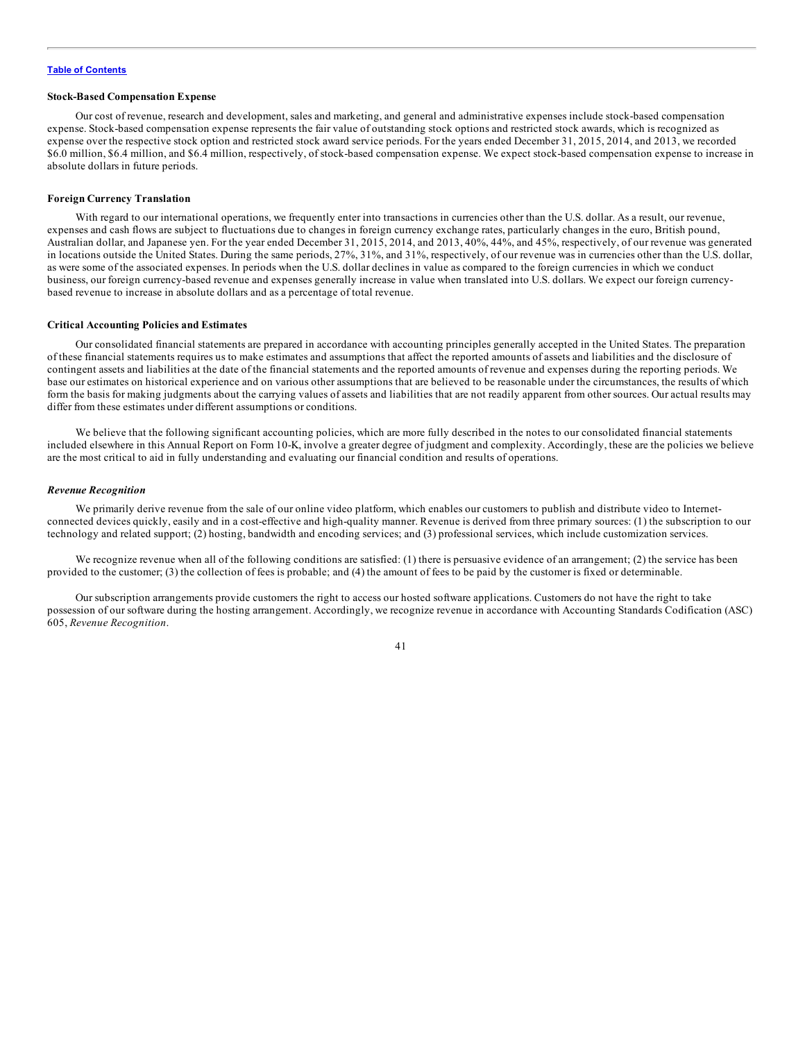**Stock-Based Compensation Expense**

Our cost of revenue, research and development, sales and marketing, and general and administrative expenses include stock-based compensation expense. Stock-based compensation expense represents the fair value of outstanding stock options and restricted stock awards, which is recognized as expense over the respective stock option and restricted stock award service periods. For the years ended December 31, 2015, 2014, and 2013, we recorded $6.0 million, $6.4 million, and $6.4 million, respectively, of stock-based compensation expense. We expect stock-based compensation expense to increase in absolute dollars in future periods.

**Foreign Currency Translation**

With regard to our international operations, we frequently enter into transactions in currencies other than the U.S. dollar. As a result, our revenue, expenses and cash flows are subject to fluctuations due to changes in foreign currency exchange rates, particularly changes in the euro, British pound, Australian dollar, and Japanese yen. For the year ended December 31, 2015, 2014, and 2013, 40%, 44%, and 45%, respectively, of our revenue was generated in locations outside the United States. During the same periods, 27%, 31%, and 31%, respectively, of our revenue was in currencies other than the U.S. dollar, as were some of the associated expenses. In periods when the U.S. dollar declines in value as compared to the foreign currencies in which we conduct business, our foreign currency-based revenue and expenses generally increase in value when translated into U.S. dollars. We expect our foreign currency-based revenue to increase in absolute dollars and as a percentage of total revenue.

**Critical Accounting Policies and Estimates**

Our consolidated financial statements are prepared in accordance with accounting principles generally accepted in the United States. The preparation of these financial statements requires us to make estimates and assumptions that affect the reported amounts of assets and liabilities and the disclosure of contingent assets and liabilities at the date of the financial statements and the reported amounts of revenue and expenses during the reporting periods. We base our estimates on historical experience and on various other assumptions that are believed to be reasonable under the circumstances, the results of which form the basis for making judgments about the carrying values of assets and liabilities that are not readily apparent from other sources. Our actual results may differ from these estimates under different assumptions or conditions.

We believe that the following significant accounting policies, which are more fully described in the notes to our consolidated financial statements included elsewhere in this Annual Report on Form 10-K, involve a greater degree of judgment and complexity. Accordingly, these are the policies we believe are the most critical to aid in fully understanding and evaluating our financial condition and results of operations.

***Revenue Recognition***

We primarily derive revenue from the sale of our online video platform, which enables our customers to publish and distribute video to Internet-connected devices quickly, easily and in a cost-effective and high-quality manner. Revenue is derived from three primary sources: (1) the subscription to our technology and related support; (2) hosting, bandwidth and encoding services; and (3) professional services, which include customization services.

We recognize revenue when all of the following conditions are satisfied: (1) there is persuasive evidence of an arrangement; (2) the service has been provided to the customer; (3) the collection of fees is probable; and (4) the amount of fees to be paid by the customer is fixed or determinable.

Our subscription arrangements provide customers the right to access our hosted software applications. Customers do not have the right to take possession of our software during the hosting arrangement. Accordingly, we recognize revenue in accordance with Accounting Standards Codification (ASC) 605, *Revenue Recognition*.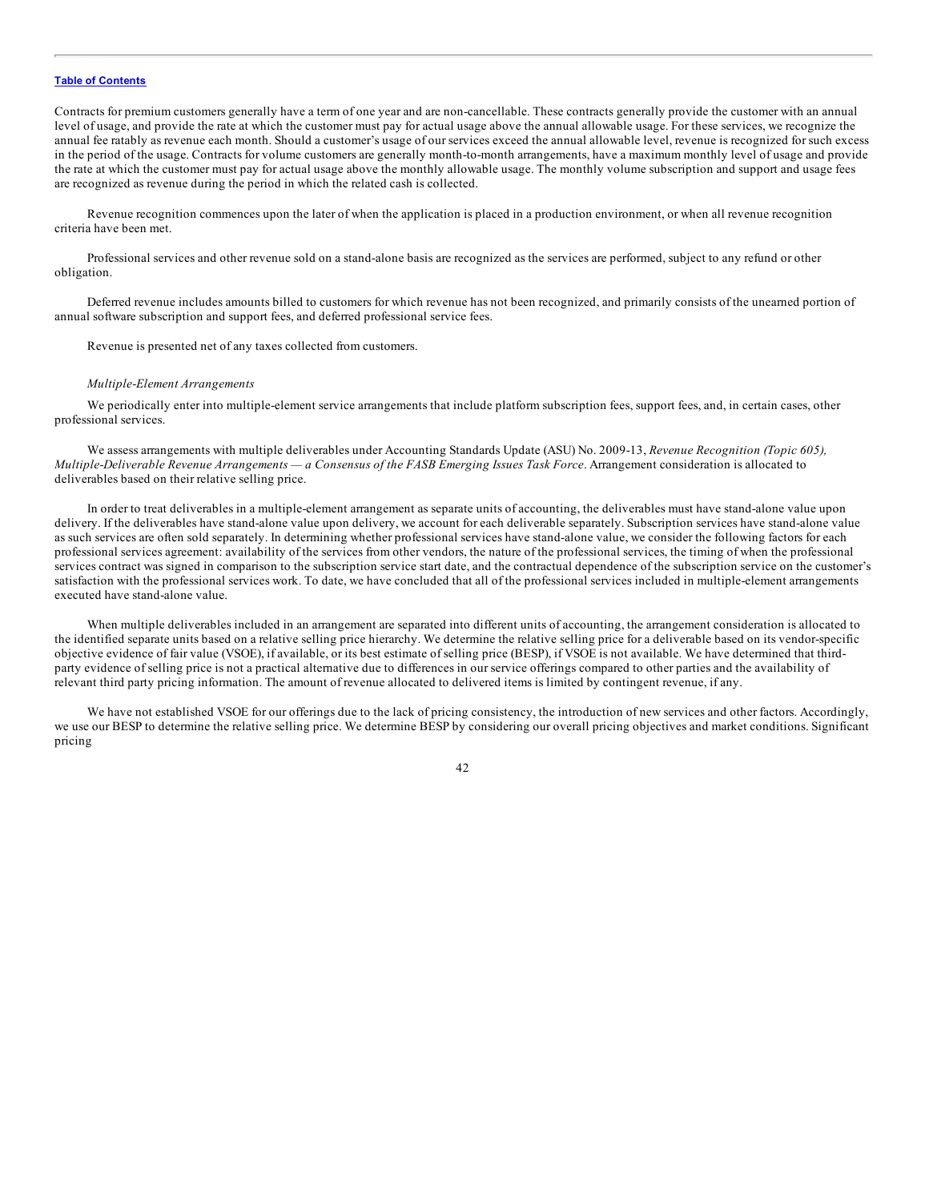Contracts for premium customers generally have a term of one year and are non-cancellable. These contracts generally provide the customer with an annual level of usage, and provide the rate at which the customer must pay for actual usage above the annual allowable usage. For these services, we recognize the annual fee ratably as revenue each month. Should a customer's usage of our services exceed the annual allowable level, revenue is recognized for such excess in the period of the usage. Contracts for volume customers are generally month-to-month arrangements, have a maximum monthly level of usage and provide the rate at which the customer must pay for actual usage above the monthly allowable usage. The monthly volume subscription and support and usage fees are recognized as revenue during the period in which the related cash is collected.

Revenue recognition commences upon the later of when the application is placed in a production environment, or when all revenue recognition criteria have been met.

Professional services and other revenue sold on a stand-alone basis are recognized as the services are performed, subject to any refund or other obligation.

Deferred revenue includes amounts billed to customers for which revenue has not been recognized, and primarily consists of the unearned portion of annual software subscription and support fees, and deferred professional service fees.

Revenue is presented net of any taxes collected from customers.

*Multiple-Element Arrangements*

We periodically enter into multiple-element service arrangements that include platform subscription fees, support fees, and, in certain cases, other professional services.

We assess arrangements with multiple deliverables under Accounting Standards Update (ASU) No. 2009-13, *Revenue Recognition (Topic 605), Multiple-Deliverable Revenue Arrangements — a Consensus of the FASB Emerging Issues Task Force*. Arrangement consideration is allocated to deliverables based on their relative selling price.

In order to treat deliverables in a multiple-element arrangement as separate units of accounting, the deliverables must have stand-alone value upon delivery. If the deliverables have stand-alone value upon delivery, we account for each deliverable separately. Subscription services have stand-alone value as such services are often sold separately. In determining whether professional services have stand-alone value, we consider the following factors for each professional services agreement: availability of the services from other vendors, the nature of the professional services, the timing of when the professional services contract was signed in comparison to the subscription service start date, and the contractual dependence of the subscription service on the customer's satisfaction with the professional services work. To date, we have concluded that all of the professional services included in multiple-element arrangements executed have stand-alone value.

When multiple deliverables included in an arrangement are separated into different units of accounting, the arrangement consideration is allocated to the identified separate units based on a relative selling price hierarchy. We determine the relative selling price for a deliverable based on its vendor-specific objective evidence of fair value (VSOE), if available, or its best estimate of selling price (BESP), if VSOE is not available. We have determined that third-party evidence of selling price is not a practical alternative due to differences in our service offerings compared to other parties and the availability of relevant third party pricing information. The amount of revenue allocated to delivered items is limited by contingent revenue, if any.

We have not established VSOE for our offerings due to the lack of pricing consistency, the introduction of new services and other factors. Accordingly, we use our BESP to determine the relative selling price. We determine BESP by considering our overall pricing objectives and market conditions. Significant pricing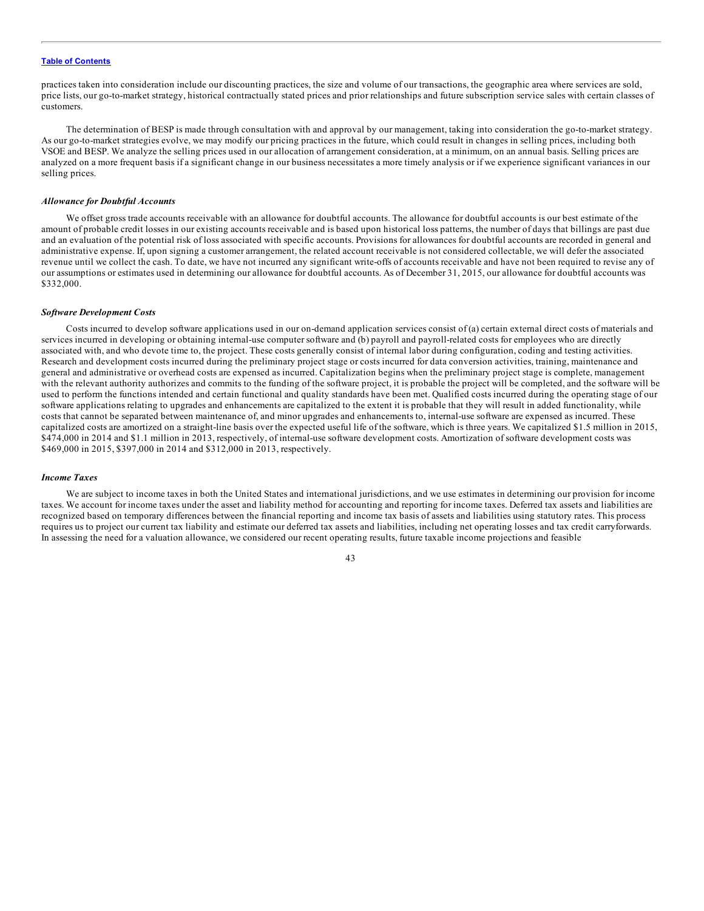practices taken into consideration include our discounting practices, the size and volume of our transactions, the geographic area where services are sold, price lists, our go-to-market strategy, historical contractually stated prices and prior relationships and future subscription service sales with certain classes of customers.

The determination of BESP is made through consultation with and approval by our management, taking into consideration the go-to-market strategy. As our go-to-market strategies evolve, we may modify our pricing practices in the future, which could result in changes in selling prices, including both VSOE and BESP. We analyze the selling prices used in our allocation of arrangement consideration, at a minimum, on an annual basis. Selling prices are analyzed on a more frequent basis if a significant change in our business necessitates a more timely analysis or if we experience significant variances in our selling prices.

***Allowance for Doubtful Accounts***

We offset gross trade accounts receivable with an allowance for doubtful accounts. The allowance for doubtful accounts is our best estimate of the amount of probable credit losses in our existing accounts receivable and is based upon historical loss patterns, the number of days that billings are past due and an evaluation of the potential risk of loss associated with specific accounts. Provisions for allowances for doubtful accounts are recorded in general and administrative expense. If, upon signing a customer arrangement, the related account receivable is not considered collectable, we will defer the associated revenue until we collect the cash. To date, we have not incurred any significant write-offs of accounts receivable and have not been required to revise any of our assumptions or estimates used in determining our allowance for doubtful accounts. As of December 31, 2015, our allowance for doubtful accounts was $332,000.

***Software Development Costs***

Costs incurred to develop software applications used in our on-demand application services consist of (a) certain external direct costs of materials and services incurred in developing or obtaining internal-use computer software and (b) payroll and payroll-related costs for employees who are directly associated with, and who devote time to, the project. These costs generally consist of internal labor during configuration, coding and testing activities. Research and development costs incurred during the preliminary project stage or costs incurred for data conversion activities, training, maintenance and general and administrative or overhead costs are expensed as incurred. Capitalization begins when the preliminary project stage is complete, management with the relevant authority authorizes and commits to the funding of the software project, it is probable the project will be completed, and the software will be used to perform the functions intended and certain functional and quality standards have been met. Qualified costs incurred during the operating stage of our software applications relating to upgrades and enhancements are capitalized to the extent it is probable that they will result in added functionality, while costs that cannot be separated between maintenance of, and minor upgrades and enhancements to, internal-use software are expensed as incurred. These capitalized costs are amortized on a straight-line basis over the expected useful life of the software, which is three years. We capitalized $1.5 million in 2015, $474,000 in 2014 and $1.1 million in 2013, respectively, of internal-use software development costs. Amortization of software development costs was $469,000 in 2015, $397,000 in 2014 and $312,000 in 2013, respectively.

***Income Taxes***

We are subject to income taxes in both the United States and international jurisdictions, and we use estimates in determining our provision for income taxes. We account for income taxes under the asset and liability method for accounting and reporting for income taxes. Deferred tax assets and liabilities are recognized based on temporary differences between the financial reporting and income tax basis of assets and liabilities using statutory rates. This process requires us to project our current tax liability and estimate our deferred tax assets and liabilities, including net operating losses and tax credit carryforwards. In assessing the need for a valuation allowance, we considered our recent operating results, future taxable income projections and feasible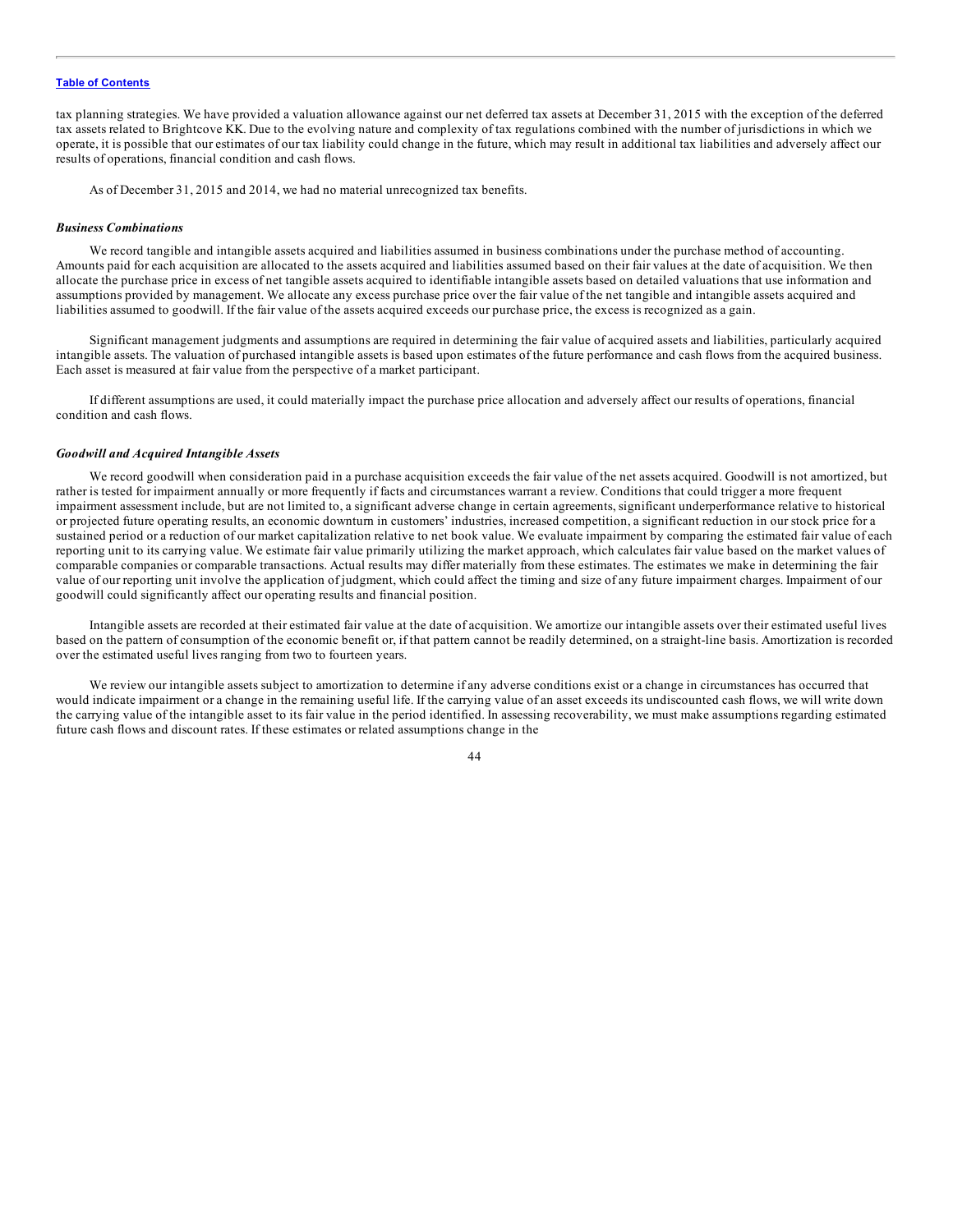tax planning strategies. We have provided a valuation allowance against our net deferred tax assets at December 31, 2015 with the exception of the deferred tax assets related to Brightcove KK. Due to the evolving nature and complexity of tax regulations combined with the number of jurisdictions in which we operate, it is possible that our estimates of our tax liability could change in the future, which may result in additional tax liabilities and adversely affect our results of operations, financial condition and cash flows.

As of December 31, 2015 and 2014, we had no material unrecognized tax benefits.

***Business Combinations***

We record tangible and intangible assets acquired and liabilities assumed in business combinations under the purchase method of accounting. Amounts paid for each acquisition are allocated to the assets acquired and liabilities assumed based on their fair values at the date of acquisition. We then allocate the purchase price in excess of net tangible assets acquired to identifiable intangible assets based on detailed valuations that use information and assumptions provided by management. We allocate any excess purchase price over the fair value of the net tangible and intangible assets acquired and liabilities assumed to goodwill. If the fair value of the assets acquired exceeds our purchase price, the excess is recognized as a gain.

Significant management judgments and assumptions are required in determining the fair value of acquired assets and liabilities, particularly acquired intangible assets. The valuation of purchased intangible assets is based upon estimates of the future performance and cash flows from the acquired business. Each asset is measured at fair value from the perspective of a market participant.

If different assumptions are used, it could materially impact the purchase price allocation and adversely affect our results of operations, financial condition and cash flows.

***Goodwill and Acquired Intangible Assets***

We record goodwill when consideration paid in a purchase acquisition exceeds the fair value of the net assets acquired. Goodwill is not amortized, but rather is tested for impairment annually or more frequently if facts and circumstances warrant a review. Conditions that could trigger a more frequent impairment assessment include, but are not limited to, a significant adverse change in certain agreements, significant underperformance relative to historical or projected future operating results, an economic downturn in customers' industries, increased competition, a significant reduction in our stock price for a sustained period or a reduction of our market capitalization relative to net book value. We evaluate impairment by comparing the estimated fair value of each reporting unit to its carrying value. We estimate fair value primarily utilizing the market approach, which calculates fair value based on the market values of comparable companies or comparable transactions. Actual results may differ materially from these estimates. The estimates we make in determining the fair value of our reporting unit involve the application of judgment, which could affect the timing and size of any future impairment charges. Impairment of our goodwill could significantly affect our operating results and financial position.

Intangible assets are recorded at their estimated fair value at the date of acquisition. We amortize our intangible assets over their estimated useful lives based on the pattern of consumption of the economic benefit or, if that pattern cannot be readily determined, on a straight-line basis. Amortization is recorded over the estimated useful lives ranging from two to fourteen years.

We review our intangible assets subject to amortization to determine if any adverse conditions exist or a change in circumstances has occurred that would indicate impairment or a change in the remaining useful life. If the carrying value of an asset exceeds its undiscounted cash flows, we will write down the carrying value of the intangible asset to its fair value in the period identified. In assessing recoverability, we must make assumptions regarding estimated future cash flows and discount rates. If these estimates or related assumptions change in the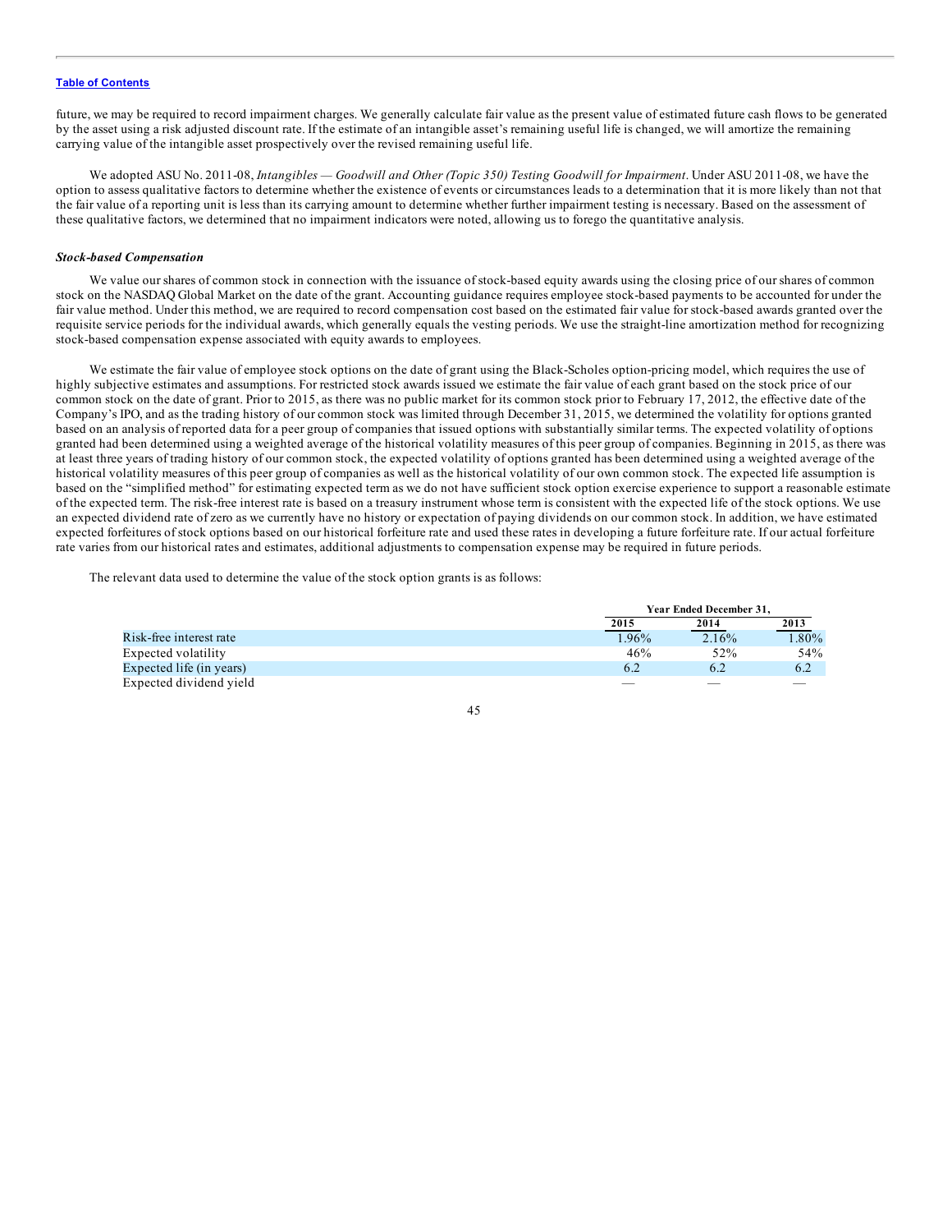future, we may be required to record impairment charges. We generally calculate fair value as the present value of estimated future cash flows to be generated by the asset using a risk adjusted discount rate. If the estimate of an intangible asset's remaining useful life is changed, we will amortize the remaining carrying value of the intangible asset prospectively over the revised remaining useful life.

We adopted ASU No. 2011-08, *Intangibles — Goodwill and Other (Topic 350) Testing Goodwill for Impairment*. Under ASU 2011-08, we have the option to assess qualitative factors to determine whether the existence of events or circumstances leads to a determination that it is more likely than not that the fair value of a reporting unit is less than its carrying amount to determine whether further impairment testing is necessary. Based on the assessment of these qualitative factors, we determined that no impairment indicators were noted, allowing us to forego the quantitative analysis.

***Stock-based Compensation***

We value our shares of common stock in connection with the issuance of stock-based equity awards using the closing price of our shares of common stock on the NASDAQ Global Market on the date of the grant. Accounting guidance requires employee stock-based payments to be accounted for under the fair value method. Under this method, we are required to record compensation cost based on the estimated fair value for stock-based awards granted over the requisite service periods for the individual awards, which generally equals the vesting periods. We use the straight-line amortization method for recognizing stock-based compensation expense associated with equity awards to employees.

We estimate the fair value of employee stock options on the date of grant using the Black-Scholes option-pricing model, which requires the use of highly subjective estimates and assumptions. For restricted stock awards issued we estimate the fair value of each grant based on the stock price of our common stock on the date of grant. Prior to 2015, as there was no public market for its common stock prior to February 17, 2012, the effective date of the Company's IPO, and as the trading history of our common stock was limited through December 31, 2015, we determined the volatility for options granted based on an analysis of reported data for a peer group of companies that issued options with substantially similar terms. The expected volatility of options granted had been determined using a weighted average of the historical volatility measures of this peer group of companies. Beginning in 2015, as there was at least three years of trading history of our common stock, the expected volatility of options granted has been determined using a weighted average of the historical volatility measures of this peer group of companies as well as the historical volatility of our own common stock. The expected life assumption is based on the "simplified method" for estimating expected term as we do not have sufficient stock option exercise experience to support a reasonable estimate of the expected term. The risk-free interest rate is based on a treasury instrument whose term is consistent with the expected life of the stock options. We use an expected dividend rate of zero as we currently have no history or expectation of paying dividends on our common stock. In addition, we have estimated expected forfeitures of stock options based on our historical forfeiture rate and used these rates in developing a future forfeiture rate. If our actual forfeiture rate varies from our historical rates and estimates, additional adjustments to compensation expense may be required in future periods.

The relevant data used to determine the value of the stock option grants is as follows:

| | Year Ended December 31, | | |
|---|---|---|---|
| | 2015 | 2014 | 2013 |
| Risk-free interest rate | 1.96% | 2.16% | 1.80% |
| Expected volatility | 46% | 52% | 54% |
| Expected life (in years) | 6.2 | 6.2 | 6.2 |
| Expected dividend yield | — | — | — |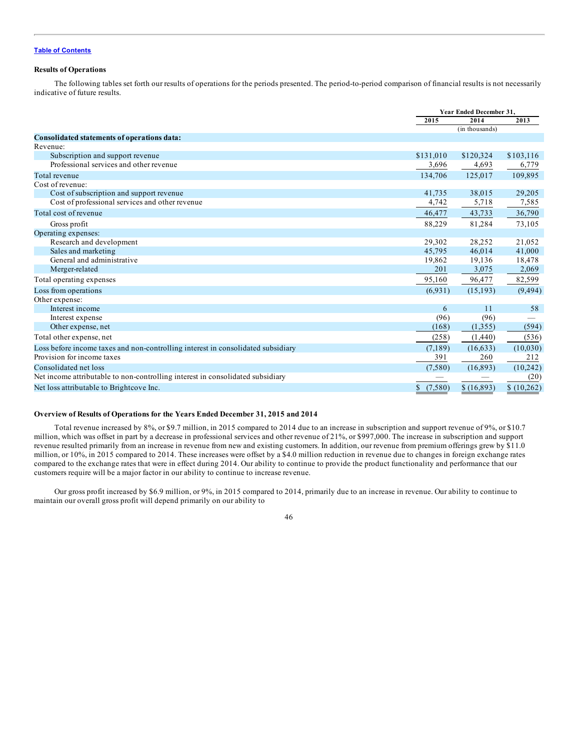[Table of Contents](#)

**Results of Operations**

The following tables set forth our results of operations for the periods presented. The period-to-period comparison of financial results is not necessarily indicative of future results.

| | Year Ended December 31, | | |
|---|---|---|---|
| | 2015 | 2014 | 2013 |
| | | (in thousands) | |
| **Consolidated statements of operations data:** | | | |
| Revenue: | | | |
| Subscription and support revenue | $131,010 | $120,324 | $103,116 |
| Professional services and other revenue | 3,696 | 4,693 | 6,779 |
| Total revenue | 134,706 | 125,017 | 109,895 |
| Cost of revenue: | | | |
| Cost of subscription and support revenue | 41,735 | 38,015 | 29,205 |
| Cost of professional services and other revenue | 4,742 | 5,718 | 7,585 |
| Total cost of revenue | 46,477 | 43,733 | 36,790 |
| Gross profit | 88,229 | 81,284 | 73,105 |
| Operating expenses: | | | |
| Research and development | 29,302 | 28,252 | 21,052 |
| Sales and marketing | 45,795 | 46,014 | 41,000 |
| General and administrative | 19,862 | 19,136 | 18,478 |
| Merger-related | 201 | 3,075 | 2,069 |
| Total operating expenses | 95,160 | 96,477 | 82,599 |
| Loss from operations | (6,931) | (15,193) | (9,494) |
| Other expense: | | | |
| Interest income | 6 | 11 | 58 |
| Interest expense | (96) | (96) | — |
| Other expense, net | (168) | (1,355) | (594) |
| Total other expense, net | (258) | (1,440) | (536) |
| Loss before income taxes and non-controlling interest in consolidated subsidiary | (7,189) | (16,633) | (10,030) |
| Provision for income taxes | 391 | 260 | 212 |
| Consolidated net loss | (7,580) | (16,893) | (10,242) |
| Net income attributable to non-controlling interest in consolidated subsidiary | — | — | (20) |
| Net loss attributable to Brightcove Inc. | $ (7,580) | $ (16,893) | $ (10,262) |

**Overview of Results of Operations for the Years Ended December 31, 2015 and 2014**

Total revenue increased by 8%, or $9.7 million, in 2015 compared to 2014 due to an increase in subscription and support revenue of 9%, or $10.7 million, which was offset in part by a decrease in professional services and other revenue of 21%, or $997,000. The increase in subscription and support revenue resulted primarily from an increase in revenue from new and existing customers. In addition, our revenue from premium offerings grew by $11.0 million, or 10%, in 2015 compared to 2014. These increases were offset by a $4.0 million reduction in revenue due to changes in foreign exchange rates compared to the exchange rates that were in effect during 2014. Our ability to continue to provide the product functionality and performance that our customers require will be a major factor in our ability to continue to increase revenue.

Our gross profit increased by $6.9 million, or 9%, in 2015 compared to 2014, primarily due to an increase in revenue. Our ability to continue to maintain our overall gross profit will depend primarily on our ability to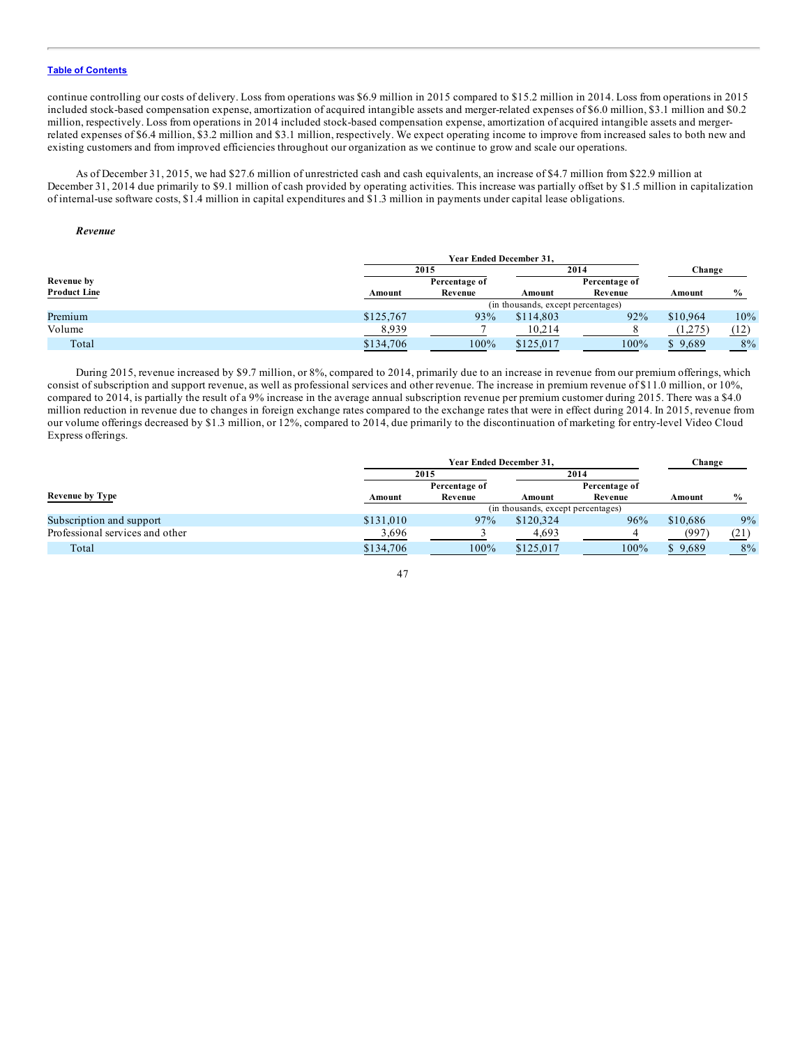continue controlling our costs of delivery. Loss from operations was $6.9 million in 2015 compared to $15.2 million in 2014. Loss from operations in 2015 included stock-based compensation expense, amortization of acquired intangible assets and merger-related expenses of $6.0 million, $3.1 million and $0.2 million, respectively. Loss from operations in 2014 included stock-based compensation expense, amortization of acquired intangible assets and merger-related expenses of $6.4 million, $3.2 million and $3.1 million, respectively. We expect operating income to improve from increased sales to both new and existing customers and from improved efficiencies throughout our organization as we continue to grow and scale our operations.

As of December 31, 2015, we had $27.6 million of unrestricted cash and cash equivalents, an increase of $4.7 million from $22.9 million at December 31, 2014 due primarily to $9.1 million of cash provided by operating activities. This increase was partially offset by $1.5 million in capitalization of internal-use software costs, $1.4 million in capital expenditures and $1.3 million in payments under capital lease obligations.

***Revenue***

| Revenue by Product Line | Year Ended December 31, 2015 Amount | 2015 Percentage of Revenue | 2014 Amount | 2014 Percentage of Revenue | Change Amount | Change % |
|---|---|---|---|---|---|---|
| | (in thousands, except percentages) | | | | | |
| Premium | $125,767 | 93% | $114,803 | 92% | $10,964 | 10% |
| Volume | 8,939 | 7 | 10,214 | 8 | (1,275) | (12) |
| Total | $134,706 | 100% | $125,017 | 100% | $ 9,689 | 8% |

During 2015, revenue increased by $9.7 million, or 8%, compared to 2014, primarily due to an increase in revenue from our premium offerings, which consist of subscription and support revenue, as well as professional services and other revenue. The increase in premium revenue of $11.0 million, or 10%, compared to 2014, is partially the result of a 9% increase in the average annual subscription revenue per premium customer during 2015. There was a $4.0 million reduction in revenue due to changes in foreign exchange rates compared to the exchange rates that were in effect during 2014. In 2015, revenue from our volume offerings decreased by $1.3 million, or 12%, compared to 2014, due primarily to the discontinuation of marketing for entry-level Video Cloud Express offerings.

| Revenue by Type | Year Ended December 31, 2015 Amount | 2015 Percentage of Revenue | 2014 Amount | 2014 Percentage of Revenue | Change Amount | Change % |
|---|---|---|---|---|---|---|
| | (in thousands, except percentages) | | | | | |
| Subscription and support | $131,010 | 97% | $120,324 | 96% | $10,686 | 9% |
| Professional services and other | 3,696 | 3 | 4,693 | 4 | (997) | (21) |
| Total | $134,706 | 100% | $125,017 | 100% | $ 9,689 | 8% |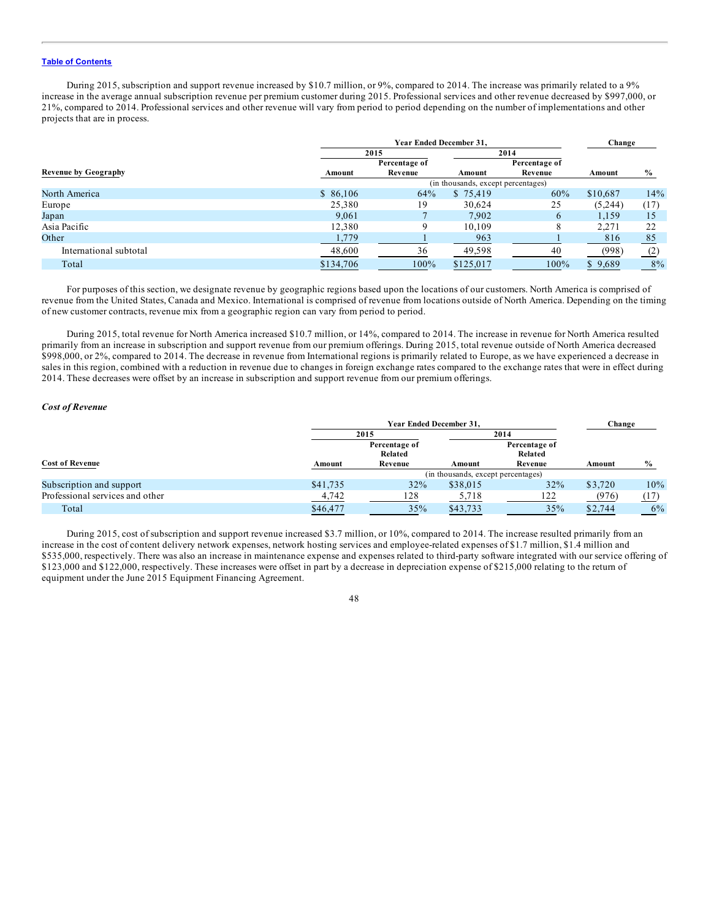Table of Contents

During 2015, subscription and support revenue increased by $10.7 million, or 9%, compared to 2014. The increase was primarily related to a 9% increase in the average annual subscription revenue per premium customer during 2015. Professional services and other revenue decreased by $997,000, or 21%, compared to 2014. Professional services and other revenue will vary from period to period depending on the number of implementations and other projects that are in process.

| Revenue by Geography | Year Ended December 31, | | | | Change | |
|---|---|---|---|---|---|---|
| | 2015 | | 2014 | | | |
| | Amount | Percentage of Revenue | Amount | Percentage of Revenue | Amount | % |
| | (in thousands, except percentages) | | | | | |
| North America | $ 86,106 | 64% | $ 75,419 | 60% | $10,687 | 14% |
| Europe | 25,380 | 19 | 30,624 | 25 | (5,244) | (17) |
| Japan | 9,061 | 7 | 7,902 | 6 | 1,159 | 15 |
| Asia Pacific | 12,380 | 9 | 10,109 | 8 | 2,271 | 22 |
| Other | 1,779 | 1 | 963 | 1 | 816 | 85 |
| International subtotal | 48,600 | 36 | 49,598 | 40 | (998) | (2) |
| Total | $134,706 | 100% | $125,017 | 100% | $ 9,689 | 8% |

For purposes of this section, we designate revenue by geographic regions based upon the locations of our customers. North America is comprised of revenue from the United States, Canada and Mexico. International is comprised of revenue from locations outside of North America. Depending on the timing of new customer contracts, revenue mix from a geographic region can vary from period to period.

During 2015, total revenue for North America increased $10.7 million, or 14%, compared to 2014. The increase in revenue for North America resulted primarily from an increase in subscription and support revenue from our premium offerings. During 2015, total revenue outside of North America decreased $998,000, or 2%, compared to 2014. The decrease in revenue from International regions is primarily related to Europe, as we have experienced a decrease in sales in this region, combined with a reduction in revenue due to changes in foreign exchange rates compared to the exchange rates that were in effect during 2014. These decreases were offset by an increase in subscription and support revenue from our premium offerings.

### *Cost of Revenue*

| Cost of Revenue | Year Ended December 31, | | | | Change | |
|---|---|---|---|---|---|---|
| | 2015 | | 2014 | | | |
| | Amount | Percentage of Related Revenue | Amount | Percentage of Related Revenue | Amount | % |
| | (in thousands, except percentages) | | | | | |
| Subscription and support | $41,735 | 32% | $38,015 | 32% | $3,720 | 10% |
| Professional services and other | 4,742 | 128 | 5,718 | 122 | (976) | (17) |
| Total | $46,477 | 35% | $43,733 | 35% | $2,744 | 6% |

During 2015, cost of subscription and support revenue increased $3.7 million, or 10%, compared to 2014. The increase resulted primarily from an increase in the cost of content delivery network expenses, network hosting services and employee-related expenses of $1.7 million, $1.4 million and $535,000, respectively. There was also an increase in maintenance expense and expenses related to third-party software integrated with our service offering of $123,000 and $122,000, respectively. These increases were offset in part by a decrease in depreciation expense of $215,000 relating to the return of equipment under the June 2015 Equipment Financing Agreement.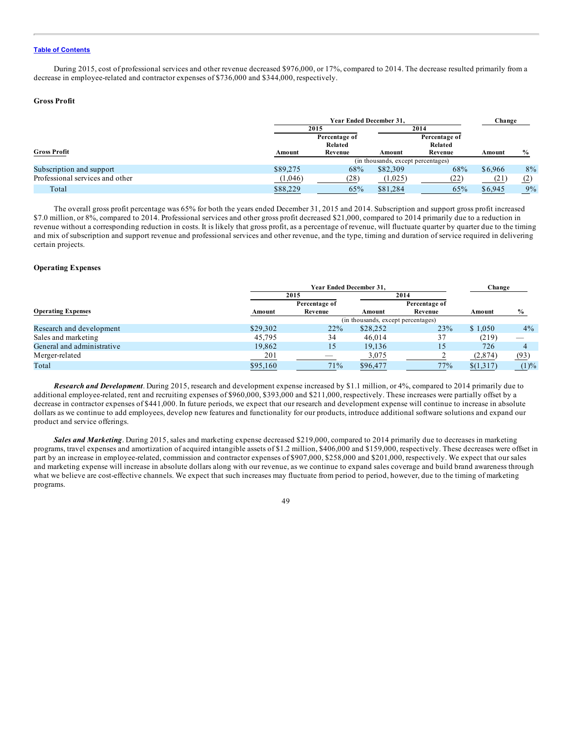During 2015, cost of professional services and other revenue decreased $976,000, or 17%, compared to 2014. The decrease resulted primarily from a decrease in employee-related and contractor expenses of $736,000 and $344,000, respectively.

### Gross Profit

| Gross Profit | 2015 Amount | 2015 Percentage of Related Revenue | 2014 Amount | 2014 Percentage of Related Revenue | Change Amount | Change % |
|---|---|---|---|---|---|---|
| | (in thousands, except percentages) | | | | | |
| Subscription and support | $89,275 | 68% | $82,309 | 68% | $6,966 | 8% |
| Professional services and other | (1,046) | (28) | (1,025) | (22) | (21) | (2) |
| Total | $88,229 | 65% | $81,284 | 65% | $6,945 | 9% |

The overall gross profit percentage was 65% for both the years ended December 31, 2015 and 2014. Subscription and support gross profit increased $7.0 million, or 8%, compared to 2014. Professional services and other gross profit decreased $21,000, compared to 2014 primarily due to a reduction in revenue without a corresponding reduction in costs. It is likely that gross profit, as a percentage of revenue, will fluctuate quarter by quarter due to the timing and mix of subscription and support revenue and professional services and other revenue, and the type, timing and duration of service required in delivering certain projects.

### Operating Expenses

| Operating Expenses | 2015 Amount | 2015 Percentage of Revenue | 2014 Amount | 2014 Percentage of Revenue | Change Amount | Change % |
|---|---|---|---|---|---|---|
| | (in thousands, except percentages) | | | | | |
| Research and development | $29,302 | 22% | $28,252 | 23% | $ 1,050 | 4% |
| Sales and marketing | 45,795 | 34 | 46,014 | 37 | (219) | — |
| General and administrative | 19,862 | 15 | 19,136 | 15 | 726 | 4 |
| Merger-related | 201 | — | 3,075 | 2 | (2,874) | (93) |
| Total | $95,160 | 71% | $96,477 | 77% | $(1,317) | (1)% |

***Research and Development***. During 2015, research and development expense increased by $1.1 million, or 4%, compared to 2014 primarily due to additional employee-related, rent and recruiting expenses of $960,000, $393,000 and $211,000, respectively. These increases were partially offset by a decrease in contractor expenses of $441,000. In future periods, we expect that our research and development expense will continue to increase in absolute dollars as we continue to add employees, develop new features and functionality for our products, introduce additional software solutions and expand our product and service offerings.

***Sales and Marketing***. During 2015, sales and marketing expense decreased $219,000, compared to 2014 primarily due to decreases in marketing programs, travel expenses and amortization of acquired intangible assets of $1.2 million, $406,000 and $159,000, respectively. These decreases were offset in part by an increase in employee-related, commission and contractor expenses of $907,000, $258,000 and $201,000, respectively. We expect that our sales and marketing expense will increase in absolute dollars along with our revenue, as we continue to expand sales coverage and build brand awareness through what we believe are cost-effective channels. We expect that such increases may fluctuate from period to period, however, due to the timing of marketing programs.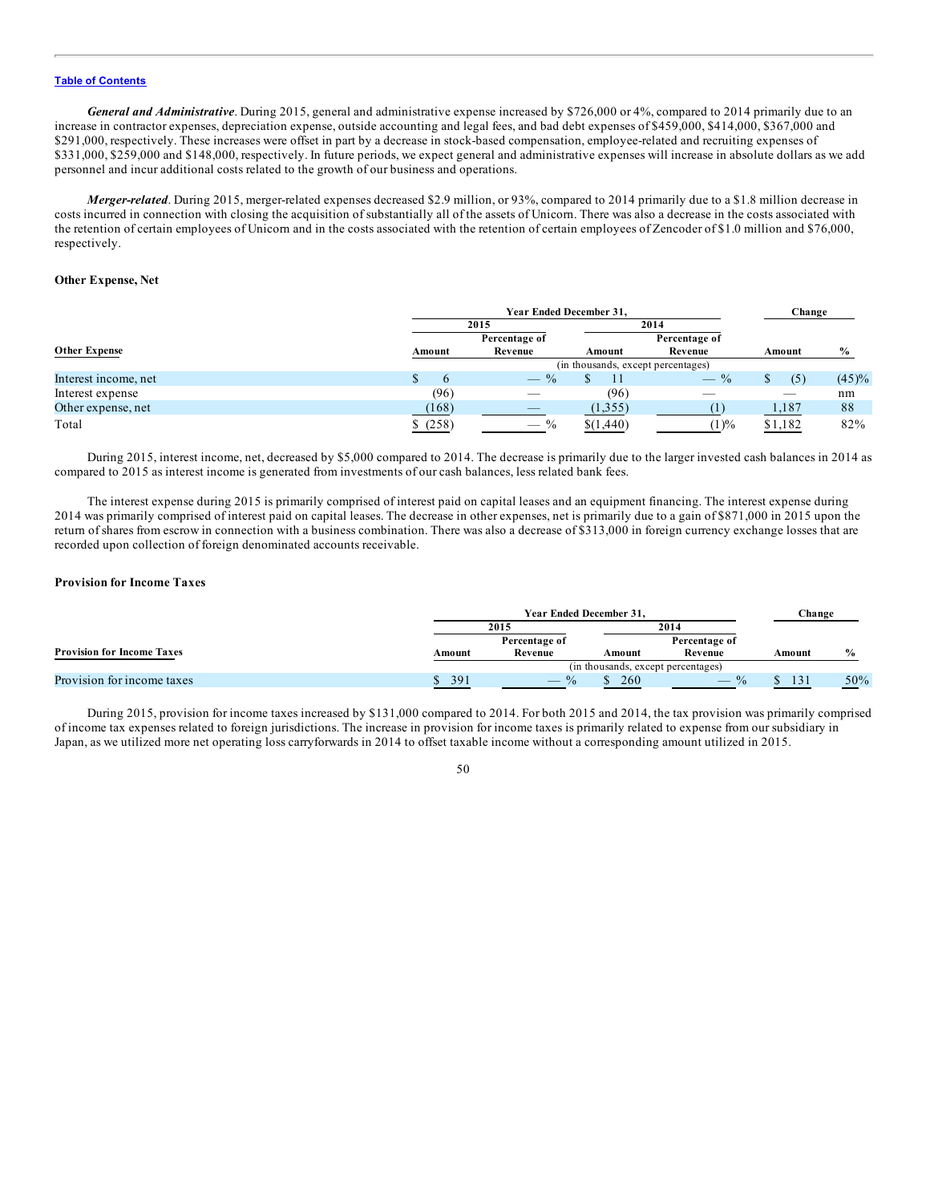*General and Administrative*. During 2015, general and administrative expense increased by $726,000 or 4%, compared to 2014 primarily due to an increase in contractor expenses, depreciation expense, outside accounting and legal fees, and bad debt expenses of $459,000, $414,000, $367,000 and $291,000, respectively. These increases were offset in part by a decrease in stock-based compensation, employee-related and recruiting expenses of $331,000, $259,000 and $148,000, respectively. In future periods, we expect general and administrative expenses will increase in absolute dollars as we add personnel and incur additional costs related to the growth of our business and operations.

*Merger-related*. During 2015, merger-related expenses decreased $2.9 million, or 93%, compared to 2014 primarily due to a $1.8 million decrease in costs incurred in connection with closing the acquisition of substantially all of the assets of Unicorn. There was also a decrease in the costs associated with the retention of certain employees of Unicorn and in the costs associated with the retention of certain employees of Zencoder of $1.0 million and $76,000, respectively.

### Other Expense, Net

| Other Expense | Year Ended December 31, | | | | Change | |
|---|---|---|---|---|---|---|
| | 2015 | | 2014 | | | |
| | Amount | Percentage of Revenue | Amount | Percentage of Revenue | Amount | % |
| | (in thousands, except percentages) | | | | | |
| Interest income, net | $ 6 | — % | $ 11 | — % | $ (5) | (45)% |
| Interest expense | (96) | — | (96) | — | — | nm |
| Other expense, net | (168) | — | (1,355) | (1) | 1,187 | 88 |
| Total | $ (258) | — % | $(1,440) | (1)% | $1,182 | 82% |

During 2015, interest income, net, decreased by $5,000 compared to 2014. The decrease is primarily due to the larger invested cash balances in 2014 as compared to 2015 as interest income is generated from investments of our cash balances, less related bank fees.

The interest expense during 2015 is primarily comprised of interest paid on capital leases and an equipment financing. The interest expense during 2014 was primarily comprised of interest paid on capital leases. The decrease in other expenses, net is primarily due to a gain of $871,000 in 2015 upon the return of shares from escrow in connection with a business combination. There was also a decrease of $313,000 in foreign currency exchange losses that are recorded upon collection of foreign denominated accounts receivable.

### Provision for Income Taxes

| Provision for Income Taxes | Year Ended December 31, | | | | Change | |
|---|---|---|---|---|---|---|
| | 2015 | | 2014 | | | |
| | Amount | Percentage of Revenue | Amount | Percentage of Revenue | Amount | % |
| | (in thousands, except percentages) | | | | | |
| Provision for income taxes | $ 391 | — % | $ 260 | — % | $ 131 | 50% |

During 2015, provision for income taxes increased by $131,000 compared to 2014. For both 2015 and 2014, the tax provision was primarily comprised of income tax expenses related to foreign jurisdictions. The increase in provision for income taxes is primarily related to expense from our subsidiary in Japan, as we utilized more net operating loss carryforwards in 2014 to offset taxable income without a corresponding amount utilized in 2015.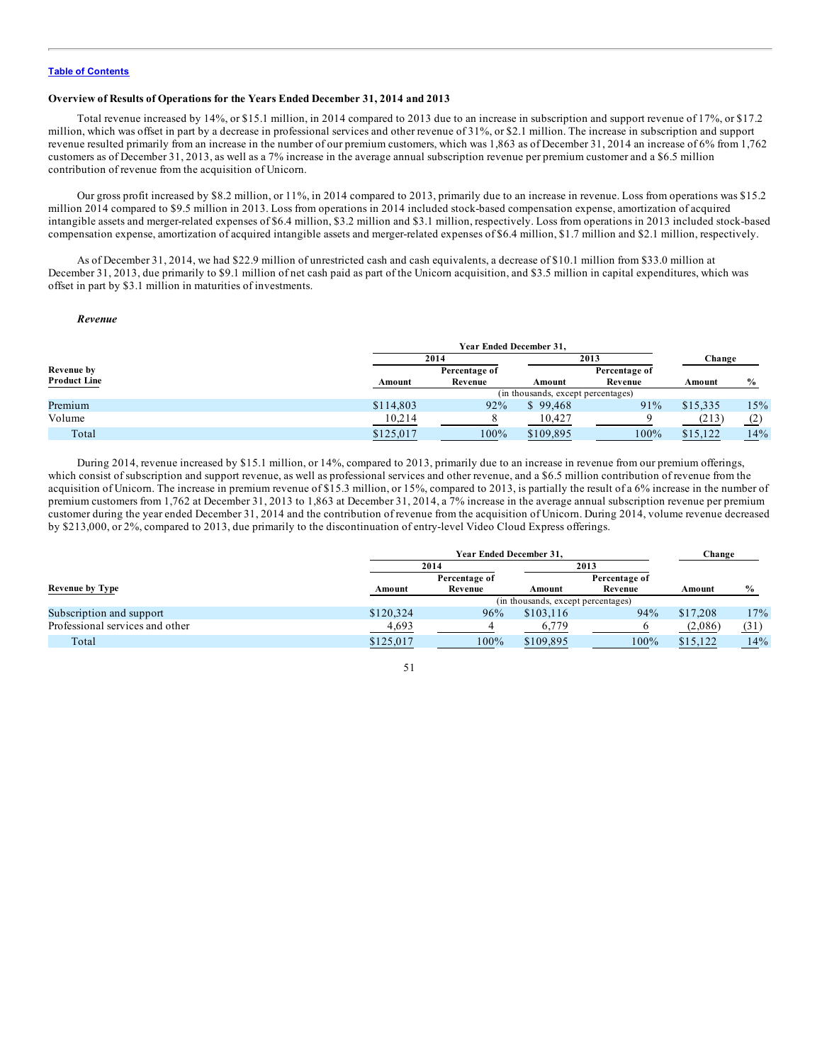Table of Contents

**Overview of Results of Operations for the Years Ended December 31, 2014 and 2013**

Total revenue increased by 14%, or $15.1 million, in 2014 compared to 2013 due to an increase in subscription and support revenue of 17%, or $17.2 million, which was offset in part by a decrease in professional services and other revenue of 31%, or $2.1 million. The increase in subscription and support revenue resulted primarily from an increase in the number of our premium customers, which was 1,863 as of December 31, 2014 an increase of 6% from 1,762 customers as of December 31, 2013, as well as a 7% increase in the average annual subscription revenue per premium customer and a $6.5 million contribution of revenue from the acquisition of Unicorn.

Our gross profit increased by $8.2 million, or 11%, in 2014 compared to 2013, primarily due to an increase in revenue. Loss from operations was $15.2 million 2014 compared to $9.5 million in 2013. Loss from operations in 2014 included stock-based compensation expense, amortization of acquired intangible assets and merger-related expenses of $6.4 million, $3.2 million and $3.1 million, respectively. Loss from operations in 2013 included stock-based compensation expense, amortization of acquired intangible assets and merger-related expenses of $6.4 million, $1.7 million and $2.1 million, respectively.

As of December 31, 2014, we had $22.9 million of unrestricted cash and cash equivalents, a decrease of $10.1 million from $33.0 million at December 31, 2013, due primarily to $9.1 million of net cash paid as part of the Unicorn acquisition, and $3.5 million in capital expenditures, which was offset in part by $3.1 million in maturities of investments.

***Revenue***

| Revenue by Product Line | Year Ended December 31, 2014 Amount | 2014 Percentage of Revenue | 2013 Amount | 2013 Percentage of Revenue | Change Amount | Change % |
|---|---|---|---|---|---|---|
| | (in thousands, except percentages) | | | | | |
| Premium | $114,803 | 92% | $ 99,468 | 91% | $15,335 | 15% |
| Volume | 10,214 | 8 | 10,427 | 9 | (213) | (2) |
| Total | $125,017 | 100% | $109,895 | 100% | $15,122 | 14% |

During 2014, revenue increased by $15.1 million, or 14%, compared to 2013, primarily due to an increase in revenue from our premium offerings, which consist of subscription and support revenue, as well as professional services and other revenue, and a $6.5 million contribution of revenue from the acquisition of Unicorn. The increase in premium revenue of $15.3 million, or 15%, compared to 2013, is partially the result of a 6% increase in the number of premium customers from 1,762 at December 31, 2013 to 1,863 at December 31, 2014, a 7% increase in the average annual subscription revenue per premium customer during the year ended December 31, 2014 and the contribution of revenue from the acquisition of Unicorn. During 2014, volume revenue decreased by $213,000, or 2%, compared to 2013, due primarily to the discontinuation of entry-level Video Cloud Express offerings.

| Revenue by Type | Year Ended December 31, 2014 Amount | 2014 Percentage of Revenue | 2013 Amount | 2013 Percentage of Revenue | Change Amount | Change % |
|---|---|---|---|---|---|---|
| | (in thousands, except percentages) | | | | | |
| Subscription and support | $120,324 | 96% | $103,116 | 94% | $17,208 | 17% |
| Professional services and other | 4,693 | 4 | 6,779 | 6 | (2,086) | (31) |
| Total | $125,017 | 100% | $109,895 | 100% | $15,122 | 14% |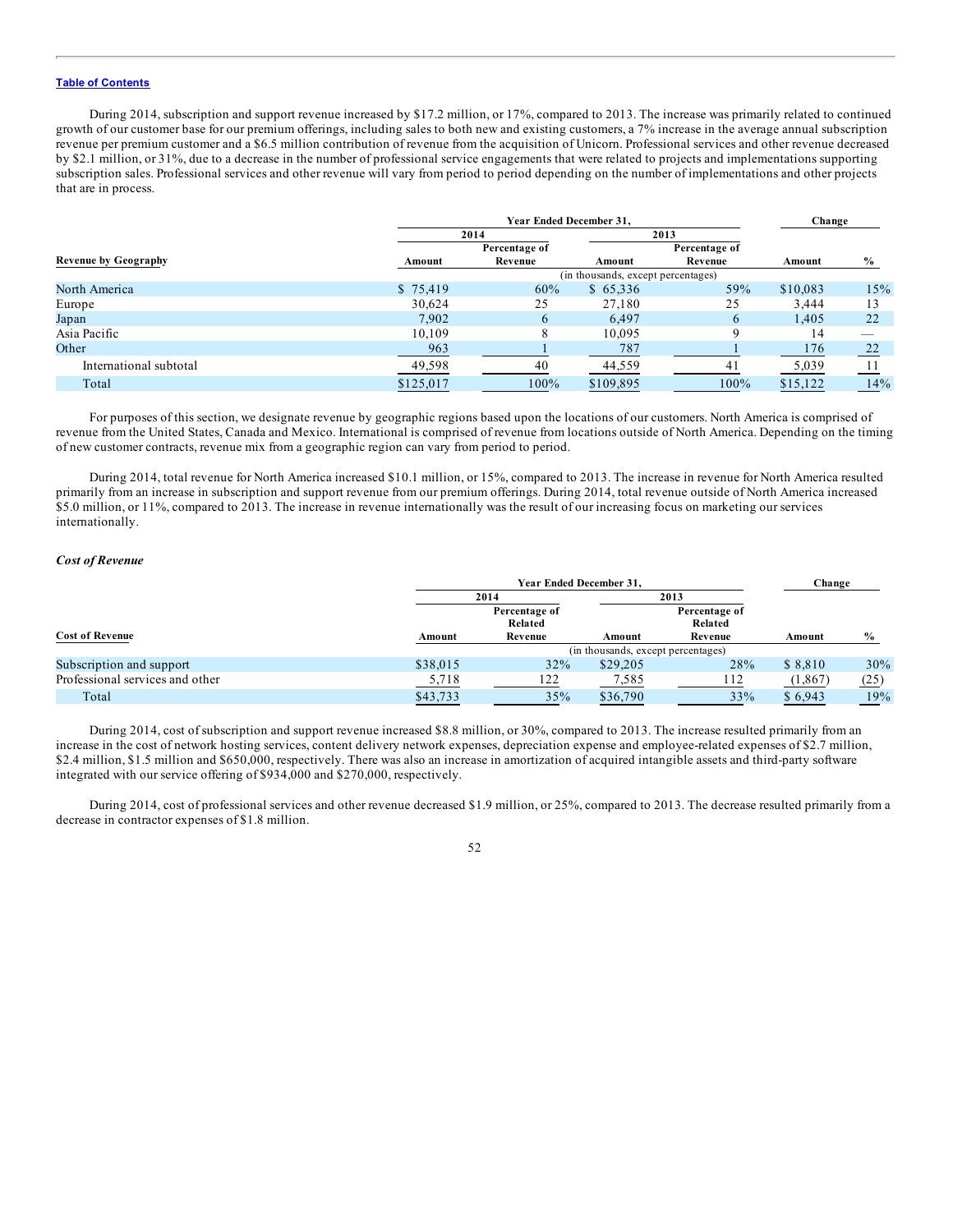[Table of Contents](#)

During 2014, subscription and support revenue increased by $17.2 million, or 17%, compared to 2013. The increase was primarily related to continued growth of our customer base for our premium offerings, including sales to both new and existing customers, a 7% increase in the average annual subscription revenue per premium customer and a $6.5 million contribution of revenue from the acquisition of Unicorn. Professional services and other revenue decreased by $2.1 million, or 31%, due to a decrease in the number of professional service engagements that were related to projects and implementations supporting subscription sales. Professional services and other revenue will vary from period to period depending on the number of implementations and other projects that are in process.

| Revenue by Geography | Year Ended December 31, 2014 Amount | 2014 Percentage of Revenue | 2013 Amount | 2013 Percentage of Revenue | Change Amount | Change % |
|---|---|---|---|---|---|---|
| | (in thousands, except percentages) | | | | | |
| North America | $ 75,419 | 60% | $ 65,336 | 59% | $10,083 | 15% |
| Europe | 30,624 | 25 | 27,180 | 25 | 3,444 | 13 |
| Japan | 7,902 | 6 | 6,497 | 6 | 1,405 | 22 |
| Asia Pacific | 10,109 | 8 | 10,095 | 9 | 14 | — |
| Other | 963 | 1 | 787 | 1 | 176 | 22 |
| International subtotal | 49,598 | 40 | 44,559 | 41 | 5,039 | 11 |
| Total | $125,017 | 100% | $109,895 | 100% | $15,122 | 14% |

For purposes of this section, we designate revenue by geographic regions based upon the locations of our customers. North America is comprised of revenue from the United States, Canada and Mexico. International is comprised of revenue from locations outside of North America. Depending on the timing of new customer contracts, revenue mix from a geographic region can vary from period to period.

During 2014, total revenue for North America increased $10.1 million, or 15%, compared to 2013. The increase in revenue for North America resulted primarily from an increase in subscription and support revenue from our premium offerings. During 2014, total revenue outside of North America increased $5.0 million, or 11%, compared to 2013. The increase in revenue internationally was the result of our increasing focus on marketing our services internationally.

### *Cost of Revenue*

| Cost of Revenue | Year Ended December 31, 2014 Amount | 2014 Percentage of Related Revenue | 2013 Amount | 2013 Percentage of Related Revenue | Change Amount | Change % |
|---|---|---|---|---|---|---|
| | (in thousands, except percentages) | | | | | |
| Subscription and support | $38,015 | 32% | $29,205 | 28% | $ 8,810 | 30% |
| Professional services and other | 5,718 | 122 | 7,585 | 112 | (1,867) | (25) |
| Total | $43,733 | 35% | $36,790 | 33% | $ 6,943 | 19% |

During 2014, cost of subscription and support revenue increased $8.8 million, or 30%, compared to 2013. The increase resulted primarily from an increase in the cost of network hosting services, content delivery network expenses, depreciation expense and employee-related expenses of $2.7 million, $2.4 million, $1.5 million and $650,000, respectively. There was also an increase in amortization of acquired intangible assets and third-party software integrated with our service offering of $934,000 and $270,000, respectively.

During 2014, cost of professional services and other revenue decreased $1.9 million, or 25%, compared to 2013. The decrease resulted primarily from a decrease in contractor expenses of $1.8 million.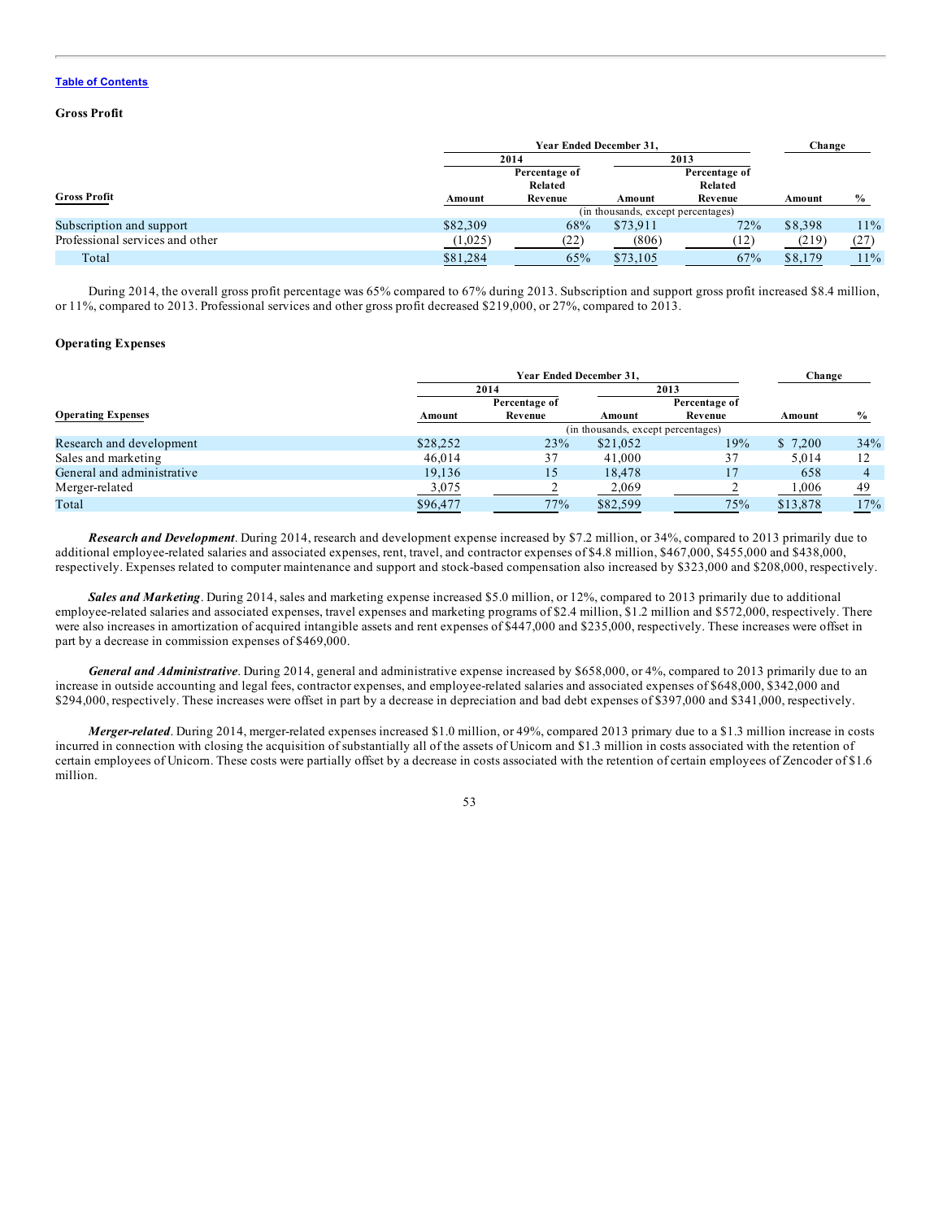[Table of Contents](#)

### Gross Profit

| Gross Profit | Year Ended December 31, | | | | Change | |
|---|---|---|---|---|---|---|
| | 2014 | | 2013 | | | |
| | Amount | Percentage of Related Revenue | Amount | Percentage of Related Revenue | Amount | % |
| | (in thousands, except percentages) | | | | | |
| Subscription and support | $82,309 | 68% | $73,911 | 72% | $8,398 | 11% |
| Professional services and other | (1,025) | (22) | (806) | (12) | (219) | (27) |
| Total | $81,284 | 65% | $73,105 | 67% | $8,179 | 11% |

During 2014, the overall gross profit percentage was 65% compared to 67% during 2013. Subscription and support gross profit increased $8.4 million, or 11%, compared to 2013. Professional services and other gross profit decreased $219,000, or 27%, compared to 2013.

### Operating Expenses

| Operating Expenses | Year Ended December 31, | | | | Change | |
|---|---|---|---|---|---|---|
| | 2014 | | 2013 | | | |
| | Amount | Percentage of Revenue | Amount | Percentage of Revenue | Amount | % |
| | (in thousands, except percentages) | | | | | |
| Research and development | $28,252 | 23% | $21,052 | 19% | $ 7,200 | 34% |
| Sales and marketing | 46,014 | 37 | 41,000 | 37 | 5,014 | 12 |
| General and administrative | 19,136 | 15 | 18,478 | 17 | 658 | 4 |
| Merger-related | 3,075 | 2 | 2,069 | 2 | 1,006 | 49 |
| Total | $96,477 | 77% | $82,599 | 75% | $13,878 | 17% |

***Research and Development***. During 2014, research and development expense increased by $7.2 million, or 34%, compared to 2013 primarily due to additional employee-related salaries and associated expenses, rent, travel, and contractor expenses of $4.8 million, $467,000, $455,000 and $438,000, respectively. Expenses related to computer maintenance and support and stock-based compensation also increased by $323,000 and $208,000, respectively.

***Sales and Marketing***. During 2014, sales and marketing expense increased $5.0 million, or 12%, compared to 2013 primarily due to additional employee-related salaries and associated expenses, travel expenses and marketing programs of $2.4 million, $1.2 million and $572,000, respectively. There were also increases in amortization of acquired intangible assets and rent expenses of $447,000 and $235,000, respectively. These increases were offset in part by a decrease in commission expenses of $469,000.

***General and Administrative***. During 2014, general and administrative expense increased by $658,000, or 4%, compared to 2013 primarily due to an increase in outside accounting and legal fees, contractor expenses, and employee-related salaries and associated expenses of $648,000, $342,000 and $294,000, respectively. These increases were offset in part by a decrease in depreciation and bad debt expenses of $397,000 and $341,000, respectively.

***Merger-related***. During 2014, merger-related expenses increased $1.0 million, or 49%, compared 2013 primary due to a $1.3 million increase in costs incurred in connection with closing the acquisition of substantially all of the assets of Unicorn and $1.3 million in costs associated with the retention of certain employees of Unicorn. These costs were partially offset by a decrease in costs associated with the retention of certain employees of Zencoder of $1.6 million.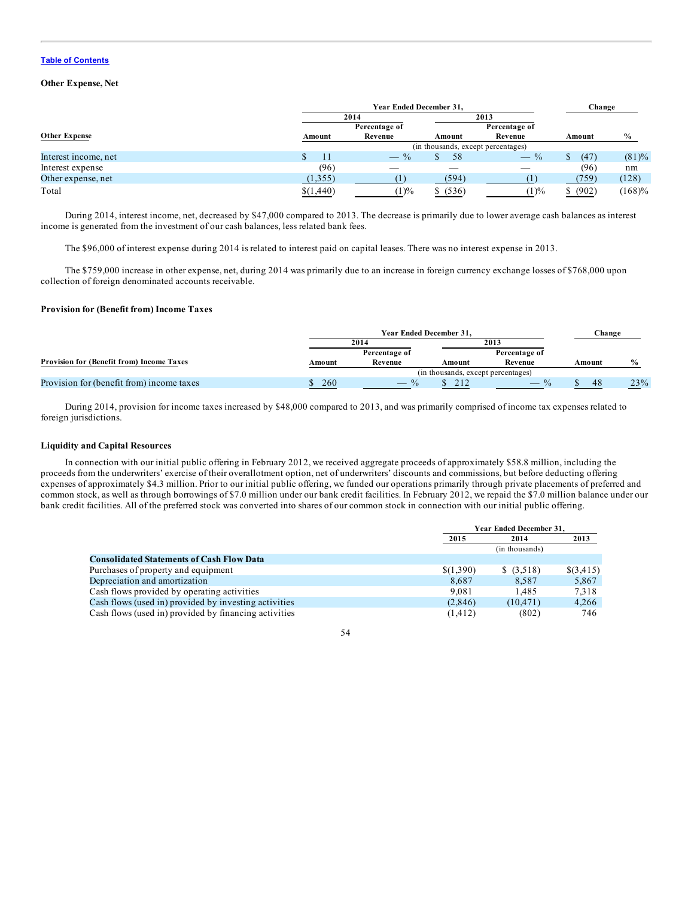[Table of Contents](#)

### Other Expense, Net

| Other Expense | Year Ended December 31, | | | | Change | |
|---|---|---|---|---|---|---|
| | 2014 | | 2013 | | | |
| | Amount | Percentage of Revenue | Amount | Percentage of Revenue | Amount | % |
| | (in thousands, except percentages) | | | | | |
| Interest income, net | $ 11 | — % | $ 58 | — % | $ (47) | (81)% |
| Interest expense | (96) | — | — | — | (96) | nm |
| Other expense, net | (1,355) | (1) | (594) | (1) | (759) | (128) |
| Total | $(1,440) | (1)% | $ (536) | (1)% | $ (902) | (168)% |

During 2014, interest income, net, decreased by $47,000 compared to 2013. The decrease is primarily due to lower average cash balances as interest income is generated from the investment of our cash balances, less related bank fees.

The $96,000 of interest expense during 2014 is related to interest paid on capital leases. There was no interest expense in 2013.

The $759,000 increase in other expense, net, during 2014 was primarily due to an increase in foreign currency exchange losses of $768,000 upon collection of foreign denominated accounts receivable.

### Provision for (Benefit from) Income Taxes

| Provision for (Benefit from) Income Taxes | Year Ended December 31, | | | | Change | |
|---|---|---|---|---|---|---|
| | 2014 | | 2013 | | | |
| | Amount | Percentage of Revenue | Amount | Percentage of Revenue | Amount | % |
| | (in thousands, except percentages) | | | | | |
| Provision for (benefit from) income taxes | $ 260 | — % | $ 212 | — % | $ 48 | 23% |

During 2014, provision for income taxes increased by $48,000 compared to 2013, and was primarily comprised of income tax expenses related to foreign jurisdictions.

### Liquidity and Capital Resources

In connection with our initial public offering in February 2012, we received aggregate proceeds of approximately $58.8 million, including the proceeds from the underwriters' exercise of their overallotment option, net of underwriters' discounts and commissions, but before deducting offering expenses of approximately $4.3 million. Prior to our initial public offering, we funded our operations primarily through private placements of preferred and common stock, as well as through borrowings of $7.0 million under our bank credit facilities. In February 2012, we repaid the $7.0 million balance under our bank credit facilities. All of the preferred stock was converted into shares of our common stock in connection with our initial public offering.

| | Year Ended December 31, | | |
|---|---|---|---|
| | 2015 | 2014 | 2013 |
| | (in thousands) | | |
| **Consolidated Statements of Cash Flow Data** | | | |
| Purchases of property and equipment | $(1,390) | $ (3,518) | $(3,415) |
| Depreciation and amortization | 8,687 | 8,587 | 5,867 |
| Cash flows provided by operating activities | 9,081 | 1,485 | 7,318 |
| Cash flows (used in) provided by investing activities | (2,846) | (10,471) | 4,266 |
| Cash flows (used in) provided by financing activities | (1,412) | (802) | 746 |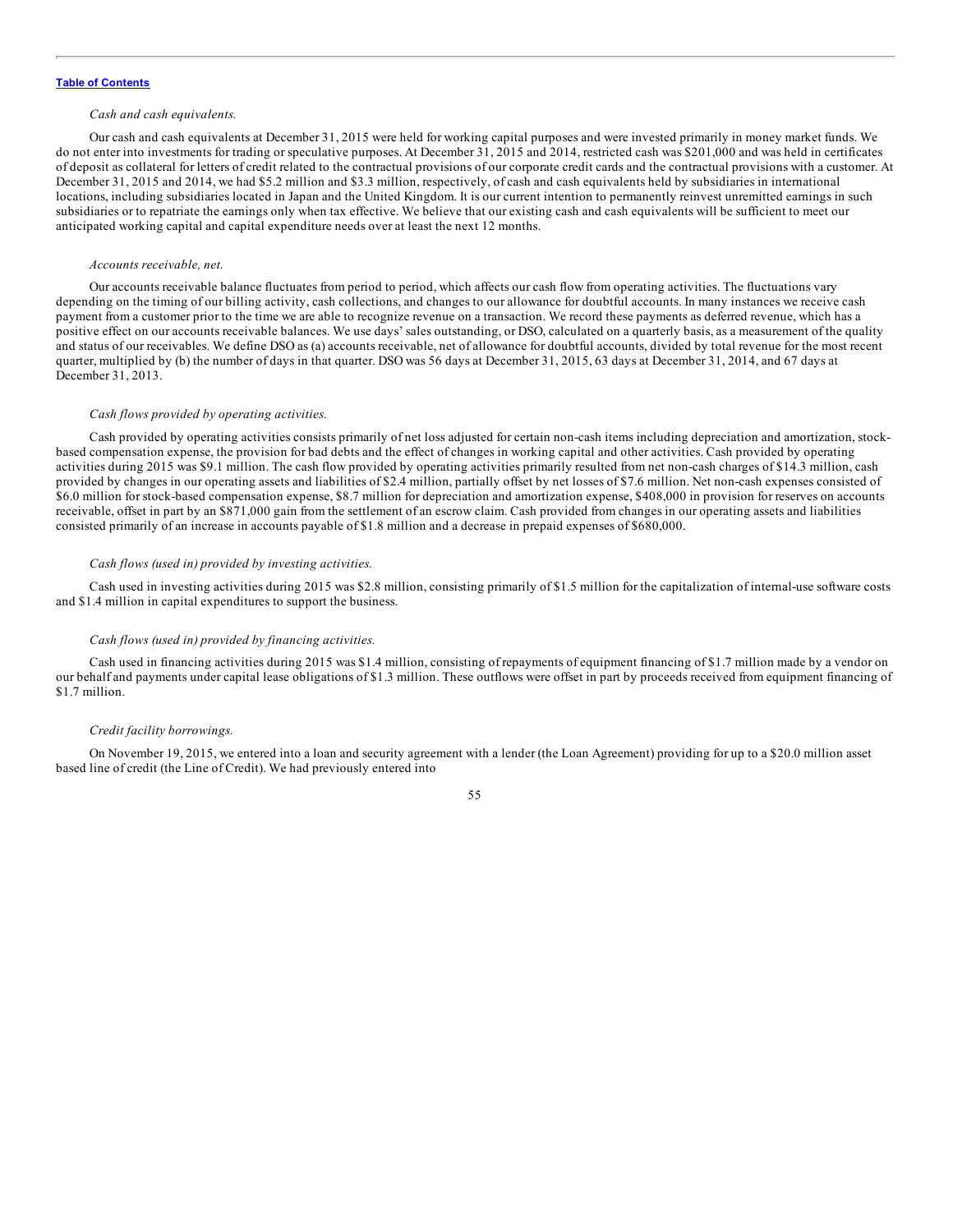*Cash and cash equivalents.*

Our cash and cash equivalents at December 31, 2015 were held for working capital purposes and were invested primarily in money market funds. We do not enter into investments for trading or speculative purposes. At December 31, 2015 and 2014, restricted cash was $201,000 and was held in certificates of deposit as collateral for letters of credit related to the contractual provisions of our corporate credit cards and the contractual provisions with a customer. At December 31, 2015 and 2014, we had $5.2 million and $3.3 million, respectively, of cash and cash equivalents held by subsidiaries in international locations, including subsidiaries located in Japan and the United Kingdom. It is our current intention to permanently reinvest unremitted earnings in such subsidiaries or to repatriate the earnings only when tax effective. We believe that our existing cash and cash equivalents will be sufficient to meet our anticipated working capital and capital expenditure needs over at least the next 12 months.

*Accounts receivable, net.*

Our accounts receivable balance fluctuates from period to period, which affects our cash flow from operating activities. The fluctuations vary depending on the timing of our billing activity, cash collections, and changes to our allowance for doubtful accounts. In many instances we receive cash payment from a customer prior to the time we are able to recognize revenue on a transaction. We record these payments as deferred revenue, which has a positive effect on our accounts receivable balances. We use days' sales outstanding, or DSO, calculated on a quarterly basis, as a measurement of the quality and status of our receivables. We define DSO as (a) accounts receivable, net of allowance for doubtful accounts, divided by total revenue for the most recent quarter, multiplied by (b) the number of days in that quarter. DSO was 56 days at December 31, 2015, 63 days at December 31, 2014, and 67 days at December 31, 2013.

*Cash flows provided by operating activities.*

Cash provided by operating activities consists primarily of net loss adjusted for certain non-cash items including depreciation and amortization, stock-based compensation expense, the provision for bad debts and the effect of changes in working capital and other activities. Cash provided by operating activities during 2015 was $9.1 million. The cash flow provided by operating activities primarily resulted from net non-cash charges of $14.3 million, cash provided by changes in our operating assets and liabilities of $2.4 million, partially offset by net losses of $7.6 million. Net non-cash expenses consisted of $6.0 million for stock-based compensation expense, $8.7 million for depreciation and amortization expense, $408,000 in provision for reserves on accounts receivable, offset in part by an $871,000 gain from the settlement of an escrow claim. Cash provided from changes in our operating assets and liabilities consisted primarily of an increase in accounts payable of $1.8 million and a decrease in prepaid expenses of $680,000.

*Cash flows (used in) provided by investing activities.*

Cash used in investing activities during 2015 was $2.8 million, consisting primarily of $1.5 million for the capitalization of internal-use software costs and $1.4 million in capital expenditures to support the business.

*Cash flows (used in) provided by financing activities.*

Cash used in financing activities during 2015 was $1.4 million, consisting of repayments of equipment financing of $1.7 million made by a vendor on our behalf and payments under capital lease obligations of $1.3 million. These outflows were offset in part by proceeds received from equipment financing of $1.7 million.

*Credit facility borrowings.*

On November 19, 2015, we entered into a loan and security agreement with a lender (the Loan Agreement) providing for up to a $20.0 million asset based line of credit (the Line of Credit). We had previously entered into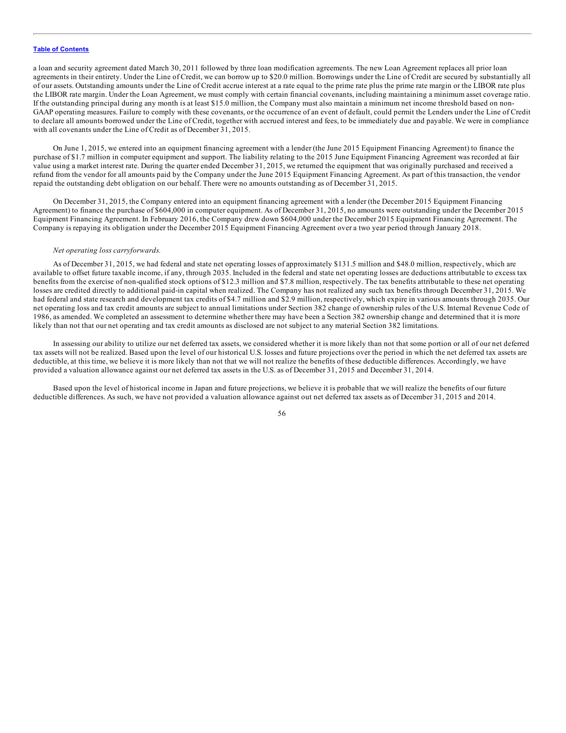a loan and security agreement dated March 30, 2011 followed by three loan modification agreements. The new Loan Agreement replaces all prior loan agreements in their entirety. Under the Line of Credit, we can borrow up to $20.0 million. Borrowings under the Line of Credit are secured by substantially all of our assets. Outstanding amounts under the Line of Credit accrue interest at a rate equal to the prime rate plus the prime rate margin or the LIBOR rate plus the LIBOR rate margin. Under the Loan Agreement, we must comply with certain financial covenants, including maintaining a minimum asset coverage ratio. If the outstanding principal during any month is at least $15.0 million, the Company must also maintain a minimum net income threshold based on non-GAAP operating measures. Failure to comply with these covenants, or the occurrence of an event of default, could permit the Lenders under the Line of Credit to declare all amounts borrowed under the Line of Credit, together with accrued interest and fees, to be immediately due and payable. We were in compliance with all covenants under the Line of Credit as of December 31, 2015.

On June 1, 2015, we entered into an equipment financing agreement with a lender (the June 2015 Equipment Financing Agreement) to finance the purchase of $1.7 million in computer equipment and support. The liability relating to the 2015 June Equipment Financing Agreement was recorded at fair value using a market interest rate. During the quarter ended December 31, 2015, we returned the equipment that was originally purchased and received a refund from the vendor for all amounts paid by the Company under the June 2015 Equipment Financing Agreement. As part of this transaction, the vendor repaid the outstanding debt obligation on our behalf. There were no amounts outstanding as of December 31, 2015.

On December 31, 2015, the Company entered into an equipment financing agreement with a lender (the December 2015 Equipment Financing Agreement) to finance the purchase of $604,000 in computer equipment. As of December 31, 2015, no amounts were outstanding under the December 2015 Equipment Financing Agreement. In February 2016, the Company drew down $604,000 under the December 2015 Equipment Financing Agreement. The Company is repaying its obligation under the December 2015 Equipment Financing Agreement over a two year period through January 2018.

*Net operating loss carryforwards.*

As of December 31, 2015, we had federal and state net operating losses of approximately $131.5 million and $48.0 million, respectively, which are available to offset future taxable income, if any, through 2035. Included in the federal and state net operating losses are deductions attributable to excess tax benefits from the exercise of non-qualified stock options of $12.3 million and $7.8 million, respectively. The tax benefits attributable to these net operating losses are credited directly to additional paid-in capital when realized. The Company has not realized any such tax benefits through December 31, 2015. We had federal and state research and development tax credits of $4.7 million and $2.9 million, respectively, which expire in various amounts through 2035. Our net operating loss and tax credit amounts are subject to annual limitations under Section 382 change of ownership rules of the U.S. Internal Revenue Code of 1986, as amended. We completed an assessment to determine whether there may have been a Section 382 ownership change and determined that it is more likely than not that our net operating and tax credit amounts as disclosed are not subject to any material Section 382 limitations.

In assessing our ability to utilize our net deferred tax assets, we considered whether it is more likely than not that some portion or all of our net deferred tax assets will not be realized. Based upon the level of our historical U.S. losses and future projections over the period in which the net deferred tax assets are deductible, at this time, we believe it is more likely than not that we will not realize the benefits of these deductible differences. Accordingly, we have provided a valuation allowance against our net deferred tax assets in the U.S. as of December 31, 2015 and December 31, 2014.

Based upon the level of historical income in Japan and future projections, we believe it is probable that we will realize the benefits of our future deductible differences. As such, we have not provided a valuation allowance against out net deferred tax assets as of December 31, 2015 and 2014.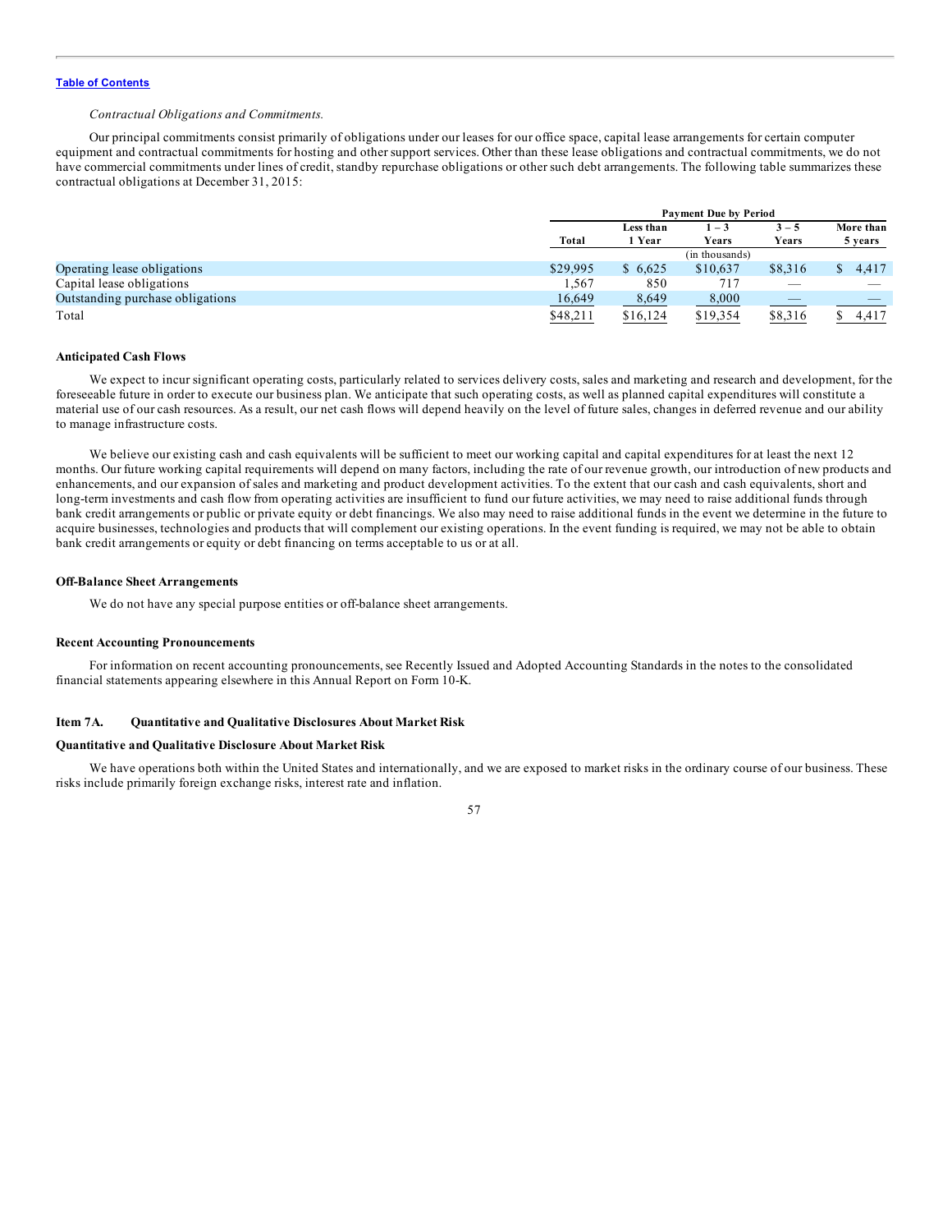*Contractual Obligations and Commitments.*

Our principal commitments consist primarily of obligations under our leases for our office space, capital lease arrangements for certain computer equipment and contractual commitments for hosting and other support services. Other than these lease obligations and contractual commitments, we do not have commercial commitments under lines of credit, standby repurchase obligations or other such debt arrangements. The following table summarizes these contractual obligations at December 31, 2015:

| | Payment Due by Period | | | | |
|---|---|---|---|---|---|
| | Total | Less than 1 Year | 1 – 3 Years | 3 – 5 Years | More than 5 years |
| | | | (in thousands) | | |
| Operating lease obligations | $29,995 | $ 6,625 | $10,637 | $8,316 | $ 4,417 |
| Capital lease obligations | 1,567 | 850 | 717 | — | — |
| Outstanding purchase obligations | 16,649 | 8,649 | 8,000 | — | — |
| Total | $48,211 | $16,124 | $19,354 | $8,316 | $ 4,417 |

**Anticipated Cash Flows**

We expect to incur significant operating costs, particularly related to services delivery costs, sales and marketing and research and development, for the foreseeable future in order to execute our business plan. We anticipate that such operating costs, as well as planned capital expenditures will constitute a material use of our cash resources. As a result, our net cash flows will depend heavily on the level of future sales, changes in deferred revenue and our ability to manage infrastructure costs.

We believe our existing cash and cash equivalents will be sufficient to meet our working capital and capital expenditures for at least the next 12 months. Our future working capital requirements will depend on many factors, including the rate of our revenue growth, our introduction of new products and enhancements, and our expansion of sales and marketing and product development activities. To the extent that our cash and cash equivalents, short and long-term investments and cash flow from operating activities are insufficient to fund our future activities, we may need to raise additional funds through bank credit arrangements or public or private equity or debt financings. We also may need to raise additional funds in the event we determine in the future to acquire businesses, technologies and products that will complement our existing operations. In the event funding is required, we may not be able to obtain bank credit arrangements or equity or debt financing on terms acceptable to us or at all.

**Off-Balance Sheet Arrangements**

We do not have any special purpose entities or off-balance sheet arrangements.

**Recent Accounting Pronouncements**

For information on recent accounting pronouncements, see Recently Issued and Adopted Accounting Standards in the notes to the consolidated financial statements appearing elsewhere in this Annual Report on Form 10-K.

## Item 7A. Quantitative and Qualitative Disclosures About Market Risk

**Quantitative and Qualitative Disclosure About Market Risk**

We have operations both within the United States and internationally, and we are exposed to market risks in the ordinary course of our business. These risks include primarily foreign exchange risks, interest rate and inflation.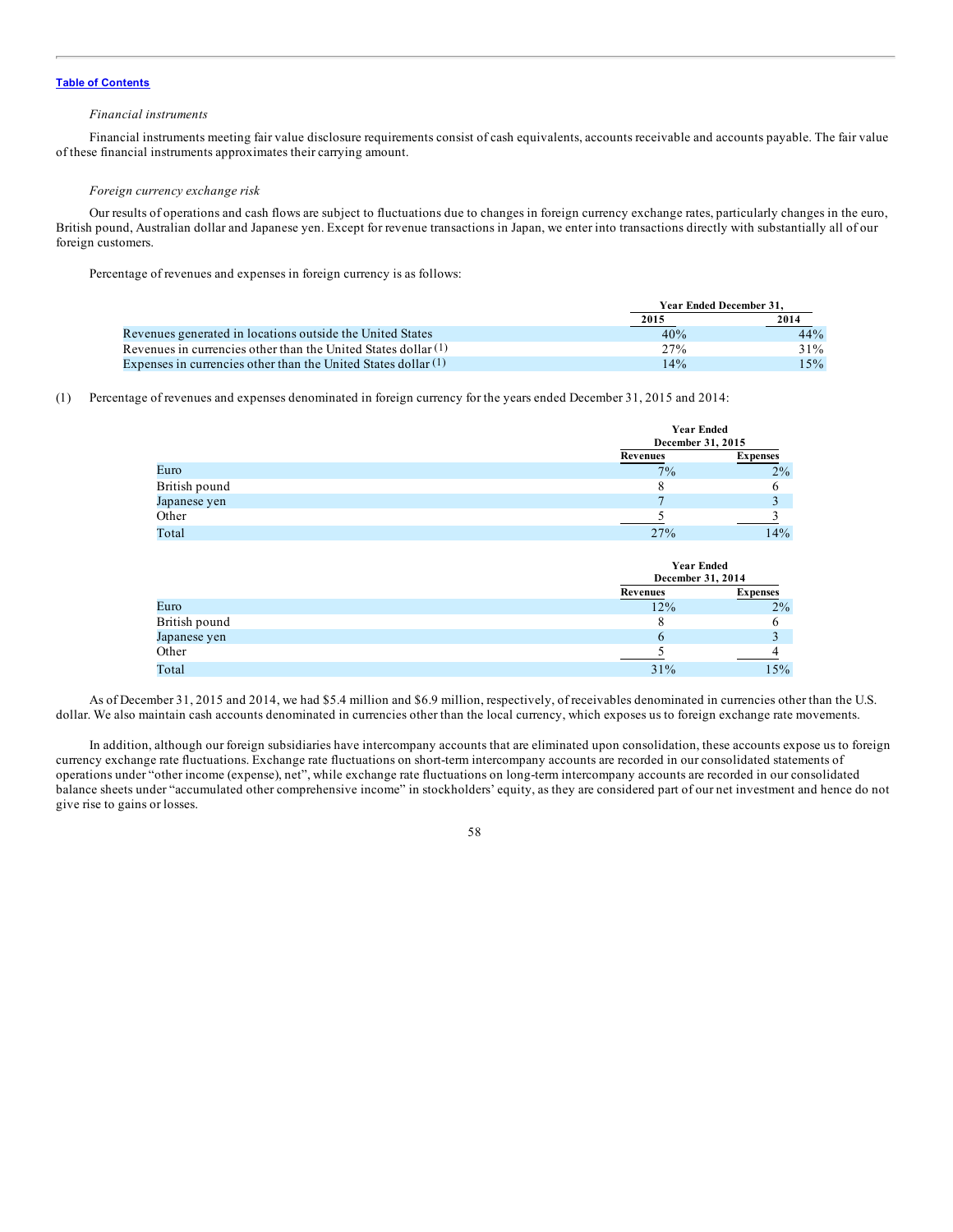*Financial instruments*

Financial instruments meeting fair value disclosure requirements consist of cash equivalents, accounts receivable and accounts payable. The fair value of these financial instruments approximates their carrying amount.

*Foreign currency exchange risk*

Our results of operations and cash flows are subject to fluctuations due to changes in foreign currency exchange rates, particularly changes in the euro, British pound, Australian dollar and Japanese yen. Except for revenue transactions in Japan, we enter into transactions directly with substantially all of our foreign customers.

Percentage of revenues and expenses in foreign currency is as follows:

| | Year Ended December 31, | |
|---|---|---|
| | 2015 | 2014 |
| Revenues generated in locations outside the United States | 40% | 44% |
| Revenues in currencies other than the United States dollar (1) | 27% | 31% |
| Expenses in currencies other than the United States dollar (1) | 14% | 15% |

(1) Percentage of revenues and expenses denominated in foreign currency for the years ended December 31, 2015 and 2014:

| | Year Ended December 31, 2015 | |
|---|---|---|
| | Revenues | Expenses |
| Euro | 7% | 2% |
| British pound | 8 | 6 |
| Japanese yen | 7 | 3 |
| Other | 5 | 3 |
| Total | 27% | 14% |

| | Year Ended December 31, 2014 | |
|---|---|---|
| | Revenues | Expenses |
| Euro | 12% | 2% |
| British pound | 8 | 6 |
| Japanese yen | 6 | 3 |
| Other | 5 | 4 |
| Total | 31% | 15% |

As of December 31, 2015 and 2014, we had $5.4 million and $6.9 million, respectively, of receivables denominated in currencies other than the U.S. dollar. We also maintain cash accounts denominated in currencies other than the local currency, which exposes us to foreign exchange rate movements.

In addition, although our foreign subsidiaries have intercompany accounts that are eliminated upon consolidation, these accounts expose us to foreign currency exchange rate fluctuations. Exchange rate fluctuations on short-term intercompany accounts are recorded in our consolidated statements of operations under "other income (expense), net", while exchange rate fluctuations on long-term intercompany accounts are recorded in our consolidated balance sheets under "accumulated other comprehensive income" in stockholders' equity, as they are considered part of our net investment and hence do not give rise to gains or losses.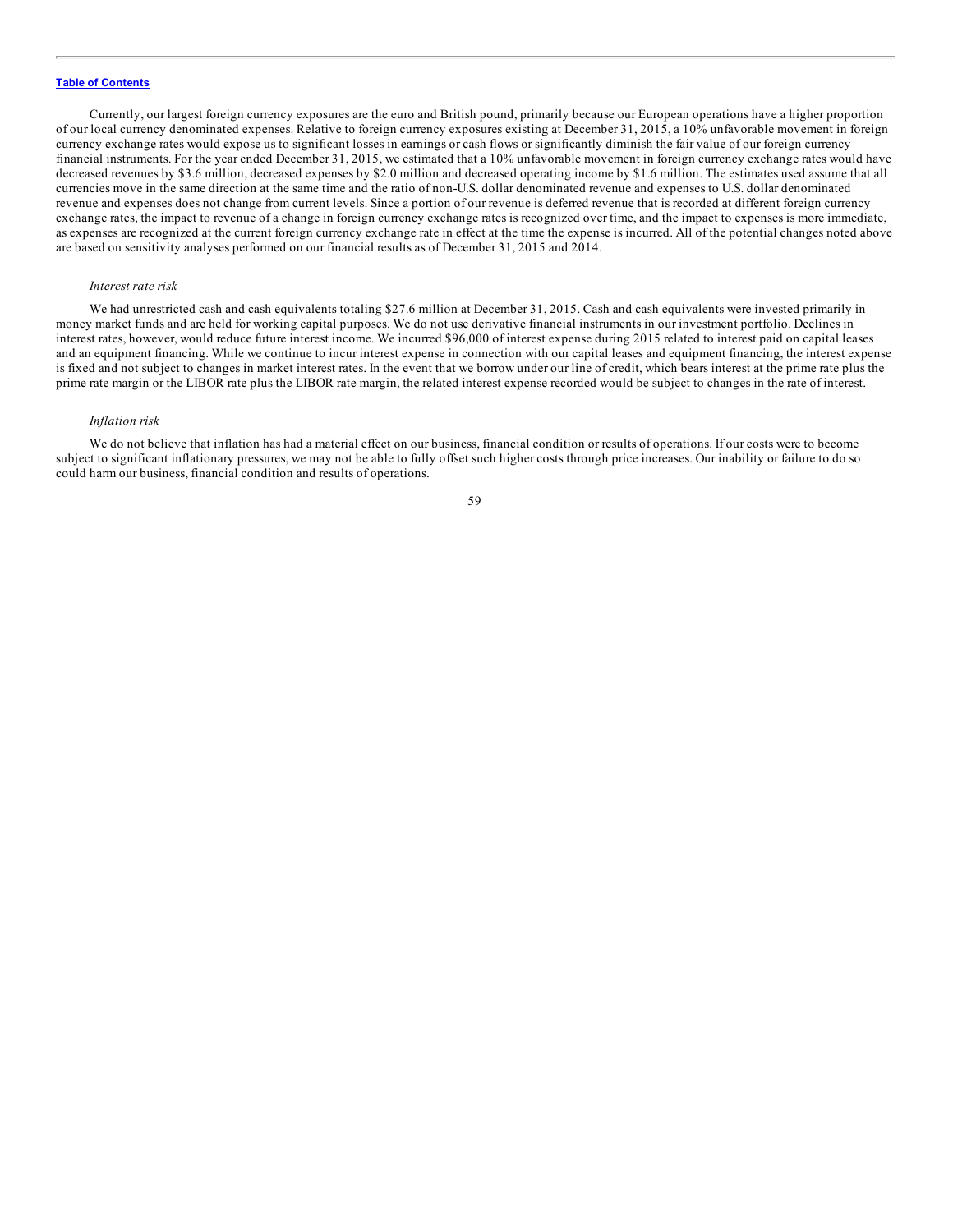Currently, our largest foreign currency exposures are the euro and British pound, primarily because our European operations have a higher proportion of our local currency denominated expenses. Relative to foreign currency exposures existing at December 31, 2015, a 10% unfavorable movement in foreign currency exchange rates would expose us to significant losses in earnings or cash flows or significantly diminish the fair value of our foreign currency financial instruments. For the year ended December 31, 2015, we estimated that a 10% unfavorable movement in foreign currency exchange rates would have decreased revenues by $3.6 million, decreased expenses by $2.0 million and decreased operating income by $1.6 million. The estimates used assume that all currencies move in the same direction at the same time and the ratio of non-U.S. dollar denominated revenue and expenses to U.S. dollar denominated revenue and expenses does not change from current levels. Since a portion of our revenue is deferred revenue that is recorded at different foreign currency exchange rates, the impact to revenue of a change in foreign currency exchange rates is recognized over time, and the impact to expenses is more immediate, as expenses are recognized at the current foreign currency exchange rate in effect at the time the expense is incurred. All of the potential changes noted above are based on sensitivity analyses performed on our financial results as of December 31, 2015 and 2014.

*Interest rate risk*

We had unrestricted cash and cash equivalents totaling $27.6 million at December 31, 2015. Cash and cash equivalents were invested primarily in money market funds and are held for working capital purposes. We do not use derivative financial instruments in our investment portfolio. Declines in interest rates, however, would reduce future interest income. We incurred $96,000 of interest expense during 2015 related to interest paid on capital leases and an equipment financing. While we continue to incur interest expense in connection with our capital leases and equipment financing, the interest expense is fixed and not subject to changes in market interest rates. In the event that we borrow under our line of credit, which bears interest at the prime rate plus the prime rate margin or the LIBOR rate plus the LIBOR rate margin, the related interest expense recorded would be subject to changes in the rate of interest.

*Inflation risk*

We do not believe that inflation has had a material effect on our business, financial condition or results of operations. If our costs were to become subject to significant inflationary pressures, we may not be able to fully offset such higher costs through price increases. Our inability or failure to do so could harm our business, financial condition and results of operations.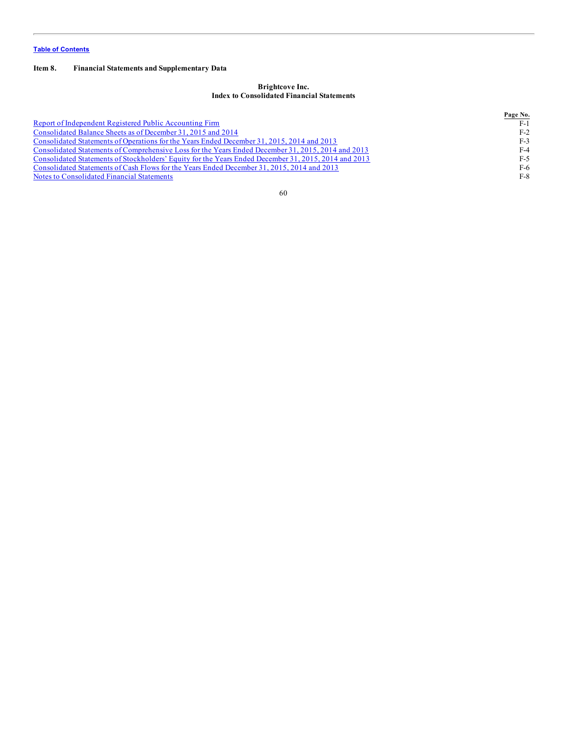Table of Contents

## Item 8. Financial Statements and Supplementary Data

### Brightcove Inc.
### Index to Consolidated Financial Statements

| | Page No. |
|---|---|
| Report of Independent Registered Public Accounting Firm | F-1 |
| Consolidated Balance Sheets as of December 31, 2015 and 2014 | F-2 |
| Consolidated Statements of Operations for the Years Ended December 31, 2015, 2014 and 2013 | F-3 |
| Consolidated Statements of Comprehensive Loss for the Years Ended December 31, 2015, 2014 and 2013 | F-4 |
| Consolidated Statements of Stockholders' Equity for the Years Ended December 31, 2015, 2014 and 2013 | F-5 |
| Consolidated Statements of Cash Flows for the Years Ended December 31, 2015, 2014 and 2013 | F-6 |
| Notes to Consolidated Financial Statements | F-8 |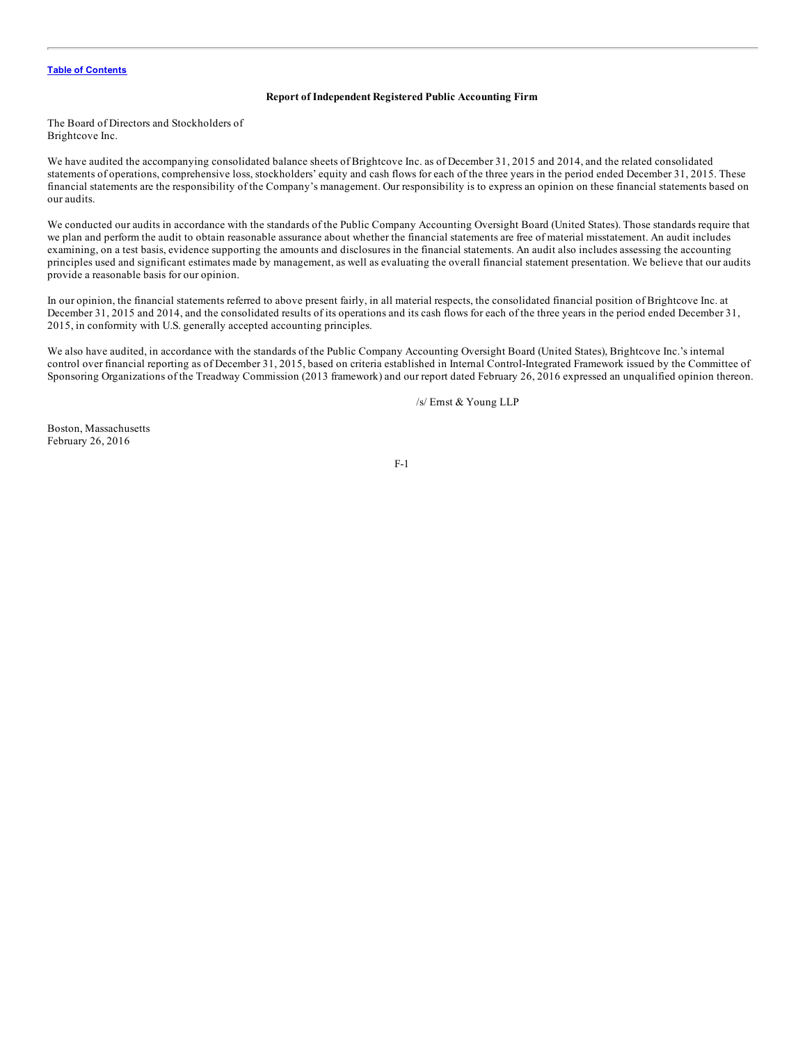## Report of Independent Registered Public Accounting Firm

The Board of Directors and Stockholders of
Brightcove Inc.

We have audited the accompanying consolidated balance sheets of Brightcove Inc. as of December 31, 2015 and 2014, and the related consolidated statements of operations, comprehensive loss, stockholders' equity and cash flows for each of the three years in the period ended December 31, 2015. These financial statements are the responsibility of the Company's management. Our responsibility is to express an opinion on these financial statements based on our audits.

We conducted our audits in accordance with the standards of the Public Company Accounting Oversight Board (United States). Those standards require that we plan and perform the audit to obtain reasonable assurance about whether the financial statements are free of material misstatement. An audit includes examining, on a test basis, evidence supporting the amounts and disclosures in the financial statements. An audit also includes assessing the accounting principles used and significant estimates made by management, as well as evaluating the overall financial statement presentation. We believe that our audits provide a reasonable basis for our opinion.

In our opinion, the financial statements referred to above present fairly, in all material respects, the consolidated financial position of Brightcove Inc. at December 31, 2015 and 2014, and the consolidated results of its operations and its cash flows for each of the three years in the period ended December 31, 2015, in conformity with U.S. generally accepted accounting principles.

We also have audited, in accordance with the standards of the Public Company Accounting Oversight Board (United States), Brightcove Inc.'s internal control over financial reporting as of December 31, 2015, based on criteria established in Internal Control-Integrated Framework issued by the Committee of Sponsoring Organizations of the Treadway Commission (2013 framework) and our report dated February 26, 2016 expressed an unqualified opinion thereon.

/s/ Ernst & Young LLP

Boston, Massachusetts
February 26, 2016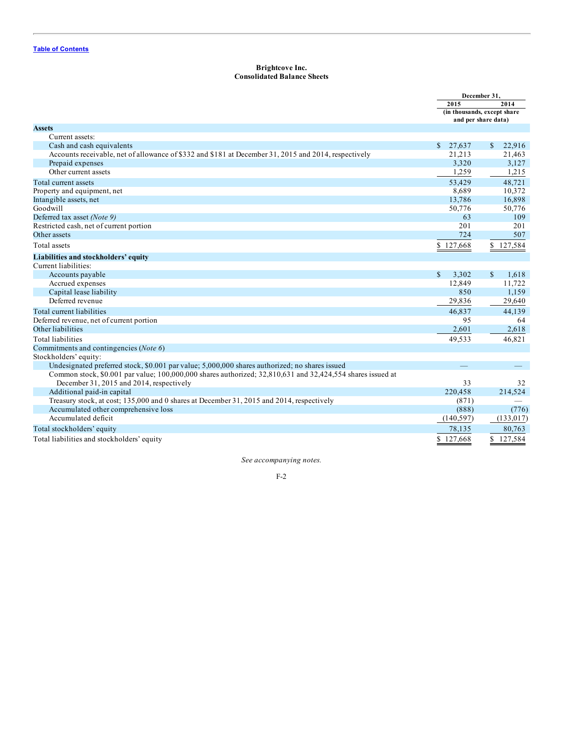Table of Contents

# Brightcove Inc.
## Consolidated Balance Sheets

| | December 31, 2015 | December 31, 2014 |
|---|---|---|
| | (in thousands, except share and per share data) | |
| **Assets** | | |
| Current assets: | | |
| Cash and cash equivalents | $ 27,637 | $ 22,916 |
| Accounts receivable, net of allowance of $332 and $181 at December 31, 2015 and 2014, respectively | 21,213 | 21,463 |
| Prepaid expenses | 3,320 | 3,127 |
| Other current assets | 1,259 | 1,215 |
| Total current assets | 53,429 | 48,721 |
| Property and equipment, net | 8,689 | 10,372 |
| Intangible assets, net | 13,786 | 16,898 |
| Goodwill | 50,776 | 50,776 |
| Deferred tax asset *(Note 9)* | 63 | 109 |
| Restricted cash, net of current portion | 201 | 201 |
| Other assets | 724 | 507 |
| Total assets | $ 127,668 | $ 127,584 |
| **Liabilities and stockholders' equity** | | |
| Current liabilities: | | |
| Accounts payable | $ 3,302 | $ 1,618 |
| Accrued expenses | 12,849 | 11,722 |
| Capital lease liability | 850 | 1,159 |
| Deferred revenue | 29,836 | 29,640 |
| Total current liabilities | 46,837 | 44,139 |
| Deferred revenue, net of current portion | 95 | 64 |
| Other liabilities | 2,601 | 2,618 |
| Total liabilities | 49,533 | 46,821 |
| Commitments and contingencies (*Note 6*) | | |
| Stockholders' equity: | | |
| Undesignated preferred stock, $0.001 par value; 5,000,000 shares authorized; no shares issued | — | — |
| Common stock, $0.001 par value; 100,000,000 shares authorized; 32,810,631 and 32,424,554 shares issued at December 31, 2015 and 2014, respectively | 33 | 32 |
| Additional paid-in capital | 220,458 | 214,524 |
| Treasury stock, at cost; 135,000 and 0 shares at December 31, 2015 and 2014, respectively | (871) | — |
| Accumulated other comprehensive loss | (888) | (776) |
| Accumulated deficit | (140,597) | (133,017) |
| Total stockholders' equity | 78,135 | 80,763 |
| Total liabilities and stockholders' equity | $ 127,668 | $ 127,584 |

*See accompanying notes.*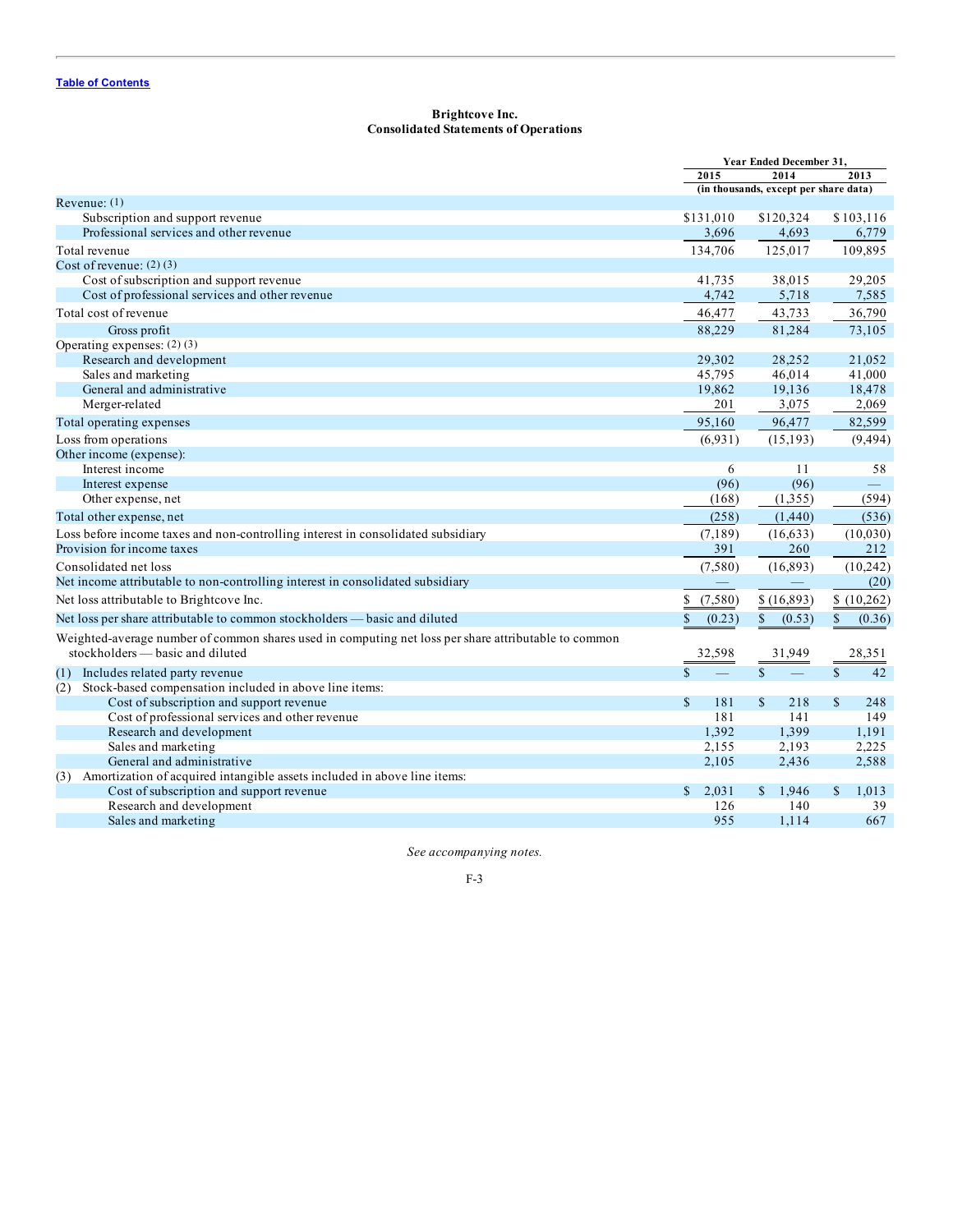[Table of Contents](#)

**Brightcove Inc.**
**Consolidated Statements of Operations**

| | Year Ended December 31, | | |
|---|---|---|---|
| | 2015 | 2014 | 2013 |
| | (in thousands, except per share data) | | |
| Revenue: (1) | | | |
| Subscription and support revenue | $131,010 | $120,324 | $103,116 |
| Professional services and other revenue | 3,696 | 4,693 | 6,779 |
| Total revenue | 134,706 | 125,017 | 109,895 |
| Cost of revenue: (2) (3) | | | |
| Cost of subscription and support revenue | 41,735 | 38,015 | 29,205 |
| Cost of professional services and other revenue | 4,742 | 5,718 | 7,585 |
| Total cost of revenue | 46,477 | 43,733 | 36,790 |
| Gross profit | 88,229 | 81,284 | 73,105 |
| Operating expenses: (2) (3) | | | |
| Research and development | 29,302 | 28,252 | 21,052 |
| Sales and marketing | 45,795 | 46,014 | 41,000 |
| General and administrative | 19,862 | 19,136 | 18,478 |
| Merger-related | 201 | 3,075 | 2,069 |
| Total operating expenses | 95,160 | 96,477 | 82,599 |
| Loss from operations | (6,931) | (15,193) | (9,494) |
| Other income (expense): | | | |
| Interest income | 6 | 11 | 58 |
| Interest expense | (96) | (96) | — |
| Other expense, net | (168) | (1,355) | (594) |
| Total other expense, net | (258) | (1,440) | (536) |
| Loss before income taxes and non-controlling interest in consolidated subsidiary | (7,189) | (16,633) | (10,030) |
| Provision for income taxes | 391 | 260 | 212 |
| Consolidated net loss | (7,580) | (16,893) | (10,242) |
| Net income attributable to non-controlling interest in consolidated subsidiary | — | — | (20) |
| Net loss attributable to Brightcove Inc. | $ (7,580) | $ (16,893) | $ (10,262) |
| Net loss per share attributable to common stockholders — basic and diluted | $ (0.23) | $ (0.53) | $ (0.36) |
| Weighted-average number of common shares used in computing net loss per share attributable to common stockholders — basic and diluted | 32,598 | 31,949 | 28,351 |
| (1) Includes related party revenue | $ — | $ — | $ 42 |
| (2) Stock-based compensation included in above line items: | | | |
| Cost of subscription and support revenue | $ 181 | $ 218 | $ 248 |
| Cost of professional services and other revenue | 181 | 141 | 149 |
| Research and development | 1,392 | 1,399 | 1,191 |
| Sales and marketing | 2,155 | 2,193 | 2,225 |
| General and administrative | 2,105 | 2,436 | 2,588 |
| (3) Amortization of acquired intangible assets included in above line items: | | | |
| Cost of subscription and support revenue | $ 2,031 | $ 1,946 | $ 1,013 |
| Research and development | 126 | 140 | 39 |
| Sales and marketing | 955 | 1,114 | 667 |

*See accompanying notes.*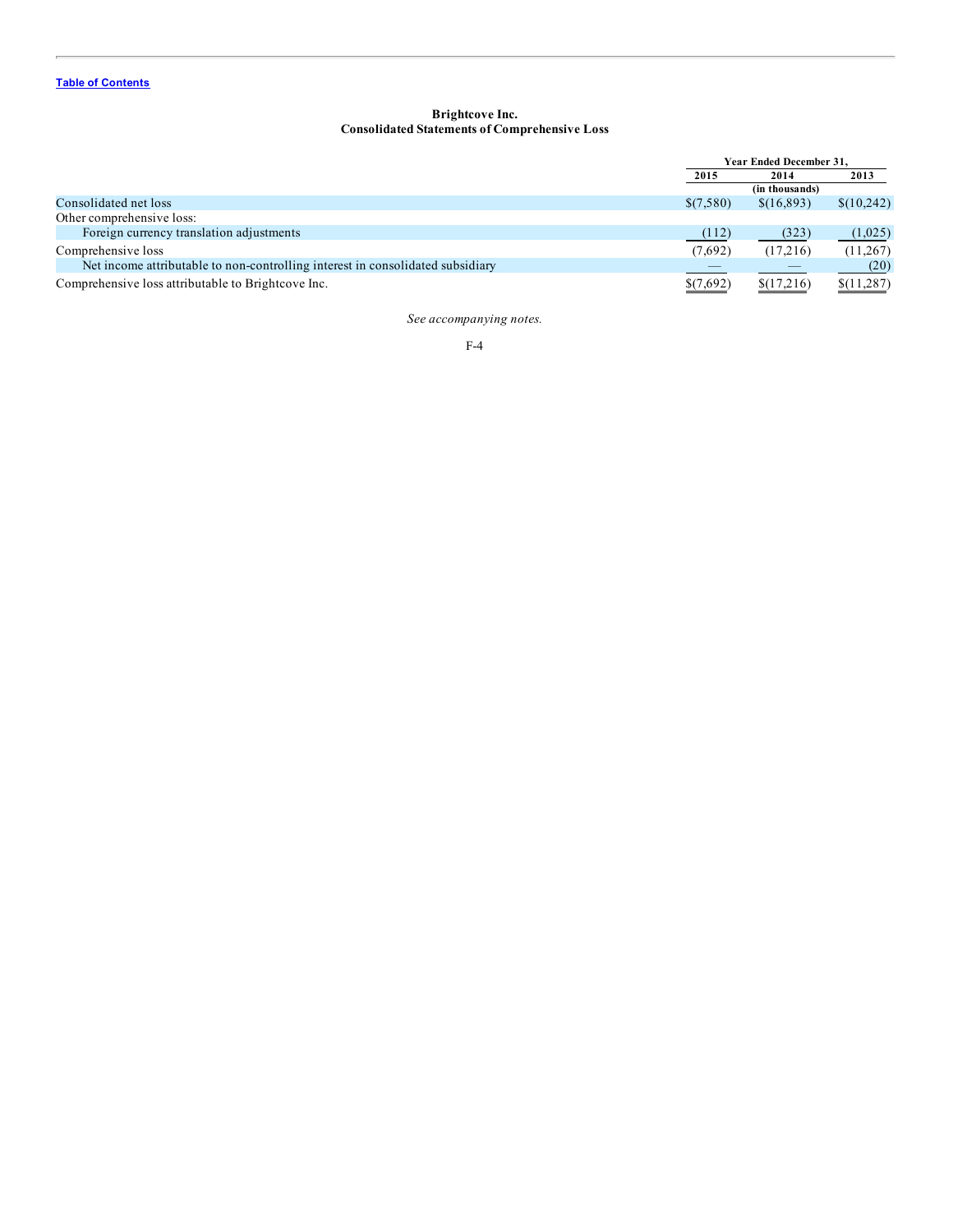Table of Contents

**Brightcove Inc.**
**Consolidated Statements of Comprehensive Loss**

| | Year Ended December 31, | | |
|---|---|---|---|
| | 2015 | 2014 | 2013 |
| | | (in thousands) | |
| Consolidated net loss | $(7,580) | $(16,893) | $(10,242) |
| Other comprehensive loss: | | | |
| Foreign currency translation adjustments | (112) | (323) | (1,025) |
| Comprehensive loss | (7,692) | (17,216) | (11,267) |
| Net income attributable to non-controlling interest in consolidated subsidiary | — | — | (20) |
| Comprehensive loss attributable to Brightcove Inc. | $(7,692) | $(17,216) | $(11,287) |

*See accompanying notes.*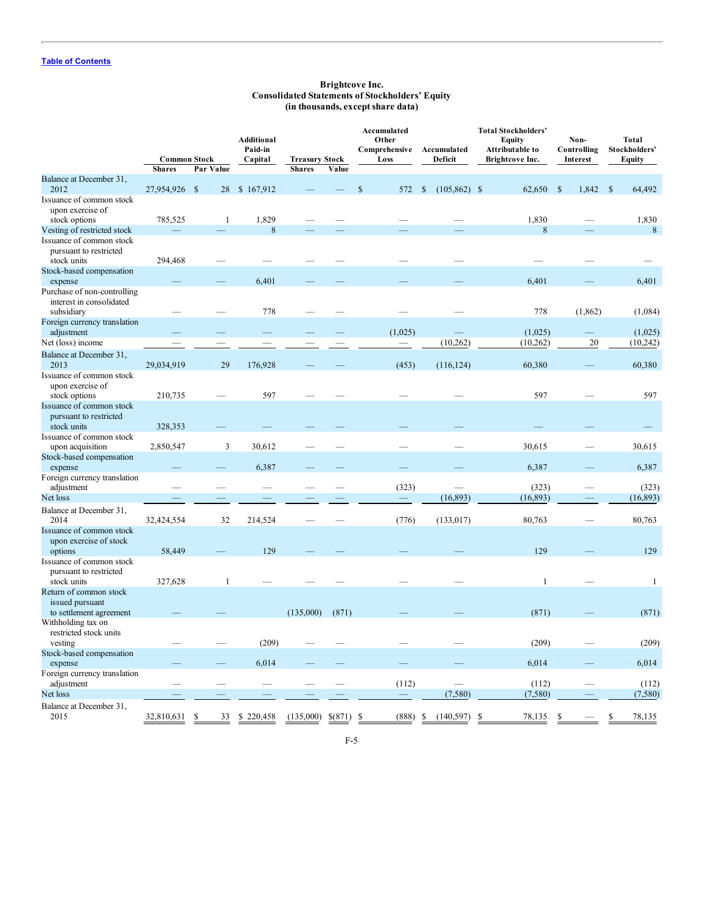[Table of Contents](#)

**Brightcove Inc.**
**Consolidated Statements of Stockholders' Equity**
**(in thousands, except share data)**

| | Common Stock | | Additional Paid-in Capital | Treasury Stock | | Accumulated Other Comprehensive Loss | Accumulated Deficit | Total Stockholders' Equity Attributable to Brightcove Inc. | Non-Controlling Interest | Total Stockholders' Equity |
|---|---|---|---|---|---|---|---|---|---|---|
| | Shares | Par Value | | Shares | Value | | | | | |
| Balance at December 31, 2012 | 27,954,926 | $ 28 | $ 167,912 | — | — | $ 572 | $ (105,862) | $ 62,650 | $ 1,842 | $ 64,492 |
| Issuance of common stock upon exercise of stock options | 785,525 | 1 | 1,829 | — | — | — | — | 1,830 | — | 1,830 |
| Vesting of restricted stock | — | — | 8 | — | — | — | — | 8 | — | 8 |
| Issuance of common stock pursuant to restricted stock units | 294,468 | — | — | — | — | — | — | — | — | — |
| Stock-based compensation expense | — | — | 6,401 | — | — | — | — | 6,401 | — | 6,401 |
| Purchase of non-controlling interest in consolidated subsidiary | — | — | 778 | — | — | — | — | 778 | (1,862) | (1,084) |
| Foreign currency translation adjustment | — | — | — | — | — | (1,025) | — | (1,025) | — | (1,025) |
| Net (loss) income | — | — | — | — | — | — | (10,262) | (10,262) | 20 | (10,242) |
| Balance at December 31, 2013 | 29,034,919 | 29 | 176,928 | — | — | (453) | (116,124) | 60,380 | — | 60,380 |
| Issuance of common stock upon exercise of stock options | 210,735 | — | 597 | — | — | — | — | 597 | — | 597 |
| Issuance of common stock pursuant to restricted stock units | 328,353 | — | — | — | — | — | — | — | — | — |
| Issuance of common stock upon acquisition | 2,850,547 | 3 | 30,612 | — | — | — | — | 30,615 | — | 30,615 |
| Stock-based compensation expense | — | — | 6,387 | — | — | — | — | 6,387 | — | 6,387 |
| Foreign currency translation adjustment | — | — | — | — | — | (323) | — | (323) | — | (323) |
| Net loss | — | — | — | — | — | — | (16,893) | (16,893) | — | (16,893) |
| Balance at December 31, 2014 | 32,424,554 | 32 | 214,524 | — | — | (776) | (133,017) | 80,763 | — | 80,763 |
| Issuance of common stock upon exercise of stock options | 58,449 | — | 129 | — | — | — | — | 129 | — | 129 |
| Issuance of common stock pursuant to restricted stock units | 327,628 | 1 | — | — | — | — | — | 1 | — | 1 |
| Return of common stock issued pursuant to settlement agreement | — | — | | (135,000) | (871) | — | — | (871) | — | (871) |
| Withholding tax on restricted stock units vesting | — | — | (209) | — | — | — | — | (209) | — | (209) |
| Stock-based compensation expense | — | — | 6,014 | — | — | — | — | 6,014 | — | 6,014 |
| Foreign currency translation adjustment | — | — | — | — | — | (112) | — | (112) | — | (112) |
| Net loss | — | — | — | — | — | — | (7,580) | (7,580) | — | (7,580) |
| Balance at December 31, 2015 | 32,810,631 | $ 33 | $ 220,458 | (135,000) | $(871) | $ (888) | $ (140,597) | $ 78,135 | $ — | $ 78,135 |

F-5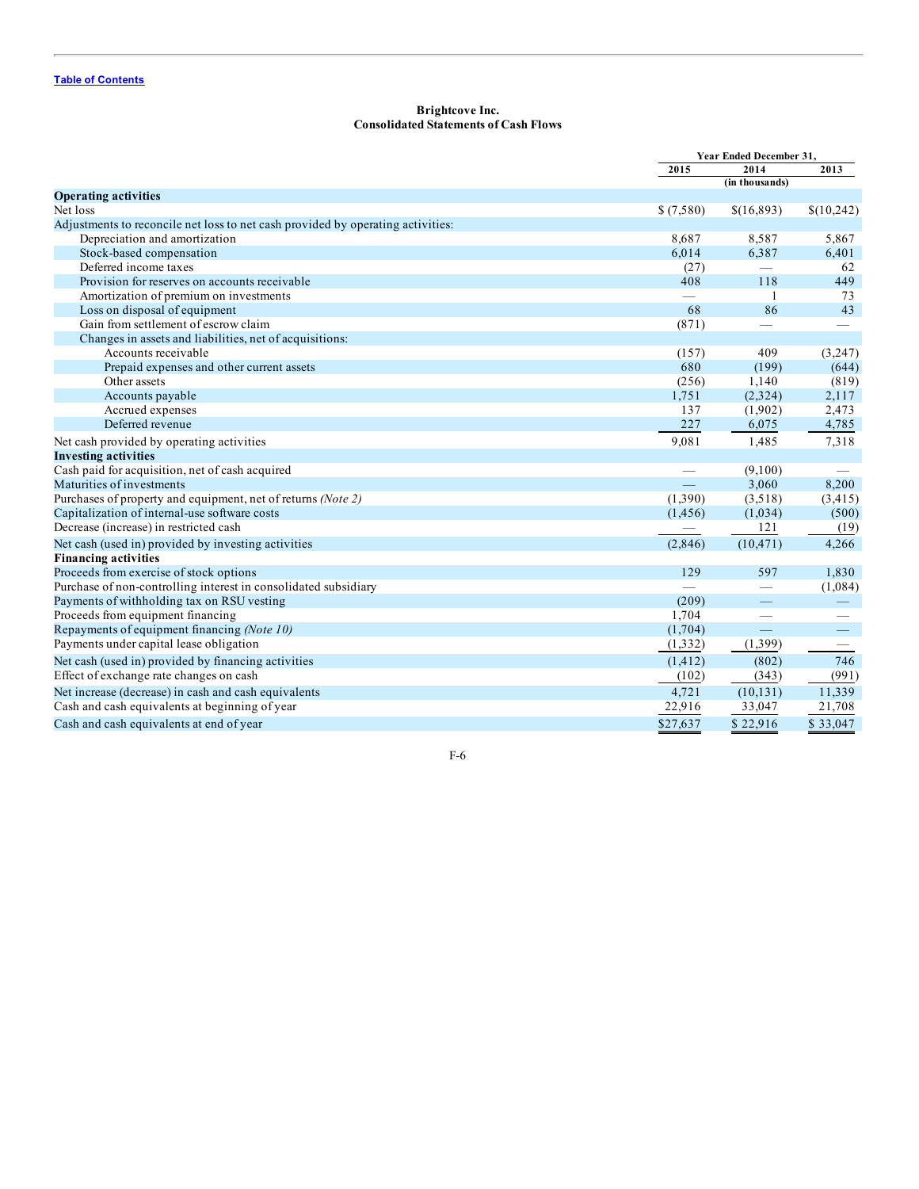[Table of Contents](#)

**Brightcove Inc.**
**Consolidated Statements of Cash Flows**

| | Year Ended December 31, | | |
|---|---|---|---|
| | 2015 | 2014 | 2013 |
| | | (in thousands) | |
| **Operating activities** | | | |
| Net loss | $ (7,580) | $(16,893) | $(10,242) |
| Adjustments to reconcile net loss to net cash provided by operating activities: | | | |
| Depreciation and amortization | 8,687 | 8,587 | 5,867 |
| Stock-based compensation | 6,014 | 6,387 | 6,401 |
| Deferred income taxes | (27) | — | 62 |
| Provision for reserves on accounts receivable | 408 | 118 | 449 |
| Amortization of premium on investments | — | 1 | 73 |
| Loss on disposal of equipment | 68 | 86 | 43 |
| Gain from settlement of escrow claim | (871) | — | — |
| Changes in assets and liabilities, net of acquisitions: | | | |
| Accounts receivable | (157) | 409 | (3,247) |
| Prepaid expenses and other current assets | 680 | (199) | (644) |
| Other assets | (256) | 1,140 | (819) |
| Accounts payable | 1,751 | (2,324) | 2,117 |
| Accrued expenses | 137 | (1,902) | 2,473 |
| Deferred revenue | 227 | 6,075 | 4,785 |
| Net cash provided by operating activities | 9,081 | 1,485 | 7,318 |
| **Investing activities** | | | |
| Cash paid for acquisition, net of cash acquired | — | (9,100) | — |
| Maturities of investments | — | 3,060 | 8,200 |
| Purchases of property and equipment, net of returns *(Note 2)* | (1,390) | (3,518) | (3,415) |
| Capitalization of internal-use software costs | (1,456) | (1,034) | (500) |
| Decrease (increase) in restricted cash | — | 121 | (19) |
| Net cash (used in) provided by investing activities | (2,846) | (10,471) | 4,266 |
| **Financing activities** | | | |
| Proceeds from exercise of stock options | 129 | 597 | 1,830 |
| Purchase of non-controlling interest in consolidated subsidiary | — | — | (1,084) |
| Payments of withholding tax on RSU vesting | (209) | — | — |
| Proceeds from equipment financing | 1,704 | — | — |
| Repayments of equipment financing *(Note 10)* | (1,704) | — | — |
| Payments under capital lease obligation | (1,332) | (1,399) | — |
| Net cash (used in) provided by financing activities | (1,412) | (802) | 746 |
| Effect of exchange rate changes on cash | (102) | (343) | (991) |
| Net increase (decrease) in cash and cash equivalents | 4,721 | (10,131) | 11,339 |
| Cash and cash equivalents at beginning of year | 22,916 | 33,047 | 21,708 |
| Cash and cash equivalents at end of year | $27,637 | $ 22,916 | $ 33,047 |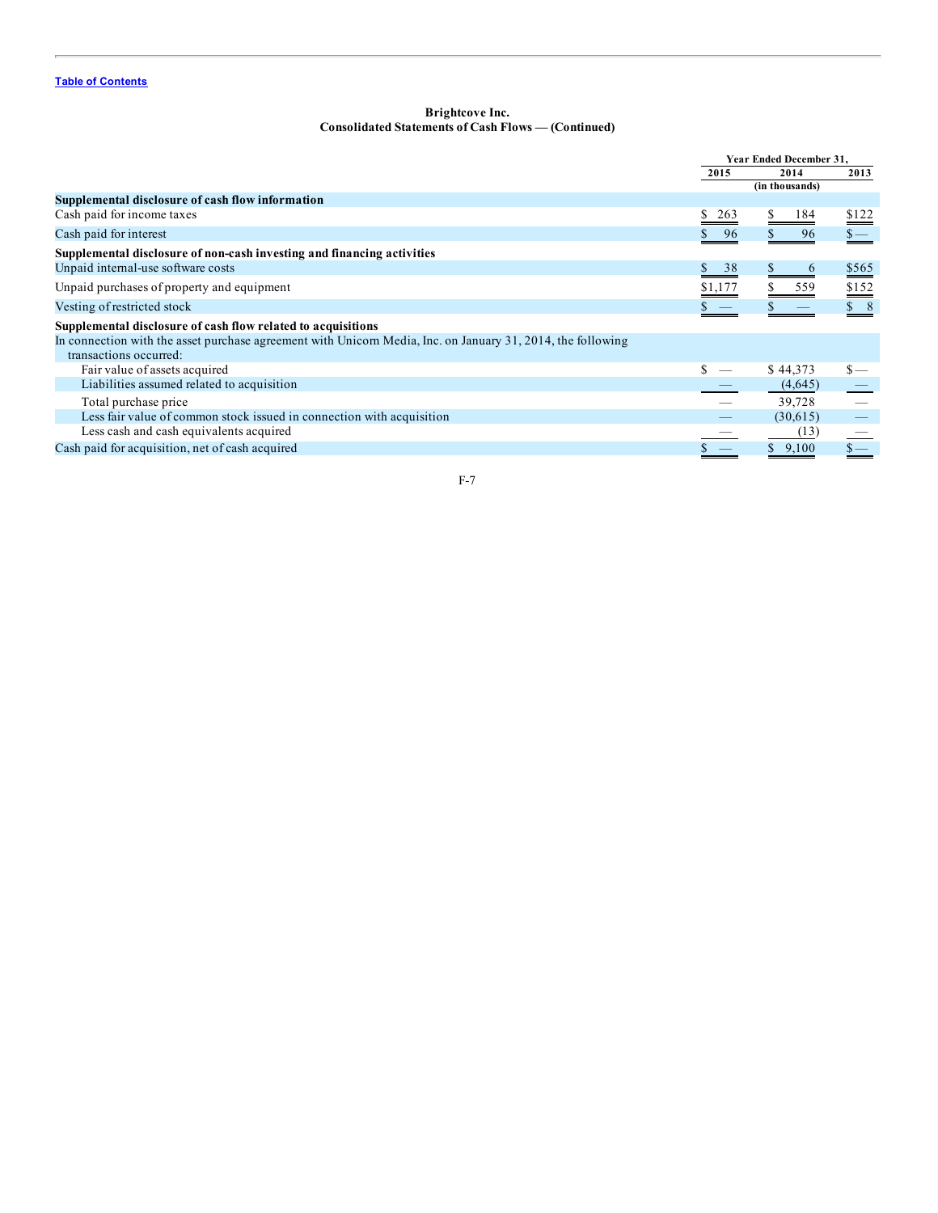Brightcove Inc.
Consolidated Statements of Cash Flows — (Continued)

| | Year Ended December 31, | | |
|---|---|---|---|
| | 2015 | 2014 | 2013 |
| | (in thousands) | | |
| **Supplemental disclosure of cash flow information** | | | |
| Cash paid for income taxes | $ 263 | $ 184 | $122 |
| Cash paid for interest | $ 96 | $ 96 | $— |
| **Supplemental disclosure of non-cash investing and financing activities** | | | |
| Unpaid internal-use software costs | $ 38 | $ 6 | $565 |
| Unpaid purchases of property and equipment | $1,177 | $ 559 | $152 |
| Vesting of restricted stock | $ — | $ — | $ 8 |
| **Supplemental disclosure of cash flow related to acquisitions** | | | |
| In connection with the asset purchase agreement with Unicorn Media, Inc. on January 31, 2014, the following transactions occurred: | | | |
| Fair value of assets acquired | $ — | $ 44,373 | $— |
| Liabilities assumed related to acquisition | — | (4,645) | — |
| Total purchase price | — | 39,728 | — |
| Less fair value of common stock issued in connection with acquisition | — | (30,615) | — |
| Less cash and cash equivalents acquired | — | (13) | — |
| Cash paid for acquisition, net of cash acquired | $ — | $ 9,100 | $— |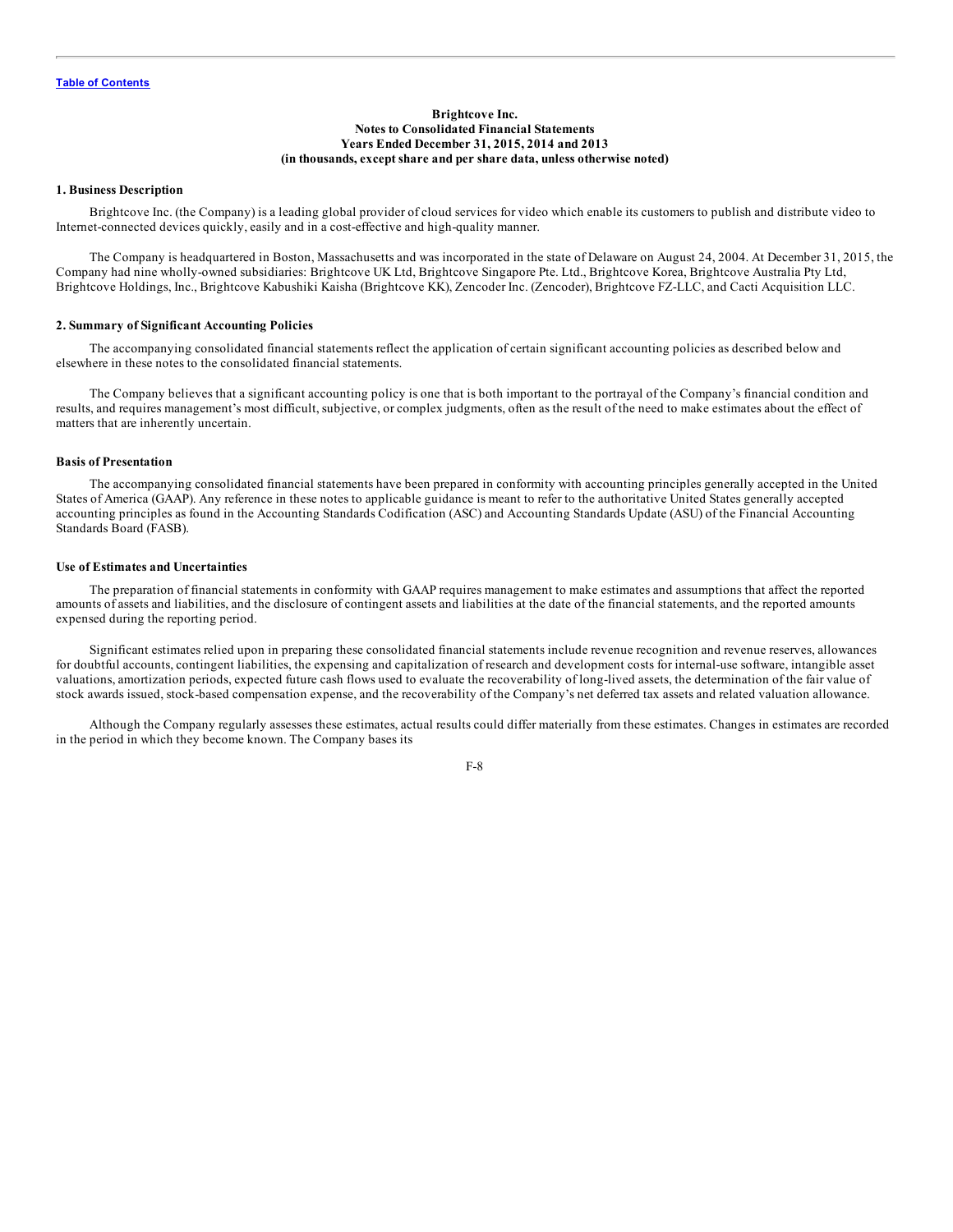**Brightcove Inc.**
**Notes to Consolidated Financial Statements**
**Years Ended December 31, 2015, 2014 and 2013**
**(in thousands, except share and per share data, unless otherwise noted)**

### 1. Business Description

Brightcove Inc. (the Company) is a leading global provider of cloud services for video which enable its customers to publish and distribute video to Internet-connected devices quickly, easily and in a cost-effective and high-quality manner.

The Company is headquartered in Boston, Massachusetts and was incorporated in the state of Delaware on August 24, 2004. At December 31, 2015, the Company had nine wholly-owned subsidiaries: Brightcove UK Ltd, Brightcove Singapore Pte. Ltd., Brightcove Korea, Brightcove Australia Pty Ltd, Brightcove Holdings, Inc., Brightcove Kabushiki Kaisha (Brightcove KK), Zencoder Inc. (Zencoder), Brightcove FZ-LLC, and Cacti Acquisition LLC.

### 2. Summary of Significant Accounting Policies

The accompanying consolidated financial statements reflect the application of certain significant accounting policies as described below and elsewhere in these notes to the consolidated financial statements.

The Company believes that a significant accounting policy is one that is both important to the portrayal of the Company's financial condition and results, and requires management's most difficult, subjective, or complex judgments, often as the result of the need to make estimates about the effect of matters that are inherently uncertain.

#### Basis of Presentation

The accompanying consolidated financial statements have been prepared in conformity with accounting principles generally accepted in the United States of America (GAAP). Any reference in these notes to applicable guidance is meant to refer to the authoritative United States generally accepted accounting principles as found in the Accounting Standards Codification (ASC) and Accounting Standards Update (ASU) of the Financial Accounting Standards Board (FASB).

#### Use of Estimates and Uncertainties

The preparation of financial statements in conformity with GAAP requires management to make estimates and assumptions that affect the reported amounts of assets and liabilities, and the disclosure of contingent assets and liabilities at the date of the financial statements, and the reported amounts expensed during the reporting period.

Significant estimates relied upon in preparing these consolidated financial statements include revenue recognition and revenue reserves, allowances for doubtful accounts, contingent liabilities, the expensing and capitalization of research and development costs for internal-use software, intangible asset valuations, amortization periods, expected future cash flows used to evaluate the recoverability of long-lived assets, the determination of the fair value of stock awards issued, stock-based compensation expense, and the recoverability of the Company's net deferred tax assets and related valuation allowance.

Although the Company regularly assesses these estimates, actual results could differ materially from these estimates. Changes in estimates are recorded in the period in which they become known. The Company bases its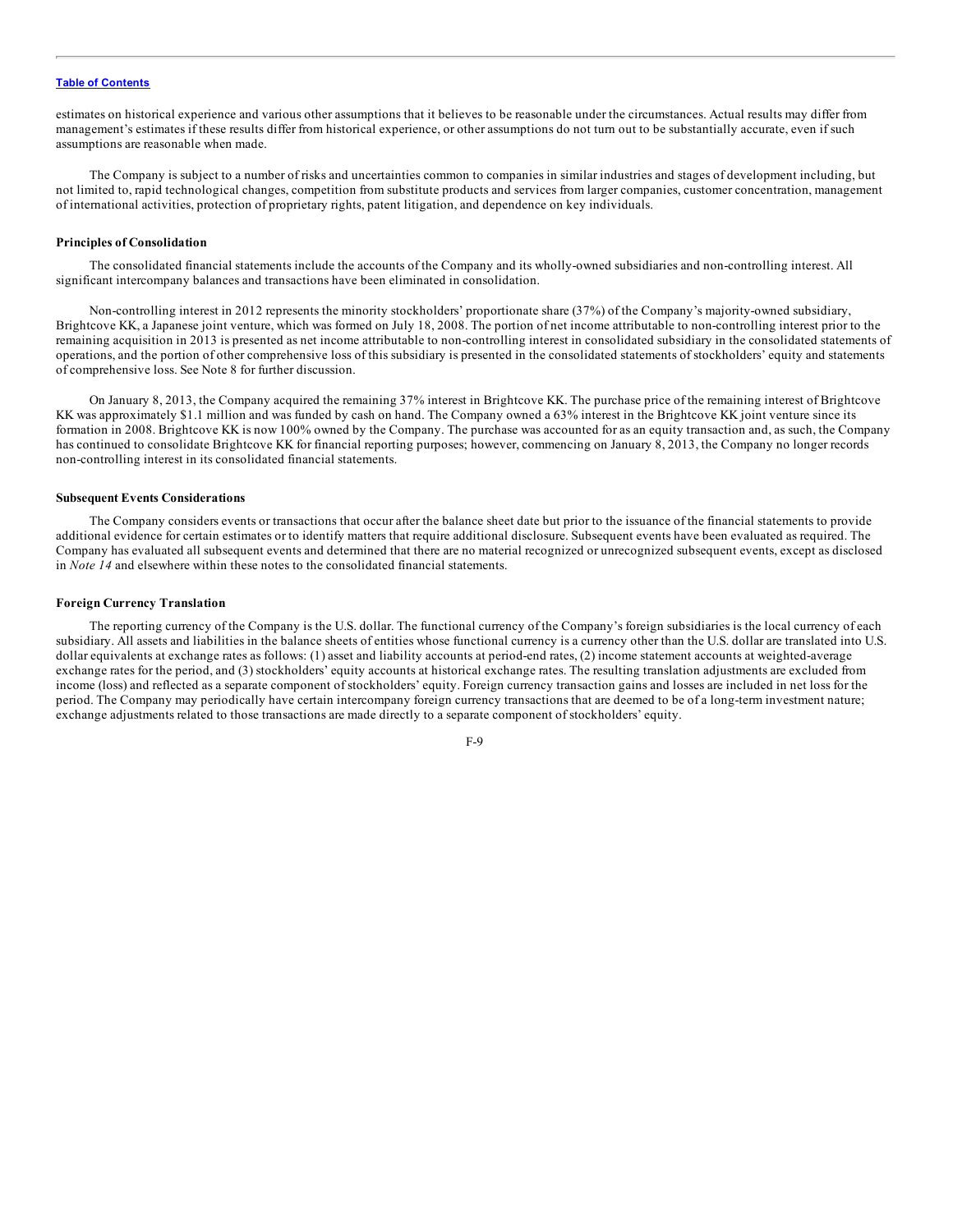estimates on historical experience and various other assumptions that it believes to be reasonable under the circumstances. Actual results may differ from management's estimates if these results differ from historical experience, or other assumptions do not turn out to be substantially accurate, even if such assumptions are reasonable when made.

The Company is subject to a number of risks and uncertainties common to companies in similar industries and stages of development including, but not limited to, rapid technological changes, competition from substitute products and services from larger companies, customer concentration, management of international activities, protection of proprietary rights, patent litigation, and dependence on key individuals.

**Principles of Consolidation**

The consolidated financial statements include the accounts of the Company and its wholly-owned subsidiaries and non-controlling interest. All significant intercompany balances and transactions have been eliminated in consolidation.

Non-controlling interest in 2012 represents the minority stockholders' proportionate share (37%) of the Company's majority-owned subsidiary, Brightcove KK, a Japanese joint venture, which was formed on July 18, 2008. The portion of net income attributable to non-controlling interest prior to the remaining acquisition in 2013 is presented as net income attributable to non-controlling interest in consolidated subsidiary in the consolidated statements of operations, and the portion of other comprehensive loss of this subsidiary is presented in the consolidated statements of stockholders' equity and statements of comprehensive loss. See Note 8 for further discussion.

On January 8, 2013, the Company acquired the remaining 37% interest in Brightcove KK. The purchase price of the remaining interest of Brightcove KK was approximately $1.1 million and was funded by cash on hand. The Company owned a 63% interest in the Brightcove KK joint venture since its formation in 2008. Brightcove KK is now 100% owned by the Company. The purchase was accounted for as an equity transaction and, as such, the Company has continued to consolidate Brightcove KK for financial reporting purposes; however, commencing on January 8, 2013, the Company no longer records non-controlling interest in its consolidated financial statements.

**Subsequent Events Considerations**

The Company considers events or transactions that occur after the balance sheet date but prior to the issuance of the financial statements to provide additional evidence for certain estimates or to identify matters that require additional disclosure. Subsequent events have been evaluated as required. The Company has evaluated all subsequent events and determined that there are no material recognized or unrecognized subsequent events, except as disclosed in *Note 14* and elsewhere within these notes to the consolidated financial statements.

**Foreign Currency Translation**

The reporting currency of the Company is the U.S. dollar. The functional currency of the Company's foreign subsidiaries is the local currency of each subsidiary. All assets and liabilities in the balance sheets of entities whose functional currency is a currency other than the U.S. dollar are translated into U.S. dollar equivalents at exchange rates as follows: (1) asset and liability accounts at period-end rates, (2) income statement accounts at weighted-average exchange rates for the period, and (3) stockholders' equity accounts at historical exchange rates. The resulting translation adjustments are excluded from income (loss) and reflected as a separate component of stockholders' equity. Foreign currency transaction gains and losses are included in net loss for the period. The Company may periodically have certain intercompany foreign currency transactions that are deemed to be of a long-term investment nature; exchange adjustments related to those transactions are made directly to a separate component of stockholders' equity.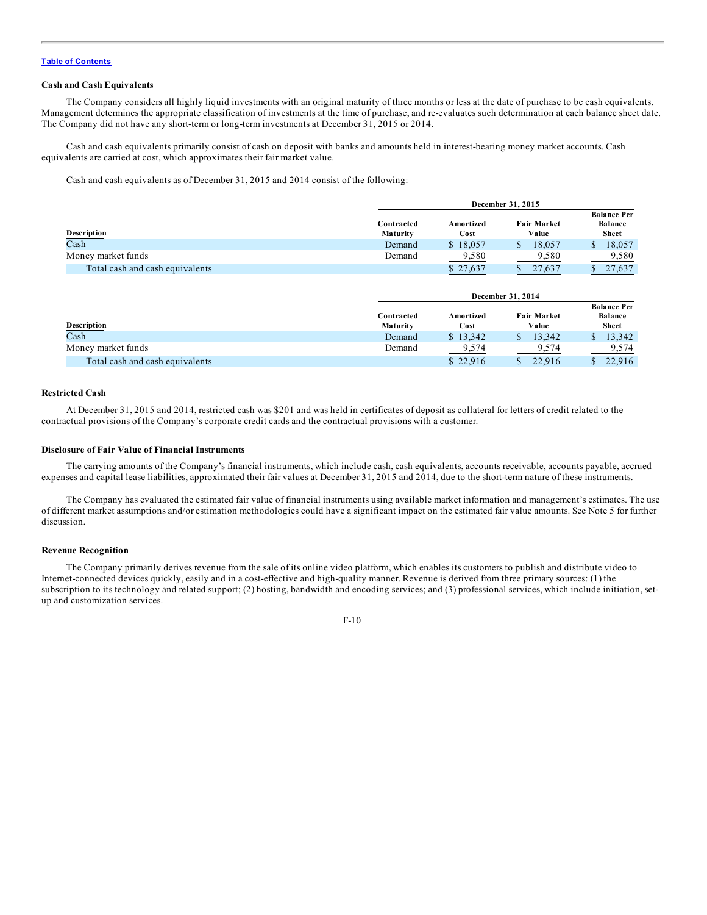**Cash and Cash Equivalents**

The Company considers all highly liquid investments with an original maturity of three months or less at the date of purchase to be cash equivalents. Management determines the appropriate classification of investments at the time of purchase, and re-evaluates such determination at each balance sheet date. The Company did not have any short-term or long-term investments at December 31, 2015 or 2014.

Cash and cash equivalents primarily consist of cash on deposit with banks and amounts held in interest-bearing money market accounts. Cash equivalents are carried at cost, which approximates their fair market value.

Cash and cash equivalents as of December 31, 2015 and 2014 consist of the following:

| | December 31, 2015 | | | |
|---|---|---|---|---|
| Description | Contracted Maturity | Amortized Cost | Fair Market Value | Balance Per Balance Sheet |
| Cash | Demand | $ 18,057 | $ 18,057 | $ 18,057 |
| Money market funds | Demand | 9,580 | 9,580 | 9,580 |
| Total cash and cash equivalents | | $ 27,637 | $ 27,637 | $ 27,637 |

| | December 31, 2014 | | | |
|---|---|---|---|---|
| Description | Contracted Maturity | Amortized Cost | Fair Market Value | Balance Per Balance Sheet |
| Cash | Demand | $ 13,342 | $ 13,342 | $ 13,342 |
| Money market funds | Demand | 9,574 | 9,574 | 9,574 |
| Total cash and cash equivalents | | $ 22,916 | $ 22,916 | $ 22,916 |

**Restricted Cash**

At December 31, 2015 and 2014, restricted cash was $201 and was held in certificates of deposit as collateral for letters of credit related to the contractual provisions of the Company's corporate credit cards and the contractual provisions with a customer.

**Disclosure of Fair Value of Financial Instruments**

The carrying amounts of the Company's financial instruments, which include cash, cash equivalents, accounts receivable, accounts payable, accrued expenses and capital lease liabilities, approximated their fair values at December 31, 2015 and 2014, due to the short-term nature of these instruments.

The Company has evaluated the estimated fair value of financial instruments using available market information and management's estimates. The use of different market assumptions and/or estimation methodologies could have a significant impact on the estimated fair value amounts. See Note 5 for further discussion.

**Revenue Recognition**

The Company primarily derives revenue from the sale of its online video platform, which enables its customers to publish and distribute video to Internet-connected devices quickly, easily and in a cost-effective and high-quality manner. Revenue is derived from three primary sources: (1) the subscription to its technology and related support; (2) hosting, bandwidth and encoding services; and (3) professional services, which include initiation, set-up and customization services.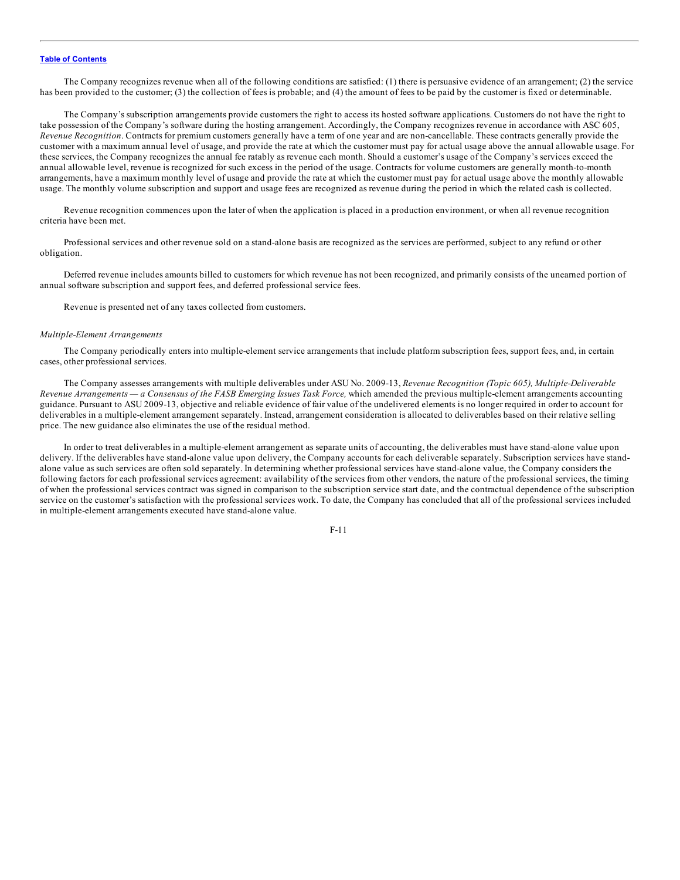The Company recognizes revenue when all of the following conditions are satisfied: (1) there is persuasive evidence of an arrangement; (2) the service has been provided to the customer; (3) the collection of fees is probable; and (4) the amount of fees to be paid by the customer is fixed or determinable.

The Company's subscription arrangements provide customers the right to access its hosted software applications. Customers do not have the right to take possession of the Company's software during the hosting arrangement. Accordingly, the Company recognizes revenue in accordance with ASC 605, *Revenue Recognition*. Contracts for premium customers generally have a term of one year and are non-cancellable. These contracts generally provide the customer with a maximum annual level of usage, and provide the rate at which the customer must pay for actual usage above the annual allowable usage. For these services, the Company recognizes the annual fee ratably as revenue each month. Should a customer's usage of the Company's services exceed the annual allowable level, revenue is recognized for such excess in the period of the usage. Contracts for volume customers are generally month-to-month arrangements, have a maximum monthly level of usage and provide the rate at which the customer must pay for actual usage above the monthly allowable usage. The monthly volume subscription and support and usage fees are recognized as revenue during the period in which the related cash is collected.

Revenue recognition commences upon the later of when the application is placed in a production environment, or when all revenue recognition criteria have been met.

Professional services and other revenue sold on a stand-alone basis are recognized as the services are performed, subject to any refund or other obligation.

Deferred revenue includes amounts billed to customers for which revenue has not been recognized, and primarily consists of the unearned portion of annual software subscription and support fees, and deferred professional service fees.

Revenue is presented net of any taxes collected from customers.

*Multiple-Element Arrangements*

The Company periodically enters into multiple-element service arrangements that include platform subscription fees, support fees, and, in certain cases, other professional services.

The Company assesses arrangements with multiple deliverables under ASU No. 2009-13, *Revenue Recognition (Topic 605), Multiple-Deliverable Revenue Arrangements — a Consensus of the FASB Emerging Issues Task Force,* which amended the previous multiple-element arrangements accounting guidance. Pursuant to ASU 2009-13, objective and reliable evidence of fair value of the undelivered elements is no longer required in order to account for deliverables in a multiple-element arrangement separately. Instead, arrangement consideration is allocated to deliverables based on their relative selling price. The new guidance also eliminates the use of the residual method.

In order to treat deliverables in a multiple-element arrangement as separate units of accounting, the deliverables must have stand-alone value upon delivery. If the deliverables have stand-alone value upon delivery, the Company accounts for each deliverable separately. Subscription services have stand-alone value as such services are often sold separately. In determining whether professional services have stand-alone value, the Company considers the following factors for each professional services agreement: availability of the services from other vendors, the nature of the professional services, the timing of when the professional services contract was signed in comparison to the subscription service start date, and the contractual dependence of the subscription service on the customer's satisfaction with the professional services work. To date, the Company has concluded that all of the professional services included in multiple-element arrangements executed have stand-alone value.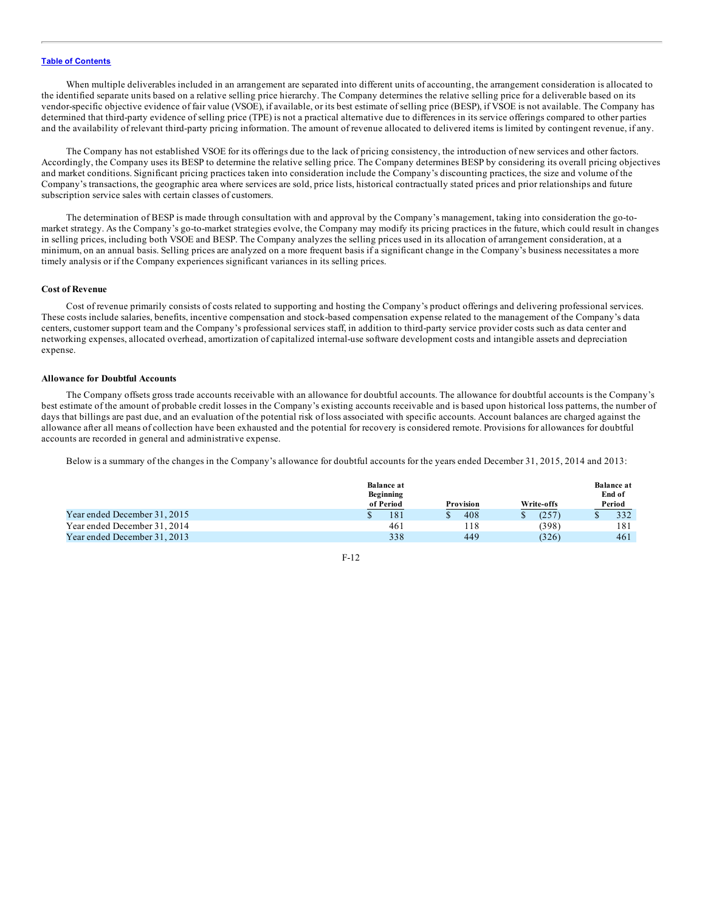When multiple deliverables included in an arrangement are separated into different units of accounting, the arrangement consideration is allocated to the identified separate units based on a relative selling price hierarchy. The Company determines the relative selling price for a deliverable based on its vendor-specific objective evidence of fair value (VSOE), if available, or its best estimate of selling price (BESP), if VSOE is not available. The Company has determined that third-party evidence of selling price (TPE) is not a practical alternative due to differences in its service offerings compared to other parties and the availability of relevant third-party pricing information. The amount of revenue allocated to delivered items is limited by contingent revenue, if any.

The Company has not established VSOE for its offerings due to the lack of pricing consistency, the introduction of new services and other factors. Accordingly, the Company uses its BESP to determine the relative selling price. The Company determines BESP by considering its overall pricing objectives and market conditions. Significant pricing practices taken into consideration include the Company's discounting practices, the size and volume of the Company's transactions, the geographic area where services are sold, price lists, historical contractually stated prices and prior relationships and future subscription service sales with certain classes of customers.

The determination of BESP is made through consultation with and approval by the Company's management, taking into consideration the go-to-market strategy. As the Company's go-to-market strategies evolve, the Company may modify its pricing practices in the future, which could result in changes in selling prices, including both VSOE and BESP. The Company analyzes the selling prices used in its allocation of arrangement consideration, at a minimum, on an annual basis. Selling prices are analyzed on a more frequent basis if a significant change in the Company's business necessitates a more timely analysis or if the Company experiences significant variances in its selling prices.

**Cost of Revenue**

Cost of revenue primarily consists of costs related to supporting and hosting the Company's product offerings and delivering professional services. These costs include salaries, benefits, incentive compensation and stock-based compensation expense related to the management of the Company's data centers, customer support team and the Company's professional services staff, in addition to third-party service provider costs such as data center and networking expenses, allocated overhead, amortization of capitalized internal-use software development costs and intangible assets and depreciation expense.

**Allowance for Doubtful Accounts**

The Company offsets gross trade accounts receivable with an allowance for doubtful accounts. The allowance for doubtful accounts is the Company's best estimate of the amount of probable credit losses in the Company's existing accounts receivable and is based upon historical loss patterns, the number of days that billings are past due, and an evaluation of the potential risk of loss associated with specific accounts. Account balances are charged against the allowance after all means of collection have been exhausted and the potential for recovery is considered remote. Provisions for allowances for doubtful accounts are recorded in general and administrative expense.

Below is a summary of the changes in the Company's allowance for doubtful accounts for the years ended December 31, 2015, 2014 and 2013:

| | Balance at Beginning of Period | Provision | Write-offs | Balance at End of Period |
|---|---|---|---|---|
| Year ended December 31, 2015 | $ 181 | $ 408 | $ (257) | $ 332 |
| Year ended December 31, 2014 | 461 | 118 | (398) | 181 |
| Year ended December 31, 2013 | 338 | 449 | (326) | 461 |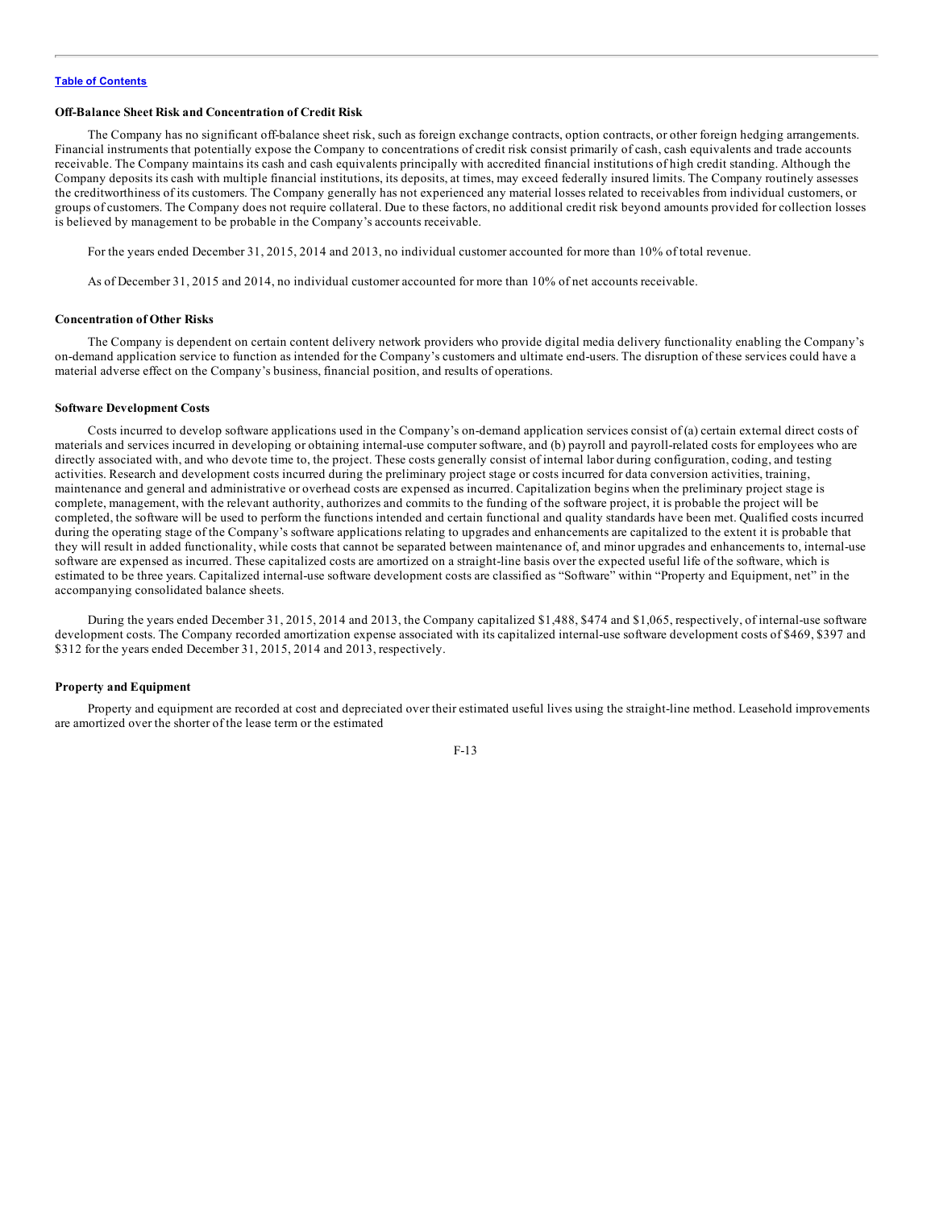### Off-Balance Sheet Risk and Concentration of Credit Risk

The Company has no significant off-balance sheet risk, such as foreign exchange contracts, option contracts, or other foreign hedging arrangements. Financial instruments that potentially expose the Company to concentrations of credit risk consist primarily of cash, cash equivalents and trade accounts receivable. The Company maintains its cash and cash equivalents principally with accredited financial institutions of high credit standing. Although the Company deposits its cash with multiple financial institutions, its deposits, at times, may exceed federally insured limits. The Company routinely assesses the creditworthiness of its customers. The Company generally has not experienced any material losses related to receivables from individual customers, or groups of customers. The Company does not require collateral. Due to these factors, no additional credit risk beyond amounts provided for collection losses is believed by management to be probable in the Company's accounts receivable.

For the years ended December 31, 2015, 2014 and 2013, no individual customer accounted for more than 10% of total revenue.

As of December 31, 2015 and 2014, no individual customer accounted for more than 10% of net accounts receivable.

### Concentration of Other Risks

The Company is dependent on certain content delivery network providers who provide digital media delivery functionality enabling the Company's on-demand application service to function as intended for the Company's customers and ultimate end-users. The disruption of these services could have a material adverse effect on the Company's business, financial position, and results of operations.

### Software Development Costs

Costs incurred to develop software applications used in the Company's on-demand application services consist of (a) certain external direct costs of materials and services incurred in developing or obtaining internal-use computer software, and (b) payroll and payroll-related costs for employees who are directly associated with, and who devote time to, the project. These costs generally consist of internal labor during configuration, coding, and testing activities. Research and development costs incurred during the preliminary project stage or costs incurred for data conversion activities, training, maintenance and general and administrative or overhead costs are expensed as incurred. Capitalization begins when the preliminary project stage is complete, management, with the relevant authority, authorizes and commits to the funding of the software project, it is probable the project will be completed, the software will be used to perform the functions intended and certain functional and quality standards have been met. Qualified costs incurred during the operating stage of the Company's software applications relating to upgrades and enhancements are capitalized to the extent it is probable that they will result in added functionality, while costs that cannot be separated between maintenance of, and minor upgrades and enhancements to, internal-use software are expensed as incurred. These capitalized costs are amortized on a straight-line basis over the expected useful life of the software, which is estimated to be three years. Capitalized internal-use software development costs are classified as "Software" within "Property and Equipment, net" in the accompanying consolidated balance sheets.

During the years ended December 31, 2015, 2014 and 2013, the Company capitalized $1,488, $474 and $1,065, respectively, of internal-use software development costs. The Company recorded amortization expense associated with its capitalized internal-use software development costs of $469, $397 and $312 for the years ended December 31, 2015, 2014 and 2013, respectively.

### Property and Equipment

Property and equipment are recorded at cost and depreciated over their estimated useful lives using the straight-line method. Leasehold improvements are amortized over the shorter of the lease term or the estimated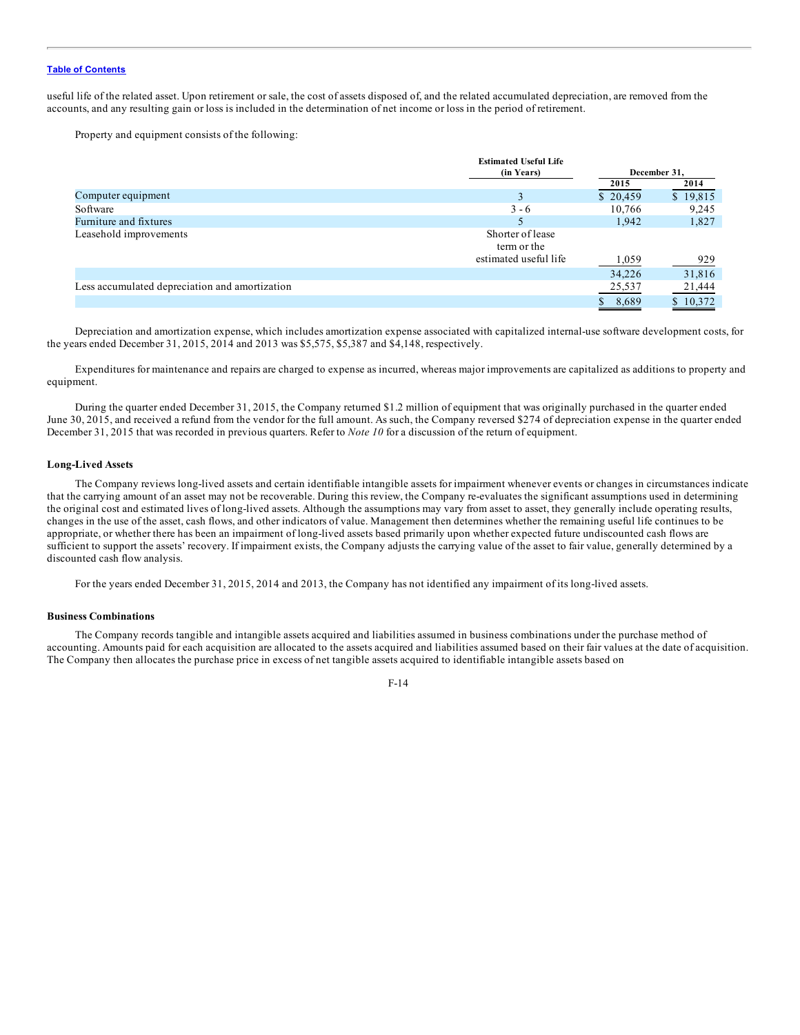useful life of the related asset. Upon retirement or sale, the cost of assets disposed of, and the related accumulated depreciation, are removed from the accounts, and any resulting gain or loss is included in the determination of net income or loss in the period of retirement.

Property and equipment consists of the following:

| | Estimated Useful Life (in Years) | December 31, 2015 | December 31, 2014 |
|---|---|---|---|
| Computer equipment | 3 | $ 20,459 | $ 19,815 |
| Software | 3 - 6 | 10,766 | 9,245 |
| Furniture and fixtures | 5 | 1,942 | 1,827 |
| Leasehold improvements | Shorter of lease term or the estimated useful life | 1,059 | 929 |
| | | 34,226 | 31,816 |
| Less accumulated depreciation and amortization | | 25,537 | 21,444 |
| | | $ 8,689 | $ 10,372 |

Depreciation and amortization expense, which includes amortization expense associated with capitalized internal-use software development costs, for the years ended December 31, 2015, 2014 and 2013 was $5,575, $5,387 and $4,148, respectively.

Expenditures for maintenance and repairs are charged to expense as incurred, whereas major improvements are capitalized as additions to property and equipment.

During the quarter ended December 31, 2015, the Company returned $1.2 million of equipment that was originally purchased in the quarter ended June 30, 2015, and received a refund from the vendor for the full amount. As such, the Company reversed $274 of depreciation expense in the quarter ended December 31, 2015 that was recorded in previous quarters. Refer to *Note 10* for a discussion of the return of equipment.

**Long-Lived Assets**

The Company reviews long-lived assets and certain identifiable intangible assets for impairment whenever events or changes in circumstances indicate that the carrying amount of an asset may not be recoverable. During this review, the Company re-evaluates the significant assumptions used in determining the original cost and estimated lives of long-lived assets. Although the assumptions may vary from asset to asset, they generally include operating results, changes in the use of the asset, cash flows, and other indicators of value. Management then determines whether the remaining useful life continues to be appropriate, or whether there has been an impairment of long-lived assets based primarily upon whether expected future undiscounted cash flows are sufficient to support the assets' recovery. If impairment exists, the Company adjusts the carrying value of the asset to fair value, generally determined by a discounted cash flow analysis.

For the years ended December 31, 2015, 2014 and 2013, the Company has not identified any impairment of its long-lived assets.

**Business Combinations**

The Company records tangible and intangible assets acquired and liabilities assumed in business combinations under the purchase method of accounting. Amounts paid for each acquisition are allocated to the assets acquired and liabilities assumed based on their fair values at the date of acquisition. The Company then allocates the purchase price in excess of net tangible assets acquired to identifiable intangible assets based on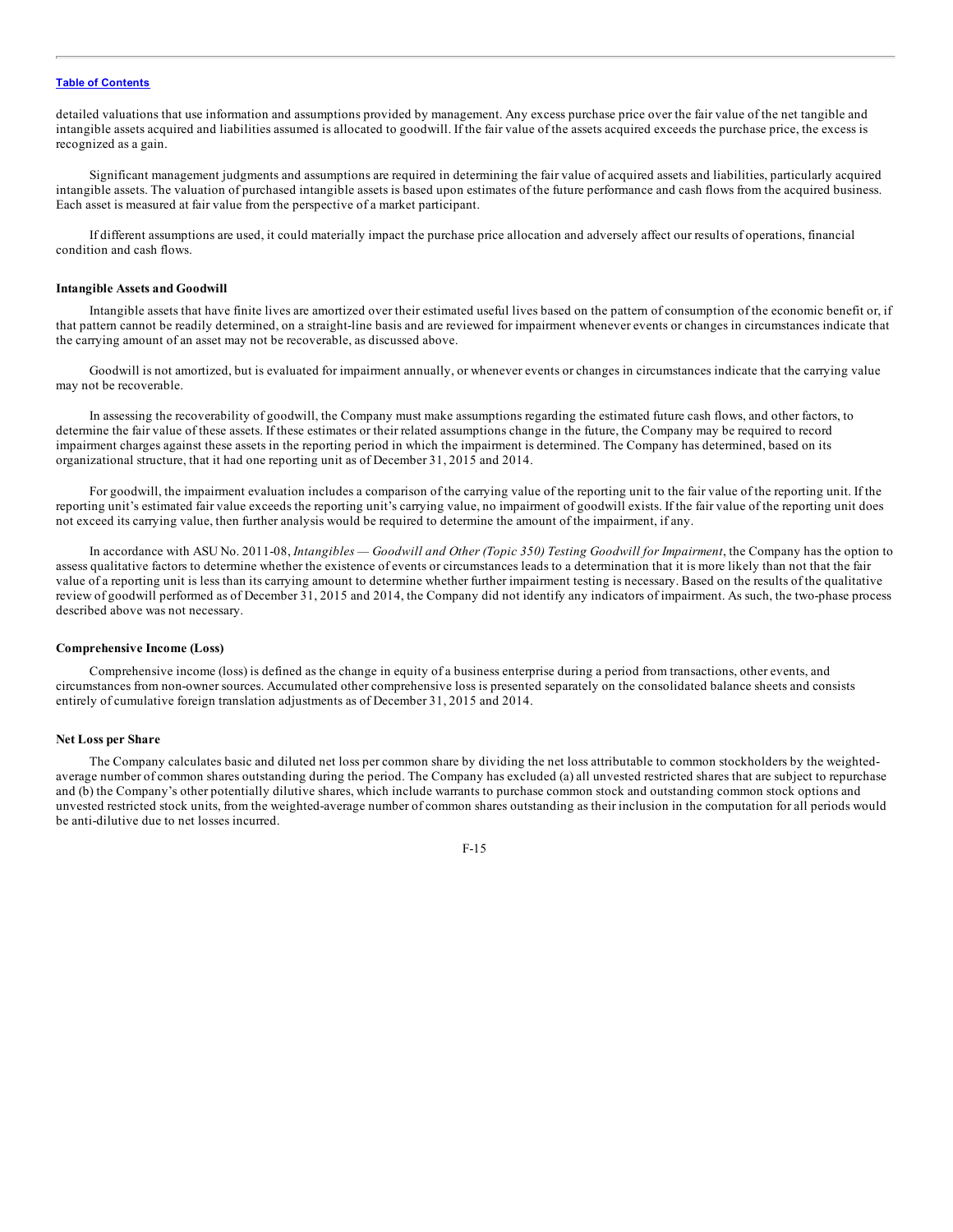detailed valuations that use information and assumptions provided by management. Any excess purchase price over the fair value of the net tangible and intangible assets acquired and liabilities assumed is allocated to goodwill. If the fair value of the assets acquired exceeds the purchase price, the excess is recognized as a gain.

Significant management judgments and assumptions are required in determining the fair value of acquired assets and liabilities, particularly acquired intangible assets. The valuation of purchased intangible assets is based upon estimates of the future performance and cash flows from the acquired business. Each asset is measured at fair value from the perspective of a market participant.

If different assumptions are used, it could materially impact the purchase price allocation and adversely affect our results of operations, financial condition and cash flows.

**Intangible Assets and Goodwill**

Intangible assets that have finite lives are amortized over their estimated useful lives based on the pattern of consumption of the economic benefit or, if that pattern cannot be readily determined, on a straight-line basis and are reviewed for impairment whenever events or changes in circumstances indicate that the carrying amount of an asset may not be recoverable, as discussed above.

Goodwill is not amortized, but is evaluated for impairment annually, or whenever events or changes in circumstances indicate that the carrying value may not be recoverable.

In assessing the recoverability of goodwill, the Company must make assumptions regarding the estimated future cash flows, and other factors, to determine the fair value of these assets. If these estimates or their related assumptions change in the future, the Company may be required to record impairment charges against these assets in the reporting period in which the impairment is determined. The Company has determined, based on its organizational structure, that it had one reporting unit as of December 31, 2015 and 2014.

For goodwill, the impairment evaluation includes a comparison of the carrying value of the reporting unit to the fair value of the reporting unit. If the reporting unit's estimated fair value exceeds the reporting unit's carrying value, no impairment of goodwill exists. If the fair value of the reporting unit does not exceed its carrying value, then further analysis would be required to determine the amount of the impairment, if any.

In accordance with ASU No. 2011-08, *Intangibles — Goodwill and Other (Topic 350) Testing Goodwill for Impairment*, the Company has the option to assess qualitative factors to determine whether the existence of events or circumstances leads to a determination that it is more likely than not that the fair value of a reporting unit is less than its carrying amount to determine whether further impairment testing is necessary. Based on the results of the qualitative review of goodwill performed as of December 31, 2015 and 2014, the Company did not identify any indicators of impairment. As such, the two-phase process described above was not necessary.

**Comprehensive Income (Loss)**

Comprehensive income (loss) is defined as the change in equity of a business enterprise during a period from transactions, other events, and circumstances from non-owner sources. Accumulated other comprehensive loss is presented separately on the consolidated balance sheets and consists entirely of cumulative foreign translation adjustments as of December 31, 2015 and 2014.

**Net Loss per Share**

The Company calculates basic and diluted net loss per common share by dividing the net loss attributable to common stockholders by the weighted-average number of common shares outstanding during the period. The Company has excluded (a) all unvested restricted shares that are subject to repurchase and (b) the Company's other potentially dilutive shares, which include warrants to purchase common stock and outstanding common stock options and unvested restricted stock units, from the weighted-average number of common shares outstanding as their inclusion in the computation for all periods would be anti-dilutive due to net losses incurred.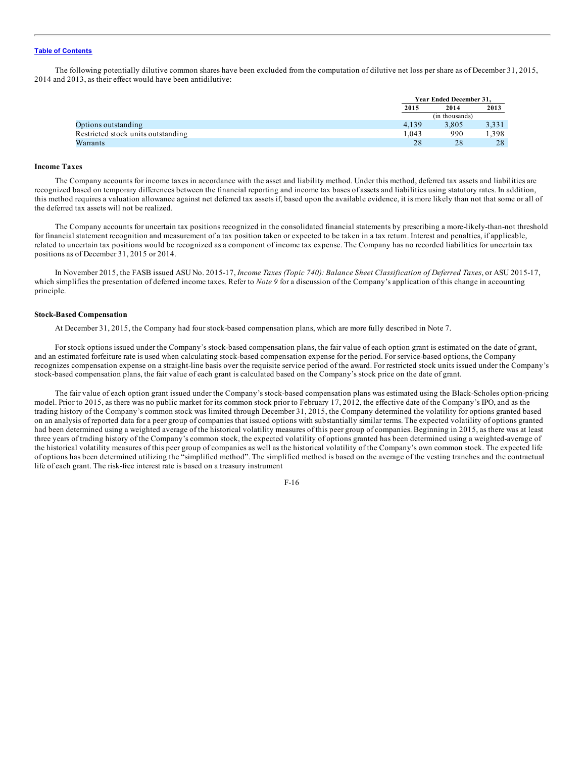The following potentially dilutive common shares have been excluded from the computation of dilutive net loss per share as of December 31, 2015, 2014 and 2013, as their effect would have been antidilutive:

| | Year Ended December 31, | | |
|---|---|---|---|
| | 2015 | 2014 | 2013 |
| | | (in thousands) | |
| Options outstanding | 4,139 | 3,805 | 3,331 |
| Restricted stock units outstanding | 1,043 | 990 | 1,398 |
| Warrants | 28 | 28 | 28 |

#### Income Taxes

The Company accounts for income taxes in accordance with the asset and liability method. Under this method, deferred tax assets and liabilities are recognized based on temporary differences between the financial reporting and income tax bases of assets and liabilities using statutory rates. In addition, this method requires a valuation allowance against net deferred tax assets if, based upon the available evidence, it is more likely than not that some or all of the deferred tax assets will not be realized.

The Company accounts for uncertain tax positions recognized in the consolidated financial statements by prescribing a more-likely-than-not threshold for financial statement recognition and measurement of a tax position taken or expected to be taken in a tax return. Interest and penalties, if applicable, related to uncertain tax positions would be recognized as a component of income tax expense. The Company has no recorded liabilities for uncertain tax positions as of December 31, 2015 or 2014.

In November 2015, the FASB issued ASU No. 2015-17, *Income Taxes (Topic 740): Balance Sheet Classification of Deferred Taxes*, or ASU 2015-17, which simplifies the presentation of deferred income taxes. Refer to *Note 9* for a discussion of the Company's application of this change in accounting principle.

#### Stock-Based Compensation

At December 31, 2015, the Company had four stock-based compensation plans, which are more fully described in Note 7.

For stock options issued under the Company's stock-based compensation plans, the fair value of each option grant is estimated on the date of grant, and an estimated forfeiture rate is used when calculating stock-based compensation expense for the period. For service-based options, the Company recognizes compensation expense on a straight-line basis over the requisite service period of the award. For restricted stock units issued under the Company's stock-based compensation plans, the fair value of each grant is calculated based on the Company's stock price on the date of grant.

The fair value of each option grant issued under the Company's stock-based compensation plans was estimated using the Black-Scholes option-pricing model. Prior to 2015, as there was no public market for its common stock prior to February 17, 2012, the effective date of the Company's IPO, and as the trading history of the Company's common stock was limited through December 31, 2015, the Company determined the volatility for options granted based on an analysis of reported data for a peer group of companies that issued options with substantially similar terms. The expected volatility of options granted had been determined using a weighted average of the historical volatility measures of this peer group of companies. Beginning in 2015, as there was at least three years of trading history of the Company's common stock, the expected volatility of options granted has been determined using a weighted-average of the historical volatility measures of this peer group of companies as well as the historical volatility of the Company's own common stock. The expected life of options has been determined utilizing the "simplified method". The simplified method is based on the average of the vesting tranches and the contractual life of each grant. The risk-free interest rate is based on a treasury instrument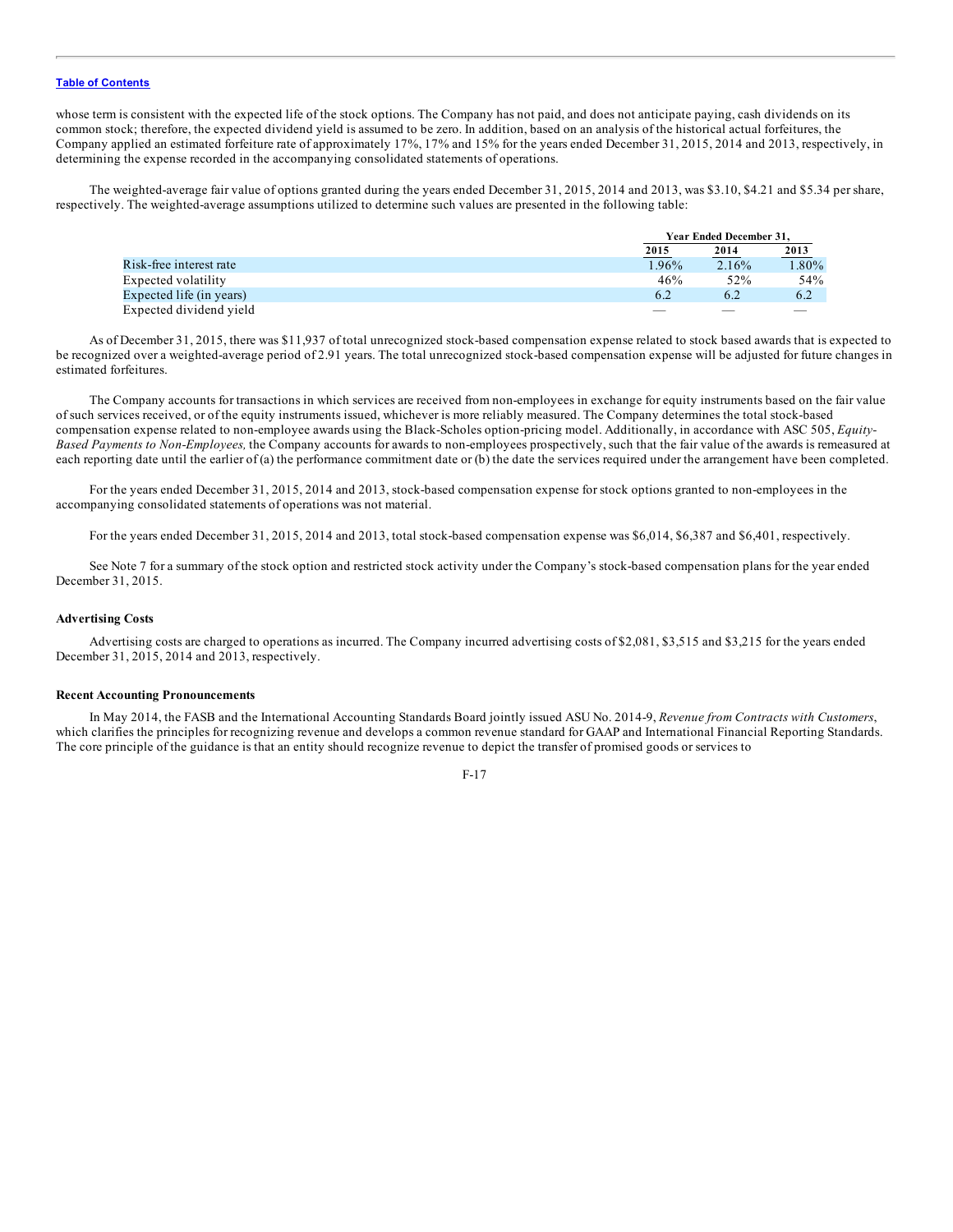whose term is consistent with the expected life of the stock options. The Company has not paid, and does not anticipate paying, cash dividends on its common stock; therefore, the expected dividend yield is assumed to be zero. In addition, based on an analysis of the historical actual forfeitures, the Company applied an estimated forfeiture rate of approximately 17%, 17% and 15% for the years ended December 31, 2015, 2014 and 2013, respectively, in determining the expense recorded in the accompanying consolidated statements of operations.

The weighted-average fair value of options granted during the years ended December 31, 2015, 2014 and 2013, was $3.10, $4.21 and $5.34 per share, respectively. The weighted-average assumptions utilized to determine such values are presented in the following table:

| | Year Ended December 31, | | |
|---|---|---|---|
| | 2015 | 2014 | 2013 |
| Risk-free interest rate | 1.96% | 2.16% | 1.80% |
| Expected volatility | 46% | 52% | 54% |
| Expected life (in years) | 6.2 | 6.2 | 6.2 |
| Expected dividend yield | — | — | — |

As of December 31, 2015, there was $11,937 of total unrecognized stock-based compensation expense related to stock based awards that is expected to be recognized over a weighted-average period of 2.91 years. The total unrecognized stock-based compensation expense will be adjusted for future changes in estimated forfeitures.

The Company accounts for transactions in which services are received from non-employees in exchange for equity instruments based on the fair value of such services received, or of the equity instruments issued, whichever is more reliably measured. The Company determines the total stock-based compensation expense related to non-employee awards using the Black-Scholes option-pricing model. Additionally, in accordance with ASC 505, *Equity-Based Payments to Non-Employees,* the Company accounts for awards to non-employees prospectively, such that the fair value of the awards is remeasured at each reporting date until the earlier of (a) the performance commitment date or (b) the date the services required under the arrangement have been completed.

For the years ended December 31, 2015, 2014 and 2013, stock-based compensation expense for stock options granted to non-employees in the accompanying consolidated statements of operations was not material.

For the years ended December 31, 2015, 2014 and 2013, total stock-based compensation expense was $6,014, $6,387 and $6,401, respectively.

See Note 7 for a summary of the stock option and restricted stock activity under the Company's stock-based compensation plans for the year ended December 31, 2015.

**Advertising Costs**

Advertising costs are charged to operations as incurred. The Company incurred advertising costs of $2,081, $3,515 and $3,215 for the years ended December 31, 2015, 2014 and 2013, respectively.

**Recent Accounting Pronouncements**

In May 2014, the FASB and the International Accounting Standards Board jointly issued ASU No. 2014-9, *Revenue from Contracts with Customers*, which clarifies the principles for recognizing revenue and develops a common revenue standard for GAAP and International Financial Reporting Standards. The core principle of the guidance is that an entity should recognize revenue to depict the transfer of promised goods or services to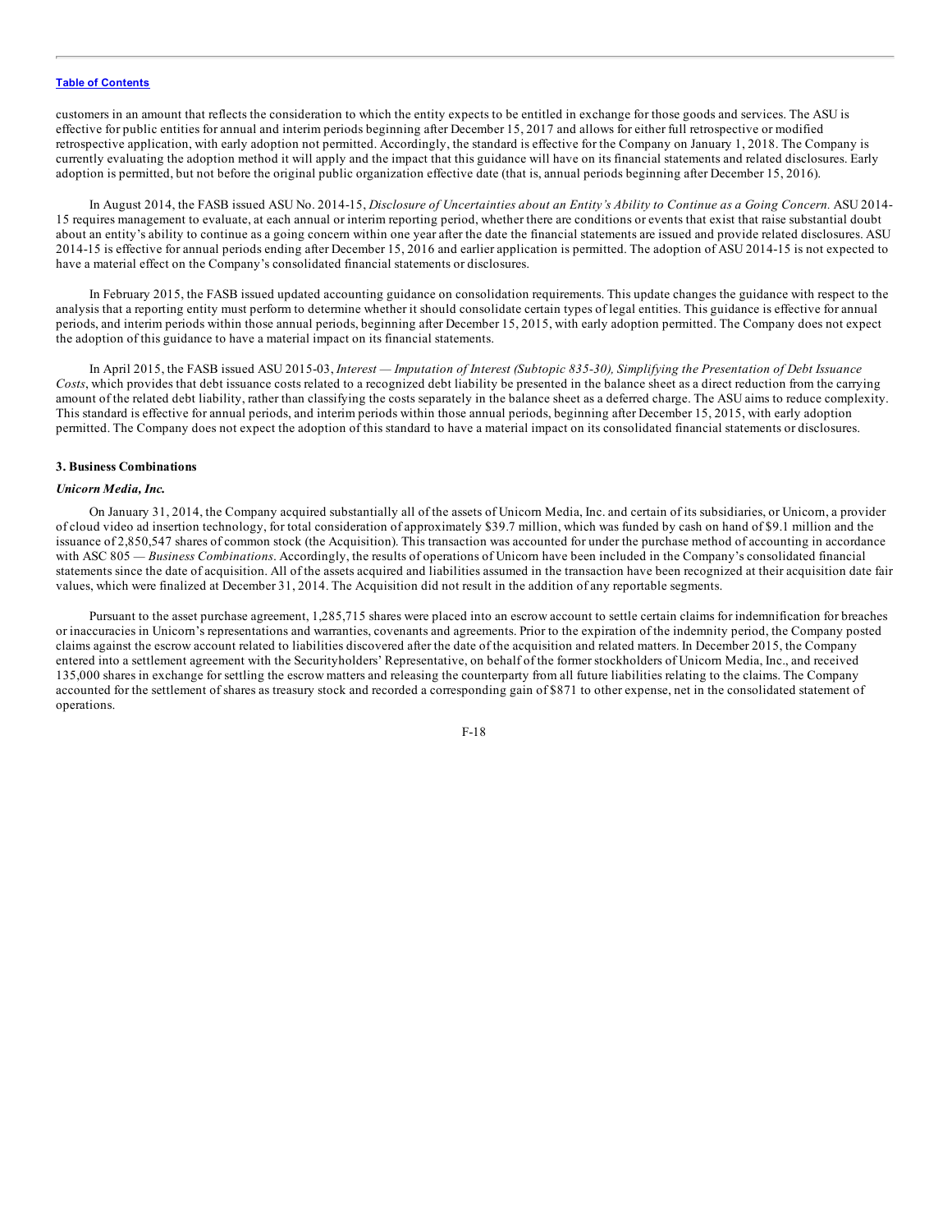customers in an amount that reflects the consideration to which the entity expects to be entitled in exchange for those goods and services. The ASU is effective for public entities for annual and interim periods beginning after December 15, 2017 and allows for either full retrospective or modified retrospective application, with early adoption not permitted. Accordingly, the standard is effective for the Company on January 1, 2018. The Company is currently evaluating the adoption method it will apply and the impact that this guidance will have on its financial statements and related disclosures. Early adoption is permitted, but not before the original public organization effective date (that is, annual periods beginning after December 15, 2016).

In August 2014, the FASB issued ASU No. 2014-15, *Disclosure of Uncertainties about an Entity's Ability to Continue as a Going Concern.* ASU 2014-15 requires management to evaluate, at each annual or interim reporting period, whether there are conditions or events that exist that raise substantial doubt about an entity's ability to continue as a going concern within one year after the date the financial statements are issued and provide related disclosures. ASU 2014-15 is effective for annual periods ending after December 15, 2016 and earlier application is permitted. The adoption of ASU 2014-15 is not expected to have a material effect on the Company's consolidated financial statements or disclosures.

In February 2015, the FASB issued updated accounting guidance on consolidation requirements. This update changes the guidance with respect to the analysis that a reporting entity must perform to determine whether it should consolidate certain types of legal entities. This guidance is effective for annual periods, and interim periods within those annual periods, beginning after December 15, 2015, with early adoption permitted. The Company does not expect the adoption of this guidance to have a material impact on its financial statements.

In April 2015, the FASB issued ASU 2015-03, *Interest — Imputation of Interest (Subtopic 835-30), Simplifying the Presentation of Debt Issuance Costs*, which provides that debt issuance costs related to a recognized debt liability be presented in the balance sheet as a direct reduction from the carrying amount of the related debt liability, rather than classifying the costs separately in the balance sheet as a deferred charge. The ASU aims to reduce complexity. This standard is effective for annual periods, and interim periods within those annual periods, beginning after December 15, 2015, with early adoption permitted. The Company does not expect the adoption of this standard to have a material impact on its consolidated financial statements or disclosures.

**3. Business Combinations**

***Unicorn Media, Inc.***

On January 31, 2014, the Company acquired substantially all of the assets of Unicorn Media, Inc. and certain of its subsidiaries, or Unicorn, a provider of cloud video ad insertion technology, for total consideration of approximately $39.7 million, which was funded by cash on hand of $9.1 million and the issuance of 2,850,547 shares of common stock (the Acquisition). This transaction was accounted for under the purchase method of accounting in accordance with ASC 805 — *Business Combinations*. Accordingly, the results of operations of Unicorn have been included in the Company's consolidated financial statements since the date of acquisition. All of the assets acquired and liabilities assumed in the transaction have been recognized at their acquisition date fair values, which were finalized at December 31, 2014. The Acquisition did not result in the addition of any reportable segments.

Pursuant to the asset purchase agreement, 1,285,715 shares were placed into an escrow account to settle certain claims for indemnification for breaches or inaccuracies in Unicorn's representations and warranties, covenants and agreements. Prior to the expiration of the indemnity period, the Company posted claims against the escrow account related to liabilities discovered after the date of the acquisition and related matters. In December 2015, the Company entered into a settlement agreement with the Securityholders' Representative, on behalf of the former stockholders of Unicorn Media, Inc., and received 135,000 shares in exchange for settling the escrow matters and releasing the counterparty from all future liabilities relating to the claims. The Company accounted for the settlement of shares as treasury stock and recorded a corresponding gain of $871 to other expense, net in the consolidated statement of operations.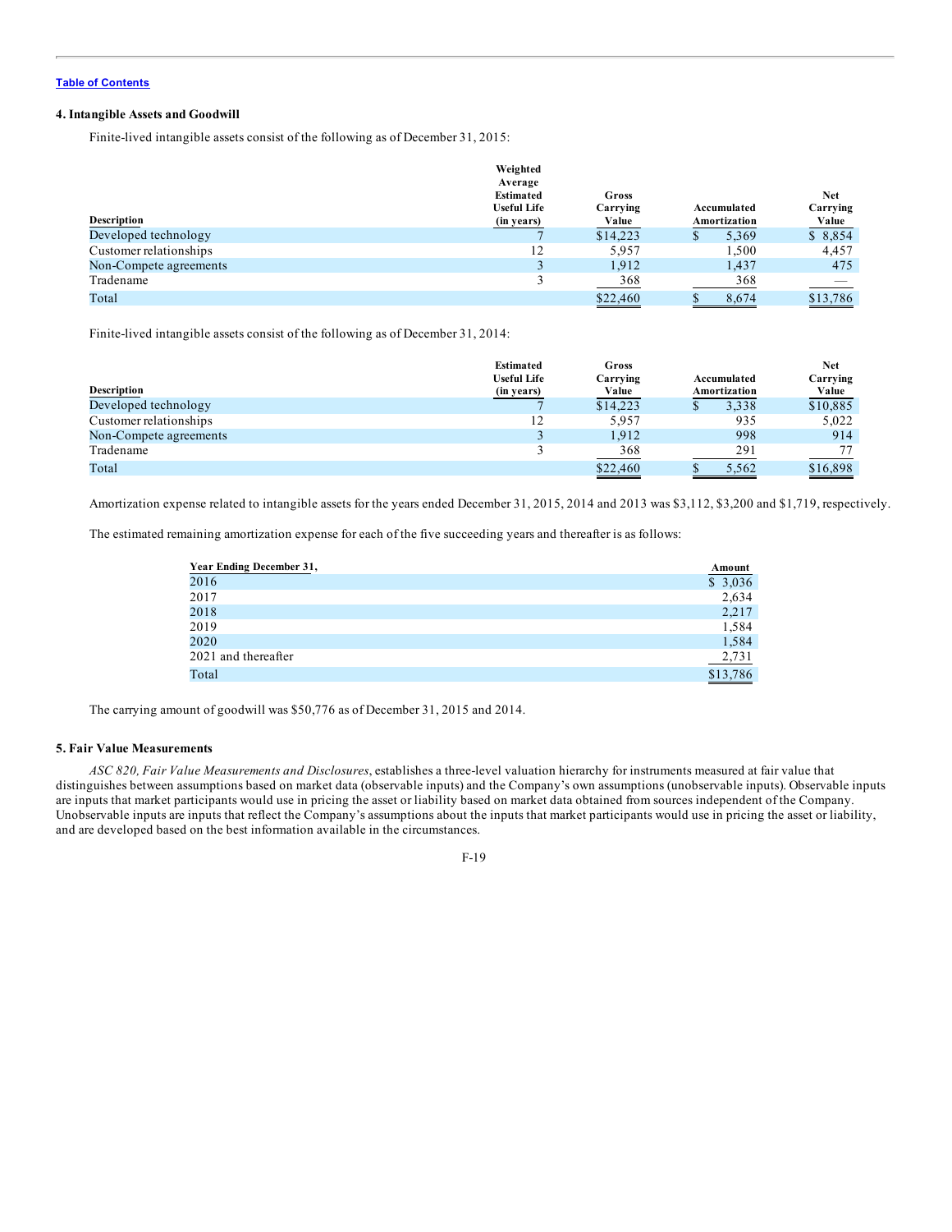[Table of Contents](#)

### 4. Intangible Assets and Goodwill

Finite-lived intangible assets consist of the following as of December 31, 2015:

| Description | Weighted Average Estimated Useful Life (in years) | Gross Carrying Value | Accumulated Amortization | Net Carrying Value |
|---|---|---|---|---|
| Developed technology | 7 | $14,223 | $ 5,369 | $ 8,854 |
| Customer relationships | 12 | 5,957 | 1,500 | 4,457 |
| Non-Compete agreements | 3 | 1,912 | 1,437 | 475 |
| Tradename | 3 | 368 | 368 | — |
| Total | | $22,460 | $ 8,674 | $13,786 |

Finite-lived intangible assets consist of the following as of December 31, 2014:

| Description | Estimated Useful Life (in years) | Gross Carrying Value | Accumulated Amortization | Net Carrying Value |
|---|---|---|---|---|
| Developed technology | 7 | $14,223 | $ 3,338 | $10,885 |
| Customer relationships | 12 | 5,957 | 935 | 5,022 |
| Non-Compete agreements | 3 | 1,912 | 998 | 914 |
| Tradename | 3 | 368 | 291 | 77 |
| Total | | $22,460 | $ 5,562 | $16,898 |

Amortization expense related to intangible assets for the years ended December 31, 2015, 2014 and 2013 was $3,112, $3,200 and $1,719, respectively.

The estimated remaining amortization expense for each of the five succeeding years and thereafter is as follows:

| Year Ending December 31, | Amount |
|---|---|
| 2016 | $ 3,036 |
| 2017 | 2,634 |
| 2018 | 2,217 |
| 2019 | 1,584 |
| 2020 | 1,584 |
| 2021 and thereafter | 2,731 |
| Total | $13,786 |

The carrying amount of goodwill was $50,776 as of December 31, 2015 and 2014.

### 5. Fair Value Measurements

*ASC 820, Fair Value Measurements and Disclosures*, establishes a three-level valuation hierarchy for instruments measured at fair value that distinguishes between assumptions based on market data (observable inputs) and the Company's own assumptions (unobservable inputs). Observable inputs are inputs that market participants would use in pricing the asset or liability based on market data obtained from sources independent of the Company. Unobservable inputs are inputs that reflect the Company's assumptions about the inputs that market participants would use in pricing the asset or liability, and are developed based on the best information available in the circumstances.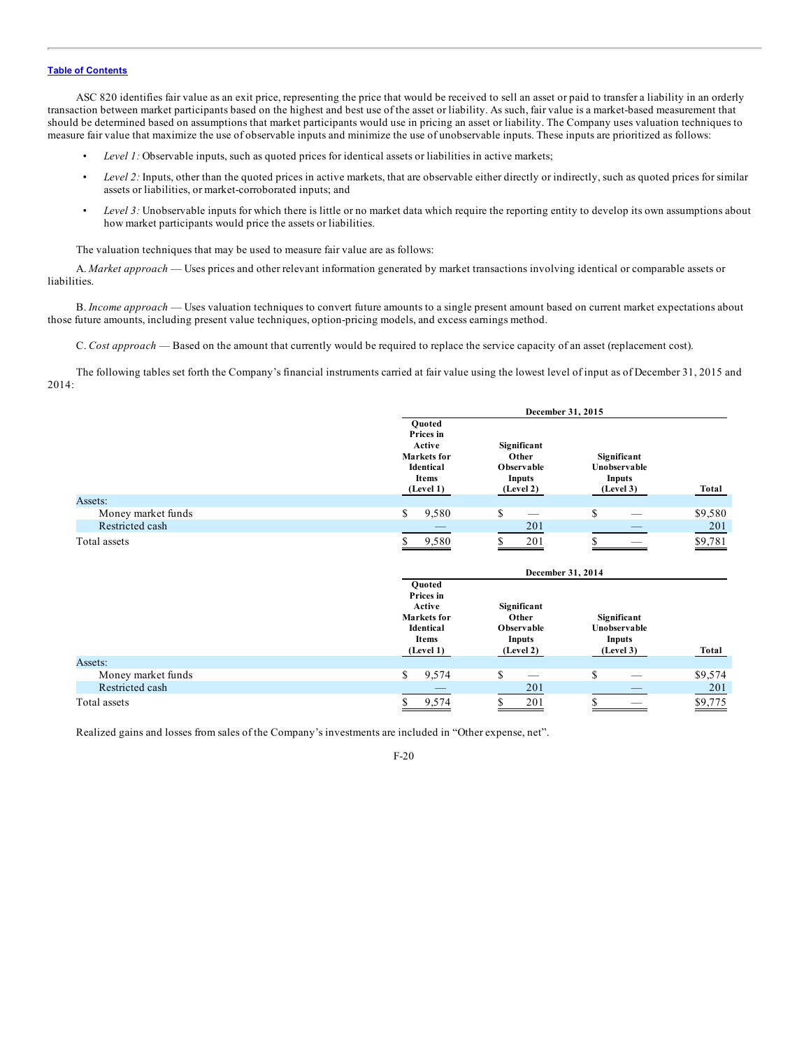ASC 820 identifies fair value as an exit price, representing the price that would be received to sell an asset or paid to transfer a liability in an orderly transaction between market participants based on the highest and best use of the asset or liability. As such, fair value is a market-based measurement that should be determined based on assumptions that market participants would use in pricing an asset or liability. The Company uses valuation techniques to measure fair value that maximize the use of observable inputs and minimize the use of unobservable inputs. These inputs are prioritized as follows:

- *Level 1:* Observable inputs, such as quoted prices for identical assets or liabilities in active markets;
- *Level 2:* Inputs, other than the quoted prices in active markets, that are observable either directly or indirectly, such as quoted prices for similar assets or liabilities, or market-corroborated inputs; and
- *Level 3:* Unobservable inputs for which there is little or no market data which require the reporting entity to develop its own assumptions about how market participants would price the assets or liabilities.

The valuation techniques that may be used to measure fair value are as follows:

A. *Market approach* — Uses prices and other relevant information generated by market transactions involving identical or comparable assets or liabilities.

B. *Income approach* — Uses valuation techniques to convert future amounts to a single present amount based on current market expectations about those future amounts, including present value techniques, option-pricing models, and excess earnings method.

C. *Cost approach* — Based on the amount that currently would be required to replace the service capacity of an asset (replacement cost).

The following tables set forth the Company's financial instruments carried at fair value using the lowest level of input as of December 31, 2015 and 2014:

| | December 31, 2015 | | | |
|---|---|---|---|---|
| | Quoted Prices in Active Markets for Identical Items (Level 1) | Significant Other Observable Inputs (Level 2) | Significant Unobservable Inputs (Level 3) | Total |
| Assets: | | | | |
| Money market funds | $ 9,580 | $ — | $ — | $9,580 |
| Restricted cash | — | 201 | — | 201 |
| Total assets | $ 9,580 | $ 201 | $ — | $9,781 |

| | December 31, 2014 | | | |
|---|---|---|---|---|
| | Quoted Prices in Active Markets for Identical Items (Level 1) | Significant Other Observable Inputs (Level 2) | Significant Unobservable Inputs (Level 3) | Total |
| Assets: | | | | |
| Money market funds | $ 9,574 | $ — | $ — | $9,574 |
| Restricted cash | — | 201 | — | 201 |
| Total assets | $ 9,574 | $ 201 | $ — | $9,775 |

Realized gains and losses from sales of the Company's investments are included in "Other expense, net".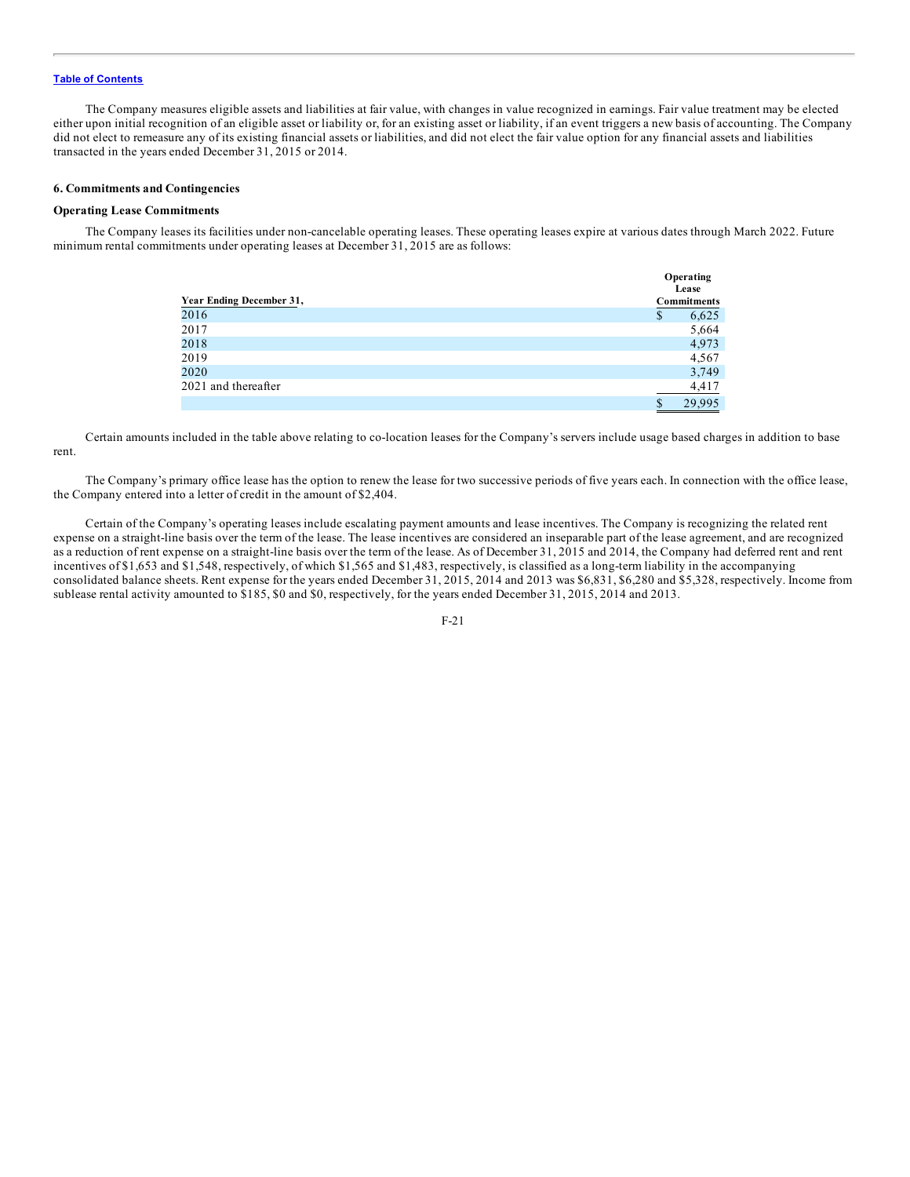The Company measures eligible assets and liabilities at fair value, with changes in value recognized in earnings. Fair value treatment may be elected either upon initial recognition of an eligible asset or liability or, for an existing asset or liability, if an event triggers a new basis of accounting. The Company did not elect to remeasure any of its existing financial assets or liabilities, and did not elect the fair value option for any financial assets and liabilities transacted in the years ended December 31, 2015 or 2014.

## 6. Commitments and Contingencies

### Operating Lease Commitments

The Company leases its facilities under non-cancelable operating leases. These operating leases expire at various dates through March 2022. Future minimum rental commitments under operating leases at December 31, 2015 are as follows:

| Year Ending December 31, | Operating Lease Commitments |
|---|---|
| 2016 | $ 6,625 |
| 2017 | 5,664 |
| 2018 | 4,973 |
| 2019 | 4,567 |
| 2020 | 3,749 |
| 2021 and thereafter | 4,417 |
| | $ 29,995 |

Certain amounts included in the table above relating to co-location leases for the Company's servers include usage based charges in addition to base rent.

The Company's primary office lease has the option to renew the lease for two successive periods of five years each. In connection with the office lease, the Company entered into a letter of credit in the amount of $2,404.

Certain of the Company's operating leases include escalating payment amounts and lease incentives. The Company is recognizing the related rent expense on a straight-line basis over the term of the lease. The lease incentives are considered an inseparable part of the lease agreement, and are recognized as a reduction of rent expense on a straight-line basis over the term of the lease. As of December 31, 2015 and 2014, the Company had deferred rent and rent incentives of $1,653 and $1,548, respectively, of which $1,565 and $1,483, respectively, is classified as a long-term liability in the accompanying consolidated balance sheets. Rent expense for the years ended December 31, 2015, 2014 and 2013 was $6,831, $6,280 and $5,328, respectively. Income from sublease rental activity amounted to $185, $0 and $0, respectively, for the years ended December 31, 2015, 2014 and 2013.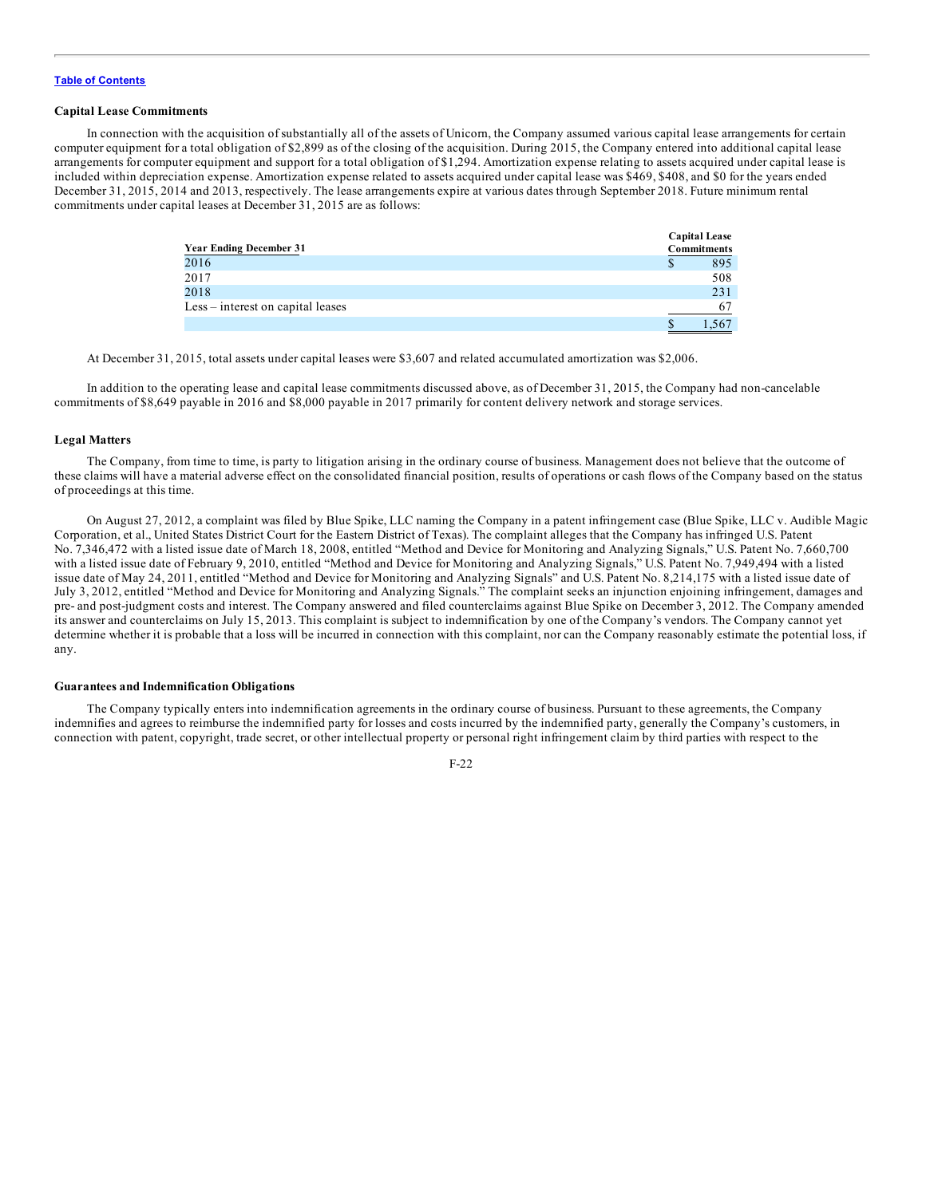### Capital Lease Commitments

In connection with the acquisition of substantially all of the assets of Unicorn, the Company assumed various capital lease arrangements for certain computer equipment for a total obligation of $2,899 as of the closing of the acquisition. During 2015, the Company entered into additional capital lease arrangements for computer equipment and support for a total obligation of $1,294. Amortization expense relating to assets acquired under capital lease is included within depreciation expense. Amortization expense related to assets acquired under capital lease was $469, $408, and $0 for the years ended December 31, 2015, 2014 and 2013, respectively. The lease arrangements expire at various dates through September 2018. Future minimum rental commitments under capital leases at December 31, 2015 are as follows:

| Year Ending December 31 | Capital Lease Commitments |
|---|---|
| 2016 | $ 895 |
| 2017 | 508 |
| 2018 | 231 |
| Less – interest on capital leases | 67 |
| | $ 1,567 |

At December 31, 2015, total assets under capital leases were $3,607 and related accumulated amortization was $2,006.

In addition to the operating lease and capital lease commitments discussed above, as of December 31, 2015, the Company had non-cancelable commitments of $8,649 payable in 2016 and $8,000 payable in 2017 primarily for content delivery network and storage services.

### Legal Matters

The Company, from time to time, is party to litigation arising in the ordinary course of business. Management does not believe that the outcome of these claims will have a material adverse effect on the consolidated financial position, results of operations or cash flows of the Company based on the status of proceedings at this time.

On August 27, 2012, a complaint was filed by Blue Spike, LLC naming the Company in a patent infringement case (Blue Spike, LLC v. Audible Magic Corporation, et al., United States District Court for the Eastern District of Texas). The complaint alleges that the Company has infringed U.S. Patent No. 7,346,472 with a listed issue date of March 18, 2008, entitled "Method and Device for Monitoring and Analyzing Signals," U.S. Patent No. 7,660,700 with a listed issue date of February 9, 2010, entitled "Method and Device for Monitoring and Analyzing Signals," U.S. Patent No. 7,949,494 with a listed issue date of May 24, 2011, entitled "Method and Device for Monitoring and Analyzing Signals" and U.S. Patent No. 8,214,175 with a listed issue date of July 3, 2012, entitled "Method and Device for Monitoring and Analyzing Signals." The complaint seeks an injunction enjoining infringement, damages and pre- and post-judgment costs and interest. The Company answered and filed counterclaims against Blue Spike on December 3, 2012. The Company amended its answer and counterclaims on July 15, 2013. This complaint is subject to indemnification by one of the Company's vendors. The Company cannot yet determine whether it is probable that a loss will be incurred in connection with this complaint, nor can the Company reasonably estimate the potential loss, if any.

### Guarantees and Indemnification Obligations

The Company typically enters into indemnification agreements in the ordinary course of business. Pursuant to these agreements, the Company indemnifies and agrees to reimburse the indemnified party for losses and costs incurred by the indemnified party, generally the Company's customers, in connection with patent, copyright, trade secret, or other intellectual property or personal right infringement claim by third parties with respect to the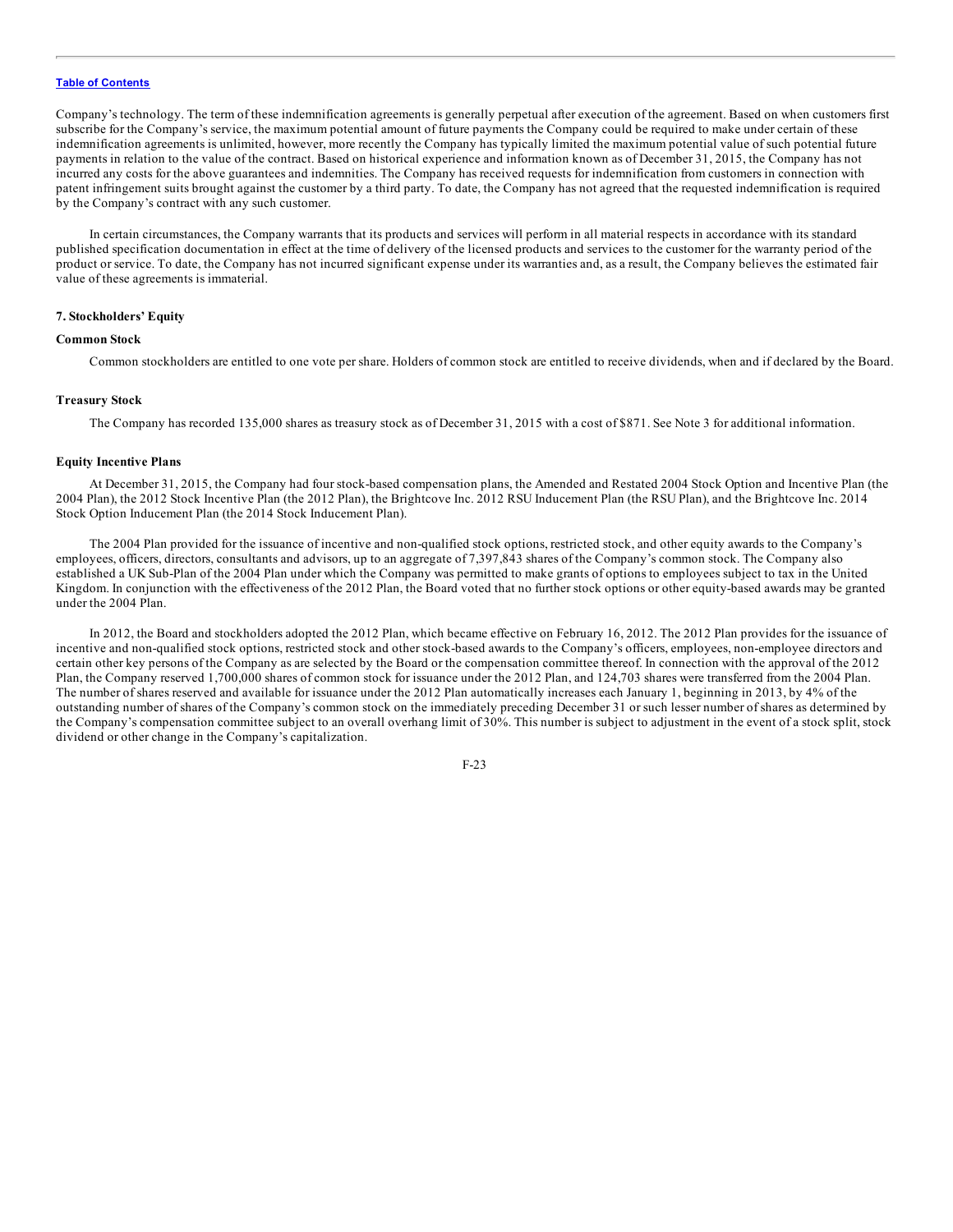Company's technology. The term of these indemnification agreements is generally perpetual after execution of the agreement. Based on when customers first subscribe for the Company's service, the maximum potential amount of future payments the Company could be required to make under certain of these indemnification agreements is unlimited, however, more recently the Company has typically limited the maximum potential value of such potential future payments in relation to the value of the contract. Based on historical experience and information known as of December 31, 2015, the Company has not incurred any costs for the above guarantees and indemnities. The Company has received requests for indemnification from customers in connection with patent infringement suits brought against the customer by a third party. To date, the Company has not agreed that the requested indemnification is required by the Company's contract with any such customer.

In certain circumstances, the Company warrants that its products and services will perform in all material respects in accordance with its standard published specification documentation in effect at the time of delivery of the licensed products and services to the customer for the warranty period of the product or service. To date, the Company has not incurred significant expense under its warranties and, as a result, the Company believes the estimated fair value of these agreements is immaterial.

## 7. Stockholders' Equity

### Common Stock

Common stockholders are entitled to one vote per share. Holders of common stock are entitled to receive dividends, when and if declared by the Board.

### Treasury Stock

The Company has recorded 135,000 shares as treasury stock as of December 31, 2015 with a cost of $871. See Note 3 for additional information.

### Equity Incentive Plans

At December 31, 2015, the Company had four stock-based compensation plans, the Amended and Restated 2004 Stock Option and Incentive Plan (the 2004 Plan), the 2012 Stock Incentive Plan (the 2012 Plan), the Brightcove Inc. 2012 RSU Inducement Plan (the RSU Plan), and the Brightcove Inc. 2014 Stock Option Inducement Plan (the 2014 Stock Inducement Plan).

The 2004 Plan provided for the issuance of incentive and non-qualified stock options, restricted stock, and other equity awards to the Company's employees, officers, directors, consultants and advisors, up to an aggregate of 7,397,843 shares of the Company's common stock. The Company also established a UK Sub-Plan of the 2004 Plan under which the Company was permitted to make grants of options to employees subject to tax in the United Kingdom. In conjunction with the effectiveness of the 2012 Plan, the Board voted that no further stock options or other equity-based awards may be granted under the 2004 Plan.

In 2012, the Board and stockholders adopted the 2012 Plan, which became effective on February 16, 2012. The 2012 Plan provides for the issuance of incentive and non-qualified stock options, restricted stock and other stock-based awards to the Company's officers, employees, non-employee directors and certain other key persons of the Company as are selected by the Board or the compensation committee thereof. In connection with the approval of the 2012 Plan, the Company reserved 1,700,000 shares of common stock for issuance under the 2012 Plan, and 124,703 shares were transferred from the 2004 Plan. The number of shares reserved and available for issuance under the 2012 Plan automatically increases each January 1, beginning in 2013, by 4% of the outstanding number of shares of the Company's common stock on the immediately preceding December 31 or such lesser number of shares as determined by the Company's compensation committee subject to an overall overhang limit of 30%. This number is subject to adjustment in the event of a stock split, stock dividend or other change in the Company's capitalization.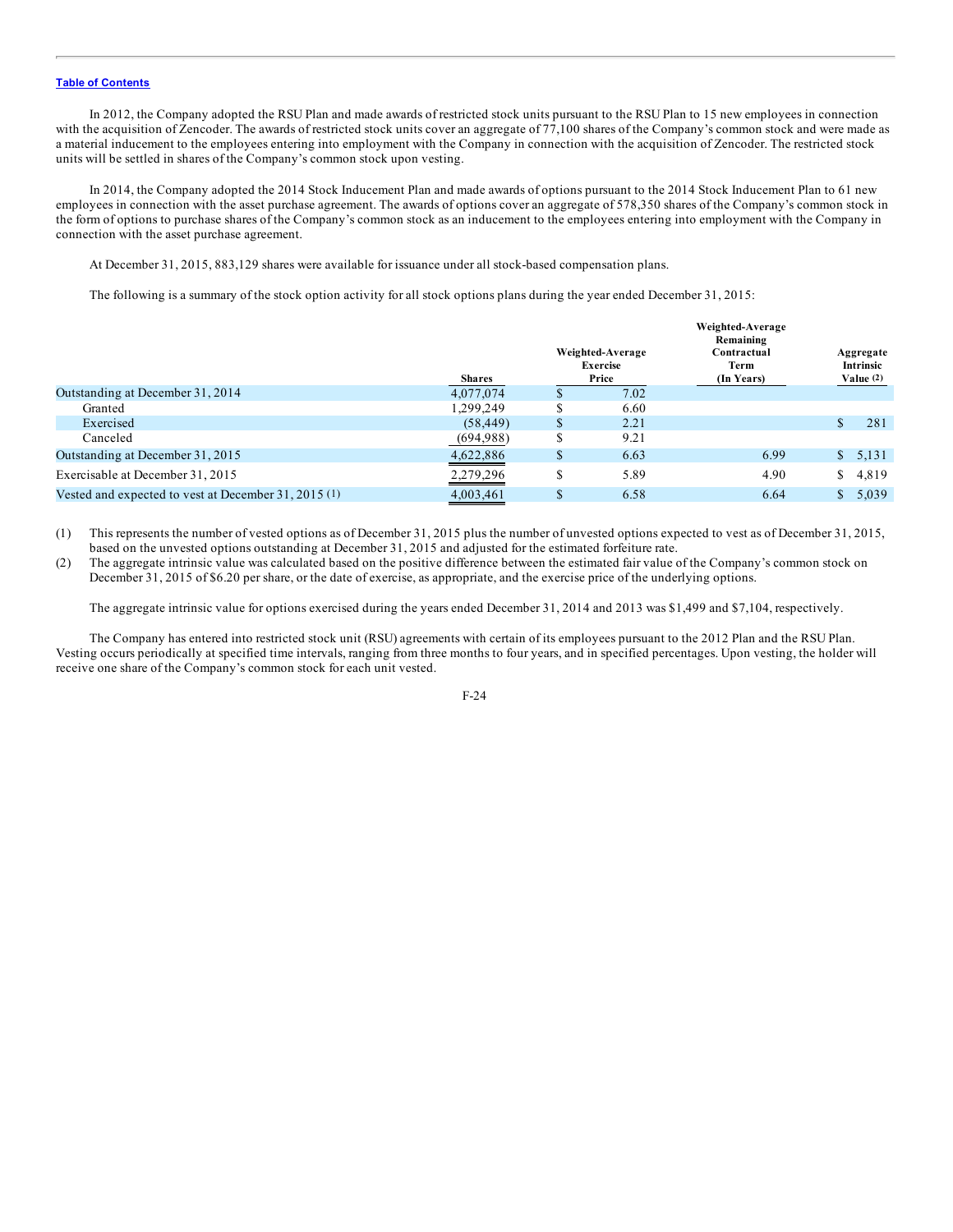In 2012, the Company adopted the RSU Plan and made awards of restricted stock units pursuant to the RSU Plan to 15 new employees in connection with the acquisition of Zencoder. The awards of restricted stock units cover an aggregate of 77,100 shares of the Company's common stock and were made as a material inducement to the employees entering into employment with the Company in connection with the acquisition of Zencoder. The restricted stock units will be settled in shares of the Company's common stock upon vesting.

In 2014, the Company adopted the 2014 Stock Inducement Plan and made awards of options pursuant to the 2014 Stock Inducement Plan to 61 new employees in connection with the asset purchase agreement. The awards of options cover an aggregate of 578,350 shares of the Company's common stock in the form of options to purchase shares of the Company's common stock as an inducement to the employees entering into employment with the Company in connection with the asset purchase agreement.

At December 31, 2015, 883,129 shares were available for issuance under all stock-based compensation plans.

The following is a summary of the stock option activity for all stock options plans during the year ended December 31, 2015:

| | Shares | Weighted-Average Exercise Price | Weighted-Average Remaining Contractual Term (In Years) | Aggregate Intrinsic Value (2) |
|---|---|---|---|---|
| Outstanding at December 31, 2014 | 4,077,074 | $ 7.02 | | |
| Granted | 1,299,249 | $ 6.60 | | |
| Exercised | (58,449) | $ 2.21 | | $ 281 |
| Canceled | (694,988) | $ 9.21 | | |
| Outstanding at December 31, 2015 | 4,622,886 | $ 6.63 | 6.99 | $ 5,131 |
| Exercisable at December 31, 2015 | 2,279,296 | $ 5.89 | 4.90 | $ 4,819 |
| Vested and expected to vest at December 31, 2015 (1) | 4,003,461 | $ 6.58 | 6.64 | $ 5,039 |

(1) This represents the number of vested options as of December 31, 2015 plus the number of unvested options expected to vest as of December 31, 2015, based on the unvested options outstanding at December 31, 2015 and adjusted for the estimated forfeiture rate.

(2) The aggregate intrinsic value was calculated based on the positive difference between the estimated fair value of the Company's common stock on December 31, 2015 of $6.20 per share, or the date of exercise, as appropriate, and the exercise price of the underlying options.

The aggregate intrinsic value for options exercised during the years ended December 31, 2014 and 2013 was $1,499 and $7,104, respectively.

The Company has entered into restricted stock unit (RSU) agreements with certain of its employees pursuant to the 2012 Plan and the RSU Plan. Vesting occurs periodically at specified time intervals, ranging from three months to four years, and in specified percentages. Upon vesting, the holder will receive one share of the Company's common stock for each unit vested.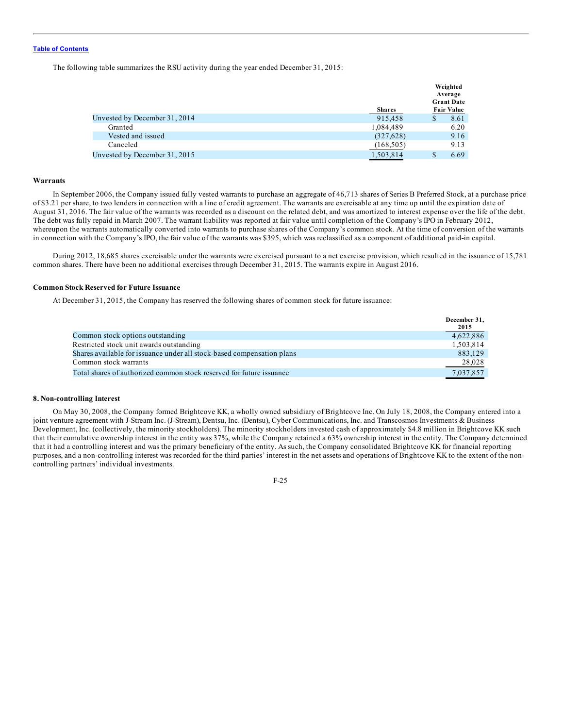The following table summarizes the RSU activity during the year ended December 31, 2015:

| | Shares | Weighted Average Grant Date Fair Value |
|---|---|---|
| Unvested by December 31, 2014 | 915,458 | $ 8.61 |
| Granted | 1,084,489 | 6.20 |
| Vested and issued | (327,628) | 9.16 |
| Canceled | (168,505) | 9.13 |
| Unvested by December 31, 2015 | 1,503,814 | $ 6.69 |

### Warrants

In September 2006, the Company issued fully vested warrants to purchase an aggregate of 46,713 shares of Series B Preferred Stock, at a purchase price of $3.21 per share, to two lenders in connection with a line of credit agreement. The warrants are exercisable at any time up until the expiration date of August 31, 2016. The fair value of the warrants was recorded as a discount on the related debt, and was amortized to interest expense over the life of the debt. The debt was fully repaid in March 2007. The warrant liability was reported at fair value until completion of the Company's IPO in February 2012, whereupon the warrants automatically converted into warrants to purchase shares of the Company's common stock. At the time of conversion of the warrants in connection with the Company's IPO, the fair value of the warrants was $395, which was reclassified as a component of additional paid-in capital.

During 2012, 18,685 shares exercisable under the warrants were exercised pursuant to a net exercise provision, which resulted in the issuance of 15,781 common shares. There have been no additional exercises through December 31, 2015. The warrants expire in August 2016.

### Common Stock Reserved for Future Issuance

At December 31, 2015, the Company has reserved the following shares of common stock for future issuance:

| | December 31, 2015 |
|---|---|
| Common stock options outstanding | 4,622,886 |
| Restricted stock unit awards outstanding | 1,503,814 |
| Shares available for issuance under all stock-based compensation plans | 883,129 |
| Common stock warrants | 28,028 |
| Total shares of authorized common stock reserved for future issuance | 7,037,857 |

## 8. Non-controlling Interest

On May 30, 2008, the Company formed Brightcove KK, a wholly owned subsidiary of Brightcove Inc. On July 18, 2008, the Company entered into a joint venture agreement with J-Stream Inc. (J-Stream), Dentsu, Inc. (Dentsu), Cyber Communications, Inc. and Transcosmos Investments & Business Development, Inc. (collectively, the minority stockholders). The minority stockholders invested cash of approximately $4.8 million in Brightcove KK such that their cumulative ownership interest in the entity was 37%, while the Company retained a 63% ownership interest in the entity. The Company determined that it had a controlling interest and was the primary beneficiary of the entity. As such, the Company consolidated Brightcove KK for financial reporting purposes, and a non-controlling interest was recorded for the third parties' interest in the net assets and operations of Brightcove KK to the extent of the non-controlling partners' individual investments.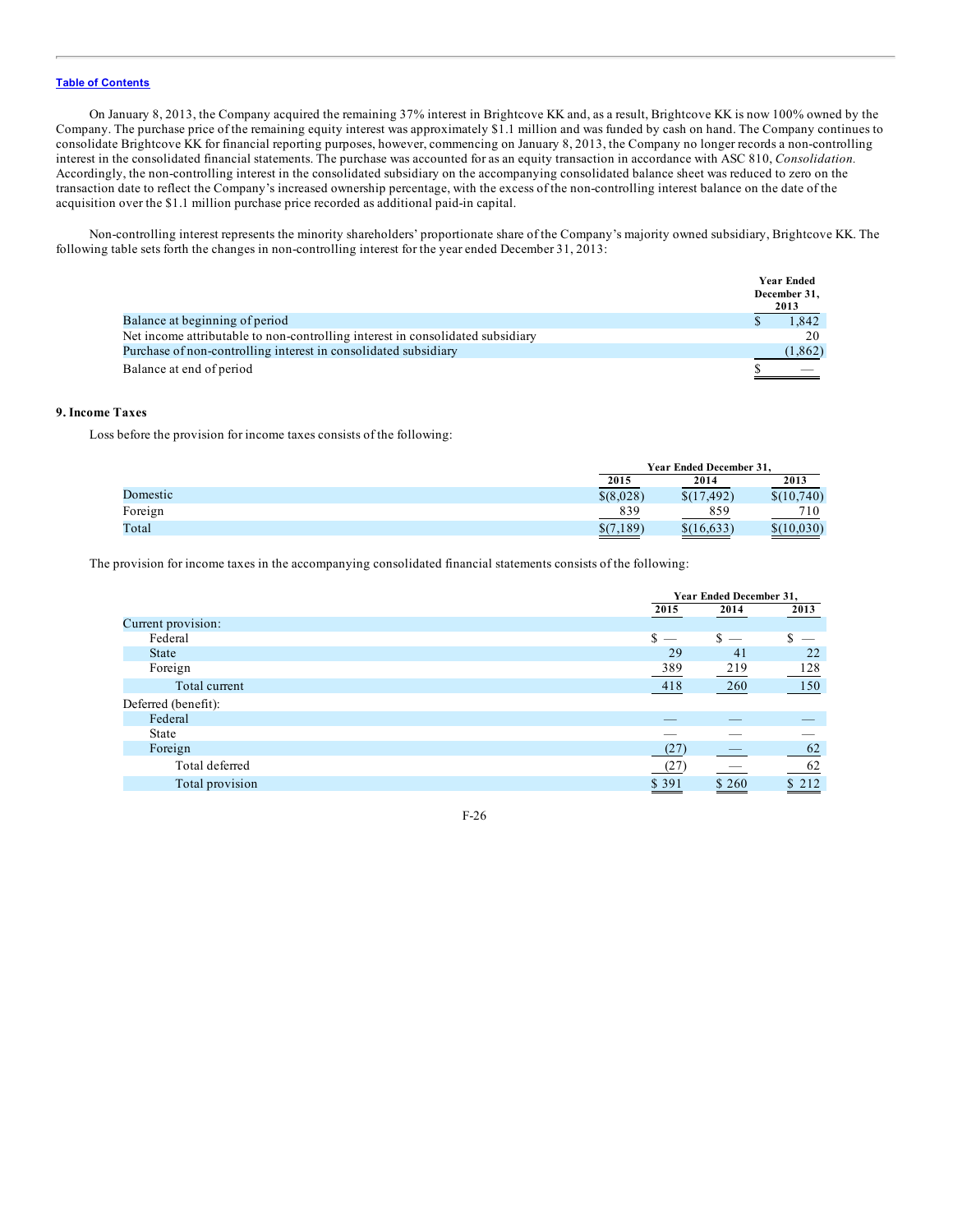On January 8, 2013, the Company acquired the remaining 37% interest in Brightcove KK and, as a result, Brightcove KK is now 100% owned by the Company. The purchase price of the remaining equity interest was approximately $1.1 million and was funded by cash on hand. The Company continues to consolidate Brightcove KK for financial reporting purposes, however, commencing on January 8, 2013, the Company no longer records a non-controlling interest in the consolidated financial statements. The purchase was accounted for as an equity transaction in accordance with ASC 810, *Consolidation*. Accordingly, the non-controlling interest in the consolidated subsidiary on the accompanying consolidated balance sheet was reduced to zero on the transaction date to reflect the Company's increased ownership percentage, with the excess of the non-controlling interest balance on the date of the acquisition over the $1.1 million purchase price recorded as additional paid-in capital.

Non-controlling interest represents the minority shareholders' proportionate share of the Company's majority owned subsidiary, Brightcove KK. The following table sets forth the changes in non-controlling interest for the year ended December 31, 2013:

| | Year Ended December 31, 2013 |
|---|---|
| Balance at beginning of period | $ 1,842 |
| Net income attributable to non-controlling interest in consolidated subsidiary | 20 |
| Purchase of non-controlling interest in consolidated subsidiary | (1,862) |
| Balance at end of period | $ — |

## 9. Income Taxes

Loss before the provision for income taxes consists of the following:

| | Year Ended December 31, | | |
|---|---|---|---|
| | 2015 | 2014 | 2013 |
| Domestic | $(8,028) | $(17,492) | $(10,740) |
| Foreign | 839 | 859 | 710 |
| Total | $(7,189) | $(16,633) | $(10,030) |

The provision for income taxes in the accompanying consolidated financial statements consists of the following:

| | Year Ended December 31, | | |
|---|---|---|---|
| | 2015 | 2014 | 2013 |
| Current provision: | | | |
| Federal | $ — | $ — | $ — |
| State | 29 | 41 | 22 |
| Foreign | 389 | 219 | 128 |
| Total current | 418 | 260 | 150 |
| Deferred (benefit): | | | |
| Federal | — | — | — |
| State | — | — | — |
| Foreign | (27) | — | 62 |
| Total deferred | (27) | — | 62 |
| Total provision | $ 391 | $ 260 | $ 212 |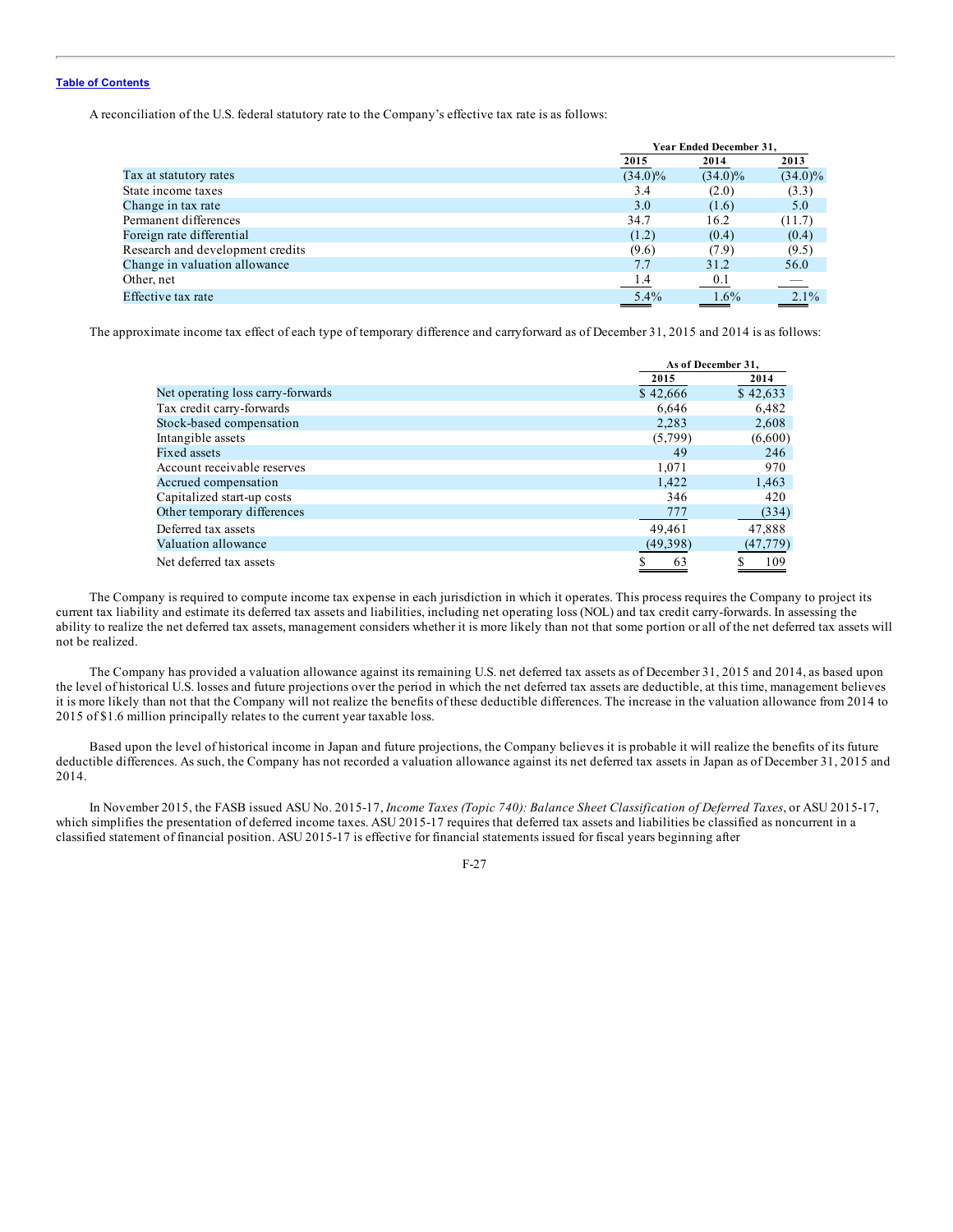A reconciliation of the U.S. federal statutory rate to the Company's effective tax rate is as follows:

| | Year Ended December 31, | | |
|---|---|---|---|
| | 2015 | 2014 | 2013 |
| Tax at statutory rates | (34.0)% | (34.0)% | (34.0)% |
| State income taxes | 3.4 | (2.0) | (3.3) |
| Change in tax rate | 3.0 | (1.6) | 5.0 |
| Permanent differences | 34.7 | 16.2 | (11.7) |
| Foreign rate differential | (1.2) | (0.4) | (0.4) |
| Research and development credits | (9.6) | (7.9) | (9.5) |
| Change in valuation allowance | 7.7 | 31.2 | 56.0 |
| Other, net | 1.4 | 0.1 | — |
| Effective tax rate | 5.4% | 1.6% | 2.1% |

The approximate income tax effect of each type of temporary difference and carryforward as of December 31, 2015 and 2014 is as follows:

| | As of December 31, | |
|---|---|---|
| | 2015 | 2014 |
| Net operating loss carry-forwards | $ 42,666 | $ 42,633 |
| Tax credit carry-forwards | 6,646 | 6,482 |
| Stock-based compensation | 2,283 | 2,608 |
| Intangible assets | (5,799) | (6,600) |
| Fixed assets | 49 | 246 |
| Account receivable reserves | 1,071 | 970 |
| Accrued compensation | 1,422 | 1,463 |
| Capitalized start-up costs | 346 | 420 |
| Other temporary differences | 777 | (334) |
| Deferred tax assets | 49,461 | 47,888 |
| Valuation allowance | (49,398) | (47,779) |
| Net deferred tax assets | $ 63 | $ 109 |

The Company is required to compute income tax expense in each jurisdiction in which it operates. This process requires the Company to project its current tax liability and estimate its deferred tax assets and liabilities, including net operating loss (NOL) and tax credit carry-forwards. In assessing the ability to realize the net deferred tax assets, management considers whether it is more likely than not that some portion or all of the net deferred tax assets will not be realized.

The Company has provided a valuation allowance against its remaining U.S. net deferred tax assets as of December 31, 2015 and 2014, as based upon the level of historical U.S. losses and future projections over the period in which the net deferred tax assets are deductible, at this time, management believes it is more likely than not that the Company will not realize the benefits of these deductible differences. The increase in the valuation allowance from 2014 to 2015 of $1.6 million principally relates to the current year taxable loss.

Based upon the level of historical income in Japan and future projections, the Company believes it is probable it will realize the benefits of its future deductible differences. As such, the Company has not recorded a valuation allowance against its net deferred tax assets in Japan as of December 31, 2015 and 2014.

In November 2015, the FASB issued ASU No. 2015-17, *Income Taxes (Topic 740): Balance Sheet Classification of Deferred Taxes*, or ASU 2015-17, which simplifies the presentation of deferred income taxes. ASU 2015-17 requires that deferred tax assets and liabilities be classified as noncurrent in a classified statement of financial position. ASU 2015-17 is effective for financial statements issued for fiscal years beginning after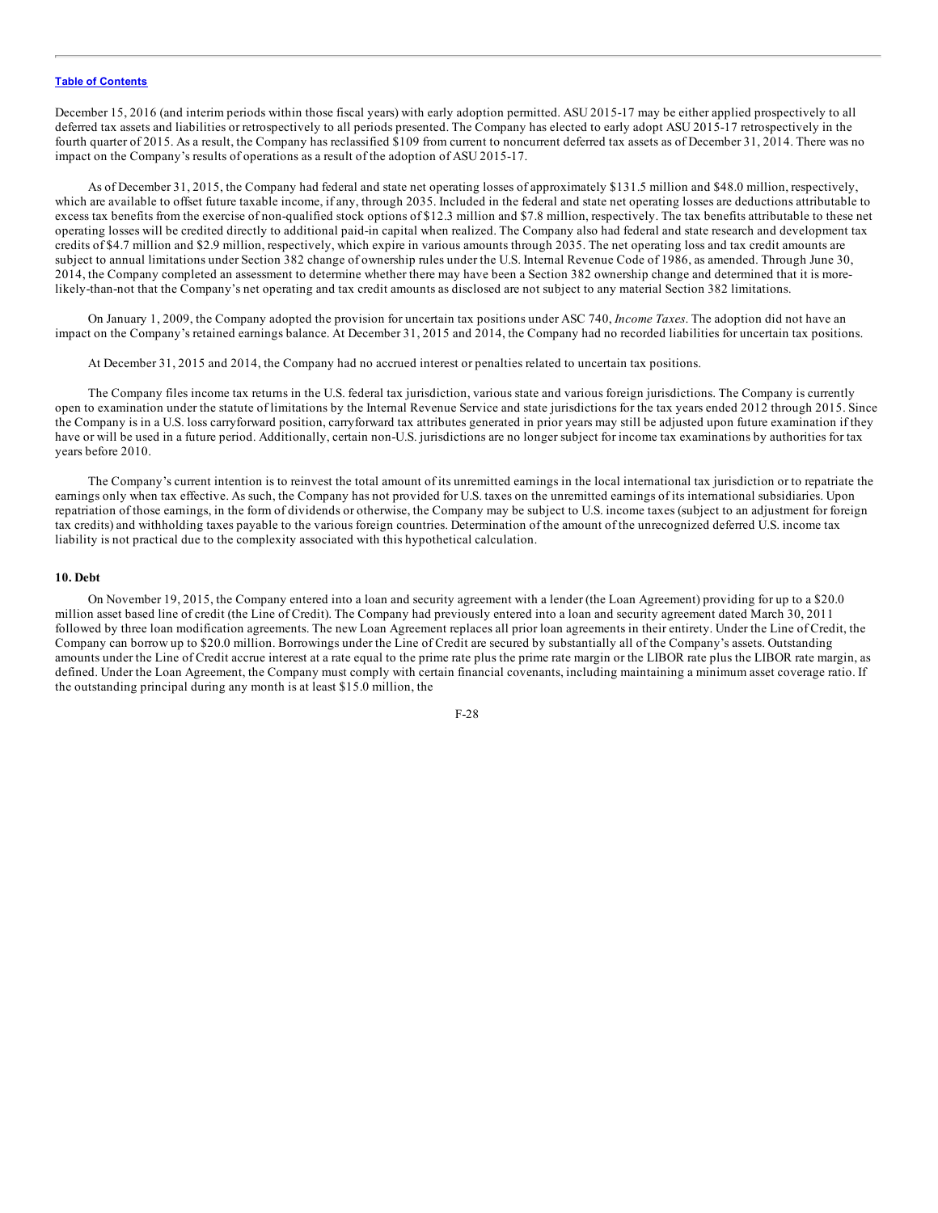December 15, 2016 (and interim periods within those fiscal years) with early adoption permitted. ASU 2015-17 may be either applied prospectively to all deferred tax assets and liabilities or retrospectively to all periods presented. The Company has elected to early adopt ASU 2015-17 retrospectively in the fourth quarter of 2015. As a result, the Company has reclassified $109 from current to noncurrent deferred tax assets as of December 31, 2014. There was no impact on the Company's results of operations as a result of the adoption of ASU 2015-17.

As of December 31, 2015, the Company had federal and state net operating losses of approximately $131.5 million and $48.0 million, respectively, which are available to offset future taxable income, if any, through 2035. Included in the federal and state net operating losses are deductions attributable to excess tax benefits from the exercise of non-qualified stock options of $12.3 million and $7.8 million, respectively. The tax benefits attributable to these net operating losses will be credited directly to additional paid-in capital when realized. The Company also had federal and state research and development tax credits of $4.7 million and $2.9 million, respectively, which expire in various amounts through 2035. The net operating loss and tax credit amounts are subject to annual limitations under Section 382 change of ownership rules under the U.S. Internal Revenue Code of 1986, as amended. Through June 30, 2014, the Company completed an assessment to determine whether there may have been a Section 382 ownership change and determined that it is more-likely-than-not that the Company's net operating and tax credit amounts as disclosed are not subject to any material Section 382 limitations.

On January 1, 2009, the Company adopted the provision for uncertain tax positions under ASC 740, *Income Taxes*. The adoption did not have an impact on the Company's retained earnings balance. At December 31, 2015 and 2014, the Company had no recorded liabilities for uncertain tax positions.

At December 31, 2015 and 2014, the Company had no accrued interest or penalties related to uncertain tax positions.

The Company files income tax returns in the U.S. federal tax jurisdiction, various state and various foreign jurisdictions. The Company is currently open to examination under the statute of limitations by the Internal Revenue Service and state jurisdictions for the tax years ended 2012 through 2015. Since the Company is in a U.S. loss carryforward position, carryforward tax attributes generated in prior years may still be adjusted upon future examination if they have or will be used in a future period. Additionally, certain non-U.S. jurisdictions are no longer subject for income tax examinations by authorities for tax years before 2010.

The Company's current intention is to reinvest the total amount of its unremitted earnings in the local international tax jurisdiction or to repatriate the earnings only when tax effective. As such, the Company has not provided for U.S. taxes on the unremitted earnings of its international subsidiaries. Upon repatriation of those earnings, in the form of dividends or otherwise, the Company may be subject to U.S. income taxes (subject to an adjustment for foreign tax credits) and withholding taxes payable to the various foreign countries. Determination of the amount of the unrecognized deferred U.S. income tax liability is not practical due to the complexity associated with this hypothetical calculation.

#### 10. Debt

On November 19, 2015, the Company entered into a loan and security agreement with a lender (the Loan Agreement) providing for up to a $20.0 million asset based line of credit (the Line of Credit). The Company had previously entered into a loan and security agreement dated March 30, 2011 followed by three loan modification agreements. The new Loan Agreement replaces all prior loan agreements in their entirety. Under the Line of Credit, the Company can borrow up to $20.0 million. Borrowings under the Line of Credit are secured by substantially all of the Company's assets. Outstanding amounts under the Line of Credit accrue interest at a rate equal to the prime rate plus the prime rate margin or the LIBOR rate plus the LIBOR rate margin, as defined. Under the Loan Agreement, the Company must comply with certain financial covenants, including maintaining a minimum asset coverage ratio. If the outstanding principal during any month is at least $15.0 million, the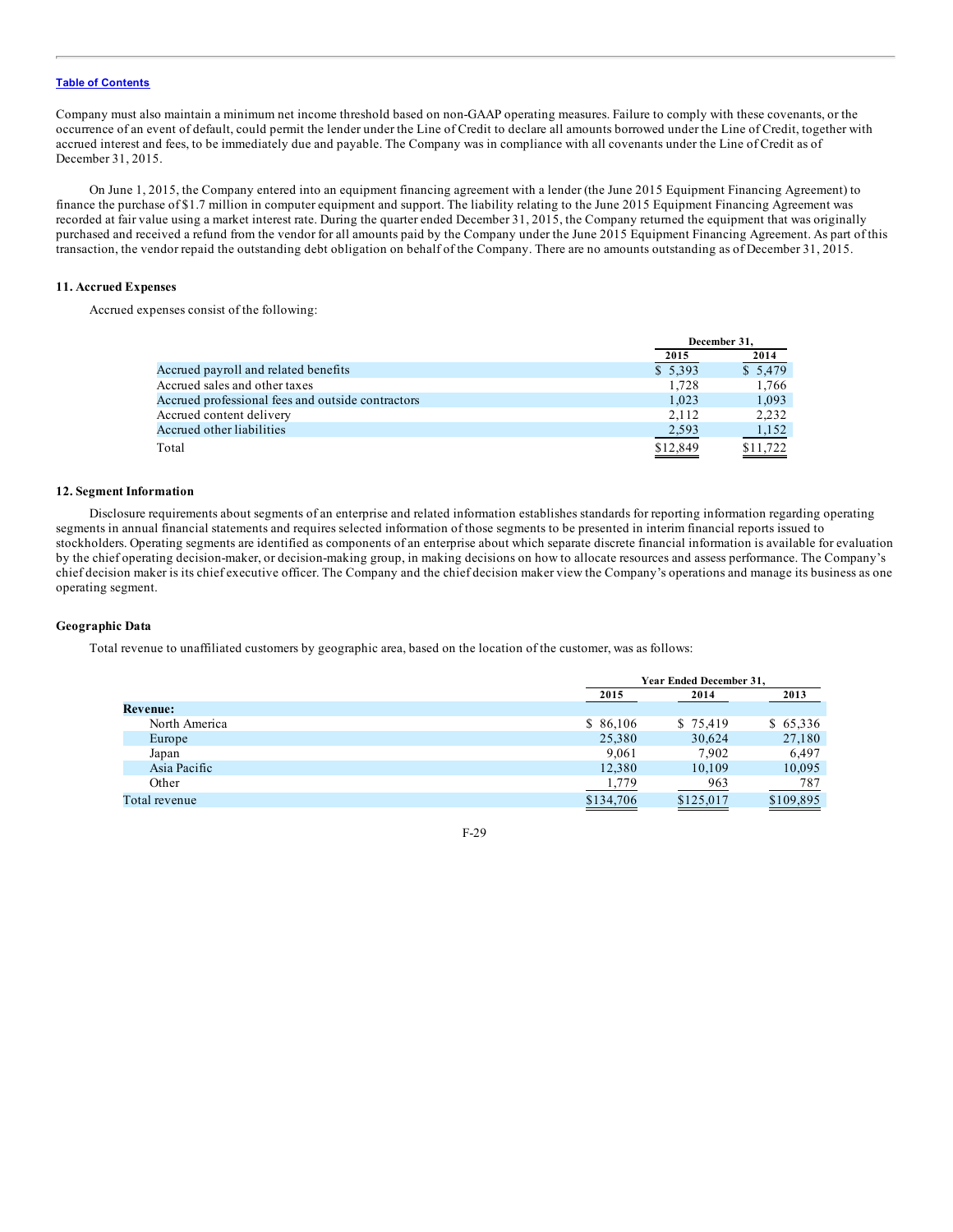Company must also maintain a minimum net income threshold based on non-GAAP operating measures. Failure to comply with these covenants, or the occurrence of an event of default, could permit the lender under the Line of Credit to declare all amounts borrowed under the Line of Credit, together with accrued interest and fees, to be immediately due and payable. The Company was in compliance with all covenants under the Line of Credit as of December 31, 2015.

On June 1, 2015, the Company entered into an equipment financing agreement with a lender (the June 2015 Equipment Financing Agreement) to finance the purchase of $1.7 million in computer equipment and support. The liability relating to the June 2015 Equipment Financing Agreement was recorded at fair value using a market interest rate. During the quarter ended December 31, 2015, the Company returned the equipment that was originally purchased and received a refund from the vendor for all amounts paid by the Company under the June 2015 Equipment Financing Agreement. As part of this transaction, the vendor repaid the outstanding debt obligation on behalf of the Company. There are no amounts outstanding as of December 31, 2015.

### 11. Accrued Expenses

Accrued expenses consist of the following:

| | December 31, | |
|---|---|---|
| | 2015 | 2014 |
| Accrued payroll and related benefits | $ 5,393 | $ 5,479 |
| Accrued sales and other taxes | 1,728 | 1,766 |
| Accrued professional fees and outside contractors | 1,023 | 1,093 |
| Accrued content delivery | 2,112 | 2,232 |
| Accrued other liabilities | 2,593 | 1,152 |
| Total | $12,849 | $11,722 |

### 12. Segment Information

Disclosure requirements about segments of an enterprise and related information establishes standards for reporting information regarding operating segments in annual financial statements and requires selected information of those segments to be presented in interim financial reports issued to stockholders. Operating segments are identified as components of an enterprise about which separate discrete financial information is available for evaluation by the chief operating decision-maker, or decision-making group, in making decisions on how to allocate resources and assess performance. The Company's chief decision maker is its chief executive officer. The Company and the chief decision maker view the Company's operations and manage its business as one operating segment.

### Geographic Data

Total revenue to unaffiliated customers by geographic area, based on the location of the customer, was as follows:

| | Year Ended December 31, | | |
|---|---|---|---|
| | 2015 | 2014 | 2013 |
| **Revenue:** | | | |
| North America | $ 86,106 | $ 75,419 | $ 65,336 |
| Europe | 25,380 | 30,624 | 27,180 |
| Japan | 9,061 | 7,902 | 6,497 |
| Asia Pacific | 12,380 | 10,109 | 10,095 |
| Other | 1,779 | 963 | 787 |
| Total revenue | $134,706 | $125,017 | $109,895 |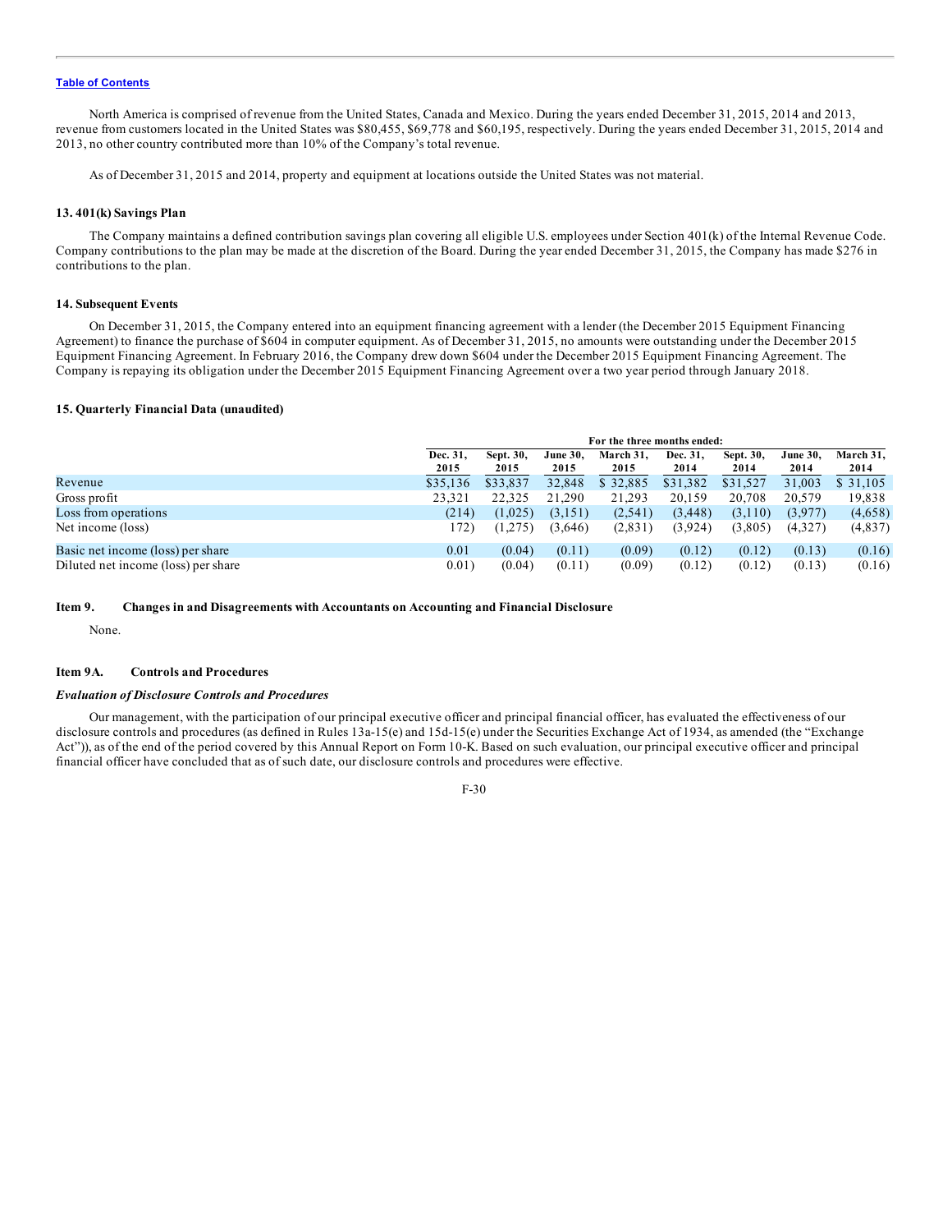North America is comprised of revenue from the United States, Canada and Mexico. During the years ended December 31, 2015, 2014 and 2013, revenue from customers located in the United States was $80,455, $69,778 and $60,195, respectively. During the years ended December 31, 2015, 2014 and 2013, no other country contributed more than 10% of the Company's total revenue.

As of December 31, 2015 and 2014, property and equipment at locations outside the United States was not material.

### 13. 401(k) Savings Plan

The Company maintains a defined contribution savings plan covering all eligible U.S. employees under Section 401(k) of the Internal Revenue Code. Company contributions to the plan may be made at the discretion of the Board. During the year ended December 31, 2015, the Company has made $276 in contributions to the plan.

### 14. Subsequent Events

On December 31, 2015, the Company entered into an equipment financing agreement with a lender (the December 2015 Equipment Financing Agreement) to finance the purchase of $604 in computer equipment. As of December 31, 2015, no amounts were outstanding under the December 2015 Equipment Financing Agreement. In February 2016, the Company drew down $604 under the December 2015 Equipment Financing Agreement. The Company is repaying its obligation under the December 2015 Equipment Financing Agreement over a two year period through January 2018.

### 15. Quarterly Financial Data (unaudited)

| | For the three months ended: | | | | | | | |
|---|---|---|---|---|---|---|---|---|
| | Dec. 31, 2015 | Sept. 30, 2015 | June 30, 2015 | March 31, 2015 | Dec. 31, 2014 | Sept. 30, 2014 | June 30, 2014 | March 31, 2014 |
| Revenue | $35,136 | $33,837 | 32,848 | $ 32,885 | $31,382 | $31,527 | 31,003 | $ 31,105 |
| Gross profit | 23,321 | 22,325 | 21,290 | 21,293 | 20,159 | 20,708 | 20,579 | 19,838 |
| Loss from operations | (214) | (1,025) | (3,151) | (2,541) | (3,448) | (3,110) | (3,977) | (4,658) |
| Net income (loss) | 172) | (1,275) | (3,646) | (2,831) | (3,924) | (3,805) | (4,327) | (4,837) |
| Basic net income (loss) per share | 0.01 | (0.04) | (0.11) | (0.09) | (0.12) | (0.12) | (0.13) | (0.16) |
| Diluted net income (loss) per share | 0.01) | (0.04) | (0.11) | (0.09) | (0.12) | (0.12) | (0.13) | (0.16) |

## Item 9. Changes in and Disagreements with Accountants on Accounting and Financial Disclosure

None.

## Item 9A. Controls and Procedures

***Evaluation of Disclosure Controls and Procedures***

Our management, with the participation of our principal executive officer and principal financial officer, has evaluated the effectiveness of our disclosure controls and procedures (as defined in Rules 13a-15(e) and 15d-15(e) under the Securities Exchange Act of 1934, as amended (the "Exchange Act")), as of the end of the period covered by this Annual Report on Form 10-K. Based on such evaluation, our principal executive officer and principal financial officer have concluded that as of such date, our disclosure controls and procedures were effective.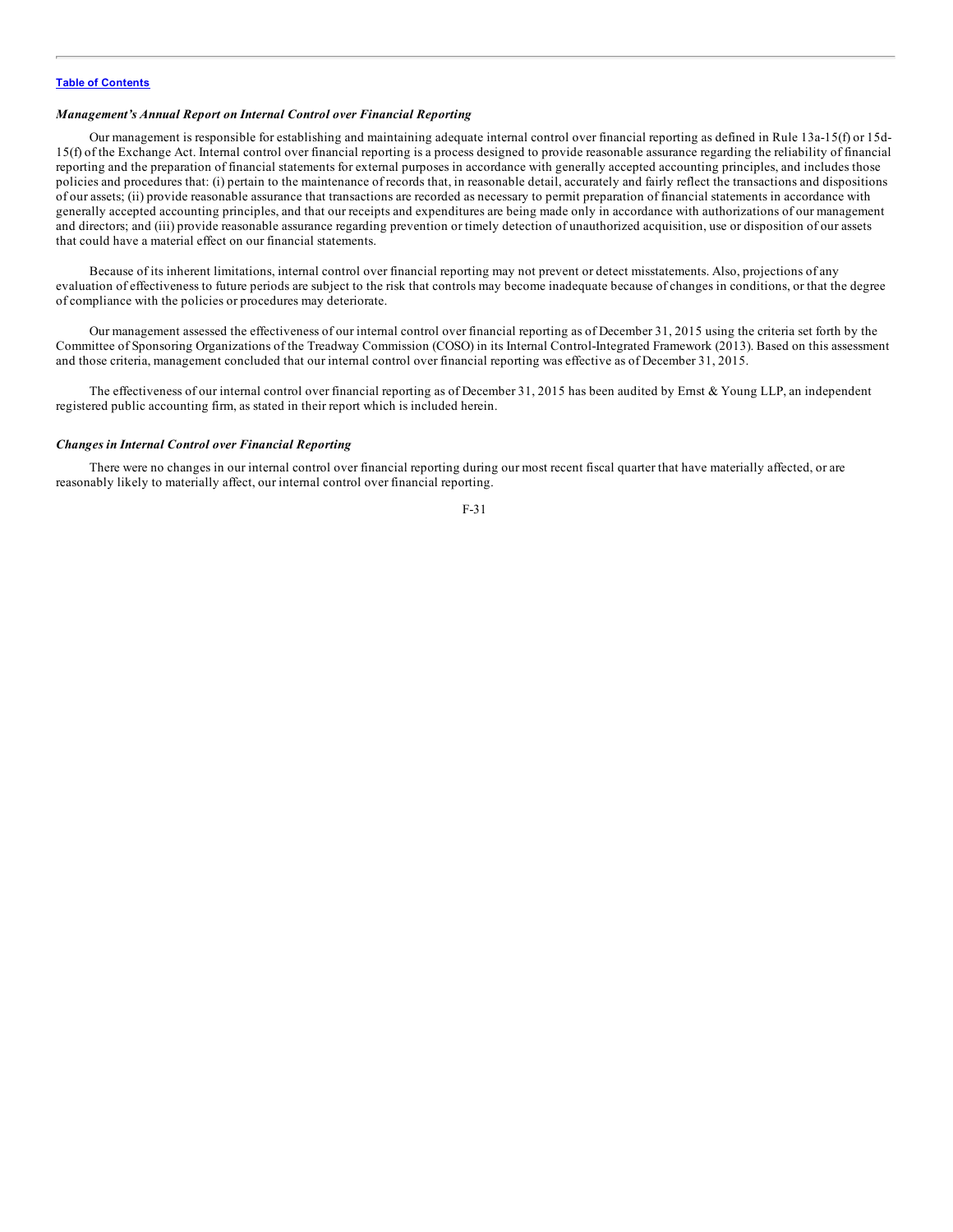### *Management's Annual Report on Internal Control over Financial Reporting*

Our management is responsible for establishing and maintaining adequate internal control over financial reporting as defined in Rule 13a-15(f) or 15d-15(f) of the Exchange Act. Internal control over financial reporting is a process designed to provide reasonable assurance regarding the reliability of financial reporting and the preparation of financial statements for external purposes in accordance with generally accepted accounting principles, and includes those policies and procedures that: (i) pertain to the maintenance of records that, in reasonable detail, accurately and fairly reflect the transactions and dispositions of our assets; (ii) provide reasonable assurance that transactions are recorded as necessary to permit preparation of financial statements in accordance with generally accepted accounting principles, and that our receipts and expenditures are being made only in accordance with authorizations of our management and directors; and (iii) provide reasonable assurance regarding prevention or timely detection of unauthorized acquisition, use or disposition of our assets that could have a material effect on our financial statements.

Because of its inherent limitations, internal control over financial reporting may not prevent or detect misstatements. Also, projections of any evaluation of effectiveness to future periods are subject to the risk that controls may become inadequate because of changes in conditions, or that the degree of compliance with the policies or procedures may deteriorate.

Our management assessed the effectiveness of our internal control over financial reporting as of December 31, 2015 using the criteria set forth by the Committee of Sponsoring Organizations of the Treadway Commission (COSO) in its Internal Control-Integrated Framework (2013). Based on this assessment and those criteria, management concluded that our internal control over financial reporting was effective as of December 31, 2015.

The effectiveness of our internal control over financial reporting as of December 31, 2015 has been audited by Ernst & Young LLP, an independent registered public accounting firm, as stated in their report which is included herein.

### *Changes in Internal Control over Financial Reporting*

There were no changes in our internal control over financial reporting during our most recent fiscal quarter that have materially affected, or are reasonably likely to materially affect, our internal control over financial reporting.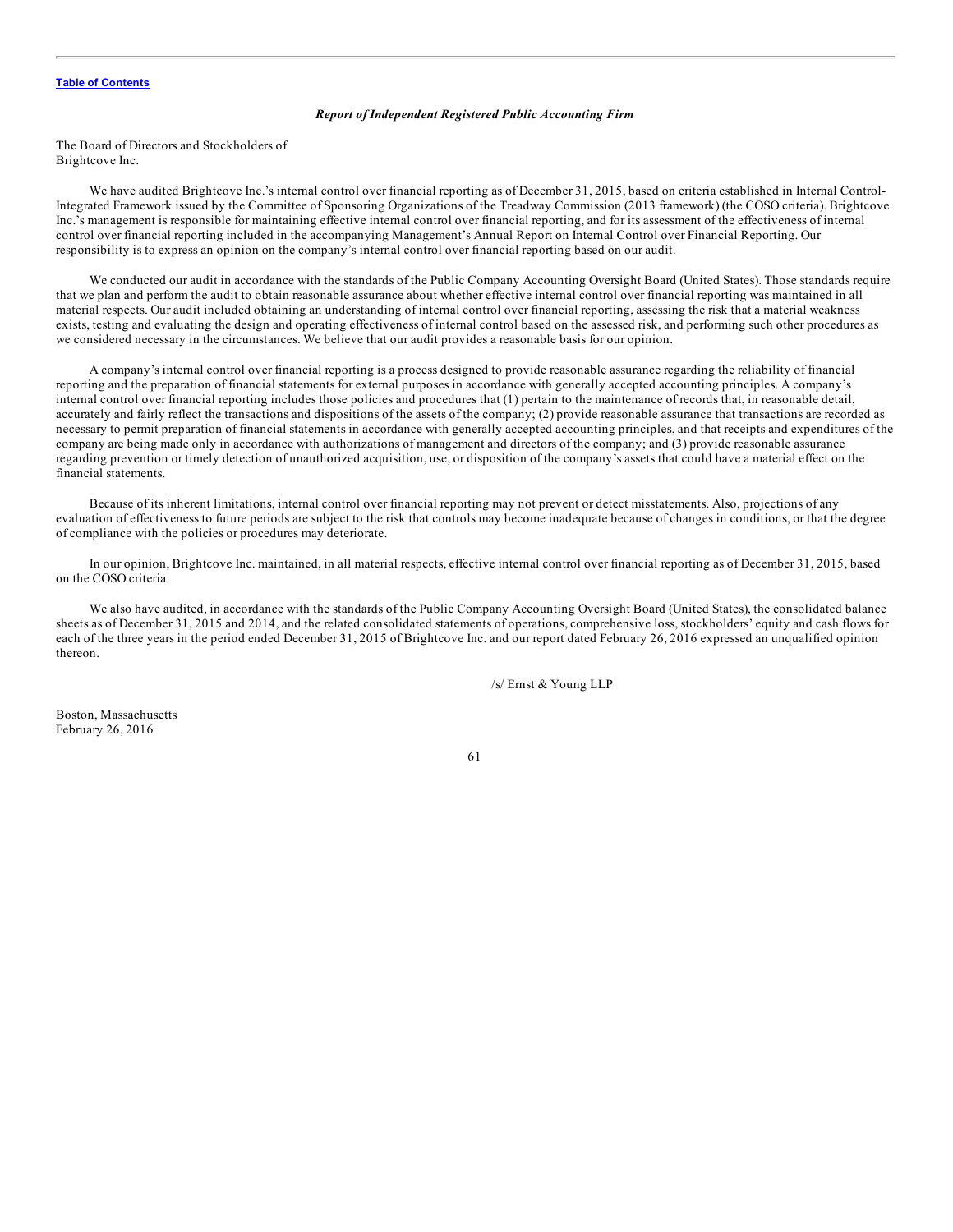*Report of Independent Registered Public Accounting Firm*

The Board of Directors and Stockholders of
Brightcove Inc.

We have audited Brightcove Inc.'s internal control over financial reporting as of December 31, 2015, based on criteria established in Internal Control-Integrated Framework issued by the Committee of Sponsoring Organizations of the Treadway Commission (2013 framework) (the COSO criteria). Brightcove Inc.'s management is responsible for maintaining effective internal control over financial reporting, and for its assessment of the effectiveness of internal control over financial reporting included in the accompanying Management's Annual Report on Internal Control over Financial Reporting. Our responsibility is to express an opinion on the company's internal control over financial reporting based on our audit.

We conducted our audit in accordance with the standards of the Public Company Accounting Oversight Board (United States). Those standards require that we plan and perform the audit to obtain reasonable assurance about whether effective internal control over financial reporting was maintained in all material respects. Our audit included obtaining an understanding of internal control over financial reporting, assessing the risk that a material weakness exists, testing and evaluating the design and operating effectiveness of internal control based on the assessed risk, and performing such other procedures as we considered necessary in the circumstances. We believe that our audit provides a reasonable basis for our opinion.

A company's internal control over financial reporting is a process designed to provide reasonable assurance regarding the reliability of financial reporting and the preparation of financial statements for external purposes in accordance with generally accepted accounting principles. A company's internal control over financial reporting includes those policies and procedures that (1) pertain to the maintenance of records that, in reasonable detail, accurately and fairly reflect the transactions and dispositions of the assets of the company; (2) provide reasonable assurance that transactions are recorded as necessary to permit preparation of financial statements in accordance with generally accepted accounting principles, and that receipts and expenditures of the company are being made only in accordance with authorizations of management and directors of the company; and (3) provide reasonable assurance regarding prevention or timely detection of unauthorized acquisition, use, or disposition of the company's assets that could have a material effect on the financial statements.

Because of its inherent limitations, internal control over financial reporting may not prevent or detect misstatements. Also, projections of any evaluation of effectiveness to future periods are subject to the risk that controls may become inadequate because of changes in conditions, or that the degree of compliance with the policies or procedures may deteriorate.

In our opinion, Brightcove Inc. maintained, in all material respects, effective internal control over financial reporting as of December 31, 2015, based on the COSO criteria.

We also have audited, in accordance with the standards of the Public Company Accounting Oversight Board (United States), the consolidated balance sheets as of December 31, 2015 and 2014, and the related consolidated statements of operations, comprehensive loss, stockholders' equity and cash flows for each of the three years in the period ended December 31, 2015 of Brightcove Inc. and our report dated February 26, 2016 expressed an unqualified opinion thereon.

/s/ Ernst & Young LLP

Boston, Massachusetts
February 26, 2016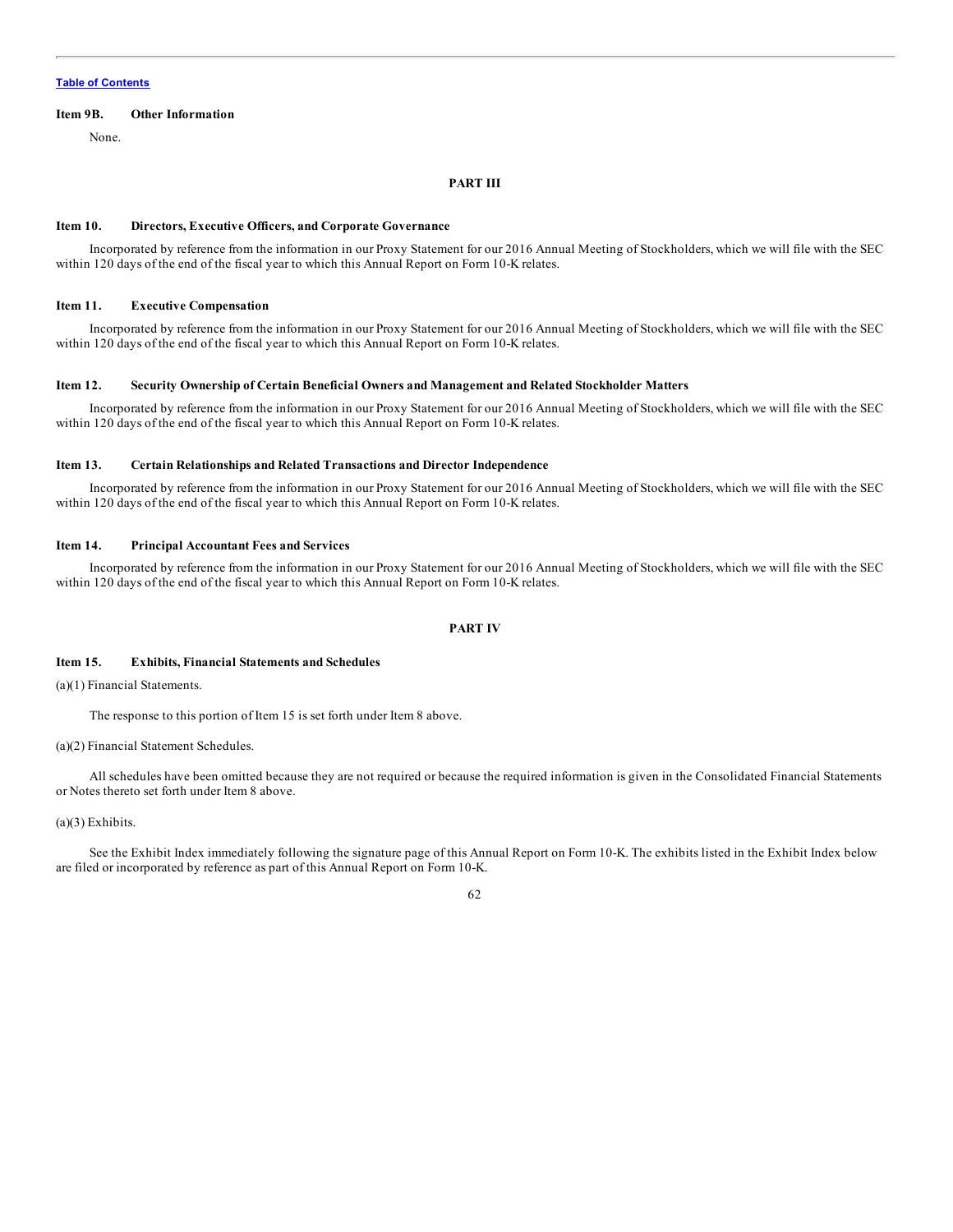### Item 9B. Other Information

None.

## PART III

### Item 10. Directors, Executive Officers, and Corporate Governance

Incorporated by reference from the information in our Proxy Statement for our 2016 Annual Meeting of Stockholders, which we will file with the SEC within 120 days of the end of the fiscal year to which this Annual Report on Form 10-K relates.

### Item 11. Executive Compensation

Incorporated by reference from the information in our Proxy Statement for our 2016 Annual Meeting of Stockholders, which we will file with the SEC within 120 days of the end of the fiscal year to which this Annual Report on Form 10-K relates.

### Item 12. Security Ownership of Certain Beneficial Owners and Management and Related Stockholder Matters

Incorporated by reference from the information in our Proxy Statement for our 2016 Annual Meeting of Stockholders, which we will file with the SEC within 120 days of the end of the fiscal year to which this Annual Report on Form 10-K relates.

### Item 13. Certain Relationships and Related Transactions and Director Independence

Incorporated by reference from the information in our Proxy Statement for our 2016 Annual Meeting of Stockholders, which we will file with the SEC within 120 days of the end of the fiscal year to which this Annual Report on Form 10-K relates.

### Item 14. Principal Accountant Fees and Services

Incorporated by reference from the information in our Proxy Statement for our 2016 Annual Meeting of Stockholders, which we will file with the SEC within 120 days of the end of the fiscal year to which this Annual Report on Form 10-K relates.

## PART IV

### Item 15. Exhibits, Financial Statements and Schedules

(a)(1) Financial Statements.

The response to this portion of Item 15 is set forth under Item 8 above.

(a)(2) Financial Statement Schedules.

All schedules have been omitted because they are not required or because the required information is given in the Consolidated Financial Statements or Notes thereto set forth under Item 8 above.

(a)(3) Exhibits.

See the Exhibit Index immediately following the signature page of this Annual Report on Form 10-K. The exhibits listed in the Exhibit Index below are filed or incorporated by reference as part of this Annual Report on Form 10-K.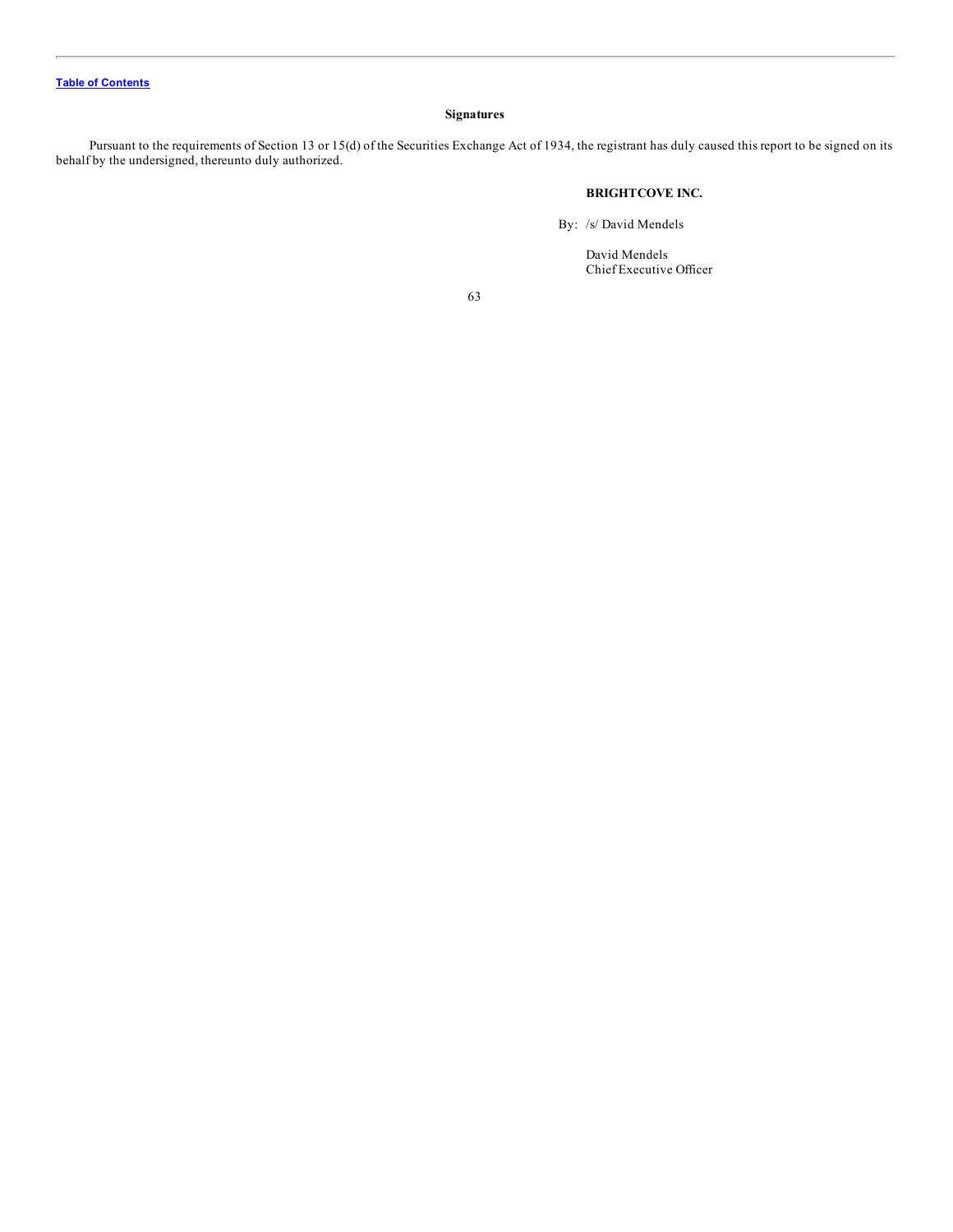Table of Contents

### Signatures

Pursuant to the requirements of Section 13 or 15(d) of the Securities Exchange Act of 1934, the registrant has duly caused this report to be signed on its behalf by the undersigned, thereunto duly authorized.

**BRIGHTCOVE INC.**

By: /s/ David Mendels

David Mendels
Chief Executive Officer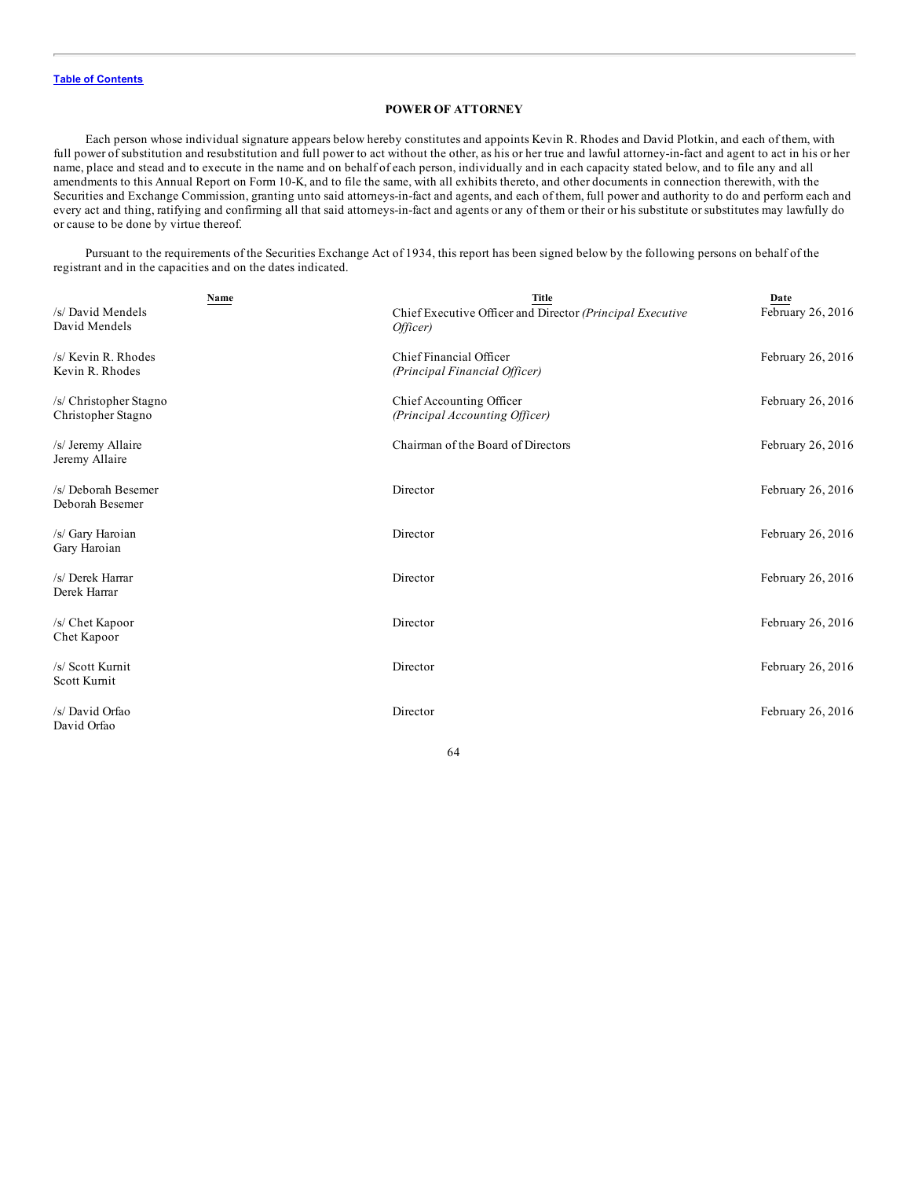[Table of Contents](#)

## POWER OF ATTORNEY

Each person whose individual signature appears below hereby constitutes and appoints Kevin R. Rhodes and David Plotkin, and each of them, with full power of substitution and resubstitution and full power to act without the other, as his or her true and lawful attorney-in-fact and agent to act in his or her name, place and stead and to execute in the name and on behalf of each person, individually and in each capacity stated below, and to file any and all amendments to this Annual Report on Form 10-K, and to file the same, with all exhibits thereto, and other documents in connection therewith, with the Securities and Exchange Commission, granting unto said attorneys-in-fact and agents, and each of them, full power and authority to do and perform each and every act and thing, ratifying and confirming all that said attorneys-in-fact and agents or any of them or their or his substitute or substitutes may lawfully do or cause to be done by virtue thereof.

Pursuant to the requirements of the Securities Exchange Act of 1934, this report has been signed below by the following persons on behalf of the registrant and in the capacities and on the dates indicated.

| Name | Title | Date |
|---|---|---|
| /s/ David Mendels<br>David Mendels | Chief Executive Officer and Director *(Principal Executive Officer)* | February 26, 2016 |
| /s/ Kevin R. Rhodes<br>Kevin R. Rhodes | Chief Financial Officer<br>*(Principal Financial Officer)* | February 26, 2016 |
| /s/ Christopher Stagno<br>Christopher Stagno | Chief Accounting Officer<br>*(Principal Accounting Officer)* | February 26, 2016 |
| /s/ Jeremy Allaire<br>Jeremy Allaire | Chairman of the Board of Directors | February 26, 2016 |
| /s/ Deborah Besemer<br>Deborah Besemer | Director | February 26, 2016 |
| /s/ Gary Haroian<br>Gary Haroian | Director | February 26, 2016 |
| /s/ Derek Harrar<br>Derek Harrar | Director | February 26, 2016 |
| /s/ Chet Kapoor<br>Chet Kapoor | Director | February 26, 2016 |
| /s/ Scott Kurnit<br>Scott Kurnit | Director | February 26, 2016 |
| /s/ David Orfao<br>David Orfao | Director | February 26, 2016 |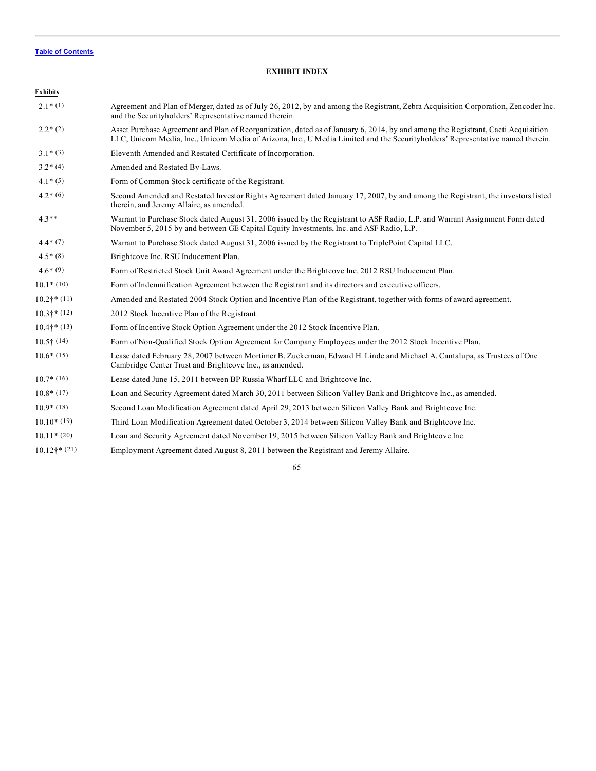[Table of Contents](#)

## EXHIBIT INDEX

| Exhibits | |
|---|---|
| 2.1* (1) | Agreement and Plan of Merger, dated as of July 26, 2012, by and among the Registrant, Zebra Acquisition Corporation, Zencoder Inc. and the Securityholders' Representative named therein. |
| 2.2* (2) | Asset Purchase Agreement and Plan of Reorganization, dated as of January 6, 2014, by and among the Registrant, Cacti Acquisition LLC, Unicorn Media, Inc., Unicorn Media of Arizona, Inc., U Media Limited and the Securityholders' Representative named therein. |
| 3.1* (3) | Eleventh Amended and Restated Certificate of Incorporation. |
| 3.2* (4) | Amended and Restated By-Laws. |
| 4.1* (5) | Form of Common Stock certificate of the Registrant. |
| 4.2* (6) | Second Amended and Restated Investor Rights Agreement dated January 17, 2007, by and among the Registrant, the investors listed therein, and Jeremy Allaire, as amended. |
| 4.3** | Warrant to Purchase Stock dated August 31, 2006 issued by the Registrant to ASF Radio, L.P. and Warrant Assignment Form dated November 5, 2015 by and between GE Capital Equity Investments, Inc. and ASF Radio, L.P. |
| 4.4* (7) | Warrant to Purchase Stock dated August 31, 2006 issued by the Registrant to TriplePoint Capital LLC. |
| 4.5* (8) | Brightcove Inc. RSU Inducement Plan. |
| 4.6* (9) | Form of Restricted Stock Unit Award Agreement under the Brightcove Inc. 2012 RSU Inducement Plan. |
| 10.1* (10) | Form of Indemnification Agreement between the Registrant and its directors and executive officers. |
| 10.2†* (11) | Amended and Restated 2004 Stock Option and Incentive Plan of the Registrant, together with forms of award agreement. |
| 10.3†* (12) | 2012 Stock Incentive Plan of the Registrant. |
| 10.4†* (13) | Form of Incentive Stock Option Agreement under the 2012 Stock Incentive Plan. |
| 10.5† (14) | Form of Non-Qualified Stock Option Agreement for Company Employees under the 2012 Stock Incentive Plan. |
| 10.6* (15) | Lease dated February 28, 2007 between Mortimer B. Zuckerman, Edward H. Linde and Michael A. Cantalupa, as Trustees of One Cambridge Center Trust and Brightcove Inc., as amended. |
| 10.7* (16) | Lease dated June 15, 2011 between BP Russia Wharf LLC and Brightcove Inc. |
| 10.8* (17) | Loan and Security Agreement dated March 30, 2011 between Silicon Valley Bank and Brightcove Inc., as amended. |
| 10.9* (18) | Second Loan Modification Agreement dated April 29, 2013 between Silicon Valley Bank and Brightcove Inc. |
| 10.10* (19) | Third Loan Modification Agreement dated October 3, 2014 between Silicon Valley Bank and Brightcove Inc. |
| 10.11* (20) | Loan and Security Agreement dated November 19, 2015 between Silicon Valley Bank and Brightcove Inc. |
| 10.12†* (21) | Employment Agreement dated August 8, 2011 between the Registrant and Jeremy Allaire. |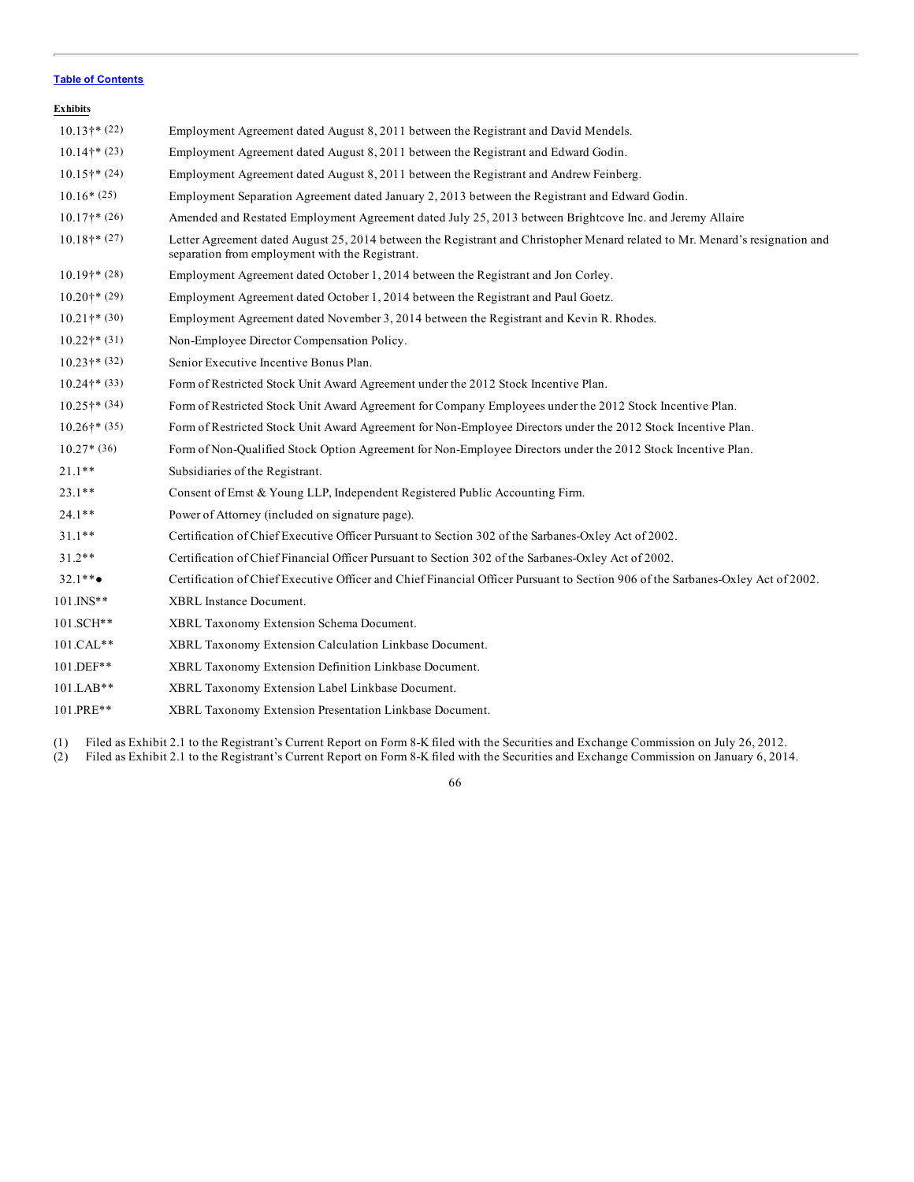[Table of Contents](#)

**Exhibits**

| | |
|---|---|
| 10.13†* (22) | Employment Agreement dated August 8, 2011 between the Registrant and David Mendels. |
| 10.14†* (23) | Employment Agreement dated August 8, 2011 between the Registrant and Edward Godin. |
| 10.15†* (24) | Employment Agreement dated August 8, 2011 between the Registrant and Andrew Feinberg. |
| 10.16* (25) | Employment Separation Agreement dated January 2, 2013 between the Registrant and Edward Godin. |
| 10.17†* (26) | Amended and Restated Employment Agreement dated July 25, 2013 between Brightcove Inc. and Jeremy Allaire |
| 10.18†* (27) | Letter Agreement dated August 25, 2014 between the Registrant and Christopher Menard related to Mr. Menard's resignation and separation from employment with the Registrant. |
| 10.19†* (28) | Employment Agreement dated October 1, 2014 between the Registrant and Jon Corley. |
| 10.20†* (29) | Employment Agreement dated October 1, 2014 between the Registrant and Paul Goetz. |
| 10.21†* (30) | Employment Agreement dated November 3, 2014 between the Registrant and Kevin R. Rhodes. |
| 10.22†* (31) | Non-Employee Director Compensation Policy. |
| 10.23†* (32) | Senior Executive Incentive Bonus Plan. |
| 10.24†* (33) | Form of Restricted Stock Unit Award Agreement under the 2012 Stock Incentive Plan. |
| 10.25†* (34) | Form of Restricted Stock Unit Award Agreement for Company Employees under the 2012 Stock Incentive Plan. |
| 10.26†* (35) | Form of Restricted Stock Unit Award Agreement for Non-Employee Directors under the 2012 Stock Incentive Plan. |
| 10.27* (36) | Form of Non-Qualified Stock Option Agreement for Non-Employee Directors under the 2012 Stock Incentive Plan. |
| 21.1** | Subsidiaries of the Registrant. |
| 23.1** | Consent of Ernst & Young LLP, Independent Registered Public Accounting Firm. |
| 24.1** | Power of Attorney (included on signature page). |
| 31.1** | Certification of Chief Executive Officer Pursuant to Section 302 of the Sarbanes-Oxley Act of 2002. |
| 31.2** | Certification of Chief Financial Officer Pursuant to Section 302 of the Sarbanes-Oxley Act of 2002. |
| 32.1**● | Certification of Chief Executive Officer and Chief Financial Officer Pursuant to Section 906 of the Sarbanes-Oxley Act of 2002. |
| 101.INS** | XBRL Instance Document. |
| 101.SCH** | XBRL Taxonomy Extension Schema Document. |
| 101.CAL** | XBRL Taxonomy Extension Calculation Linkbase Document. |
| 101.DEF** | XBRL Taxonomy Extension Definition Linkbase Document. |
| 101.LAB** | XBRL Taxonomy Extension Label Linkbase Document. |
| 101.PRE** | XBRL Taxonomy Extension Presentation Linkbase Document. |

(1) Filed as Exhibit 2.1 to the Registrant's Current Report on Form 8-K filed with the Securities and Exchange Commission on July 26, 2012.
(2) Filed as Exhibit 2.1 to the Registrant's Current Report on Form 8-K filed with the Securities and Exchange Commission on January 6, 2014.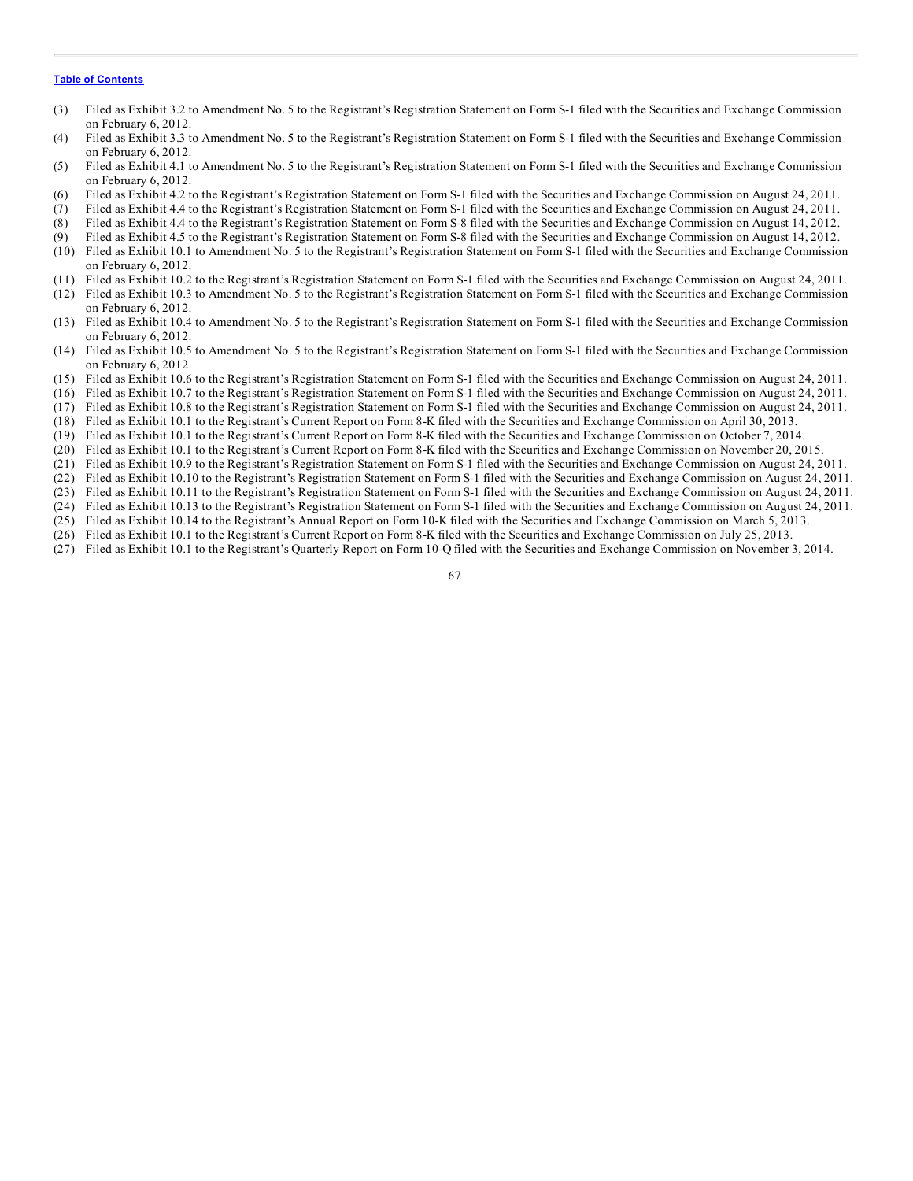[Table of Contents](#)

(3) Filed as Exhibit 3.2 to Amendment No. 5 to the Registrant's Registration Statement on Form S-1 filed with the Securities and Exchange Commission on February 6, 2012.

(4) Filed as Exhibit 3.3 to Amendment No. 5 to the Registrant's Registration Statement on Form S-1 filed with the Securities and Exchange Commission on February 6, 2012.

(5) Filed as Exhibit 4.1 to Amendment No. 5 to the Registrant's Registration Statement on Form S-1 filed with the Securities and Exchange Commission on February 6, 2012.

(6) Filed as Exhibit 4.2 to the Registrant's Registration Statement on Form S-1 filed with the Securities and Exchange Commission on August 24, 2011.

(7) Filed as Exhibit 4.4 to the Registrant's Registration Statement on Form S-1 filed with the Securities and Exchange Commission on August 24, 2011.

(8) Filed as Exhibit 4.4 to the Registrant's Registration Statement on Form S-8 filed with the Securities and Exchange Commission on August 14, 2012.

(9) Filed as Exhibit 4.5 to the Registrant's Registration Statement on Form S-8 filed with the Securities and Exchange Commission on August 14, 2012.

(10) Filed as Exhibit 10.1 to Amendment No. 5 to the Registrant's Registration Statement on Form S-1 filed with the Securities and Exchange Commission on February 6, 2012.

(11) Filed as Exhibit 10.2 to the Registrant's Registration Statement on Form S-1 filed with the Securities and Exchange Commission on August 24, 2011.

(12) Filed as Exhibit 10.3 to Amendment No. 5 to the Registrant's Registration Statement on Form S-1 filed with the Securities and Exchange Commission on February 6, 2012.

(13) Filed as Exhibit 10.4 to Amendment No. 5 to the Registrant's Registration Statement on Form S-1 filed with the Securities and Exchange Commission on February 6, 2012.

(14) Filed as Exhibit 10.5 to Amendment No. 5 to the Registrant's Registration Statement on Form S-1 filed with the Securities and Exchange Commission on February 6, 2012.

(15) Filed as Exhibit 10.6 to the Registrant's Registration Statement on Form S-1 filed with the Securities and Exchange Commission on August 24, 2011.

(16) Filed as Exhibit 10.7 to the Registrant's Registration Statement on Form S-1 filed with the Securities and Exchange Commission on August 24, 2011.

(17) Filed as Exhibit 10.8 to the Registrant's Registration Statement on Form S-1 filed with the Securities and Exchange Commission on August 24, 2011.

(18) Filed as Exhibit 10.1 to the Registrant's Current Report on Form 8-K filed with the Securities and Exchange Commission on April 30, 2013.

(19) Filed as Exhibit 10.1 to the Registrant's Current Report on Form 8-K filed with the Securities and Exchange Commission on October 7, 2014.

(20) Filed as Exhibit 10.1 to the Registrant's Current Report on Form 8-K filed with the Securities and Exchange Commission on November 20, 2015.

(21) Filed as Exhibit 10.9 to the Registrant's Registration Statement on Form S-1 filed with the Securities and Exchange Commission on August 24, 2011.

(22) Filed as Exhibit 10.10 to the Registrant's Registration Statement on Form S-1 filed with the Securities and Exchange Commission on August 24, 2011.

(23) Filed as Exhibit 10.11 to the Registrant's Registration Statement on Form S-1 filed with the Securities and Exchange Commission on August 24, 2011.

(24) Filed as Exhibit 10.13 to the Registrant's Registration Statement on Form S-1 filed with the Securities and Exchange Commission on August 24, 2011.

(25) Filed as Exhibit 10.14 to the Registrant's Annual Report on Form 10-K filed with the Securities and Exchange Commission on March 5, 2013.

(26) Filed as Exhibit 10.1 to the Registrant's Current Report on Form 8-K filed with the Securities and Exchange Commission on July 25, 2013.

(27) Filed as Exhibit 10.1 to the Registrant's Quarterly Report on Form 10-Q filed with the Securities and Exchange Commission on November 3, 2014.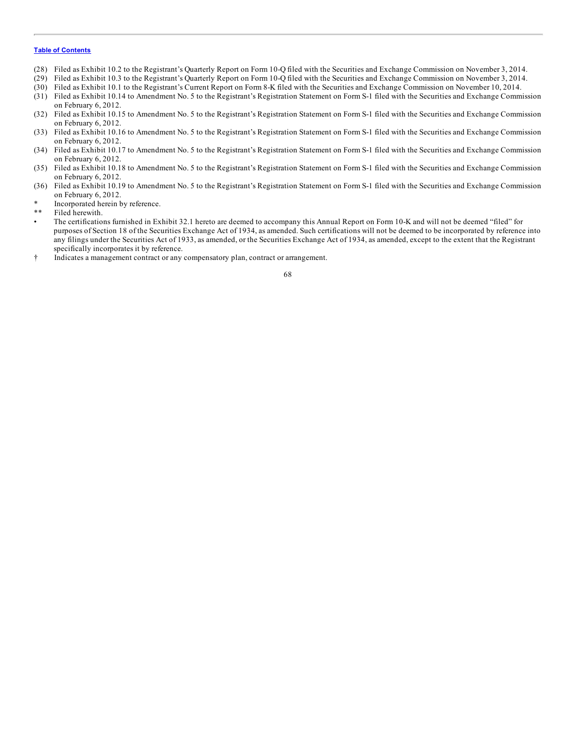(28) Filed as Exhibit 10.2 to the Registrant's Quarterly Report on Form 10-Q filed with the Securities and Exchange Commission on November 3, 2014.
(29) Filed as Exhibit 10.3 to the Registrant's Quarterly Report on Form 10-Q filed with the Securities and Exchange Commission on November 3, 2014.
(30) Filed as Exhibit 10.1 to the Registrant's Current Report on Form 8-K filed with the Securities and Exchange Commission on November 10, 2014.
(31) Filed as Exhibit 10.14 to Amendment No. 5 to the Registrant's Registration Statement on Form S-1 filed with the Securities and Exchange Commission on February 6, 2012.
(32) Filed as Exhibit 10.15 to Amendment No. 5 to the Registrant's Registration Statement on Form S-1 filed with the Securities and Exchange Commission on February 6, 2012.
(33) Filed as Exhibit 10.16 to Amendment No. 5 to the Registrant's Registration Statement on Form S-1 filed with the Securities and Exchange Commission on February 6, 2012.
(34) Filed as Exhibit 10.17 to Amendment No. 5 to the Registrant's Registration Statement on Form S-1 filed with the Securities and Exchange Commission on February 6, 2012.
(35) Filed as Exhibit 10.18 to Amendment No. 5 to the Registrant's Registration Statement on Form S-1 filed with the Securities and Exchange Commission on February 6, 2012.
(36) Filed as Exhibit 10.19 to Amendment No. 5 to the Registrant's Registration Statement on Form S-1 filed with the Securities and Exchange Commission on February 6, 2012.

\* Incorporated herein by reference.

\*\* Filed herewith.

• The certifications furnished in Exhibit 32.1 hereto are deemed to accompany this Annual Report on Form 10-K and will not be deemed "filed" for purposes of Section 18 of the Securities Exchange Act of 1934, as amended. Such certifications will not be deemed to be incorporated by reference into any filings under the Securities Act of 1933, as amended, or the Securities Exchange Act of 1934, as amended, except to the extent that the Registrant specifically incorporates it by reference.

† Indicates a management contract or any compensatory plan, contract or arrangement.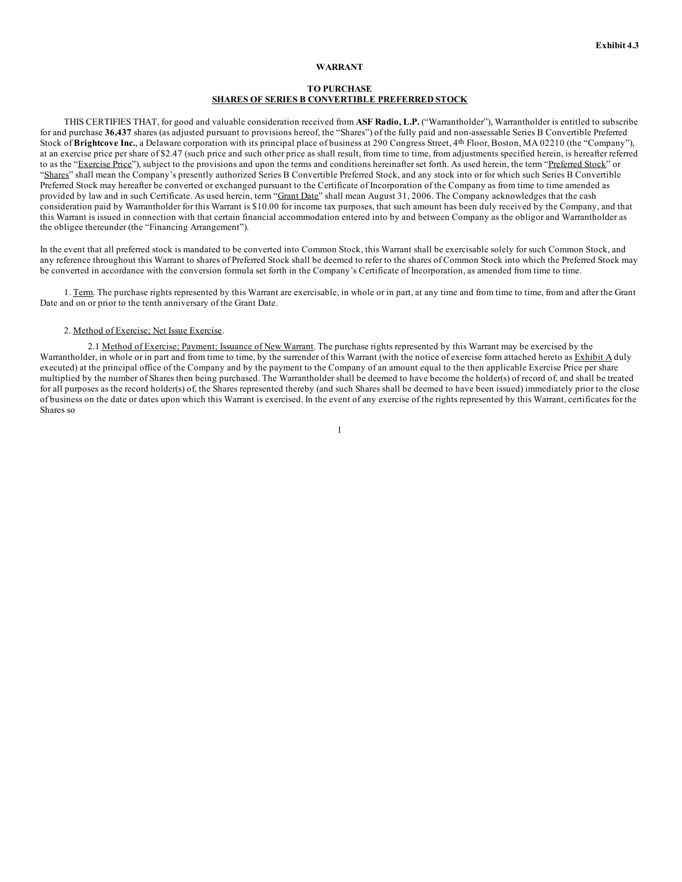Exhibit 4.3

# WARRANT

## TO PURCHASE
## SHARES OF SERIES B CONVERTIBLE PREFERRED STOCK

THIS CERTIFIES THAT, for good and valuable consideration received from **ASF Radio, L.P.** ("Warrantholder"), Warrantholder is entitled to subscribe for and purchase **36,437** shares (as adjusted pursuant to provisions hereof, the "Shares") of the fully paid and non-assessable Series B Convertible Preferred Stock of **Brightcove Inc.**, a Delaware corporation with its principal place of business at 290 Congress Street, 4th Floor, Boston, MA 02210 (the "Company"), at an exercise price per share of $2.47 (such price and such other price as shall result, from time to time, from adjustments specified herein, is hereafter referred to as the "Exercise Price"), subject to the provisions and upon the terms and conditions hereinafter set forth. As used herein, the term "Preferred Stock" or "Shares" shall mean the Company's presently authorized Series B Convertible Preferred Stock, and any stock into or for which such Series B Convertible Preferred Stock may hereafter be converted or exchanged pursuant to the Certificate of Incorporation of the Company as from time to time amended as provided by law and in such Certificate. As used herein, term "Grant Date" shall mean August 31, 2006. The Company acknowledges that the cash consideration paid by Warrantholder for this Warrant is $10.00 for income tax purposes, that such amount has been duly received by the Company, and that this Warrant is issued in connection with that certain financial accommodation entered into by and between Company as the obligor and Warrantholder as the obligee thereunder (the "Financing Arrangement").

In the event that all preferred stock is mandated to be converted into Common Stock, this Warrant shall be exercisable solely for such Common Stock, and any reference throughout this Warrant to shares of Preferred Stock shall be deemed to refer to the shares of Common Stock into which the Preferred Stock may be converted in accordance with the conversion formula set forth in the Company's Certificate of Incorporation, as amended from time to time.

1. Term. The purchase rights represented by this Warrant are exercisable, in whole or in part, at any time and from time to time, from and after the Grant Date and on or prior to the tenth anniversary of the Grant Date.

2. Method of Exercise; Net Issue Exercise.

2.1 Method of Exercise; Payment; Issuance of New Warrant. The purchase rights represented by this Warrant may be exercised by the Warrantholder, in whole or in part and from time to time, by the surrender of this Warrant (with the notice of exercise form attached hereto as Exhibit A duly executed) at the principal office of the Company and by the payment to the Company of an amount equal to the then applicable Exercise Price per share multiplied by the number of Shares then being purchased. The Warrantholder shall be deemed to have become the holder(s) of record of, and shall be treated for all purposes as the record holder(s) of, the Shares represented thereby (and such Shares shall be deemed to have been issued) immediately prior to the close of business on the date or dates upon which this Warrant is exercised. In the event of any exercise of the rights represented by this Warrant, certificates for the Shares so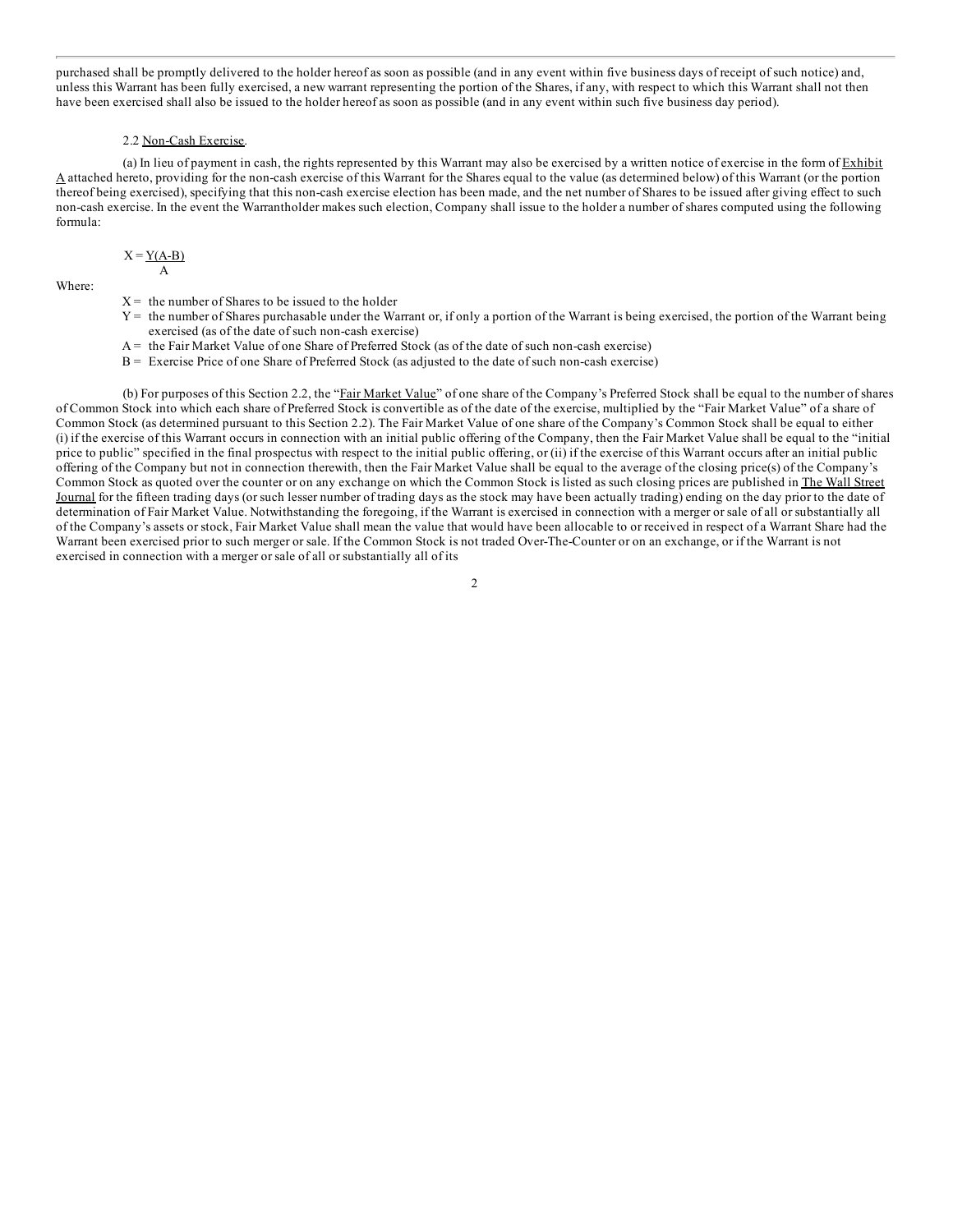purchased shall be promptly delivered to the holder hereof as soon as possible (and in any event within five business days of receipt of such notice) and, unless this Warrant has been fully exercised, a new warrant representing the portion of the Shares, if any, with respect to which this Warrant shall not then have been exercised shall also be issued to the holder hereof as soon as possible (and in any event within such five business day period).

2.2 Non-Cash Exercise.

(a) In lieu of payment in cash, the rights represented by this Warrant may also be exercised by a written notice of exercise in the form of Exhibit A attached hereto, providing for the non-cash exercise of this Warrant for the Shares equal to the value (as determined below) of this Warrant (or the portion thereof being exercised), specifying that this non-cash exercise election has been made, and the net number of Shares to be issued after giving effect to such non-cash exercise. In the event the Warrantholder makes such election, Company shall issue to the holder a number of shares computed using the following formula:

$$X = \frac{Y(A-B)}{A}$$

Where:

- X = the number of Shares to be issued to the holder
- Y = the number of Shares purchasable under the Warrant or, if only a portion of the Warrant is being exercised, the portion of the Warrant being exercised (as of the date of such non-cash exercise)
- A = the Fair Market Value of one Share of Preferred Stock (as of the date of such non-cash exercise)
- B = Exercise Price of one Share of Preferred Stock (as adjusted to the date of such non-cash exercise)

(b) For purposes of this Section 2.2, the "Fair Market Value" of one share of the Company's Preferred Stock shall be equal to the number of shares of Common Stock into which each share of Preferred Stock is convertible as of the date of the exercise, multiplied by the "Fair Market Value" of a share of Common Stock (as determined pursuant to this Section 2.2). The Fair Market Value of one share of the Company's Common Stock shall be equal to either (i) if the exercise of this Warrant occurs in connection with an initial public offering of the Company, then the Fair Market Value shall be equal to the "initial price to public" specified in the final prospectus with respect to the initial public offering, or (ii) if the exercise of this Warrant occurs after an initial public offering of the Company but not in connection therewith, then the Fair Market Value shall be equal to the average of the closing price(s) of the Company's Common Stock as quoted over the counter or on any exchange on which the Common Stock is listed as such closing prices are published in The Wall Street Journal for the fifteen trading days (or such lesser number of trading days as the stock may have been actually trading) ending on the day prior to the date of determination of Fair Market Value. Notwithstanding the foregoing, if the Warrant is exercised in connection with a merger or sale of all or substantially all of the Company's assets or stock, Fair Market Value shall mean the value that would have been allocable to or received in respect of a Warrant Share had the Warrant been exercised prior to such merger or sale. If the Common Stock is not traded Over-The-Counter or on an exchange, or if the Warrant is not exercised in connection with a merger or sale of all or substantially all of its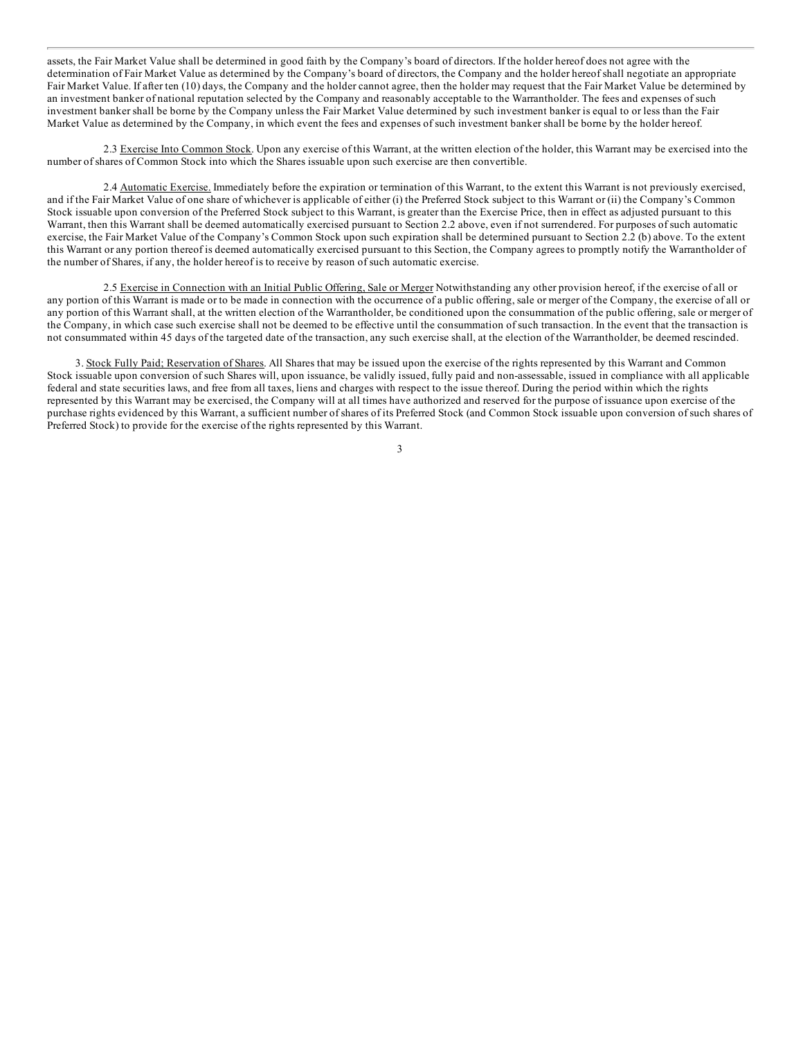assets, the Fair Market Value shall be determined in good faith by the Company's board of directors. If the holder hereof does not agree with the determination of Fair Market Value as determined by the Company's board of directors, the Company and the holder hereof shall negotiate an appropriate Fair Market Value. If after ten (10) days, the Company and the holder cannot agree, then the holder may request that the Fair Market Value be determined by an investment banker of national reputation selected by the Company and reasonably acceptable to the Warrantholder. The fees and expenses of such investment banker shall be borne by the Company unless the Fair Market Value determined by such investment banker is equal to or less than the Fair Market Value as determined by the Company, in which event the fees and expenses of such investment banker shall be borne by the holder hereof.

2.3 Exercise Into Common Stock. Upon any exercise of this Warrant, at the written election of the holder, this Warrant may be exercised into the number of shares of Common Stock into which the Shares issuable upon such exercise are then convertible.

2.4 Automatic Exercise. Immediately before the expiration or termination of this Warrant, to the extent this Warrant is not previously exercised, and if the Fair Market Value of one share of whichever is applicable of either (i) the Preferred Stock subject to this Warrant or (ii) the Company's Common Stock issuable upon conversion of the Preferred Stock subject to this Warrant, is greater than the Exercise Price, then in effect as adjusted pursuant to this Warrant, then this Warrant shall be deemed automatically exercised pursuant to Section 2.2 above, even if not surrendered. For purposes of such automatic exercise, the Fair Market Value of the Company's Common Stock upon such expiration shall be determined pursuant to Section 2.2 (b) above. To the extent this Warrant or any portion thereof is deemed automatically exercised pursuant to this Section, the Company agrees to promptly notify the Warrantholder of the number of Shares, if any, the holder hereof is to receive by reason of such automatic exercise.

2.5 Exercise in Connection with an Initial Public Offering, Sale or Merger Notwithstanding any other provision hereof, if the exercise of all or any portion of this Warrant is made or to be made in connection with the occurrence of a public offering, sale or merger of the Company, the exercise of all or any portion of this Warrant shall, at the written election of the Warrantholder, be conditioned upon the consummation of the public offering, sale or merger of the Company, in which case such exercise shall not be deemed to be effective until the consummation of such transaction. In the event that the transaction is not consummated within 45 days of the targeted date of the transaction, any such exercise shall, at the election of the Warrantholder, be deemed rescinded.

3. Stock Fully Paid; Reservation of Shares. All Shares that may be issued upon the exercise of the rights represented by this Warrant and Common Stock issuable upon conversion of such Shares will, upon issuance, be validly issued, fully paid and non-assessable, issued in compliance with all applicable federal and state securities laws, and free from all taxes, liens and charges with respect to the issue thereof. During the period within which the rights represented by this Warrant may be exercised, the Company will at all times have authorized and reserved for the purpose of issuance upon exercise of the purchase rights evidenced by this Warrant, a sufficient number of shares of its Preferred Stock (and Common Stock issuable upon conversion of such shares of Preferred Stock) to provide for the exercise of the rights represented by this Warrant.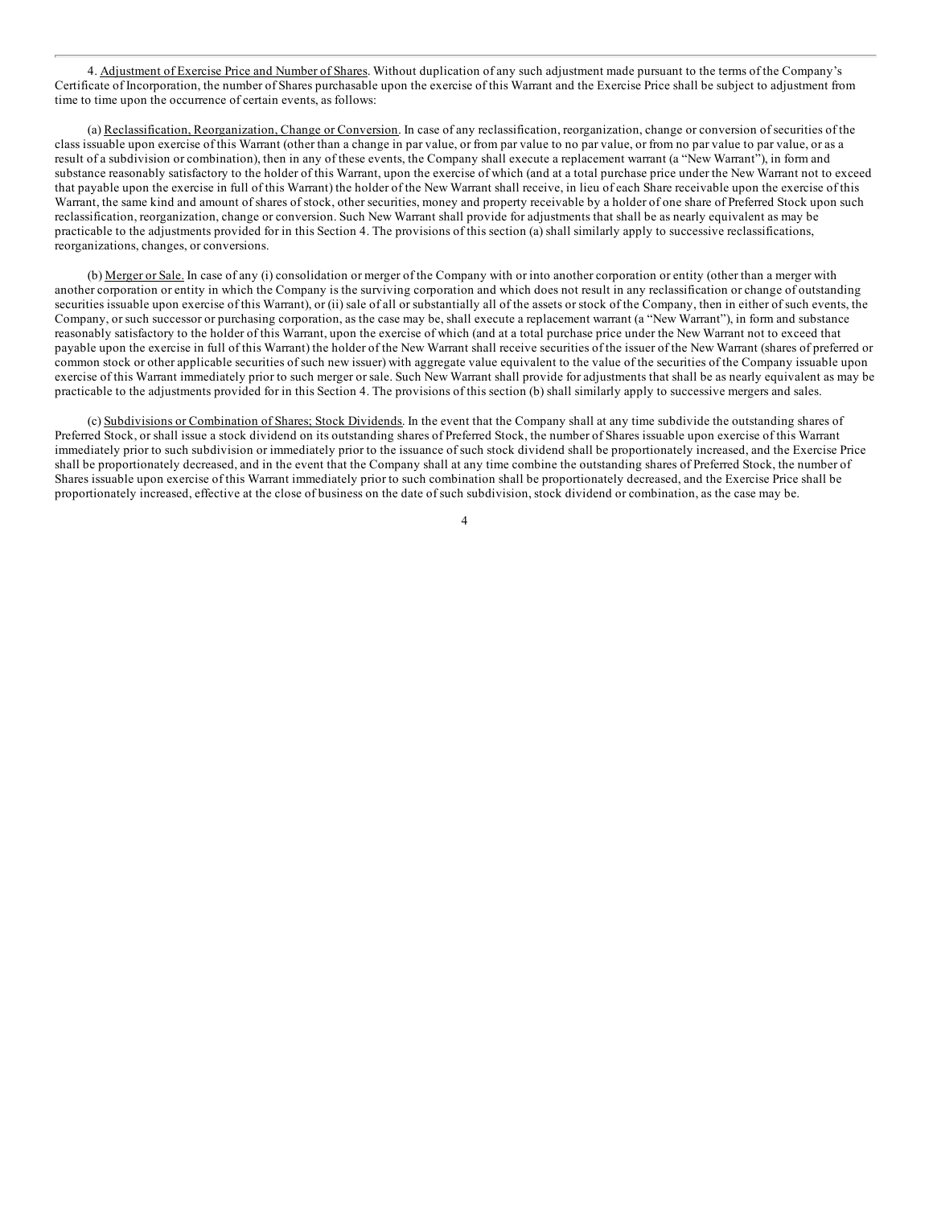4. <u>Adjustment of Exercise Price and Number of Shares</u>. Without duplication of any such adjustment made pursuant to the terms of the Company's Certificate of Incorporation, the number of Shares purchasable upon the exercise of this Warrant and the Exercise Price shall be subject to adjustment from time to time upon the occurrence of certain events, as follows:

(a) <u>Reclassification, Reorganization, Change or Conversion</u>. In case of any reclassification, reorganization, change or conversion of securities of the class issuable upon exercise of this Warrant (other than a change in par value, or from par value to no par value, or from no par value to par value, or as a result of a subdivision or combination), then in any of these events, the Company shall execute a replacement warrant (a "New Warrant"), in form and substance reasonably satisfactory to the holder of this Warrant, upon the exercise of which (and at a total purchase price under the New Warrant not to exceed that payable upon the exercise in full of this Warrant) the holder of the New Warrant shall receive, in lieu of each Share receivable upon the exercise of this Warrant, the same kind and amount of shares of stock, other securities, money and property receivable by a holder of one share of Preferred Stock upon such reclassification, reorganization, change or conversion. Such New Warrant shall provide for adjustments that shall be as nearly equivalent as may be practicable to the adjustments provided for in this Section 4. The provisions of this section (a) shall similarly apply to successive reclassifications, reorganizations, changes, or conversions.

(b) <u>Merger or Sale.</u> In case of any (i) consolidation or merger of the Company with or into another corporation or entity (other than a merger with another corporation or entity in which the Company is the surviving corporation and which does not result in any reclassification or change of outstanding securities issuable upon exercise of this Warrant), or (ii) sale of all or substantially all of the assets or stock of the Company, then in either of such events, the Company, or such successor or purchasing corporation, as the case may be, shall execute a replacement warrant (a "New Warrant"), in form and substance reasonably satisfactory to the holder of this Warrant, upon the exercise of which (and at a total purchase price under the New Warrant not to exceed that payable upon the exercise in full of this Warrant) the holder of the New Warrant shall receive securities of the issuer of the New Warrant (shares of preferred or common stock or other applicable securities of such new issuer) with aggregate value equivalent to the value of the securities of the Company issuable upon exercise of this Warrant immediately prior to such merger or sale. Such New Warrant shall provide for adjustments that shall be as nearly equivalent as may be practicable to the adjustments provided for in this Section 4. The provisions of this section (b) shall similarly apply to successive mergers and sales.

(c) <u>Subdivisions or Combination of Shares; Stock Dividends</u>. In the event that the Company shall at any time subdivide the outstanding shares of Preferred Stock, or shall issue a stock dividend on its outstanding shares of Preferred Stock, the number of Shares issuable upon exercise of this Warrant immediately prior to such subdivision or immediately prior to the issuance of such stock dividend shall be proportionately increased, and the Exercise Price shall be proportionately decreased, and in the event that the Company shall at any time combine the outstanding shares of Preferred Stock, the number of Shares issuable upon exercise of this Warrant immediately prior to such combination shall be proportionately decreased, and the Exercise Price shall be proportionately increased, effective at the close of business on the date of such subdivision, stock dividend or combination, as the case may be.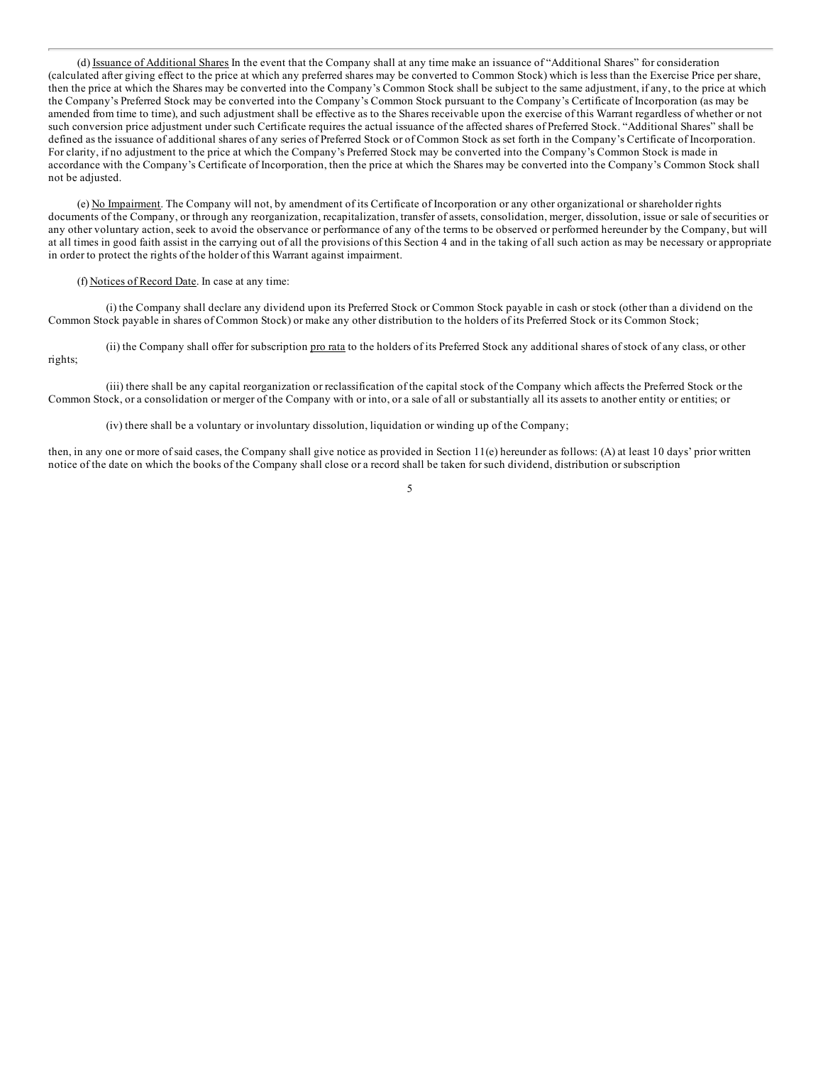(d) Issuance of Additional Shares In the event that the Company shall at any time make an issuance of "Additional Shares" for consideration (calculated after giving effect to the price at which any preferred shares may be converted to Common Stock) which is less than the Exercise Price per share, then the price at which the Shares may be converted into the Company's Common Stock shall be subject to the same adjustment, if any, to the price at which the Company's Preferred Stock may be converted into the Company's Common Stock pursuant to the Company's Certificate of Incorporation (as may be amended from time to time), and such adjustment shall be effective as to the Shares receivable upon the exercise of this Warrant regardless of whether or not such conversion price adjustment under such Certificate requires the actual issuance of the affected shares of Preferred Stock. "Additional Shares" shall be defined as the issuance of additional shares of any series of Preferred Stock or of Common Stock as set forth in the Company's Certificate of Incorporation. For clarity, if no adjustment to the price at which the Company's Preferred Stock may be converted into the Company's Common Stock is made in accordance with the Company's Certificate of Incorporation, then the price at which the Shares may be converted into the Company's Common Stock shall not be adjusted.

(e) No Impairment. The Company will not, by amendment of its Certificate of Incorporation or any other organizational or shareholder rights documents of the Company, or through any reorganization, recapitalization, transfer of assets, consolidation, merger, dissolution, issue or sale of securities or any other voluntary action, seek to avoid the observance or performance of any of the terms to be observed or performed hereunder by the Company, but will at all times in good faith assist in the carrying out of all the provisions of this Section 4 and in the taking of all such action as may be necessary or appropriate in order to protect the rights of the holder of this Warrant against impairment.

(f) Notices of Record Date. In case at any time:

(i) the Company shall declare any dividend upon its Preferred Stock or Common Stock payable in cash or stock (other than a dividend on the Common Stock payable in shares of Common Stock) or make any other distribution to the holders of its Preferred Stock or its Common Stock;

(ii) the Company shall offer for subscription pro rata to the holders of its Preferred Stock any additional shares of stock of any class, or other rights;

(iii) there shall be any capital reorganization or reclassification of the capital stock of the Company which affects the Preferred Stock or the Common Stock, or a consolidation or merger of the Company with or into, or a sale of all or substantially all its assets to another entity or entities; or

(iv) there shall be a voluntary or involuntary dissolution, liquidation or winding up of the Company;

then, in any one or more of said cases, the Company shall give notice as provided in Section 11(e) hereunder as follows: (A) at least 10 days' prior written notice of the date on which the books of the Company shall close or a record shall be taken for such dividend, distribution or subscription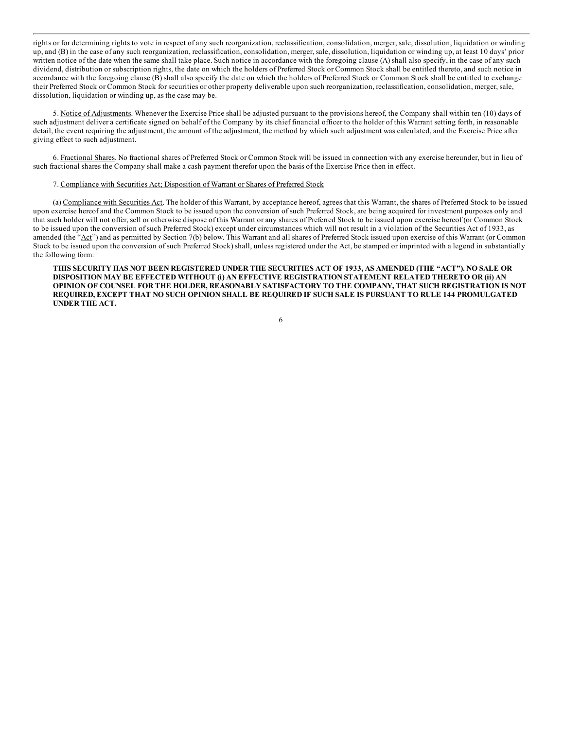rights or for determining rights to vote in respect of any such reorganization, reclassification, consolidation, merger, sale, dissolution, liquidation or winding up, and (B) in the case of any such reorganization, reclassification, consolidation, merger, sale, dissolution, liquidation or winding up, at least 10 days' prior written notice of the date when the same shall take place. Such notice in accordance with the foregoing clause (A) shall also specify, in the case of any such dividend, distribution or subscription rights, the date on which the holders of Preferred Stock or Common Stock shall be entitled thereto, and such notice in accordance with the foregoing clause (B) shall also specify the date on which the holders of Preferred Stock or Common Stock shall be entitled to exchange their Preferred Stock or Common Stock for securities or other property deliverable upon such reorganization, reclassification, consolidation, merger, sale, dissolution, liquidation or winding up, as the case may be.

5. Notice of Adjustments. Whenever the Exercise Price shall be adjusted pursuant to the provisions hereof, the Company shall within ten (10) days of such adjustment deliver a certificate signed on behalf of the Company by its chief financial officer to the holder of this Warrant setting forth, in reasonable detail, the event requiring the adjustment, the amount of the adjustment, the method by which such adjustment was calculated, and the Exercise Price after giving effect to such adjustment.

6. Fractional Shares. No fractional shares of Preferred Stock or Common Stock will be issued in connection with any exercise hereunder, but in lieu of such fractional shares the Company shall make a cash payment therefor upon the basis of the Exercise Price then in effect.

7. Compliance with Securities Act; Disposition of Warrant or Shares of Preferred Stock

(a) Compliance with Securities Act. The holder of this Warrant, by acceptance hereof, agrees that this Warrant, the shares of Preferred Stock to be issued upon exercise hereof and the Common Stock to be issued upon the conversion of such Preferred Stock, are being acquired for investment purposes only and that such holder will not offer, sell or otherwise dispose of this Warrant or any shares of Preferred Stock to be issued upon exercise hereof (or Common Stock to be issued upon the conversion of such Preferred Stock) except under circumstances which will not result in a violation of the Securities Act of 1933, as amended (the "Act") and as permitted by Section 7(b) below. This Warrant and all shares of Preferred Stock issued upon exercise of this Warrant (or Common Stock to be issued upon the conversion of such Preferred Stock) shall, unless registered under the Act, be stamped or imprinted with a legend in substantially the following form:

**THIS SECURITY HAS NOT BEEN REGISTERED UNDER THE SECURITIES ACT OF 1933, AS AMENDED (THE "ACT"). NO SALE OR DISPOSITION MAY BE EFFECTED WITHOUT (i) AN EFFECTIVE REGISTRATION STATEMENT RELATED THERETO OR (ii) AN OPINION OF COUNSEL FOR THE HOLDER, REASONABLY SATISFACTORY TO THE COMPANY, THAT SUCH REGISTRATION IS NOT REQUIRED, EXCEPT THAT NO SUCH OPINION SHALL BE REQUIRED IF SUCH SALE IS PURSUANT TO RULE 144 PROMULGATED UNDER THE ACT.**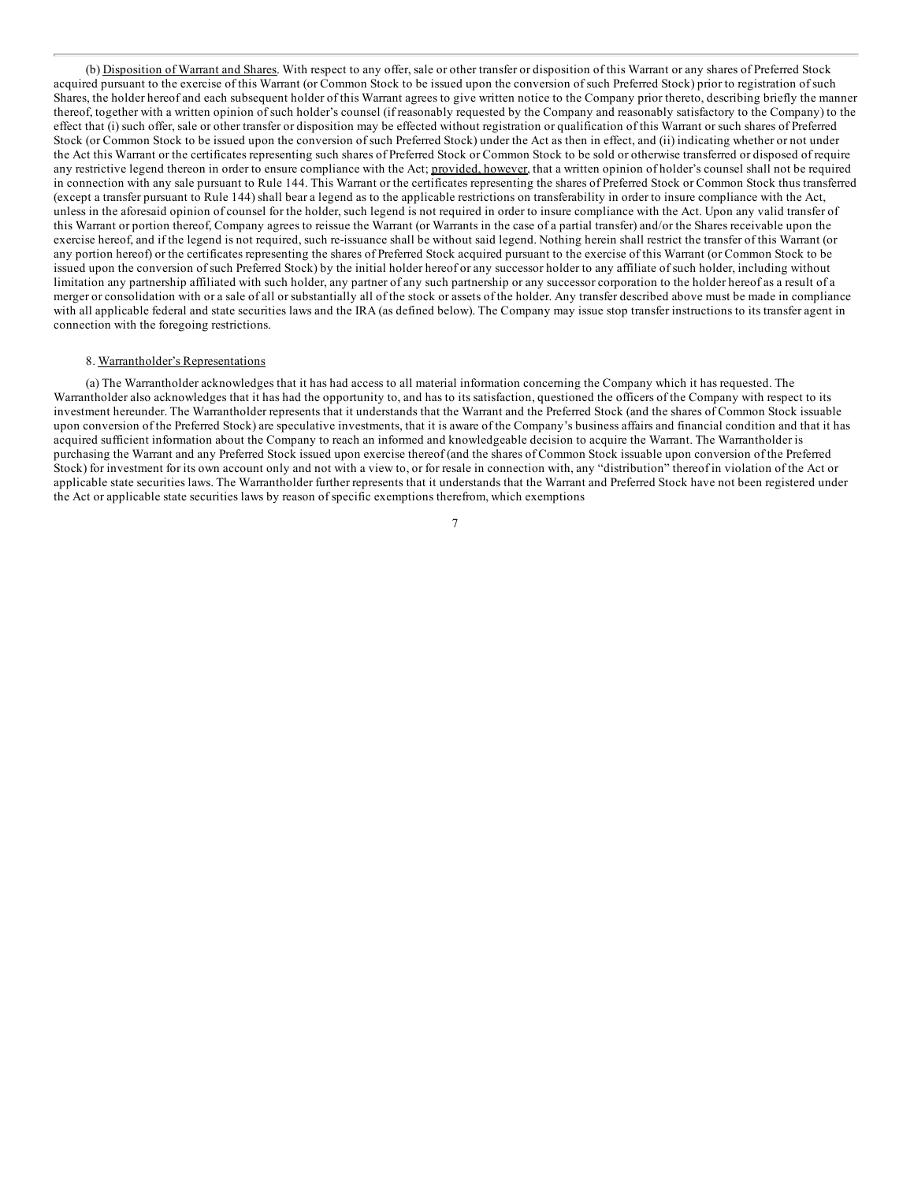(b) Disposition of Warrant and Shares. With respect to any offer, sale or other transfer or disposition of this Warrant or any shares of Preferred Stock acquired pursuant to the exercise of this Warrant (or Common Stock to be issued upon the conversion of such Preferred Stock) prior to registration of such Shares, the holder hereof and each subsequent holder of this Warrant agrees to give written notice to the Company prior thereto, describing briefly the manner thereof, together with a written opinion of such holder's counsel (if reasonably requested by the Company and reasonably satisfactory to the Company) to the effect that (i) such offer, sale or other transfer or disposition may be effected without registration or qualification of this Warrant or such shares of Preferred Stock (or Common Stock to be issued upon the conversion of such Preferred Stock) under the Act as then in effect, and (ii) indicating whether or not under the Act this Warrant or the certificates representing such shares of Preferred Stock or Common Stock to be sold or otherwise transferred or disposed of require any restrictive legend thereon in order to ensure compliance with the Act; provided, however, that a written opinion of holder's counsel shall not be required in connection with any sale pursuant to Rule 144. This Warrant or the certificates representing the shares of Preferred Stock or Common Stock thus transferred (except a transfer pursuant to Rule 144) shall bear a legend as to the applicable restrictions on transferability in order to insure compliance with the Act, unless in the aforesaid opinion of counsel for the holder, such legend is not required in order to insure compliance with the Act. Upon any valid transfer of this Warrant or portion thereof, Company agrees to reissue the Warrant (or Warrants in the case of a partial transfer) and/or the Shares receivable upon the exercise hereof, and if the legend is not required, such re-issuance shall be without said legend. Nothing herein shall restrict the transfer of this Warrant (or any portion hereof) or the certificates representing the shares of Preferred Stock acquired pursuant to the exercise of this Warrant (or Common Stock to be issued upon the conversion of such Preferred Stock) by the initial holder hereof or any successor holder to any affiliate of such holder, including without limitation any partnership affiliated with such holder, any partner of any such partnership or any successor corporation to the holder hereof as a result of a merger or consolidation with or a sale of all or substantially all of the stock or assets of the holder. Any transfer described above must be made in compliance with all applicable federal and state securities laws and the IRA (as defined below). The Company may issue stop transfer instructions to its transfer agent in connection with the foregoing restrictions.

8. Warrantholder's Representations

(a) The Warrantholder acknowledges that it has had access to all material information concerning the Company which it has requested. The Warrantholder also acknowledges that it has had the opportunity to, and has to its satisfaction, questioned the officers of the Company with respect to its investment hereunder. The Warrantholder represents that it understands that the Warrant and the Preferred Stock (and the shares of Common Stock issuable upon conversion of the Preferred Stock) are speculative investments, that it is aware of the Company's business affairs and financial condition and that it has acquired sufficient information about the Company to reach an informed and knowledgeable decision to acquire the Warrant. The Warrantholder is purchasing the Warrant and any Preferred Stock issued upon exercise thereof (and the shares of Common Stock issuable upon conversion of the Preferred Stock) for investment for its own account only and not with a view to, or for resale in connection with, any "distribution" thereof in violation of the Act or applicable state securities laws. The Warrantholder further represents that it understands that the Warrant and Preferred Stock have not been registered under the Act or applicable state securities laws by reason of specific exemptions therefrom, which exemptions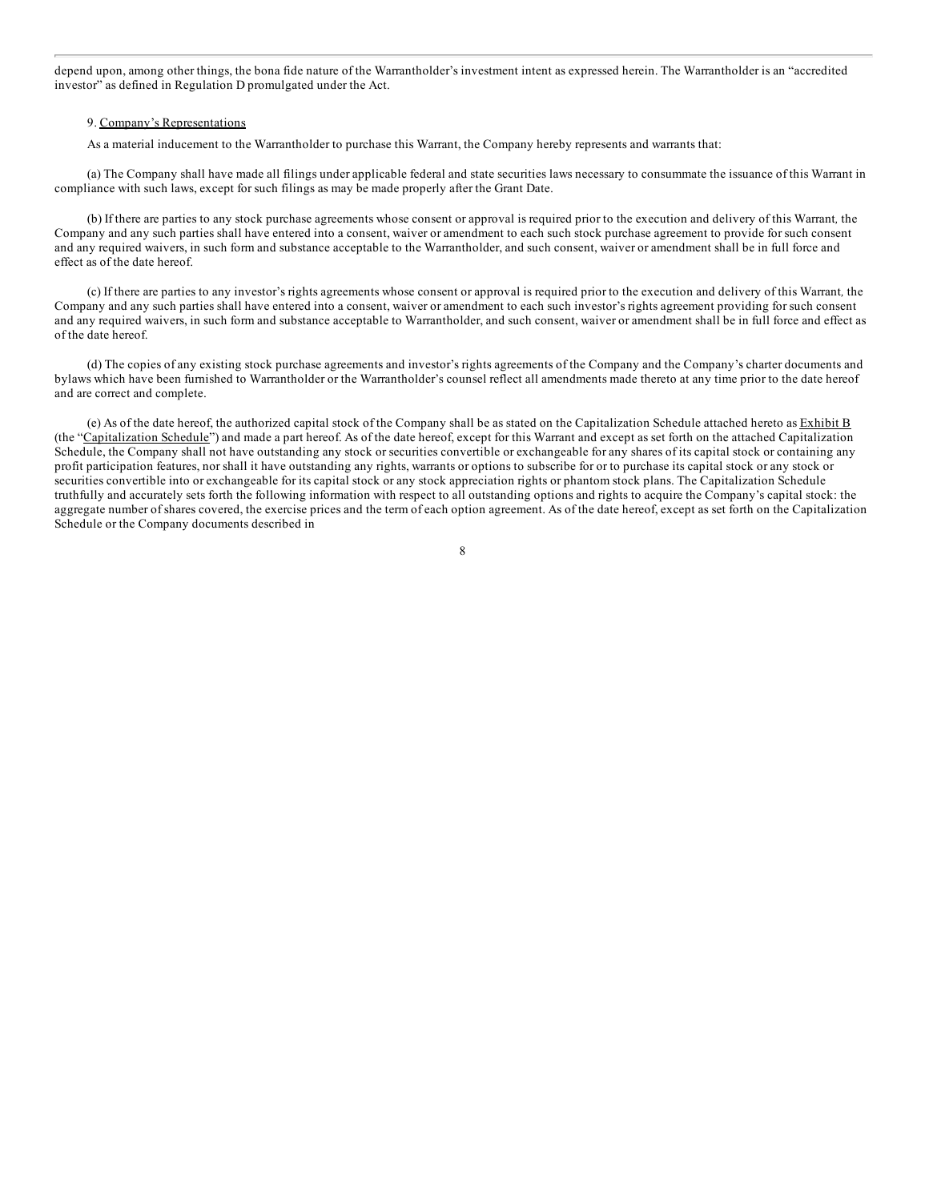depend upon, among other things, the bona fide nature of the Warrantholder's investment intent as expressed herein. The Warrantholder is an "accredited investor" as defined in Regulation D promulgated under the Act.

9. Company's Representations

As a material inducement to the Warrantholder to purchase this Warrant, the Company hereby represents and warrants that:

(a) The Company shall have made all filings under applicable federal and state securities laws necessary to consummate the issuance of this Warrant in compliance with such laws, except for such filings as may be made properly after the Grant Date.

(b) If there are parties to any stock purchase agreements whose consent or approval is required prior to the execution and delivery of this Warrant, the Company and any such parties shall have entered into a consent, waiver or amendment to each such stock purchase agreement to provide for such consent and any required waivers, in such form and substance acceptable to the Warrantholder, and such consent, waiver or amendment shall be in full force and effect as of the date hereof.

(c) If there are parties to any investor's rights agreements whose consent or approval is required prior to the execution and delivery of this Warrant, the Company and any such parties shall have entered into a consent, waiver or amendment to each such investor's rights agreement providing for such consent and any required waivers, in such form and substance acceptable to Warrantholder, and such consent, waiver or amendment shall be in full force and effect as of the date hereof.

(d) The copies of any existing stock purchase agreements and investor's rights agreements of the Company and the Company's charter documents and bylaws which have been furnished to Warrantholder or the Warrantholder's counsel reflect all amendments made thereto at any time prior to the date hereof and are correct and complete.

(e) As of the date hereof, the authorized capital stock of the Company shall be as stated on the Capitalization Schedule attached hereto as Exhibit B (the "Capitalization Schedule") and made a part hereof. As of the date hereof, except for this Warrant and except as set forth on the attached Capitalization Schedule, the Company shall not have outstanding any stock or securities convertible or exchangeable for any shares of its capital stock or containing any profit participation features, nor shall it have outstanding any rights, warrants or options to subscribe for or to purchase its capital stock or any stock or securities convertible into or exchangeable for its capital stock or any stock appreciation rights or phantom stock plans. The Capitalization Schedule truthfully and accurately sets forth the following information with respect to all outstanding options and rights to acquire the Company's capital stock: the aggregate number of shares covered, the exercise prices and the term of each option agreement. As of the date hereof, except as set forth on the Capitalization Schedule or the Company documents described in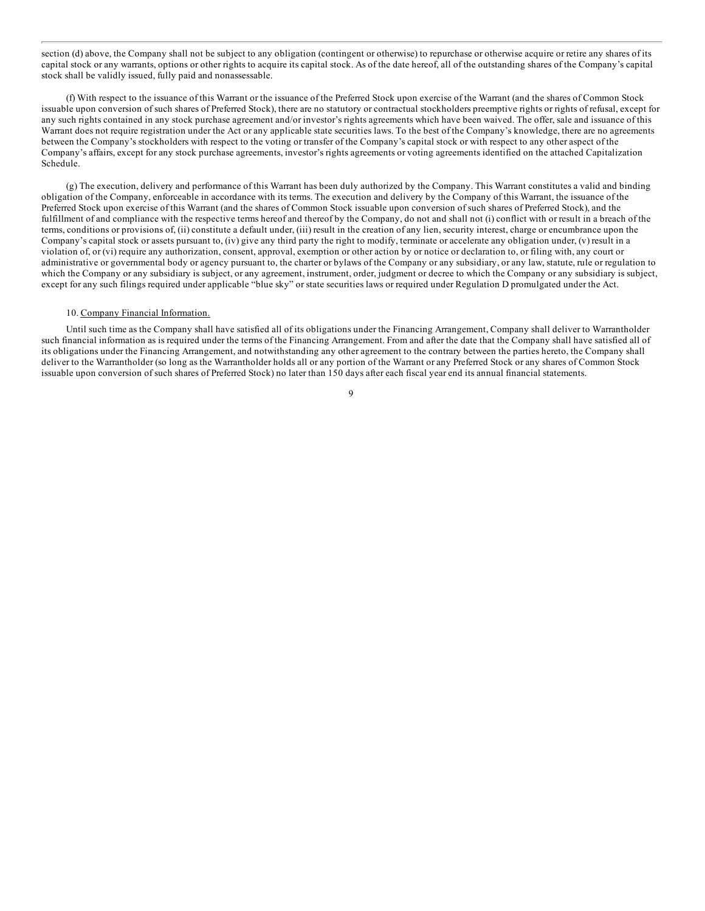section (d) above, the Company shall not be subject to any obligation (contingent or otherwise) to repurchase or otherwise acquire or retire any shares of its capital stock or any warrants, options or other rights to acquire its capital stock. As of the date hereof, all of the outstanding shares of the Company's capital stock shall be validly issued, fully paid and nonassessable.

(f) With respect to the issuance of this Warrant or the issuance of the Preferred Stock upon exercise of the Warrant (and the shares of Common Stock issuable upon conversion of such shares of Preferred Stock), there are no statutory or contractual stockholders preemptive rights or rights of refusal, except for any such rights contained in any stock purchase agreement and/or investor's rights agreements which have been waived. The offer, sale and issuance of this Warrant does not require registration under the Act or any applicable state securities laws. To the best of the Company's knowledge, there are no agreements between the Company's stockholders with respect to the voting or transfer of the Company's capital stock or with respect to any other aspect of the Company's affairs, except for any stock purchase agreements, investor's rights agreements or voting agreements identified on the attached Capitalization Schedule.

(g) The execution, delivery and performance of this Warrant has been duly authorized by the Company. This Warrant constitutes a valid and binding obligation of the Company, enforceable in accordance with its terms. The execution and delivery by the Company of this Warrant, the issuance of the Preferred Stock upon exercise of this Warrant (and the shares of Common Stock issuable upon conversion of such shares of Preferred Stock), and the fulfillment of and compliance with the respective terms hereof and thereof by the Company, do not and shall not (i) conflict with or result in a breach of the terms, conditions or provisions of, (ii) constitute a default under, (iii) result in the creation of any lien, security interest, charge or encumbrance upon the Company's capital stock or assets pursuant to, (iv) give any third party the right to modify, terminate or accelerate any obligation under, (v) result in a violation of, or (vi) require any authorization, consent, approval, exemption or other action by or notice or declaration to, or filing with, any court or administrative or governmental body or agency pursuant to, the charter or bylaws of the Company or any subsidiary, or any law, statute, rule or regulation to which the Company or any subsidiary is subject, or any agreement, instrument, order, judgment or decree to which the Company or any subsidiary is subject, except for any such filings required under applicable "blue sky" or state securities laws or required under Regulation D promulgated under the Act.

10. Company Financial Information.

Until such time as the Company shall have satisfied all of its obligations under the Financing Arrangement, Company shall deliver to Warrantholder such financial information as is required under the terms of the Financing Arrangement. From and after the date that the Company shall have satisfied all of its obligations under the Financing Arrangement, and notwithstanding any other agreement to the contrary between the parties hereto, the Company shall deliver to the Warrantholder (so long as the Warrantholder holds all or any portion of the Warrant or any Preferred Stock or any shares of Common Stock issuable upon conversion of such shares of Preferred Stock) no later than 150 days after each fiscal year end its annual financial statements.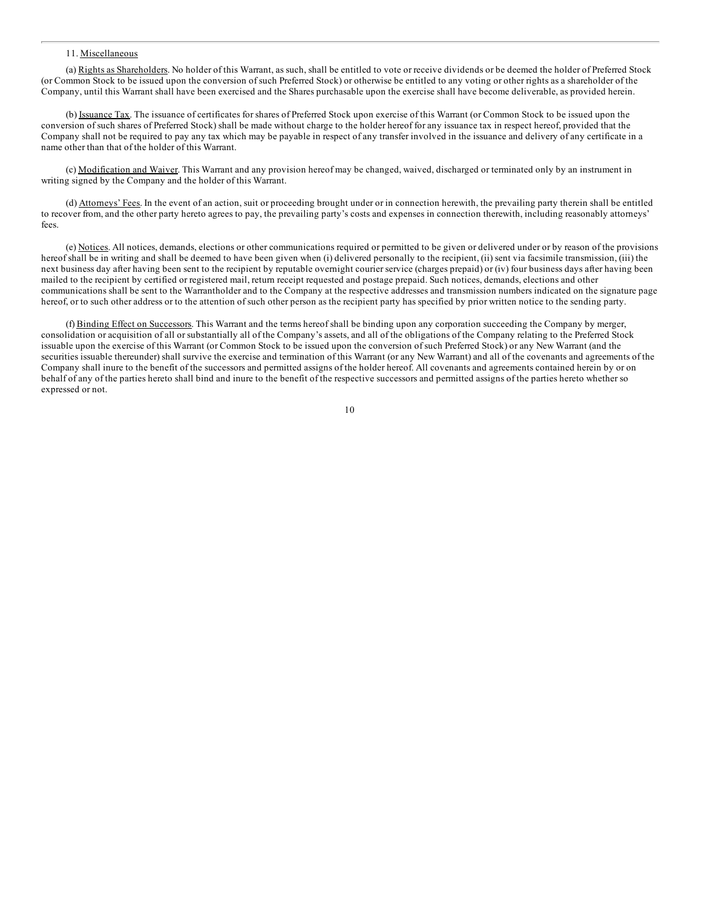11. Miscellaneous

(a) Rights as Shareholders. No holder of this Warrant, as such, shall be entitled to vote or receive dividends or be deemed the holder of Preferred Stock (or Common Stock to be issued upon the conversion of such Preferred Stock) or otherwise be entitled to any voting or other rights as a shareholder of the Company, until this Warrant shall have been exercised and the Shares purchasable upon the exercise shall have become deliverable, as provided herein.

(b) Issuance Tax. The issuance of certificates for shares of Preferred Stock upon exercise of this Warrant (or Common Stock to be issued upon the conversion of such shares of Preferred Stock) shall be made without charge to the holder hereof for any issuance tax in respect hereof, provided that the Company shall not be required to pay any tax which may be payable in respect of any transfer involved in the issuance and delivery of any certificate in a name other than that of the holder of this Warrant.

(c) Modification and Waiver. This Warrant and any provision hereof may be changed, waived, discharged or terminated only by an instrument in writing signed by the Company and the holder of this Warrant.

(d) Attorneys' Fees. In the event of an action, suit or proceeding brought under or in connection herewith, the prevailing party therein shall be entitled to recover from, and the other party hereto agrees to pay, the prevailing party's costs and expenses in connection therewith, including reasonably attorneys' fees.

(e) Notices. All notices, demands, elections or other communications required or permitted to be given or delivered under or by reason of the provisions hereof shall be in writing and shall be deemed to have been given when (i) delivered personally to the recipient, (ii) sent via facsimile transmission, (iii) the next business day after having been sent to the recipient by reputable overnight courier service (charges prepaid) or (iv) four business days after having been mailed to the recipient by certified or registered mail, return receipt requested and postage prepaid. Such notices, demands, elections and other communications shall be sent to the Warrantholder and to the Company at the respective addresses and transmission numbers indicated on the signature page hereof, or to such other address or to the attention of such other person as the recipient party has specified by prior written notice to the sending party.

(f) Binding Effect on Successors. This Warrant and the terms hereof shall be binding upon any corporation succeeding the Company by merger, consolidation or acquisition of all or substantially all of the Company's assets, and all of the obligations of the Company relating to the Preferred Stock issuable upon the exercise of this Warrant (or Common Stock to be issued upon the conversion of such Preferred Stock) or any New Warrant (and the securities issuable thereunder) shall survive the exercise and termination of this Warrant (or any New Warrant) and all of the covenants and agreements of the Company shall inure to the benefit of the successors and permitted assigns of the holder hereof. All covenants and agreements contained herein by or on behalf of any of the parties hereto shall bind and inure to the benefit of the respective successors and permitted assigns of the parties hereto whether so expressed or not.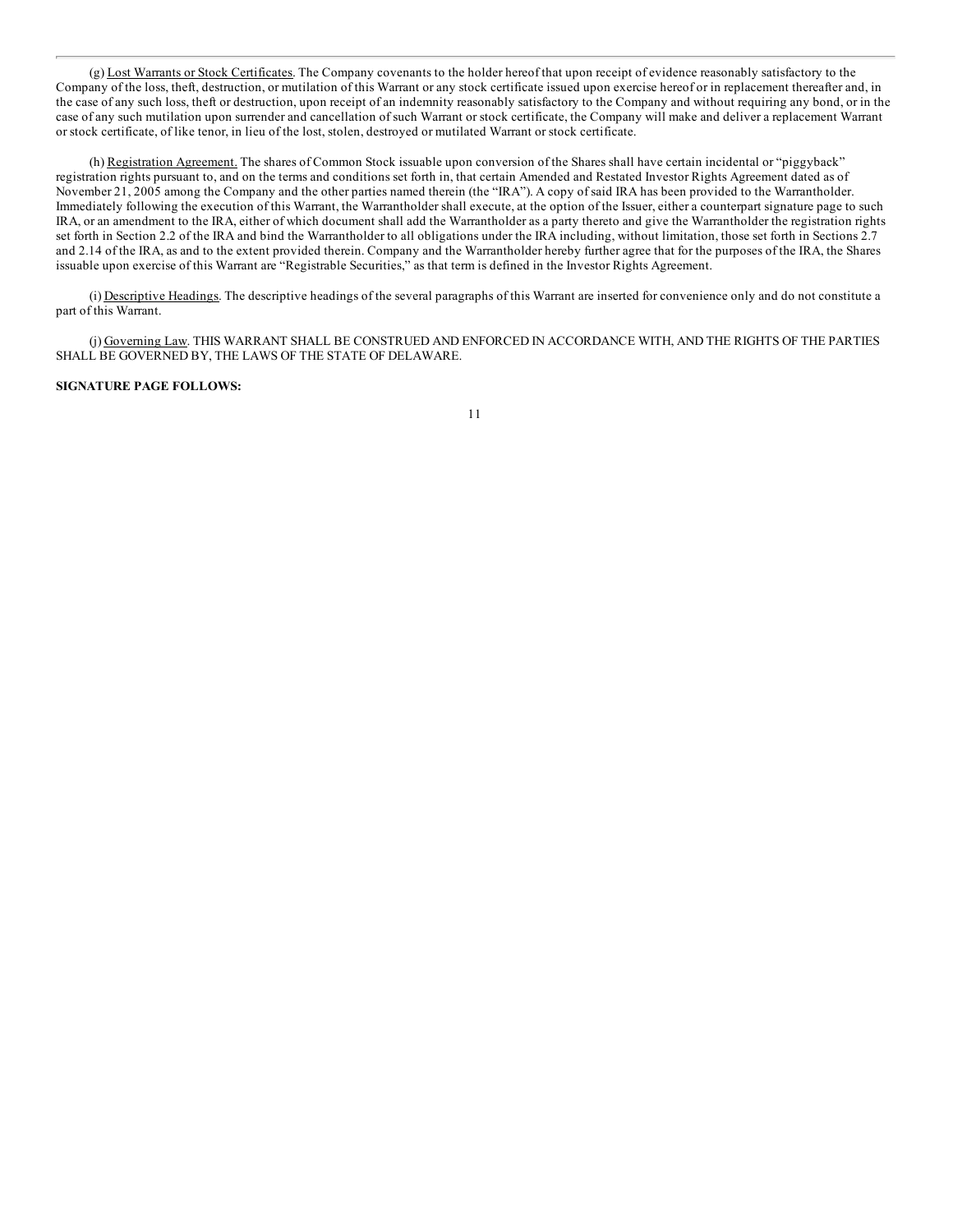(g) Lost Warrants or Stock Certificates. The Company covenants to the holder hereof that upon receipt of evidence reasonably satisfactory to the Company of the loss, theft, destruction, or mutilation of this Warrant or any stock certificate issued upon exercise hereof or in replacement thereafter and, in the case of any such loss, theft or destruction, upon receipt of an indemnity reasonably satisfactory to the Company and without requiring any bond, or in the case of any such mutilation upon surrender and cancellation of such Warrant or stock certificate, the Company will make and deliver a replacement Warrant or stock certificate, of like tenor, in lieu of the lost, stolen, destroyed or mutilated Warrant or stock certificate.

(h) Registration Agreement. The shares of Common Stock issuable upon conversion of the Shares shall have certain incidental or "piggyback" registration rights pursuant to, and on the terms and conditions set forth in, that certain Amended and Restated Investor Rights Agreement dated as of November 21, 2005 among the Company and the other parties named therein (the "IRA"). A copy of said IRA has been provided to the Warrantholder. Immediately following the execution of this Warrant, the Warrantholder shall execute, at the option of the Issuer, either a counterpart signature page to such IRA, or an amendment to the IRA, either of which document shall add the Warrantholder as a party thereto and give the Warrantholder the registration rights set forth in Section 2.2 of the IRA and bind the Warrantholder to all obligations under the IRA including, without limitation, those set forth in Sections 2.7 and 2.14 of the IRA, as and to the extent provided therein. Company and the Warrantholder hereby further agree that for the purposes of the IRA, the Shares issuable upon exercise of this Warrant are "Registrable Securities," as that term is defined in the Investor Rights Agreement.

(i) Descriptive Headings. The descriptive headings of the several paragraphs of this Warrant are inserted for convenience only and do not constitute a part of this Warrant.

(j) Governing Law. THIS WARRANT SHALL BE CONSTRUED AND ENFORCED IN ACCORDANCE WITH, AND THE RIGHTS OF THE PARTIES SHALL BE GOVERNED BY, THE LAWS OF THE STATE OF DELAWARE.

**SIGNATURE PAGE FOLLOWS:**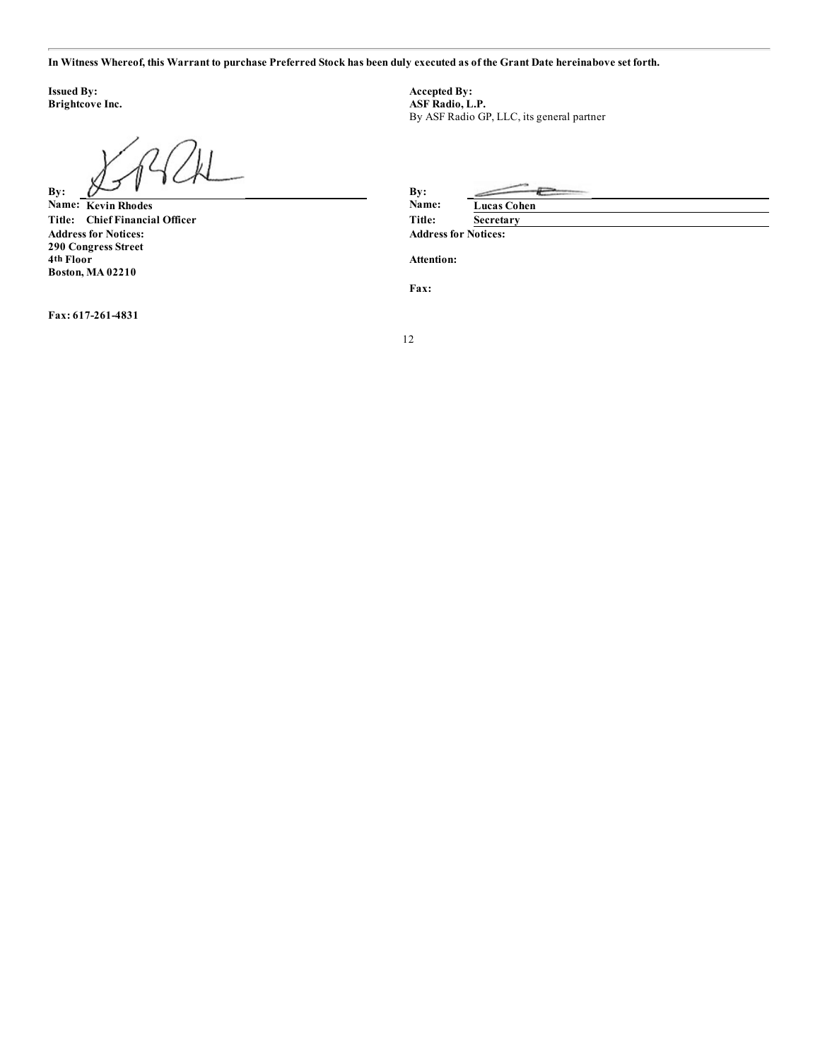**In Witness Whereof, this Warrant to purchase Preferred Stock has been duly executed as of the Grant Date hereinabove set forth.**

**Issued By:**
**Brightcove Inc.**

**By:** ______________________________

**Name:** **Kevin Rhodes**
**Title:** **Chief Financial Officer**
**Address for Notices:**
**290 Congress Street**
**4th Floor**
**Boston, MA 02210**

**Fax: 617-261-4831**

**Accepted By:**
**ASF Radio, L.P.**
By ASF Radio GP, LLC, its general partner

**By:** ______________________________

**Name:** **Lucas Cohen**
**Title:** **Secretary**
**Address for Notices:**

**Attention:**

**Fax:**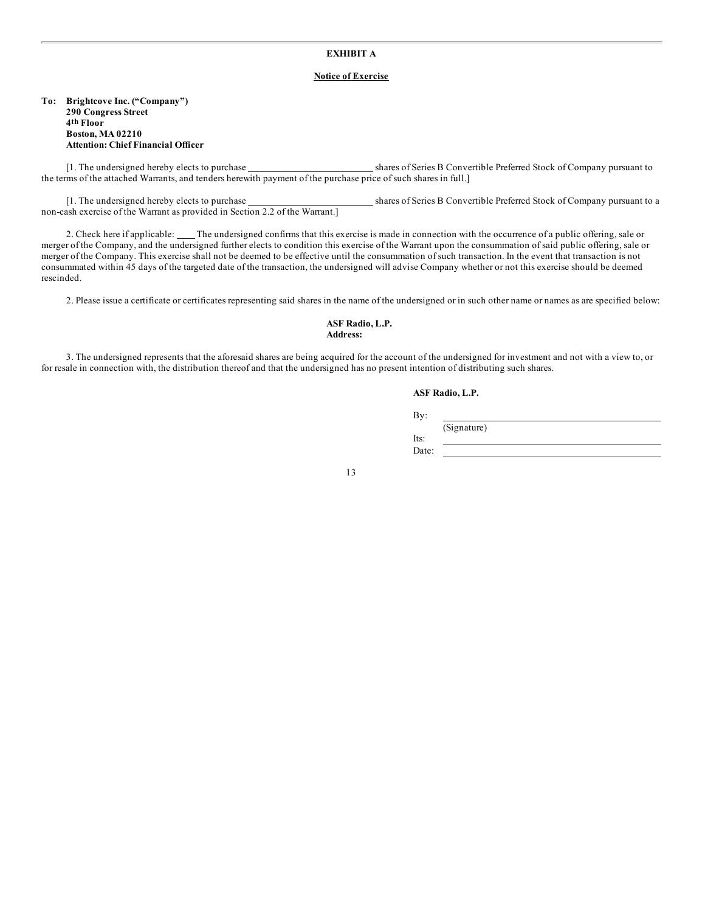**EXHIBIT A**

**Notice of Exercise**

**To: Brightcove Inc. (“Company”)**
**290 Congress Street**
**4th Floor**
**Boston, MA 02210**
**Attention: Chief Financial Officer**

[1. The undersigned hereby elects to purchase __________________________ shares of Series B Convertible Preferred Stock of Company pursuant to the terms of the attached Warrants, and tenders herewith payment of the purchase price of such shares in full.]

[1. The undersigned hereby elects to purchase __________________________ shares of Series B Convertible Preferred Stock of Company pursuant to a non-cash exercise of the Warrant as provided in Section 2.2 of the Warrant.]

2. Check here if applicable: ____ The undersigned confirms that this exercise is made in connection with the occurrence of a public offering, sale or merger of the Company, and the undersigned further elects to condition this exercise of the Warrant upon the consummation of said public offering, sale or merger of the Company. This exercise shall not be deemed to be effective until the consummation of such transaction. In the event that transaction is not consummated within 45 days of the targeted date of the transaction, the undersigned will advise Company whether or not this exercise should be deemed rescinded.

2. Please issue a certificate or certificates representing said shares in the name of the undersigned or in such other name or names as are specified below:

**ASF Radio, L.P.**
**Address:**

3. The undersigned represents that the aforesaid shares are being acquired for the account of the undersigned for investment and not with a view to, or for resale in connection with, the distribution thereof and that the undersigned has no present intention of distributing such shares.

**ASF Radio, L.P.**

By: ______________________________
(Signature)

Its: ______________________________

Date: ______________________________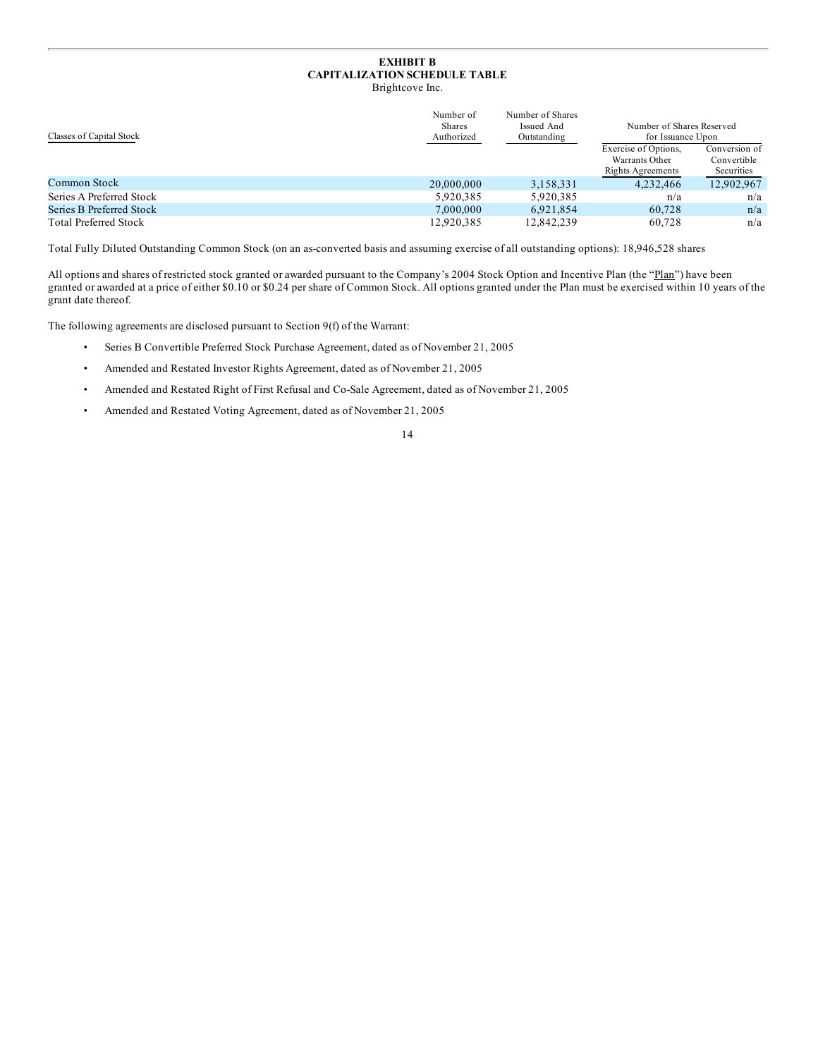**EXHIBIT B**
**CAPITALIZATION SCHEDULE TABLE**
Brightcove Inc.

| Classes of Capital Stock | Number of Shares Authorized | Number of Shares Issued And Outstanding | Number of Shares Reserved for Issuance Upon | |
|---|---|---|---|---|
| | | | Exercise of Options, Warrants Other Rights Agreements | Conversion of Convertible Securities |
| Common Stock | 20,000,000 | 3,158,331 | 4,232,466 | 12,902,967 |
| Series A Preferred Stock | 5,920,385 | 5,920,385 | n/a | n/a |
| Series B Preferred Stock | 7,000,000 | 6,921,854 | 60,728 | n/a |
| Total Preferred Stock | 12,920,385 | 12,842,239 | 60,728 | n/a |

Total Fully Diluted Outstanding Common Stock (on an as-converted basis and assuming exercise of all outstanding options): 18,946,528 shares

All options and shares of restricted stock granted or awarded pursuant to the Company's 2004 Stock Option and Incentive Plan (the "Plan") have been granted or awarded at a price of either $0.10 or $0.24 per share of Common Stock. All options granted under the Plan must be exercised within 10 years of the grant date thereof.

The following agreements are disclosed pursuant to Section 9(f) of the Warrant:

- Series B Convertible Preferred Stock Purchase Agreement, dated as of November 21, 2005
- Amended and Restated Investor Rights Agreement, dated as of November 21, 2005
- Amended and Restated Right of First Refusal and Co-Sale Agreement, dated as of November 21, 2005
- Amended and Restated Voting Agreement, dated as of November 21, 2005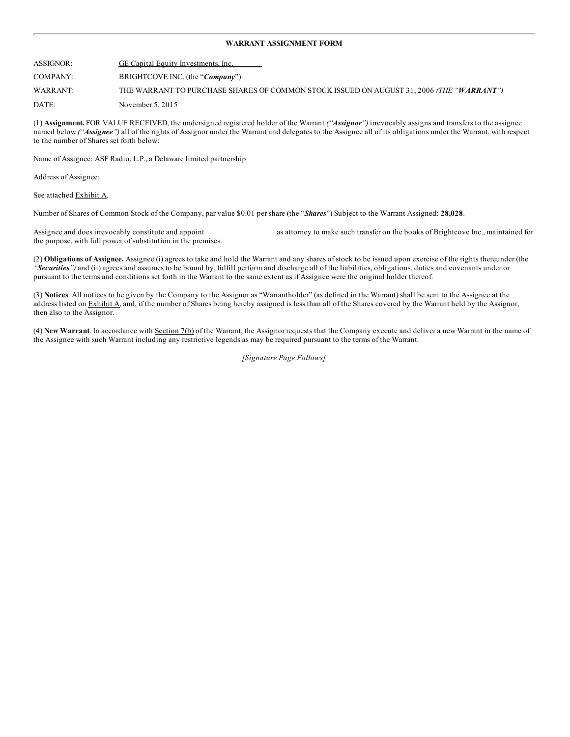**WARRANT ASSIGNMENT FORM**

| | |
|---|---|
| ASSIGNOR: | GE Capital Equity Investments, Inc. |
| COMPANY: | BRIGHTCOVE INC. (the "***Company***") |
| WARRANT: | THE WARRANT TO PURCHASE SHARES OF COMMON STOCK ISSUED ON AUGUST 31, 2006 *(THE "**WARRANT**")* |
| DATE: | November 5, 2015 |

(1) **Assignment.** FOR VALUE RECEIVED, the undersigned registered holder of the Warrant *("**Assignor**")* irrevocably assigns and transfers to the assignee named below *("**Assignee**")* all of the rights of Assignor under the Warrant and delegates to the Assignee all of its obligations under the Warrant, with respect to the number of Shares set forth below:

Name of Assignee: ASF Radio, L.P., a Delaware limited partnership

Address of Assignee:

See attached Exhibit A.

Number of Shares of Common Stock of the Company, par value $0.01 per share (the "***Shares***") Subject to the Warrant Assigned: **28,028**.

Assignee and does irrevocably constitute and appoint as attorney to make such transfer on the books of Brightcove Inc., maintained for the purpose, with full power of substitution in the premises.

(2) **Obligations of Assignee.** Assignee (i) agrees to take and hold the Warrant and any shares of stock to be issued upon exercise of the rights thereunder (the *"**Securities**")* and (ii) agrees and assumes to be bound by, fulfill perform and discharge all of the liabilities, obligations, duties and covenants under or pursuant to the terms and conditions set forth in the Warrant to the same extent as if Assignee were the original holder thereof.

(3) **Notices**. All notices to be given by the Company to the Assignor as "Warrantholder" (as defined in the Warrant) shall be sent to the Assignee at the address listed on Exhibit A, and, if the number of Shares being hereby assigned is less than all of the Shares covered by the Warrant held by the Assignor, then also to the Assignor.

(4) **New Warrant**. In accordance with Section 7(b) of the Warrant, the Assignor requests that the Company execute and deliver a new Warrant in the name of the Assignee with such Warrant including any restrictive legends as may be required pursuant to the terms of the Warrant.

*[Signature Page Follows]*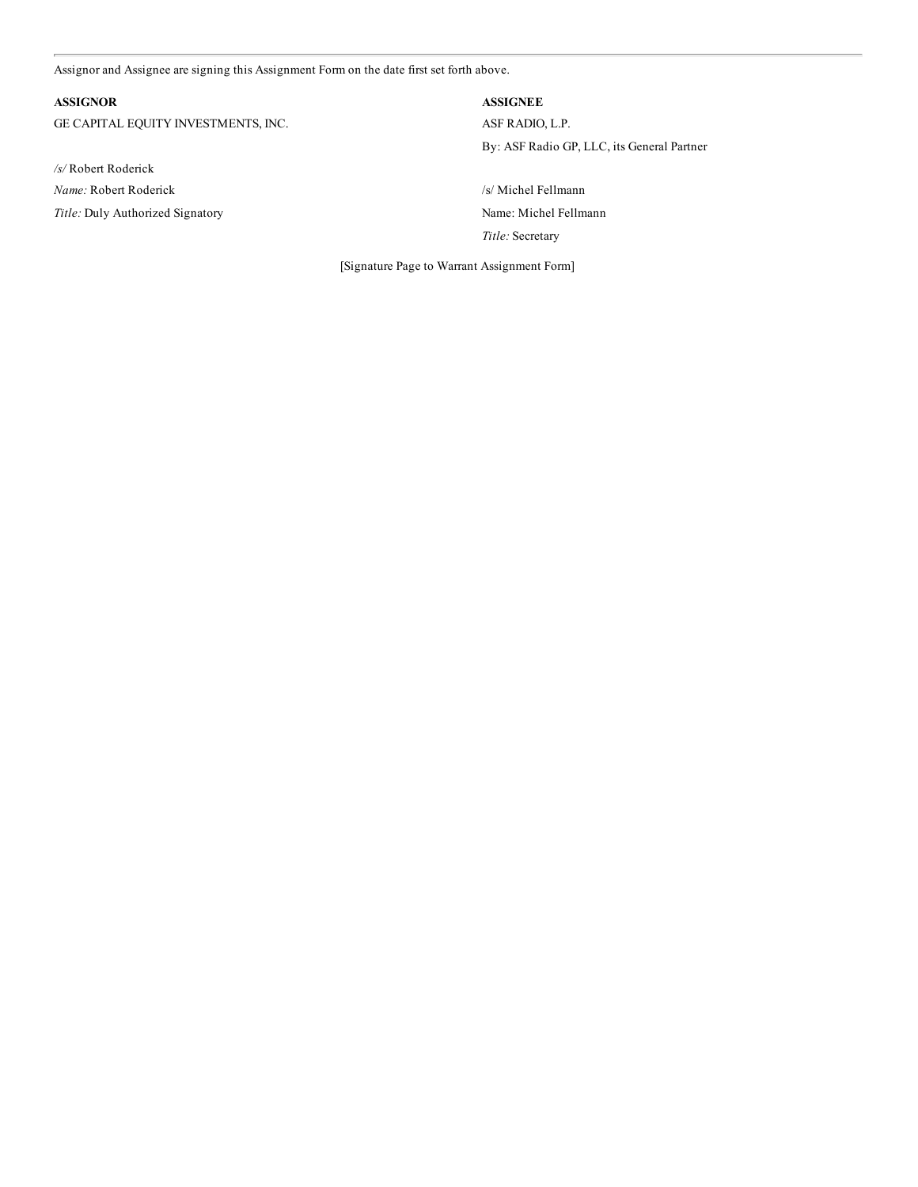Assignor and Assignee are signing this Assignment Form on the date first set forth above.

| **ASSIGNOR** | **ASSIGNEE** |
|---|---|
| GE CAPITAL EQUITY INVESTMENTS, INC. | ASF RADIO, L.P. |
| | By: ASF Radio GP, LLC, its General Partner |
| */s/* Robert Roderick | |
| *Name:* Robert Roderick | /s/ Michel Fellmann |
| *Title:* Duly Authorized Signatory | Name: Michel Fellmann |
| | *Title:* Secretary |

[Signature Page to Warrant Assignment Form]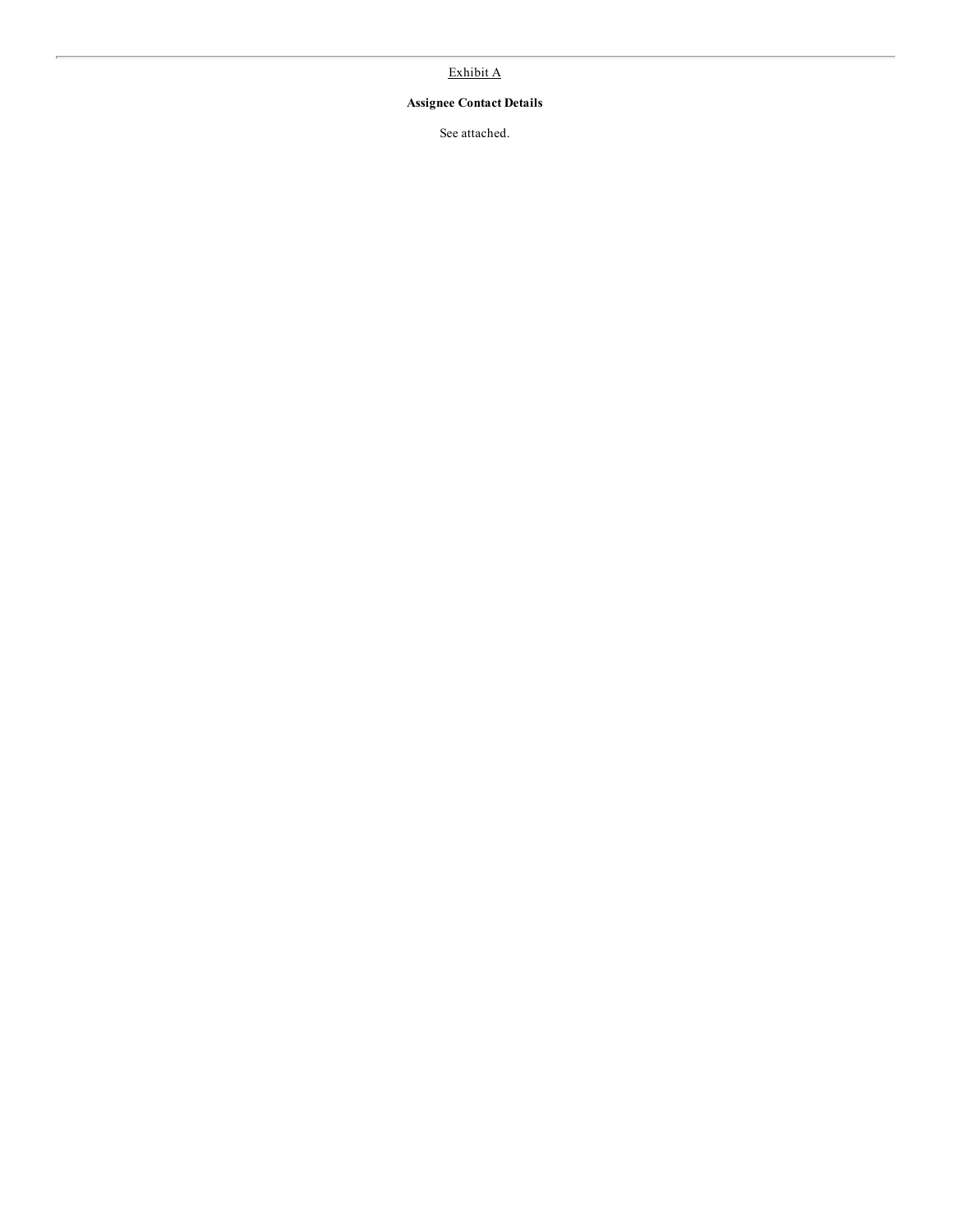Exhibit A

**Assignee Contact Details**

See attached.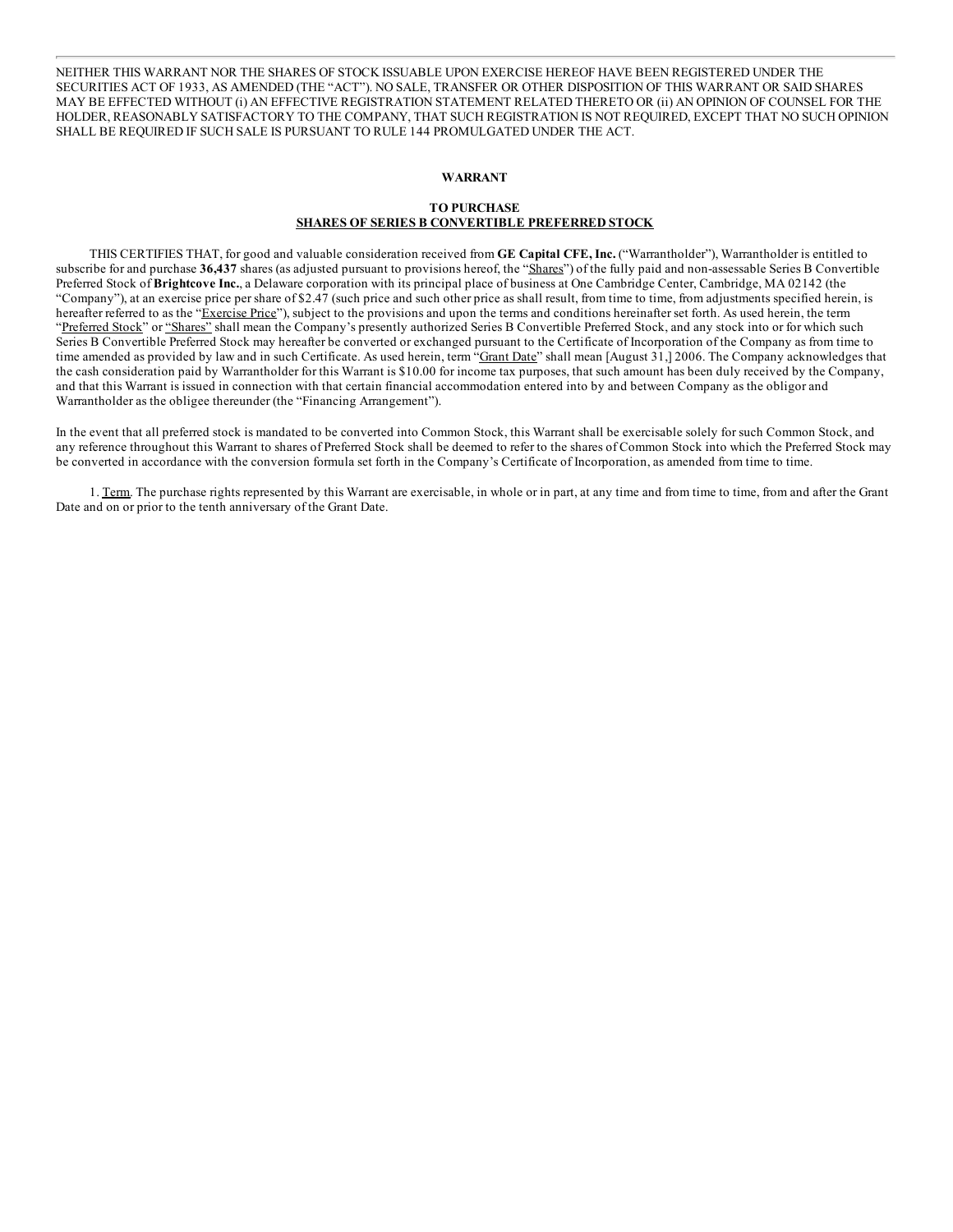NEITHER THIS WARRANT NOR THE SHARES OF STOCK ISSUABLE UPON EXERCISE HEREOF HAVE BEEN REGISTERED UNDER THE SECURITIES ACT OF 1933, AS AMENDED (THE "ACT"). NO SALE, TRANSFER OR OTHER DISPOSITION OF THIS WARRANT OR SAID SHARES MAY BE EFFECTED WITHOUT (i) AN EFFECTIVE REGISTRATION STATEMENT RELATED THERETO OR (ii) AN OPINION OF COUNSEL FOR THE HOLDER, REASONABLY SATISFACTORY TO THE COMPANY, THAT SUCH REGISTRATION IS NOT REQUIRED, EXCEPT THAT NO SUCH OPINION SHALL BE REQUIRED IF SUCH SALE IS PURSUANT TO RULE 144 PROMULGATED UNDER THE ACT.

**WARRANT**

**TO PURCHASE**
**SHARES OF SERIES B CONVERTIBLE PREFERRED STOCK**

THIS CERTIFIES THAT, for good and valuable consideration received from **GE Capital CFE, Inc.** ("Warrantholder"), Warrantholder is entitled to subscribe for and purchase **36,437** shares (as adjusted pursuant to provisions hereof, the "Shares") of the fully paid and non-assessable Series B Convertible Preferred Stock of **Brightcove Inc.**, a Delaware corporation with its principal place of business at One Cambridge Center, Cambridge, MA 02142 (the "Company"), at an exercise price per share of $2.47 (such price and such other price as shall result, from time to time, from adjustments specified herein, is hereafter referred to as the "Exercise Price"), subject to the provisions and upon the terms and conditions hereinafter set forth. As used herein, the term "Preferred Stock" or "Shares" shall mean the Company's presently authorized Series B Convertible Preferred Stock, and any stock into or for which such Series B Convertible Preferred Stock may hereafter be converted or exchanged pursuant to the Certificate of Incorporation of the Company as from time to time amended as provided by law and in such Certificate. As used herein, term "Grant Date" shall mean [August 31,] 2006. The Company acknowledges that the cash consideration paid by Warrantholder for this Warrant is $10.00 for income tax purposes, that such amount has been duly received by the Company, and that this Warrant is issued in connection with that certain financial accommodation entered into by and between Company as the obligor and Warrantholder as the obligee thereunder (the "Financing Arrangement").

In the event that all preferred stock is mandated to be converted into Common Stock, this Warrant shall be exercisable solely for such Common Stock, and any reference throughout this Warrant to shares of Preferred Stock shall be deemed to refer to the shares of Common Stock into which the Preferred Stock may be converted in accordance with the conversion formula set forth in the Company's Certificate of Incorporation, as amended from time to time.

1. Term. The purchase rights represented by this Warrant are exercisable, in whole or in part, at any time and from time to time, from and after the Grant Date and on or prior to the tenth anniversary of the Grant Date.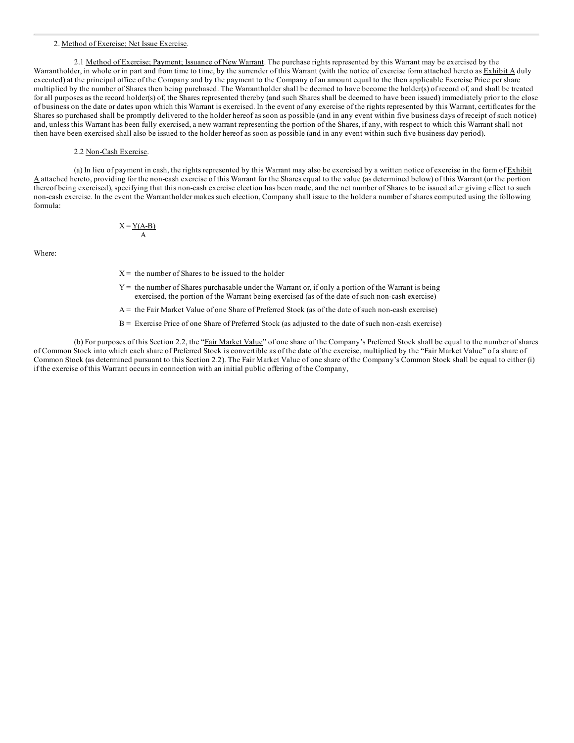2. Method of Exercise; Net Issue Exercise.

2.1 Method of Exercise; Payment; Issuance of New Warrant. The purchase rights represented by this Warrant may be exercised by the Warrantholder, in whole or in part and from time to time, by the surrender of this Warrant (with the notice of exercise form attached hereto as Exhibit A duly executed) at the principal office of the Company and by the payment to the Company of an amount equal to the then applicable Exercise Price per share multiplied by the number of Shares then being purchased. The Warrantholder shall be deemed to have become the holder(s) of record of, and shall be treated for all purposes as the record holder(s) of, the Shares represented thereby (and such Shares shall be deemed to have been issued) immediately prior to the close of business on the date or dates upon which this Warrant is exercised. In the event of any exercise of the rights represented by this Warrant, certificates for the Shares so purchased shall be promptly delivered to the holder hereof as soon as possible (and in any event within five business days of receipt of such notice) and, unless this Warrant has been fully exercised, a new warrant representing the portion of the Shares, if any, with respect to which this Warrant shall not then have been exercised shall also be issued to the holder hereof as soon as possible (and in any event within such five business day period).

2.2 Non-Cash Exercise.

(a) In lieu of payment in cash, the rights represented by this Warrant may also be exercised by a written notice of exercise in the form of Exhibit A attached hereto, providing for the non-cash exercise of this Warrant for the Shares equal to the value (as determined below) of this Warrant (or the portion thereof being exercised), specifying that this non-cash exercise election has been made, and the net number of Shares to be issued after giving effect to such non-cash exercise. In the event the Warrantholder makes such election, Company shall issue to the holder a number of shares computed using the following formula:

$$X = \frac{Y(A-B)}{A}$$

Where:

$X$ = the number of Shares to be issued to the holder

$Y$ = the number of Shares purchasable under the Warrant or, if only a portion of the Warrant is being exercised, the portion of the Warrant being exercised (as of the date of such non-cash exercise)

$A$ = the Fair Market Value of one Share of Preferred Stock (as of the date of such non-cash exercise)

$B$ = Exercise Price of one Share of Preferred Stock (as adjusted to the date of such non-cash exercise)

(b) For purposes of this Section 2.2, the "Fair Market Value" of one share of the Company's Preferred Stock shall be equal to the number of shares of Common Stock into which each share of Preferred Stock is convertible as of the date of the exercise, multiplied by the "Fair Market Value" of a share of Common Stock (as determined pursuant to this Section 2.2). The Fair Market Value of one share of the Company's Common Stock shall be equal to either (i) if the exercise of this Warrant occurs in connection with an initial public offering of the Company,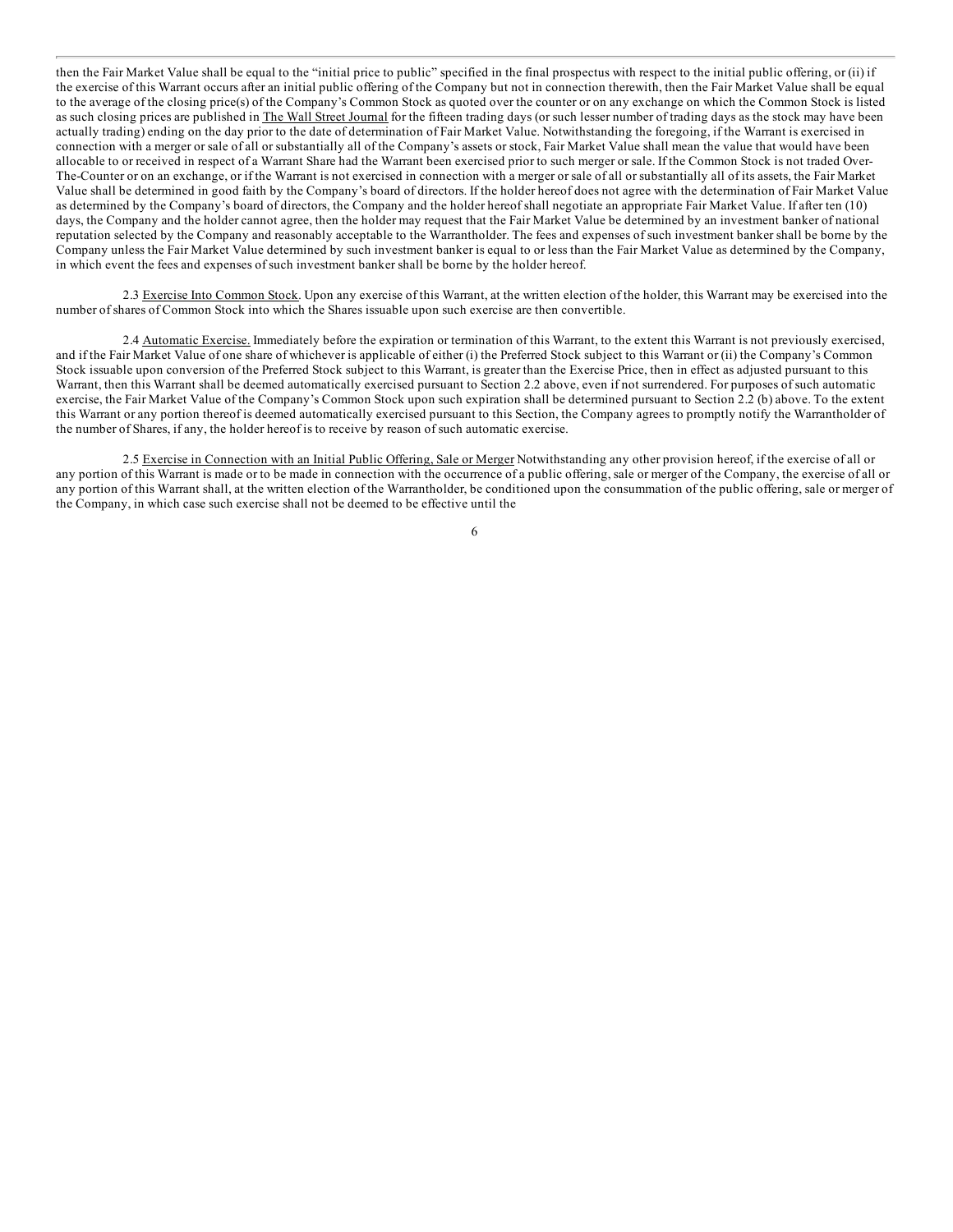then the Fair Market Value shall be equal to the "initial price to public" specified in the final prospectus with respect to the initial public offering, or (ii) if the exercise of this Warrant occurs after an initial public offering of the Company but not in connection therewith, then the Fair Market Value shall be equal to the average of the closing price(s) of the Company's Common Stock as quoted over the counter or on any exchange on which the Common Stock is listed as such closing prices are published in The Wall Street Journal for the fifteen trading days (or such lesser number of trading days as the stock may have been actually trading) ending on the day prior to the date of determination of Fair Market Value. Notwithstanding the foregoing, if the Warrant is exercised in connection with a merger or sale of all or substantially all of the Company's assets or stock, Fair Market Value shall mean the value that would have been allocable to or received in respect of a Warrant Share had the Warrant been exercised prior to such merger or sale. If the Common Stock is not traded Over-The-Counter or on an exchange, or if the Warrant is not exercised in connection with a merger or sale of all or substantially all of its assets, the Fair Market Value shall be determined in good faith by the Company's board of directors. If the holder hereof does not agree with the determination of Fair Market Value as determined by the Company's board of directors, the Company and the holder hereof shall negotiate an appropriate Fair Market Value. If after ten (10) days, the Company and the holder cannot agree, then the holder may request that the Fair Market Value be determined by an investment banker of national reputation selected by the Company and reasonably acceptable to the Warrantholder. The fees and expenses of such investment banker shall be borne by the Company unless the Fair Market Value determined by such investment banker is equal to or less than the Fair Market Value as determined by the Company, in which event the fees and expenses of such investment banker shall be borne by the holder hereof.

2.3 Exercise Into Common Stock. Upon any exercise of this Warrant, at the written election of the holder, this Warrant may be exercised into the number of shares of Common Stock into which the Shares issuable upon such exercise are then convertible.

2.4 Automatic Exercise. Immediately before the expiration or termination of this Warrant, to the extent this Warrant is not previously exercised, and if the Fair Market Value of one share of whichever is applicable of either (i) the Preferred Stock subject to this Warrant or (ii) the Company's Common Stock issuable upon conversion of the Preferred Stock subject to this Warrant, is greater than the Exercise Price, then in effect as adjusted pursuant to this Warrant, then this Warrant shall be deemed automatically exercised pursuant to Section 2.2 above, even if not surrendered. For purposes of such automatic exercise, the Fair Market Value of the Company's Common Stock upon such expiration shall be determined pursuant to Section 2.2 (b) above. To the extent this Warrant or any portion thereof is deemed automatically exercised pursuant to this Section, the Company agrees to promptly notify the Warrantholder of the number of Shares, if any, the holder hereof is to receive by reason of such automatic exercise.

2.5 Exercise in Connection with an Initial Public Offering, Sale or Merger Notwithstanding any other provision hereof, if the exercise of all or any portion of this Warrant is made or to be made in connection with the occurrence of a public offering, sale or merger of the Company, the exercise of all or any portion of this Warrant shall, at the written election of the Warrantholder, be conditioned upon the consummation of the public offering, sale or merger of the Company, in which case such exercise shall not be deemed to be effective until the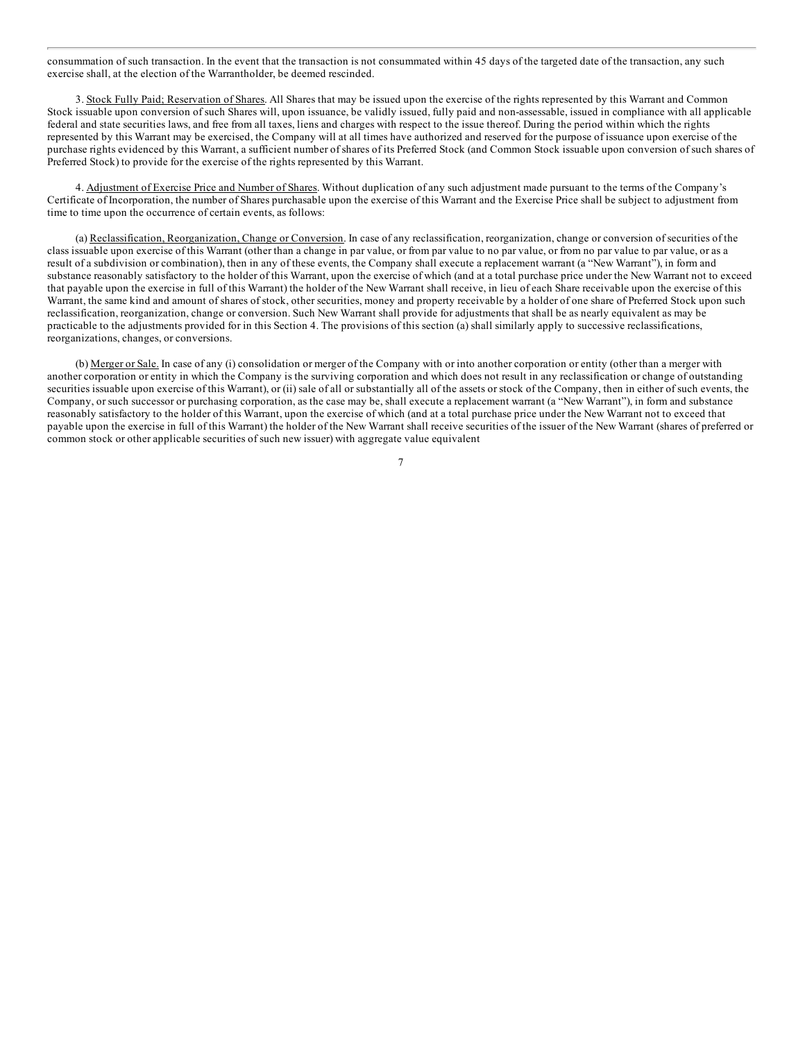consummation of such transaction. In the event that the transaction is not consummated within 45 days of the targeted date of the transaction, any such exercise shall, at the election of the Warrantholder, be deemed rescinded.

3. Stock Fully Paid; Reservation of Shares. All Shares that may be issued upon the exercise of the rights represented by this Warrant and Common Stock issuable upon conversion of such Shares will, upon issuance, be validly issued, fully paid and non-assessable, issued in compliance with all applicable federal and state securities laws, and free from all taxes, liens and charges with respect to the issue thereof. During the period within which the rights represented by this Warrant may be exercised, the Company will at all times have authorized and reserved for the purpose of issuance upon exercise of the purchase rights evidenced by this Warrant, a sufficient number of shares of its Preferred Stock (and Common Stock issuable upon conversion of such shares of Preferred Stock) to provide for the exercise of the rights represented by this Warrant.

4. Adjustment of Exercise Price and Number of Shares. Without duplication of any such adjustment made pursuant to the terms of the Company's Certificate of Incorporation, the number of Shares purchasable upon the exercise of this Warrant and the Exercise Price shall be subject to adjustment from time to time upon the occurrence of certain events, as follows:

(a) Reclassification, Reorganization, Change or Conversion. In case of any reclassification, reorganization, change or conversion of securities of the class issuable upon exercise of this Warrant (other than a change in par value, or from par value to no par value, or from no par value to par value, or as a result of a subdivision or combination), then in any of these events, the Company shall execute a replacement warrant (a "New Warrant"), in form and substance reasonably satisfactory to the holder of this Warrant, upon the exercise of which (and at a total purchase price under the New Warrant not to exceed that payable upon the exercise in full of this Warrant) the holder of the New Warrant shall receive, in lieu of each Share receivable upon the exercise of this Warrant, the same kind and amount of shares of stock, other securities, money and property receivable by a holder of one share of Preferred Stock upon such reclassification, reorganization, change or conversion. Such New Warrant shall provide for adjustments that shall be as nearly equivalent as may be practicable to the adjustments provided for in this Section 4. The provisions of this section (a) shall similarly apply to successive reclassifications, reorganizations, changes, or conversions.

(b) Merger or Sale. In case of any (i) consolidation or merger of the Company with or into another corporation or entity (other than a merger with another corporation or entity in which the Company is the surviving corporation and which does not result in any reclassification or change of outstanding securities issuable upon exercise of this Warrant), or (ii) sale of all or substantially all of the assets or stock of the Company, then in either of such events, the Company, or such successor or purchasing corporation, as the case may be, shall execute a replacement warrant (a "New Warrant"), in form and substance reasonably satisfactory to the holder of this Warrant, upon the exercise of which (and at a total purchase price under the New Warrant not to exceed that payable upon the exercise in full of this Warrant) the holder of the New Warrant shall receive securities of the issuer of the New Warrant (shares of preferred or common stock or other applicable securities of such new issuer) with aggregate value equivalent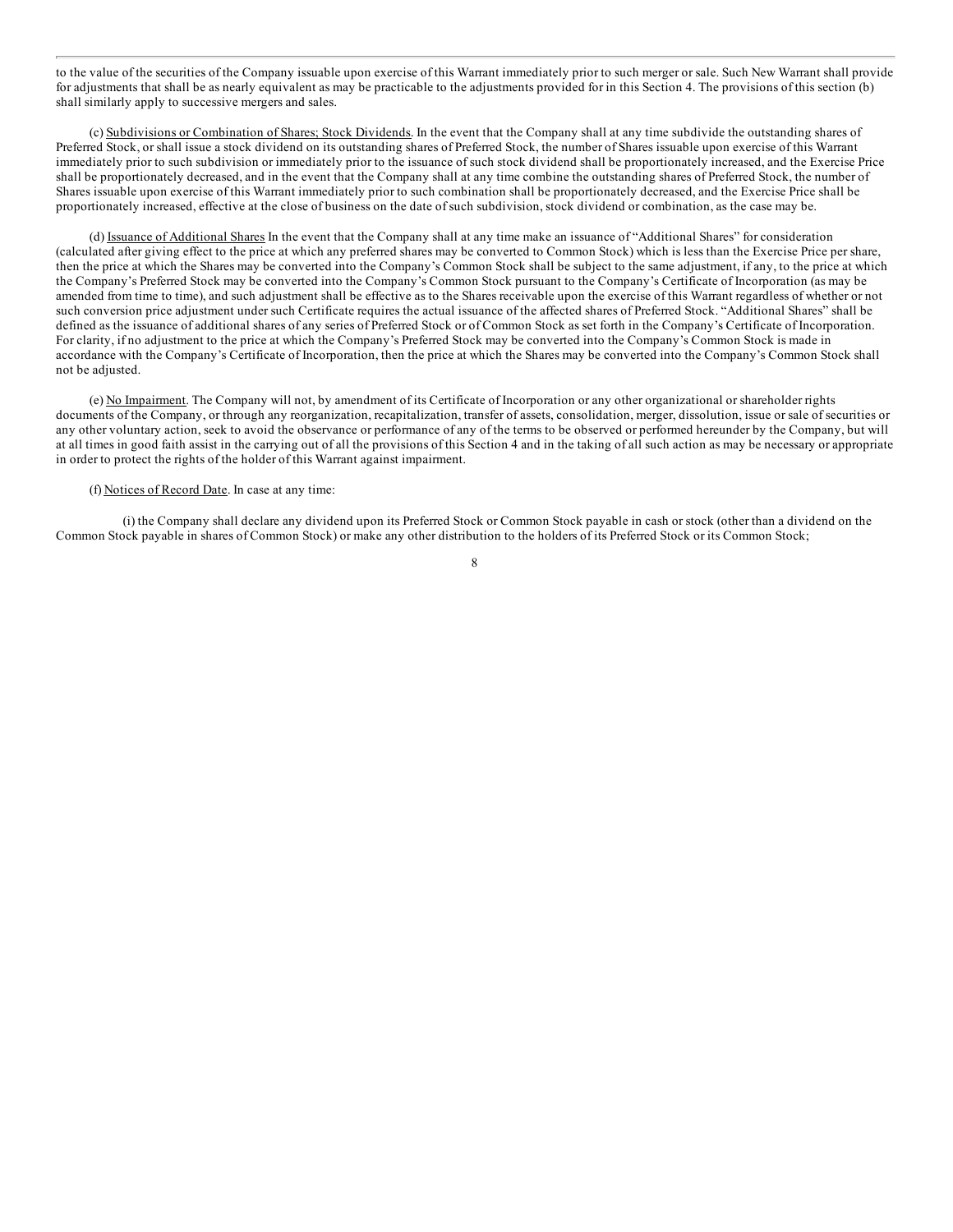to the value of the securities of the Company issuable upon exercise of this Warrant immediately prior to such merger or sale. Such New Warrant shall provide for adjustments that shall be as nearly equivalent as may be practicable to the adjustments provided for in this Section 4. The provisions of this section (b) shall similarly apply to successive mergers and sales.

(c) Subdivisions or Combination of Shares; Stock Dividends. In the event that the Company shall at any time subdivide the outstanding shares of Preferred Stock, or shall issue a stock dividend on its outstanding shares of Preferred Stock, the number of Shares issuable upon exercise of this Warrant immediately prior to such subdivision or immediately prior to the issuance of such stock dividend shall be proportionately increased, and the Exercise Price shall be proportionately decreased, and in the event that the Company shall at any time combine the outstanding shares of Preferred Stock, the number of Shares issuable upon exercise of this Warrant immediately prior to such combination shall be proportionately decreased, and the Exercise Price shall be proportionately increased, effective at the close of business on the date of such subdivision, stock dividend or combination, as the case may be.

(d) Issuance of Additional Shares In the event that the Company shall at any time make an issuance of "Additional Shares" for consideration (calculated after giving effect to the price at which any preferred shares may be converted to Common Stock) which is less than the Exercise Price per share, then the price at which the Shares may be converted into the Company's Common Stock shall be subject to the same adjustment, if any, to the price at which the Company's Preferred Stock may be converted into the Company's Common Stock pursuant to the Company's Certificate of Incorporation (as may be amended from time to time), and such adjustment shall be effective as to the Shares receivable upon the exercise of this Warrant regardless of whether or not such conversion price adjustment under such Certificate requires the actual issuance of the affected shares of Preferred Stock. "Additional Shares" shall be defined as the issuance of additional shares of any series of Preferred Stock or of Common Stock as set forth in the Company's Certificate of Incorporation. For clarity, if no adjustment to the price at which the Company's Preferred Stock may be converted into the Company's Common Stock is made in accordance with the Company's Certificate of Incorporation, then the price at which the Shares may be converted into the Company's Common Stock shall not be adjusted.

(e) No Impairment. The Company will not, by amendment of its Certificate of Incorporation or any other organizational or shareholder rights documents of the Company, or through any reorganization, recapitalization, transfer of assets, consolidation, merger, dissolution, issue or sale of securities or any other voluntary action, seek to avoid the observance or performance of any of the terms to be observed or performed hereunder by the Company, but will at all times in good faith assist in the carrying out of all the provisions of this Section 4 and in the taking of all such action as may be necessary or appropriate in order to protect the rights of the holder of this Warrant against impairment.

(f) Notices of Record Date. In case at any time:

(i) the Company shall declare any dividend upon its Preferred Stock or Common Stock payable in cash or stock (other than a dividend on the Common Stock payable in shares of Common Stock) or make any other distribution to the holders of its Preferred Stock or its Common Stock;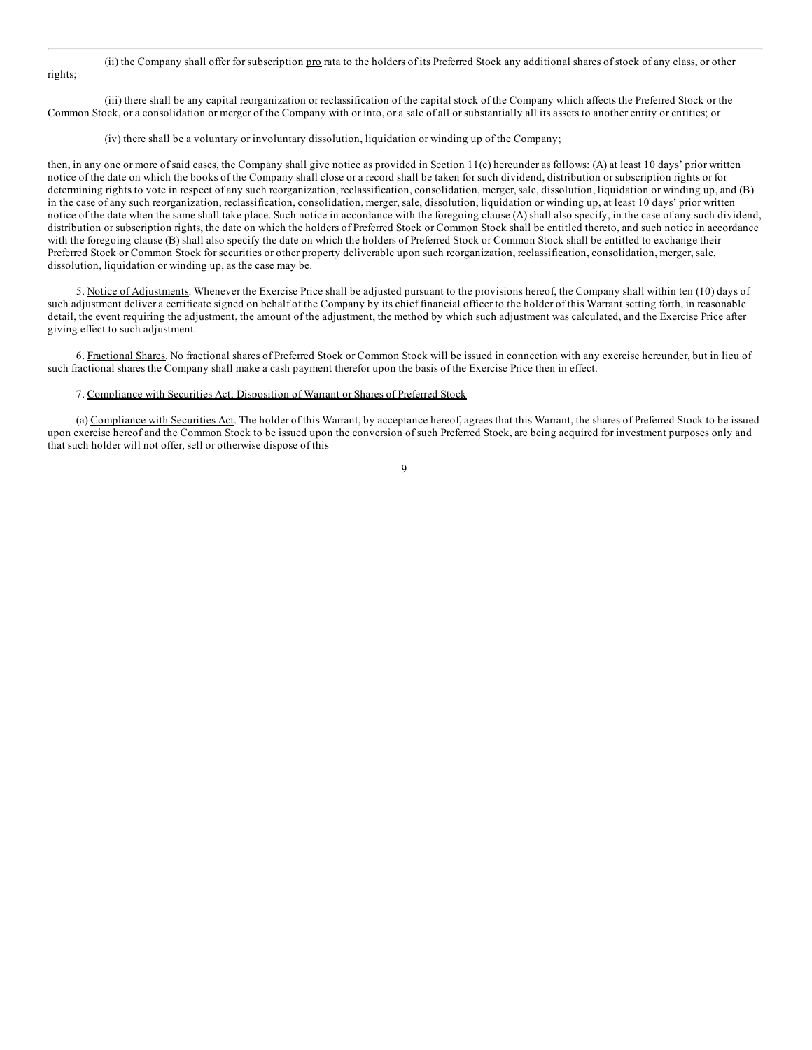(ii) the Company shall offer for subscription pro rata to the holders of its Preferred Stock any additional shares of stock of any class, or other rights;

(iii) there shall be any capital reorganization or reclassification of the capital stock of the Company which affects the Preferred Stock or the Common Stock, or a consolidation or merger of the Company with or into, or a sale of all or substantially all its assets to another entity or entities; or

(iv) there shall be a voluntary or involuntary dissolution, liquidation or winding up of the Company;

then, in any one or more of said cases, the Company shall give notice as provided in Section 11(e) hereunder as follows: (A) at least 10 days' prior written notice of the date on which the books of the Company shall close or a record shall be taken for such dividend, distribution or subscription rights or for determining rights to vote in respect of any such reorganization, reclassification, consolidation, merger, sale, dissolution, liquidation or winding up, and (B) in the case of any such reorganization, reclassification, consolidation, merger, sale, dissolution, liquidation or winding up, at least 10 days' prior written notice of the date when the same shall take place. Such notice in accordance with the foregoing clause (A) shall also specify, in the case of any such dividend, distribution or subscription rights, the date on which the holders of Preferred Stock or Common Stock shall be entitled thereto, and such notice in accordance with the foregoing clause (B) shall also specify the date on which the holders of Preferred Stock or Common Stock shall be entitled to exchange their Preferred Stock or Common Stock for securities or other property deliverable upon such reorganization, reclassification, consolidation, merger, sale, dissolution, liquidation or winding up, as the case may be.

5. Notice of Adjustments. Whenever the Exercise Price shall be adjusted pursuant to the provisions hereof, the Company shall within ten (10) days of such adjustment deliver a certificate signed on behalf of the Company by its chief financial officer to the holder of this Warrant setting forth, in reasonable detail, the event requiring the adjustment, the amount of the adjustment, the method by which such adjustment was calculated, and the Exercise Price after giving effect to such adjustment.

6. Fractional Shares. No fractional shares of Preferred Stock or Common Stock will be issued in connection with any exercise hereunder, but in lieu of such fractional shares the Company shall make a cash payment therefor upon the basis of the Exercise Price then in effect.

7. Compliance with Securities Act; Disposition of Warrant or Shares of Preferred Stock

(a) Compliance with Securities Act. The holder of this Warrant, by acceptance hereof, agrees that this Warrant, the shares of Preferred Stock to be issued upon exercise hereof and the Common Stock to be issued upon the conversion of such Preferred Stock, are being acquired for investment purposes only and that such holder will not offer, sell or otherwise dispose of this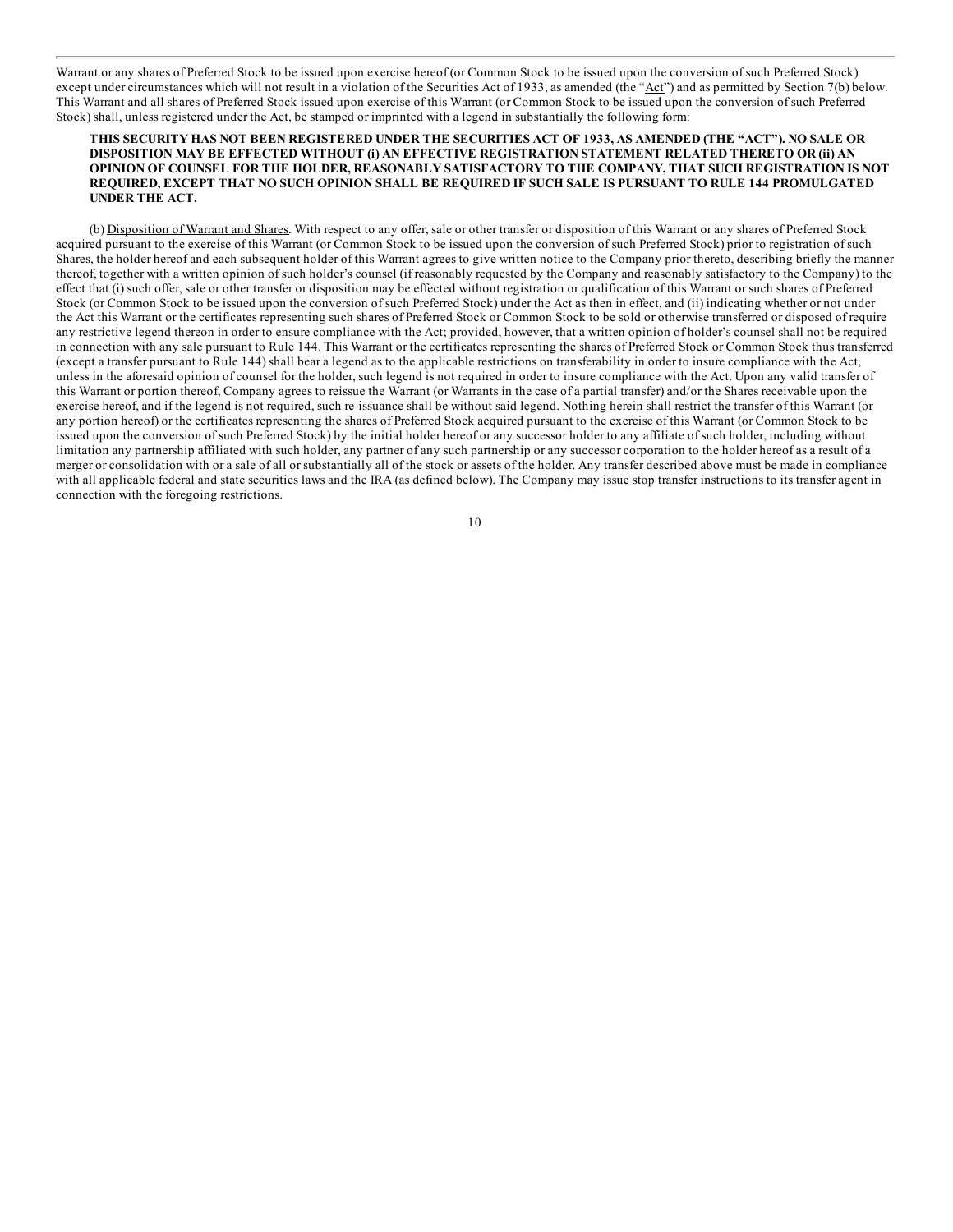Warrant or any shares of Preferred Stock to be issued upon exercise hereof (or Common Stock to be issued upon the conversion of such Preferred Stock) except under circumstances which will not result in a violation of the Securities Act of 1933, as amended (the "Act") and as permitted by Section 7(b) below. This Warrant and all shares of Preferred Stock issued upon exercise of this Warrant (or Common Stock to be issued upon the conversion of such Preferred Stock) shall, unless registered under the Act, be stamped or imprinted with a legend in substantially the following form:

**THIS SECURITY HAS NOT BEEN REGISTERED UNDER THE SECURITIES ACT OF 1933, AS AMENDED (THE "ACT"). NO SALE OR DISPOSITION MAY BE EFFECTED WITHOUT (i) AN EFFECTIVE REGISTRATION STATEMENT RELATED THERETO OR (ii) AN OPINION OF COUNSEL FOR THE HOLDER, REASONABLY SATISFACTORY TO THE COMPANY, THAT SUCH REGISTRATION IS NOT REQUIRED, EXCEPT THAT NO SUCH OPINION SHALL BE REQUIRED IF SUCH SALE IS PURSUANT TO RULE 144 PROMULGATED UNDER THE ACT.**

(b) Disposition of Warrant and Shares. With respect to any offer, sale or other transfer or disposition of this Warrant or any shares of Preferred Stock acquired pursuant to the exercise of this Warrant (or Common Stock to be issued upon the conversion of such Preferred Stock) prior to registration of such Shares, the holder hereof and each subsequent holder of this Warrant agrees to give written notice to the Company prior thereto, describing briefly the manner thereof, together with a written opinion of such holder's counsel (if reasonably requested by the Company and reasonably satisfactory to the Company) to the effect that (i) such offer, sale or other transfer or disposition may be effected without registration or qualification of this Warrant or such shares of Preferred Stock (or Common Stock to be issued upon the conversion of such Preferred Stock) under the Act as then in effect, and (ii) indicating whether or not under the Act this Warrant or the certificates representing such shares of Preferred Stock or Common Stock to be sold or otherwise transferred or disposed of require any restrictive legend thereon in order to ensure compliance with the Act; provided, however, that a written opinion of holder's counsel shall not be required in connection with any sale pursuant to Rule 144. This Warrant or the certificates representing the shares of Preferred Stock or Common Stock thus transferred (except a transfer pursuant to Rule 144) shall bear a legend as to the applicable restrictions on transferability in order to insure compliance with the Act, unless in the aforesaid opinion of counsel for the holder, such legend is not required in order to insure compliance with the Act. Upon any valid transfer of this Warrant or portion thereof, Company agrees to reissue the Warrant (or Warrants in the case of a partial transfer) and/or the Shares receivable upon the exercise hereof, and if the legend is not required, such re-issuance shall be without said legend. Nothing herein shall restrict the transfer of this Warrant (or any portion hereof) or the certificates representing the shares of Preferred Stock acquired pursuant to the exercise of this Warrant (or Common Stock to be issued upon the conversion of such Preferred Stock) by the initial holder hereof or any successor holder to any affiliate of such holder, including without limitation any partnership affiliated with such holder, any partner of any such partnership or any successor corporation to the holder hereof as a result of a merger or consolidation with or a sale of all or substantially all of the stock or assets of the holder. Any transfer described above must be made in compliance with all applicable federal and state securities laws and the IRA (as defined below). The Company may issue stop transfer instructions to its transfer agent in connection with the foregoing restrictions.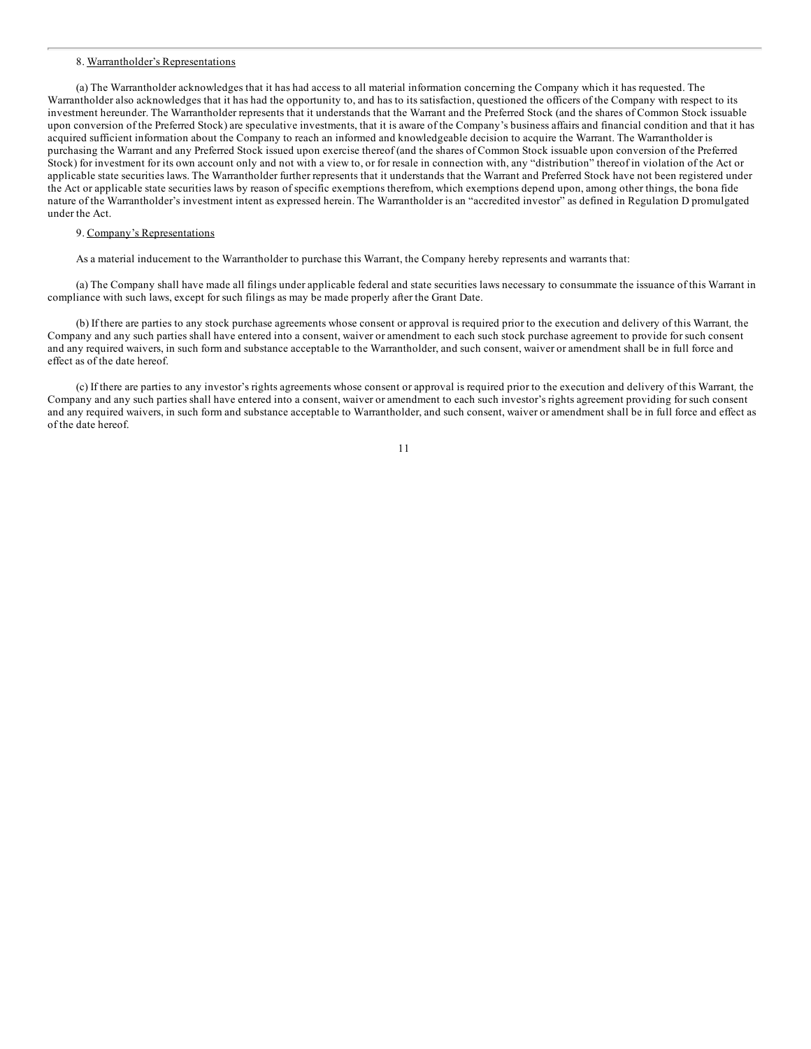8. Warrantholder's Representations

(a) The Warrantholder acknowledges that it has had access to all material information concerning the Company which it has requested. The Warrantholder also acknowledges that it has had the opportunity to, and has to its satisfaction, questioned the officers of the Company with respect to its investment hereunder. The Warrantholder represents that it understands that the Warrant and the Preferred Stock (and the shares of Common Stock issuable upon conversion of the Preferred Stock) are speculative investments, that it is aware of the Company's business affairs and financial condition and that it has acquired sufficient information about the Company to reach an informed and knowledgeable decision to acquire the Warrant. The Warrantholder is purchasing the Warrant and any Preferred Stock issued upon exercise thereof (and the shares of Common Stock issuable upon conversion of the Preferred Stock) for investment for its own account only and not with a view to, or for resale in connection with, any "distribution" thereof in violation of the Act or applicable state securities laws. The Warrantholder further represents that it understands that the Warrant and Preferred Stock have not been registered under the Act or applicable state securities laws by reason of specific exemptions therefrom, which exemptions depend upon, among other things, the bona fide nature of the Warrantholder's investment intent as expressed herein. The Warrantholder is an "accredited investor" as defined in Regulation D promulgated under the Act.

9. Company's Representations

As a material inducement to the Warrantholder to purchase this Warrant, the Company hereby represents and warrants that:

(a) The Company shall have made all filings under applicable federal and state securities laws necessary to consummate the issuance of this Warrant in compliance with such laws, except for such filings as may be made properly after the Grant Date.

(b) If there are parties to any stock purchase agreements whose consent or approval is required prior to the execution and delivery of this Warrant, the Company and any such parties shall have entered into a consent, waiver or amendment to each such stock purchase agreement to provide for such consent and any required waivers, in such form and substance acceptable to the Warrantholder, and such consent, waiver or amendment shall be in full force and effect as of the date hereof.

(c) If there are parties to any investor's rights agreements whose consent or approval is required prior to the execution and delivery of this Warrant, the Company and any such parties shall have entered into a consent, waiver or amendment to each such investor's rights agreement providing for such consent and any required waivers, in such form and substance acceptable to Warrantholder, and such consent, waiver or amendment shall be in full force and effect as of the date hereof.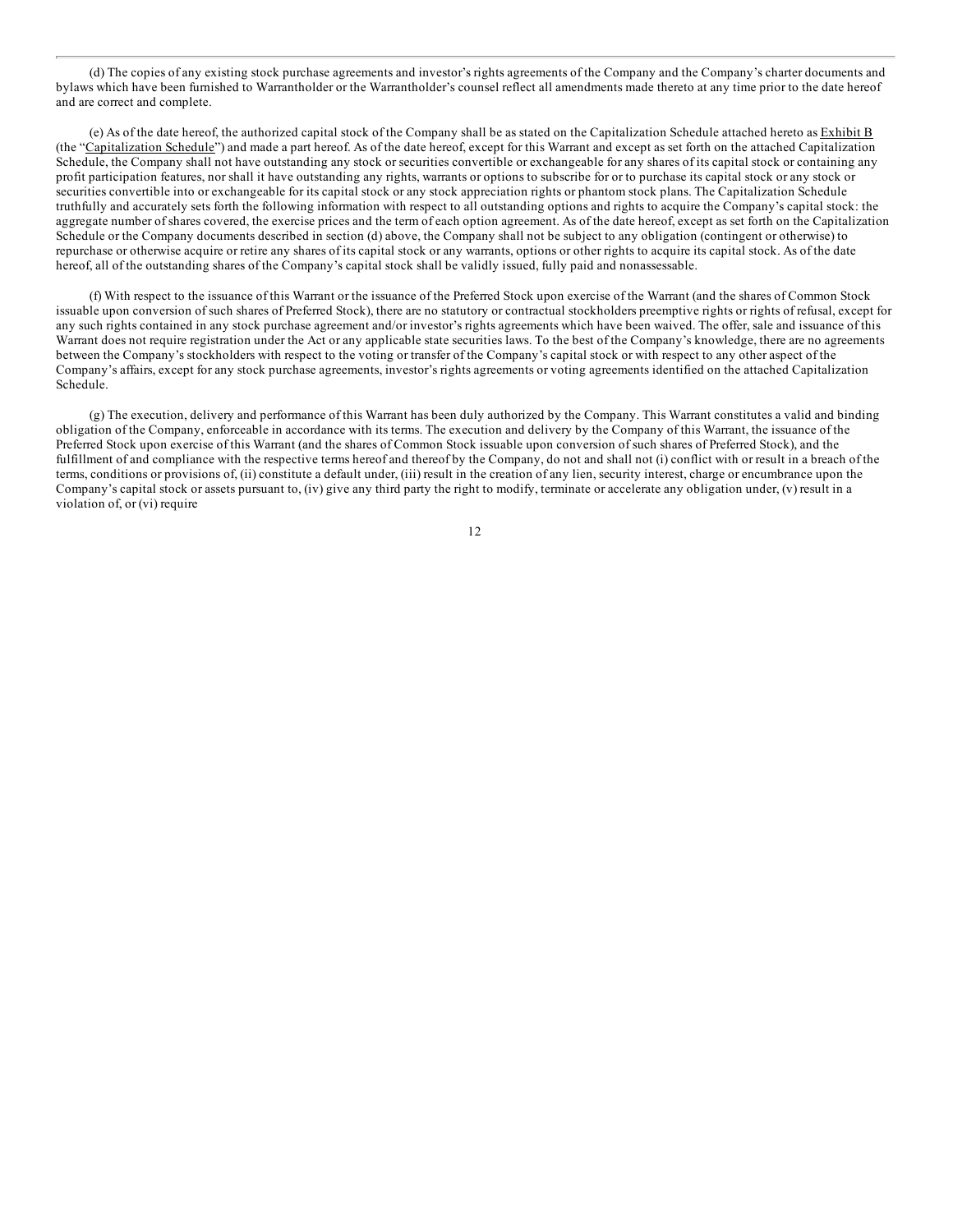(d) The copies of any existing stock purchase agreements and investor's rights agreements of the Company and the Company's charter documents and bylaws which have been furnished to Warrantholder or the Warrantholder's counsel reflect all amendments made thereto at any time prior to the date hereof and are correct and complete.

(e) As of the date hereof, the authorized capital stock of the Company shall be as stated on the Capitalization Schedule attached hereto as Exhibit B (the "Capitalization Schedule") and made a part hereof. As of the date hereof, except for this Warrant and except as set forth on the attached Capitalization Schedule, the Company shall not have outstanding any stock or securities convertible or exchangeable for any shares of its capital stock or containing any profit participation features, nor shall it have outstanding any rights, warrants or options to subscribe for or to purchase its capital stock or any stock or securities convertible into or exchangeable for its capital stock or any stock appreciation rights or phantom stock plans. The Capitalization Schedule truthfully and accurately sets forth the following information with respect to all outstanding options and rights to acquire the Company's capital stock: the aggregate number of shares covered, the exercise prices and the term of each option agreement. As of the date hereof, except as set forth on the Capitalization Schedule or the Company documents described in section (d) above, the Company shall not be subject to any obligation (contingent or otherwise) to repurchase or otherwise acquire or retire any shares of its capital stock or any warrants, options or other rights to acquire its capital stock. As of the date hereof, all of the outstanding shares of the Company's capital stock shall be validly issued, fully paid and nonassessable.

(f) With respect to the issuance of this Warrant or the issuance of the Preferred Stock upon exercise of the Warrant (and the shares of Common Stock issuable upon conversion of such shares of Preferred Stock), there are no statutory or contractual stockholders preemptive rights or rights of refusal, except for any such rights contained in any stock purchase agreement and/or investor's rights agreements which have been waived. The offer, sale and issuance of this Warrant does not require registration under the Act or any applicable state securities laws. To the best of the Company's knowledge, there are no agreements between the Company's stockholders with respect to the voting or transfer of the Company's capital stock or with respect to any other aspect of the Company's affairs, except for any stock purchase agreements, investor's rights agreements or voting agreements identified on the attached Capitalization Schedule.

(g) The execution, delivery and performance of this Warrant has been duly authorized by the Company. This Warrant constitutes a valid and binding obligation of the Company, enforceable in accordance with its terms. The execution and delivery by the Company of this Warrant, the issuance of the Preferred Stock upon exercise of this Warrant (and the shares of Common Stock issuable upon conversion of such shares of Preferred Stock), and the fulfillment of and compliance with the respective terms hereof and thereof by the Company, do not and shall not (i) conflict with or result in a breach of the terms, conditions or provisions of, (ii) constitute a default under, (iii) result in the creation of any lien, security interest, charge or encumbrance upon the Company's capital stock or assets pursuant to, (iv) give any third party the right to modify, terminate or accelerate any obligation under, (v) result in a violation of, or (vi) require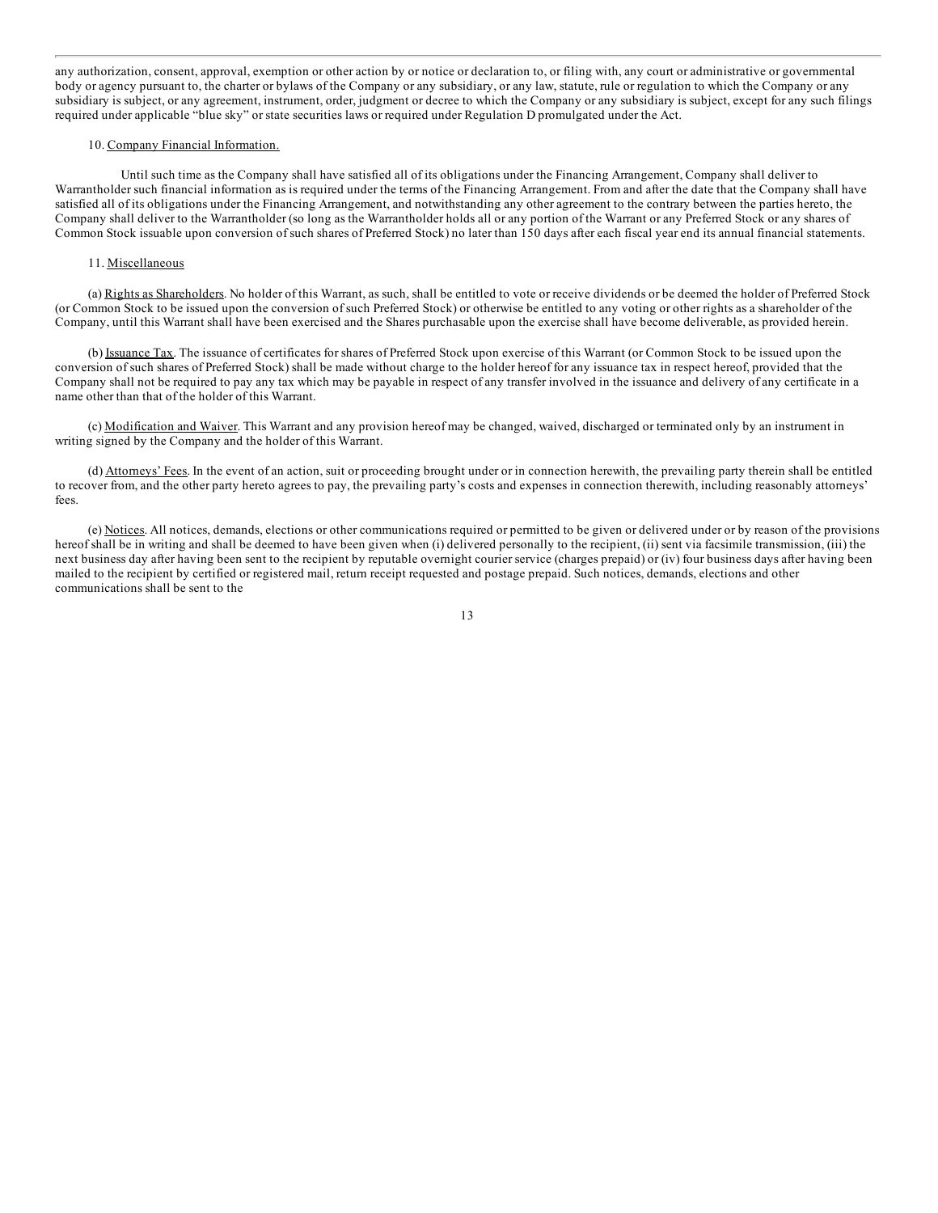any authorization, consent, approval, exemption or other action by or notice or declaration to, or filing with, any court or administrative or governmental body or agency pursuant to, the charter or bylaws of the Company or any subsidiary, or any law, statute, rule or regulation to which the Company or any subsidiary is subject, or any agreement, instrument, order, judgment or decree to which the Company or any subsidiary is subject, except for any such filings required under applicable "blue sky" or state securities laws or required under Regulation D promulgated under the Act.

10. Company Financial Information.

Until such time as the Company shall have satisfied all of its obligations under the Financing Arrangement, Company shall deliver to Warrantholder such financial information as is required under the terms of the Financing Arrangement. From and after the date that the Company shall have satisfied all of its obligations under the Financing Arrangement, and notwithstanding any other agreement to the contrary between the parties hereto, the Company shall deliver to the Warrantholder (so long as the Warrantholder holds all or any portion of the Warrant or any Preferred Stock or any shares of Common Stock issuable upon conversion of such shares of Preferred Stock) no later than 150 days after each fiscal year end its annual financial statements.

11. Miscellaneous

(a) Rights as Shareholders. No holder of this Warrant, as such, shall be entitled to vote or receive dividends or be deemed the holder of Preferred Stock (or Common Stock to be issued upon the conversion of such Preferred Stock) or otherwise be entitled to any voting or other rights as a shareholder of the Company, until this Warrant shall have been exercised and the Shares purchasable upon the exercise shall have become deliverable, as provided herein.

(b) Issuance Tax. The issuance of certificates for shares of Preferred Stock upon exercise of this Warrant (or Common Stock to be issued upon the conversion of such shares of Preferred Stock) shall be made without charge to the holder hereof for any issuance tax in respect hereof, provided that the Company shall not be required to pay any tax which may be payable in respect of any transfer involved in the issuance and delivery of any certificate in a name other than that of the holder of this Warrant.

(c) Modification and Waiver. This Warrant and any provision hereof may be changed, waived, discharged or terminated only by an instrument in writing signed by the Company and the holder of this Warrant.

(d) Attorneys' Fees. In the event of an action, suit or proceeding brought under or in connection herewith, the prevailing party therein shall be entitled to recover from, and the other party hereto agrees to pay, the prevailing party's costs and expenses in connection therewith, including reasonably attorneys' fees.

(e) Notices. All notices, demands, elections or other communications required or permitted to be given or delivered under or by reason of the provisions hereof shall be in writing and shall be deemed to have been given when (i) delivered personally to the recipient, (ii) sent via facsimile transmission, (iii) the next business day after having been sent to the recipient by reputable overnight courier service (charges prepaid) or (iv) four business days after having been mailed to the recipient by certified or registered mail, return receipt requested and postage prepaid. Such notices, demands, elections and other communications shall be sent to the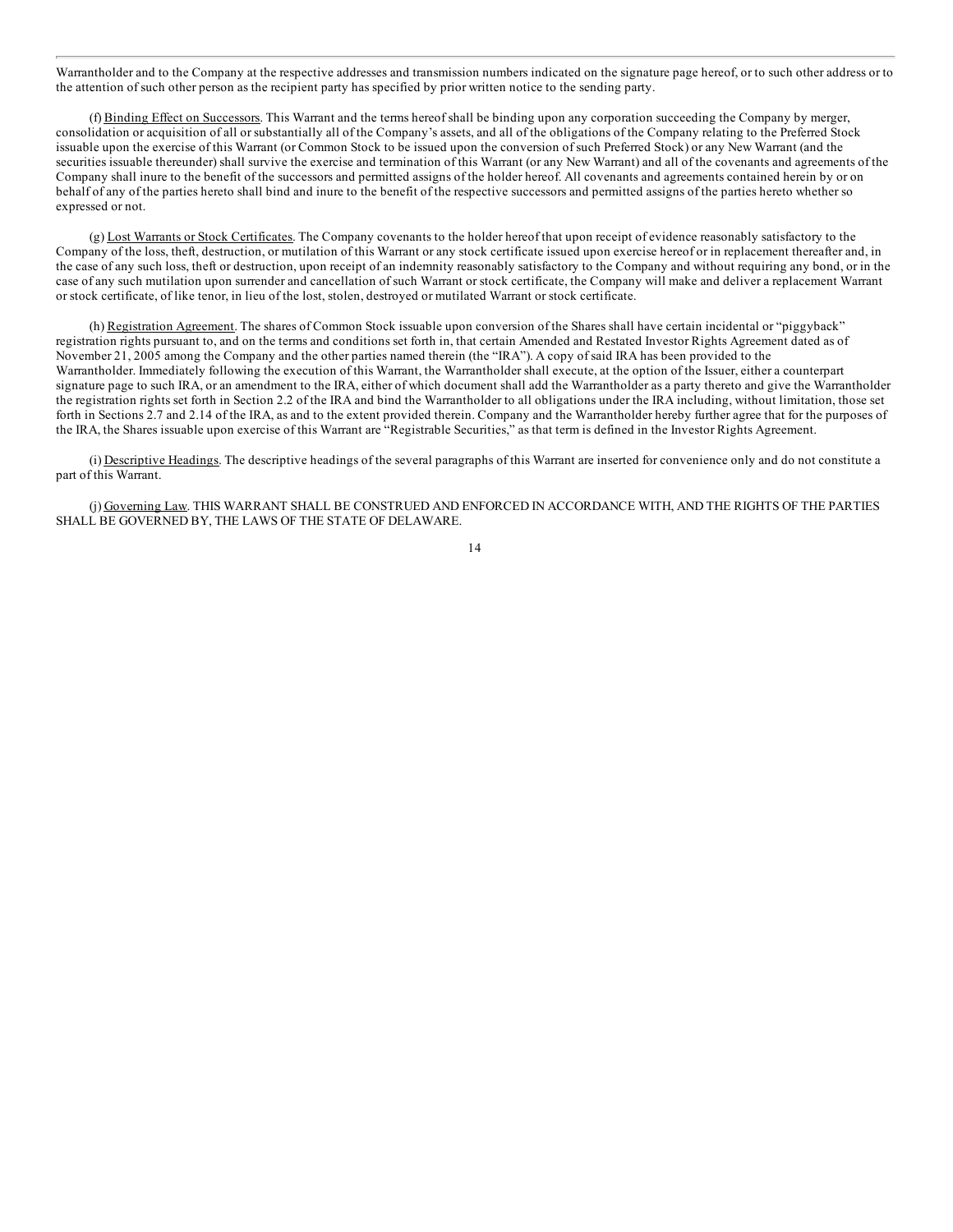Warrantholder and to the Company at the respective addresses and transmission numbers indicated on the signature page hereof, or to such other address or to the attention of such other person as the recipient party has specified by prior written notice to the sending party.

(f) Binding Effect on Successors. This Warrant and the terms hereof shall be binding upon any corporation succeeding the Company by merger, consolidation or acquisition of all or substantially all of the Company's assets, and all of the obligations of the Company relating to the Preferred Stock issuable upon the exercise of this Warrant (or Common Stock to be issued upon the conversion of such Preferred Stock) or any New Warrant (and the securities issuable thereunder) shall survive the exercise and termination of this Warrant (or any New Warrant) and all of the covenants and agreements of the Company shall inure to the benefit of the successors and permitted assigns of the holder hereof. All covenants and agreements contained herein by or on behalf of any of the parties hereto shall bind and inure to the benefit of the respective successors and permitted assigns of the parties hereto whether so expressed or not.

(g) Lost Warrants or Stock Certificates. The Company covenants to the holder hereof that upon receipt of evidence reasonably satisfactory to the Company of the loss, theft, destruction, or mutilation of this Warrant or any stock certificate issued upon exercise hereof or in replacement thereafter and, in the case of any such loss, theft or destruction, upon receipt of an indemnity reasonably satisfactory to the Company and without requiring any bond, or in the case of any such mutilation upon surrender and cancellation of such Warrant or stock certificate, the Company will make and deliver a replacement Warrant or stock certificate, of like tenor, in lieu of the lost, stolen, destroyed or mutilated Warrant or stock certificate.

(h) Registration Agreement. The shares of Common Stock issuable upon conversion of the Shares shall have certain incidental or "piggyback" registration rights pursuant to, and on the terms and conditions set forth in, that certain Amended and Restated Investor Rights Agreement dated as of November 21, 2005 among the Company and the other parties named therein (the "IRA"). A copy of said IRA has been provided to the Warrantholder. Immediately following the execution of this Warrant, the Warrantholder shall execute, at the option of the Issuer, either a counterpart signature page to such IRA, or an amendment to the IRA, either of which document shall add the Warrantholder as a party thereto and give the Warrantholder the registration rights set forth in Section 2.2 of the IRA and bind the Warrantholder to all obligations under the IRA including, without limitation, those set forth in Sections 2.7 and 2.14 of the IRA, as and to the extent provided therein. Company and the Warrantholder hereby further agree that for the purposes of the IRA, the Shares issuable upon exercise of this Warrant are "Registrable Securities," as that term is defined in the Investor Rights Agreement.

(i) Descriptive Headings. The descriptive headings of the several paragraphs of this Warrant are inserted for convenience only and do not constitute a part of this Warrant.

(j) Governing Law. THIS WARRANT SHALL BE CONSTRUED AND ENFORCED IN ACCORDANCE WITH, AND THE RIGHTS OF THE PARTIES SHALL BE GOVERNED BY, THE LAWS OF THE STATE OF DELAWARE.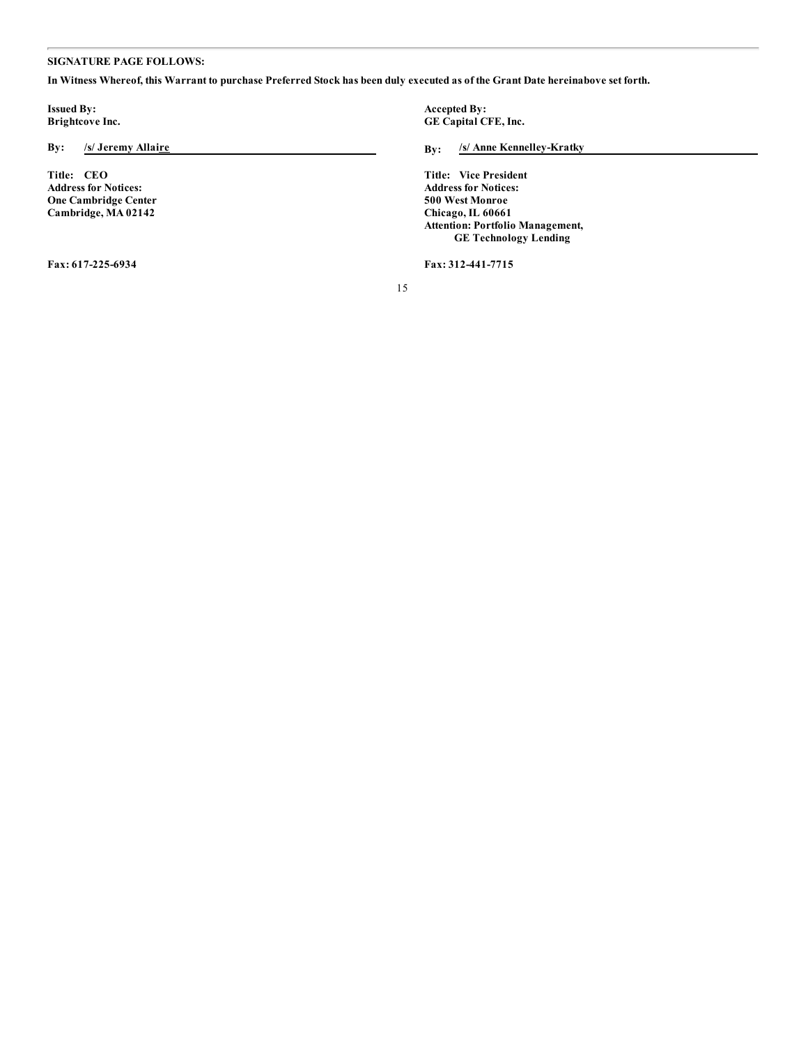**SIGNATURE PAGE FOLLOWS:**

**In Witness Whereof, this Warrant to purchase Preferred Stock has been duly executed as of the Grant Date hereinabove set forth.**

| | |
|---|---|
| **Issued By:**<br>**Brightcove Inc.** | **Accepted By:**<br>**GE Capital CFE, Inc.** |
| **By: /s/ Jeremy Allaire** | **By: /s/ Anne Kennelley-Kratky** |
| **Title: CEO**<br>**Address for Notices:**<br>**One Cambridge Center**<br>**Cambridge, MA 02142** | **Title: Vice President**<br>**Address for Notices:**<br>**500 West Monroe**<br>**Chicago, IL 60661**<br>**Attention: Portfolio Management, GE Technology Lending** |
| **Fax: 617-225-6934** | **Fax: 312-441-7715** |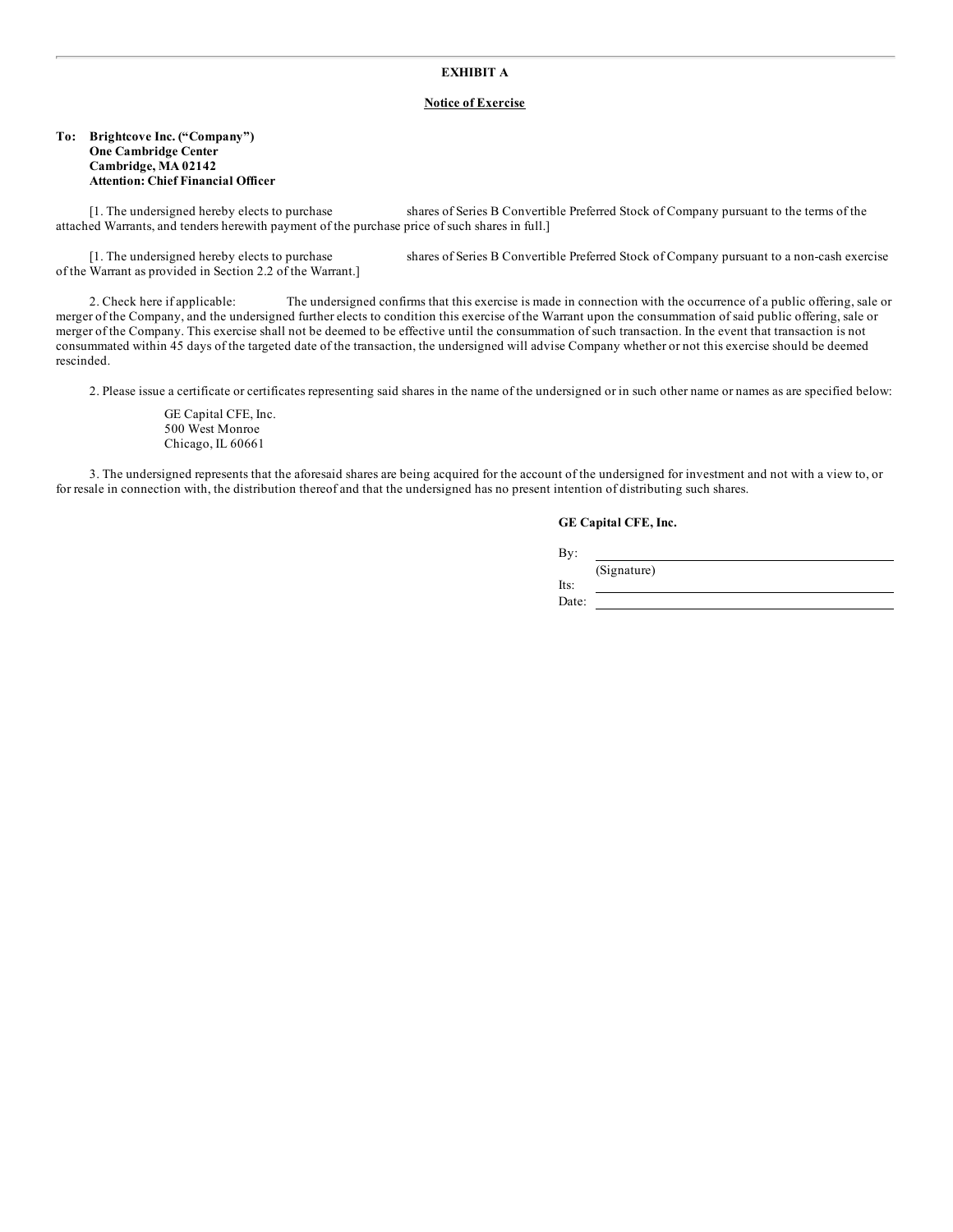**EXHIBIT A**

**Notice of Exercise**

**To: Brightcove Inc. ("Company")**
**One Cambridge Center**
**Cambridge, MA 02142**
**Attention: Chief Financial Officer**

[1. The undersigned hereby elects to purchase                shares of Series B Convertible Preferred Stock of Company pursuant to the terms of the attached Warrants, and tenders herewith payment of the purchase price of such shares in full.]

[1. The undersigned hereby elects to purchase                shares of Series B Convertible Preferred Stock of Company pursuant to a non-cash exercise of the Warrant as provided in Section 2.2 of the Warrant.]

2. Check here if applicable:            The undersigned confirms that this exercise is made in connection with the occurrence of a public offering, sale or merger of the Company, and the undersigned further elects to condition this exercise of the Warrant upon the consummation of said public offering, sale or merger of the Company. This exercise shall not be deemed to be effective until the consummation of such transaction. In the event that transaction is not consummated within 45 days of the targeted date of the transaction, the undersigned will advise Company whether or not this exercise should be deemed rescinded.

2. Please issue a certificate or certificates representing said shares in the name of the undersigned or in such other name or names as are specified below:

GE Capital CFE, Inc.
500 West Monroe
Chicago, IL 60661

3. The undersigned represents that the aforesaid shares are being acquired for the account of the undersigned for investment and not with a view to, or for resale in connection with, the distribution thereof and that the undersigned has no present intention of distributing such shares.

**GE Capital CFE, Inc.**

By: \_\_\_\_\_\_\_\_\_\_\_\_\_\_\_\_\_\_\_\_\_\_\_\_\_\_\_\_
(Signature)

Its: \_\_\_\_\_\_\_\_\_\_\_\_\_\_\_\_\_\_\_\_\_\_\_\_\_\_\_\_

Date: \_\_\_\_\_\_\_\_\_\_\_\_\_\_\_\_\_\_\_\_\_\_\_\_\_\_\_\_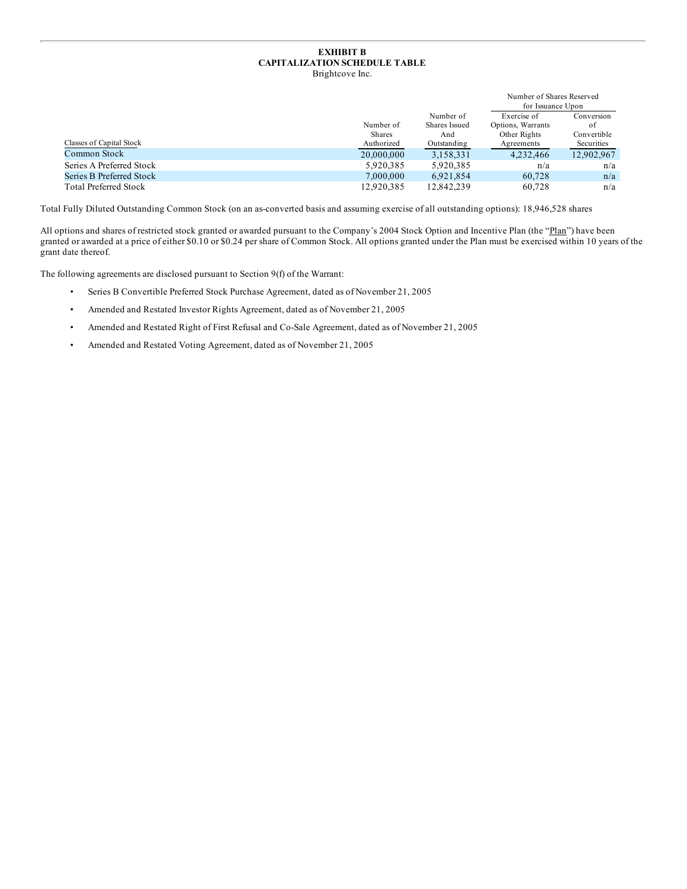**EXHIBIT B**
**CAPITALIZATION SCHEDULE TABLE**
Brightcove Inc.

| | | | Number of Shares Reserved for Issuance Upon | |
|---|---|---|---|---|
| Classes of Capital Stock | Number of Shares Authorized | Number of Shares Issued And Outstanding | Exercise of Options, Warrants Other Rights Agreements | Conversion of Convertible Securities |
| Common Stock | 20,000,000 | 3,158,331 | 4,232,466 | 12,902,967 |
| Series A Preferred Stock | 5,920,385 | 5,920,385 | n/a | n/a |
| Series B Preferred Stock | 7,000,000 | 6,921,854 | 60,728 | n/a |
| Total Preferred Stock | 12,920,385 | 12,842,239 | 60,728 | n/a |

Total Fully Diluted Outstanding Common Stock (on an as-converted basis and assuming exercise of all outstanding options): 18,946,528 shares

All options and shares of restricted stock granted or awarded pursuant to the Company's 2004 Stock Option and Incentive Plan (the "Plan") have been granted or awarded at a price of either $0.10 or $0.24 per share of Common Stock. All options granted under the Plan must be exercised within 10 years of the grant date thereof.

The following agreements are disclosed pursuant to Section 9(f) of the Warrant:

- Series B Convertible Preferred Stock Purchase Agreement, dated as of November 21, 2005
- Amended and Restated Investor Rights Agreement, dated as of November 21, 2005
- Amended and Restated Right of First Refusal and Co-Sale Agreement, dated as of November 21, 2005
- Amended and Restated Voting Agreement, dated as of November 21, 2005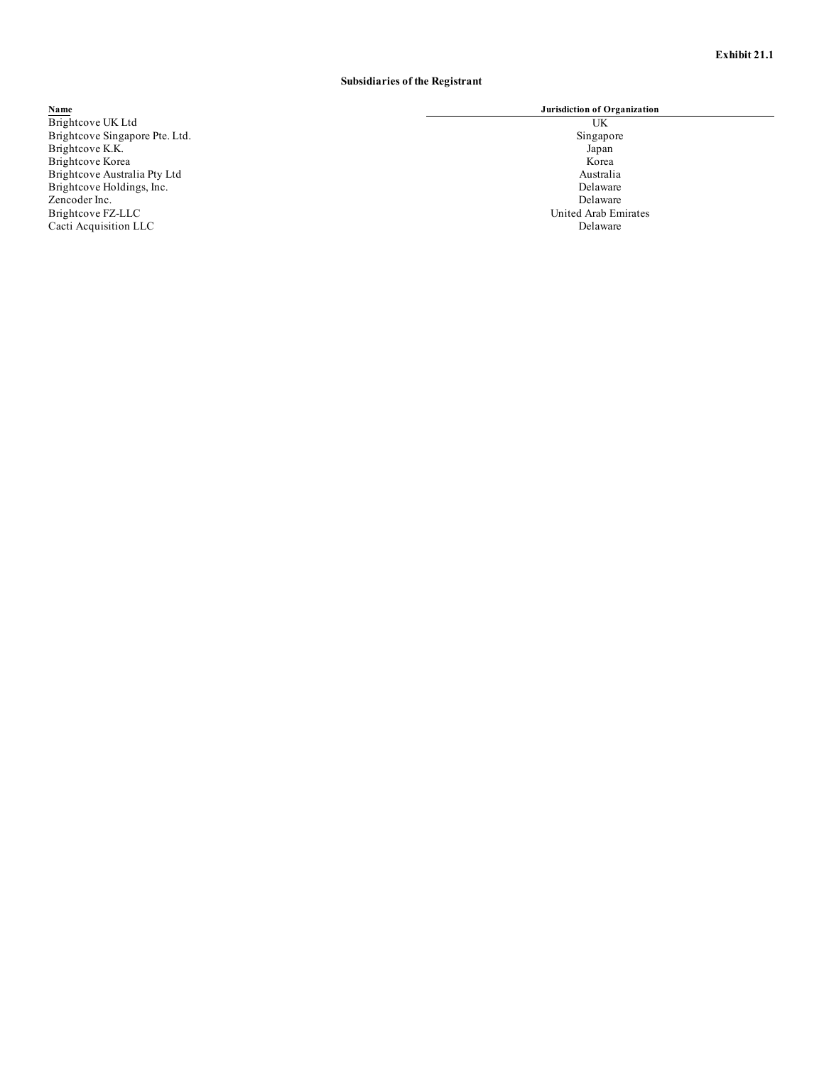**Exhibit 21.1**

**Subsidiaries of the Registrant**

| Name | Jurisdiction of Organization |
|---|---|
| Brightcove UK Ltd | UK |
| Brightcove Singapore Pte. Ltd. | Singapore |
| Brightcove K.K. | Japan |
| Brightcove Korea | Korea |
| Brightcove Australia Pty Ltd | Australia |
| Brightcove Holdings, Inc. | Delaware |
| Zencoder Inc. | Delaware |
| Brightcove FZ-LLC | United Arab Emirates |
| Cacti Acquisition LLC | Delaware |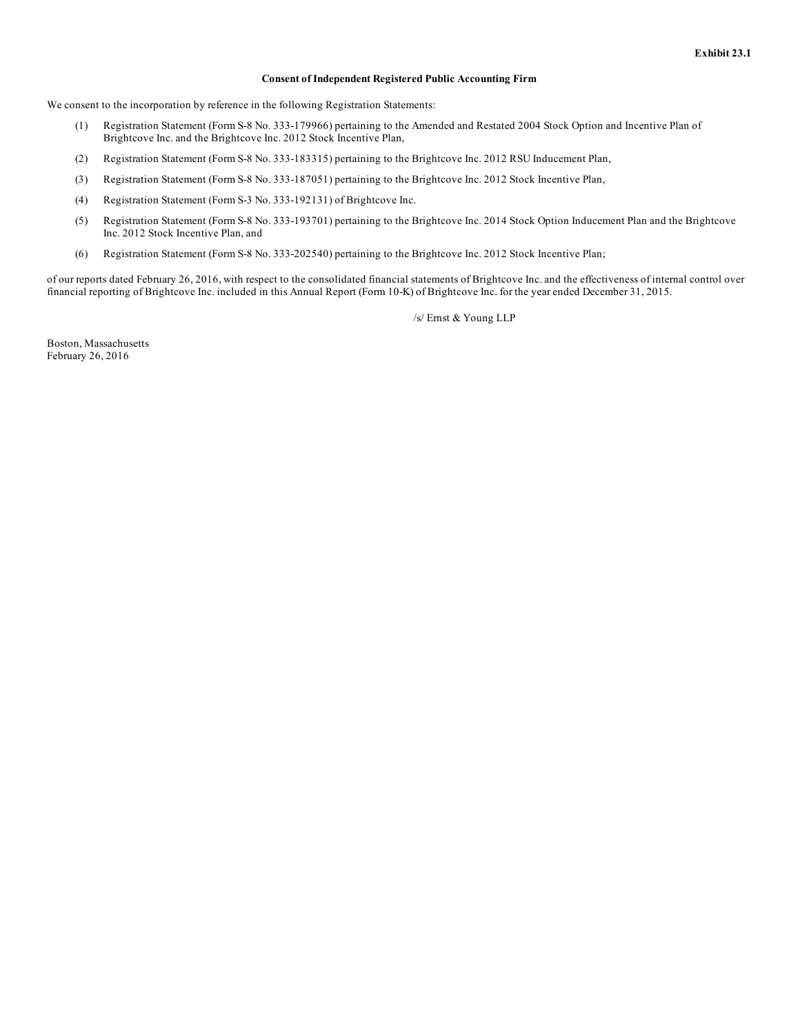**Exhibit 23.1**

**Consent of Independent Registered Public Accounting Firm**

We consent to the incorporation by reference in the following Registration Statements:

(1) Registration Statement (Form S-8 No. 333-179966) pertaining to the Amended and Restated 2004 Stock Option and Incentive Plan of Brightcove Inc. and the Brightcove Inc. 2012 Stock Incentive Plan,

(2) Registration Statement (Form S-8 No. 333-183315) pertaining to the Brightcove Inc. 2012 RSU Inducement Plan,

(3) Registration Statement (Form S-8 No. 333-187051) pertaining to the Brightcove Inc. 2012 Stock Incentive Plan,

(4) Registration Statement (Form S-3 No. 333-192131) of Brightcove Inc.

(5) Registration Statement (Form S-8 No. 333-193701) pertaining to the Brightcove Inc. 2014 Stock Option Inducement Plan and the Brightcove Inc. 2012 Stock Incentive Plan, and

(6) Registration Statement (Form S-8 No. 333-202540) pertaining to the Brightcove Inc. 2012 Stock Incentive Plan;

of our reports dated February 26, 2016, with respect to the consolidated financial statements of Brightcove Inc. and the effectiveness of internal control over financial reporting of Brightcove Inc. included in this Annual Report (Form 10-K) of Brightcove Inc. for the year ended December 31, 2015.

/s/ Ernst & Young LLP

Boston, Massachusetts
February 26, 2016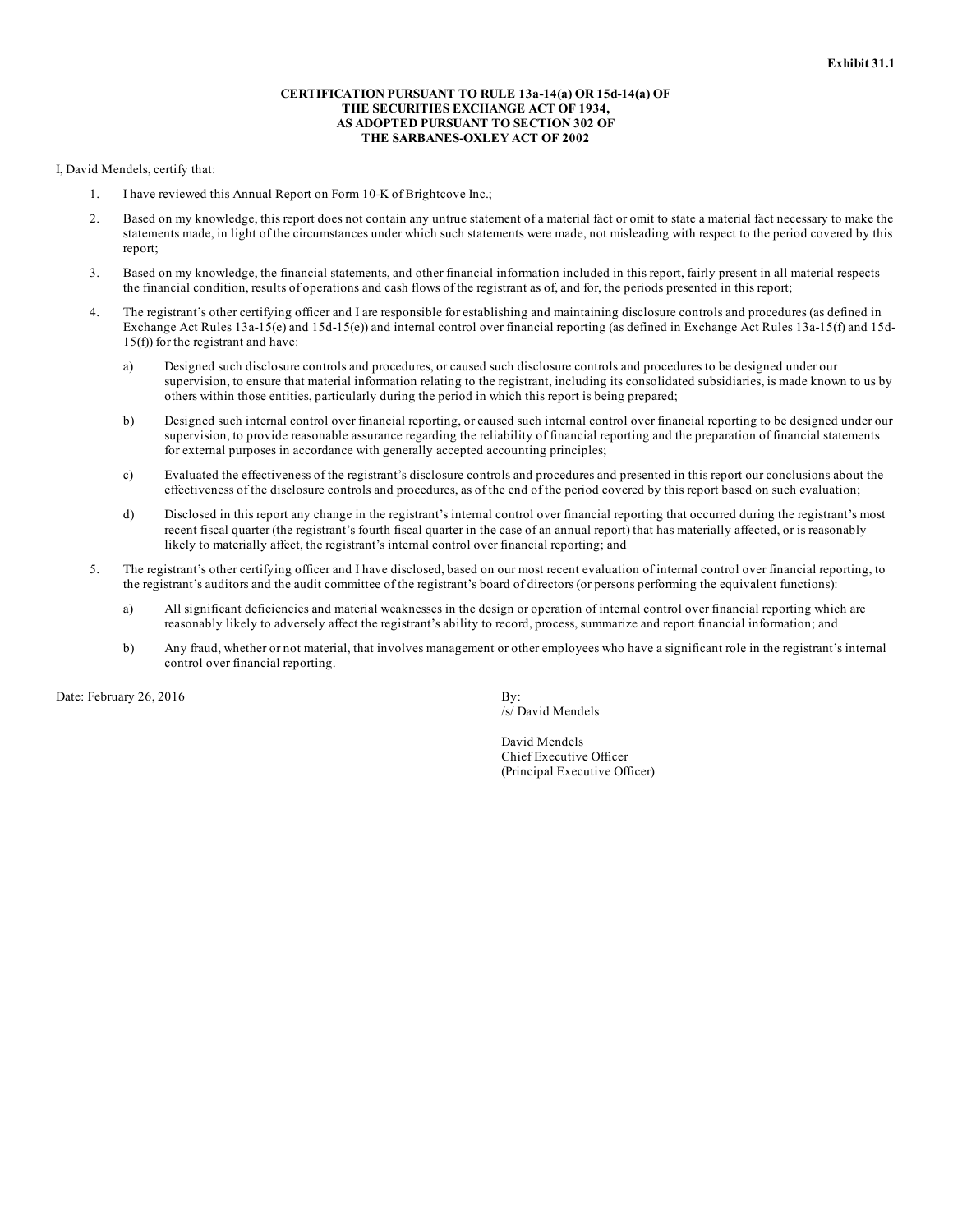**Exhibit 31.1**

**CERTIFICATION PURSUANT TO RULE 13a-14(a) OR 15d-14(a) OF
THE SECURITIES EXCHANGE ACT OF 1934,
AS ADOPTED PURSUANT TO SECTION 302 OF
THE SARBANES-OXLEY ACT OF 2002**

I, David Mendels, certify that:

1. I have reviewed this Annual Report on Form 10-K of Brightcove Inc.;

2. Based on my knowledge, this report does not contain any untrue statement of a material fact or omit to state a material fact necessary to make the statements made, in light of the circumstances under which such statements were made, not misleading with respect to the period covered by this report;

3. Based on my knowledge, the financial statements, and other financial information included in this report, fairly present in all material respects the financial condition, results of operations and cash flows of the registrant as of, and for, the periods presented in this report;

4. The registrant's other certifying officer and I are responsible for establishing and maintaining disclosure controls and procedures (as defined in Exchange Act Rules 13a-15(e) and 15d-15(e)) and internal control over financial reporting (as defined in Exchange Act Rules 13a-15(f) and 15d-15(f)) for the registrant and have:

   a) Designed such disclosure controls and procedures, or caused such disclosure controls and procedures to be designed under our supervision, to ensure that material information relating to the registrant, including its consolidated subsidiaries, is made known to us by others within those entities, particularly during the period in which this report is being prepared;

   b) Designed such internal control over financial reporting, or caused such internal control over financial reporting to be designed under our supervision, to provide reasonable assurance regarding the reliability of financial reporting and the preparation of financial statements for external purposes in accordance with generally accepted accounting principles;

   c) Evaluated the effectiveness of the registrant's disclosure controls and procedures and presented in this report our conclusions about the effectiveness of the disclosure controls and procedures, as of the end of the period covered by this report based on such evaluation;

   d) Disclosed in this report any change in the registrant's internal control over financial reporting that occurred during the registrant's most recent fiscal quarter (the registrant's fourth fiscal quarter in the case of an annual report) that has materially affected, or is reasonably likely to materially affect, the registrant's internal control over financial reporting; and

5. The registrant's other certifying officer and I have disclosed, based on our most recent evaluation of internal control over financial reporting, to the registrant's auditors and the audit committee of the registrant's board of directors (or persons performing the equivalent functions):

   a) All significant deficiencies and material weaknesses in the design or operation of internal control over financial reporting which are reasonably likely to adversely affect the registrant's ability to record, process, summarize and report financial information; and

   b) Any fraud, whether or not material, that involves management or other employees who have a significant role in the registrant's internal control over financial reporting.

Date: February 26, 2016

By:
/s/ David Mendels

David Mendels
Chief Executive Officer
(Principal Executive Officer)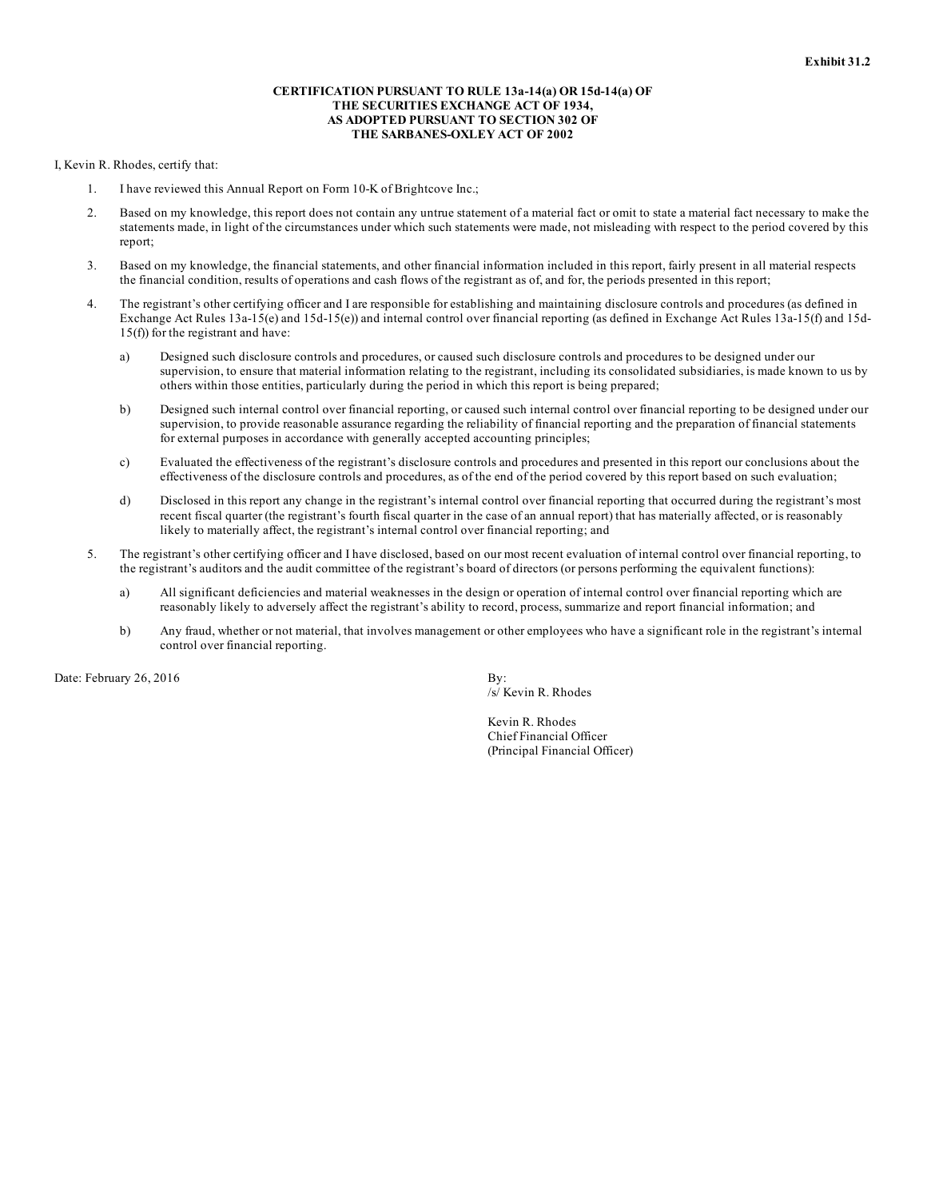**Exhibit 31.2**

**CERTIFICATION PURSUANT TO RULE 13a-14(a) OR 15d-14(a) OF THE SECURITIES EXCHANGE ACT OF 1934, AS ADOPTED PURSUANT TO SECTION 302 OF THE SARBANES-OXLEY ACT OF 2002**

I, Kevin R. Rhodes, certify that:

1. I have reviewed this Annual Report on Form 10-K of Brightcove Inc.;

2. Based on my knowledge, this report does not contain any untrue statement of a material fact or omit to state a material fact necessary to make the statements made, in light of the circumstances under which such statements were made, not misleading with respect to the period covered by this report;

3. Based on my knowledge, the financial statements, and other financial information included in this report, fairly present in all material respects the financial condition, results of operations and cash flows of the registrant as of, and for, the periods presented in this report;

4. The registrant's other certifying officer and I are responsible for establishing and maintaining disclosure controls and procedures (as defined in Exchange Act Rules 13a-15(e) and 15d-15(e)) and internal control over financial reporting (as defined in Exchange Act Rules 13a-15(f) and 15d-15(f)) for the registrant and have:

   a) Designed such disclosure controls and procedures, or caused such disclosure controls and procedures to be designed under our supervision, to ensure that material information relating to the registrant, including its consolidated subsidiaries, is made known to us by others within those entities, particularly during the period in which this report is being prepared;

   b) Designed such internal control over financial reporting, or caused such internal control over financial reporting to be designed under our supervision, to provide reasonable assurance regarding the reliability of financial reporting and the preparation of financial statements for external purposes in accordance with generally accepted accounting principles;

   c) Evaluated the effectiveness of the registrant's disclosure controls and procedures and presented in this report our conclusions about the effectiveness of the disclosure controls and procedures, as of the end of the period covered by this report based on such evaluation;

   d) Disclosed in this report any change in the registrant's internal control over financial reporting that occurred during the registrant's most recent fiscal quarter (the registrant's fourth fiscal quarter in the case of an annual report) that has materially affected, or is reasonably likely to materially affect, the registrant's internal control over financial reporting; and

5. The registrant's other certifying officer and I have disclosed, based on our most recent evaluation of internal control over financial reporting, to the registrant's auditors and the audit committee of the registrant's board of directors (or persons performing the equivalent functions):

   a) All significant deficiencies and material weaknesses in the design or operation of internal control over financial reporting which are reasonably likely to adversely affect the registrant's ability to record, process, summarize and report financial information; and

   b) Any fraud, whether or not material, that involves management or other employees who have a significant role in the registrant's internal control over financial reporting.

Date: February 26, 2016

By:
/s/ Kevin R. Rhodes

Kevin R. Rhodes
Chief Financial Officer
(Principal Financial Officer)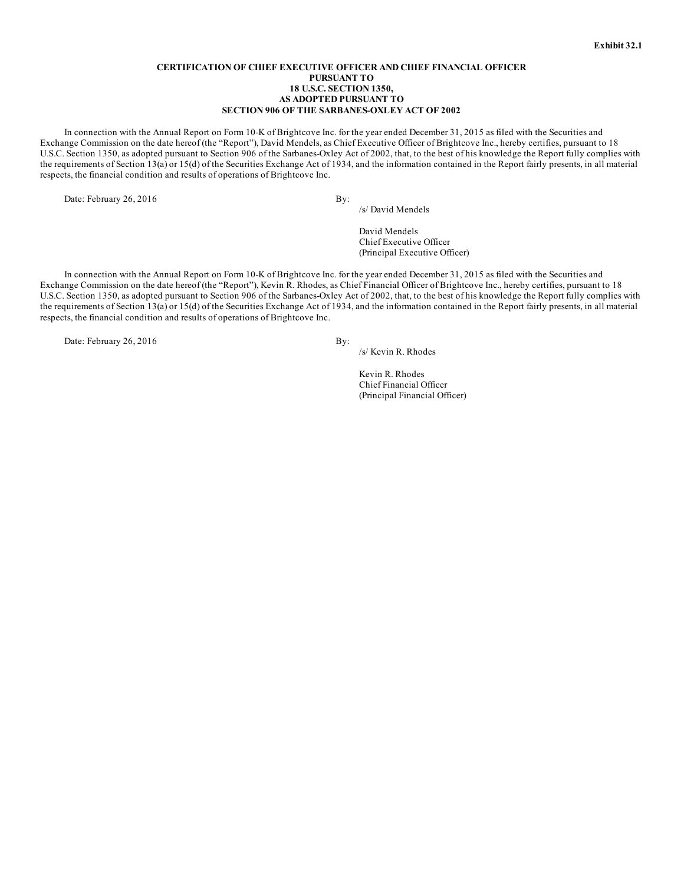**Exhibit 32.1**

**CERTIFICATION OF CHIEF EXECUTIVE OFFICER AND CHIEF FINANCIAL OFFICER
PURSUANT TO
18 U.S.C. SECTION 1350,
AS ADOPTED PURSUANT TO
SECTION 906 OF THE SARBANES-OXLEY ACT OF 2002**

In connection with the Annual Report on Form 10-K of Brightcove Inc. for the year ended December 31, 2015 as filed with the Securities and Exchange Commission on the date hereof (the "Report"), David Mendels, as Chief Executive Officer of Brightcove Inc., hereby certifies, pursuant to 18 U.S.C. Section 1350, as adopted pursuant to Section 906 of the Sarbanes-Oxley Act of 2002, that, to the best of his knowledge the Report fully complies with the requirements of Section 13(a) or 15(d) of the Securities Exchange Act of 1934, and the information contained in the Report fairly presents, in all material respects, the financial condition and results of operations of Brightcove Inc.

Date: February 26, 2016

By:

/s/ David Mendels

David Mendels
Chief Executive Officer
(Principal Executive Officer)

In connection with the Annual Report on Form 10-K of Brightcove Inc. for the year ended December 31, 2015 as filed with the Securities and Exchange Commission on the date hereof (the "Report"), Kevin R. Rhodes, as Chief Financial Officer of Brightcove Inc., hereby certifies, pursuant to 18 U.S.C. Section 1350, as adopted pursuant to Section 906 of the Sarbanes-Oxley Act of 2002, that, to the best of his knowledge the Report fully complies with the requirements of Section 13(a) or 15(d) of the Securities Exchange Act of 1934, and the information contained in the Report fairly presents, in all material respects, the financial condition and results of operations of Brightcove Inc.

Date: February 26, 2016

By:

/s/ Kevin R. Rhodes

Kevin R. Rhodes
Chief Financial Officer
(Principal Financial Officer)